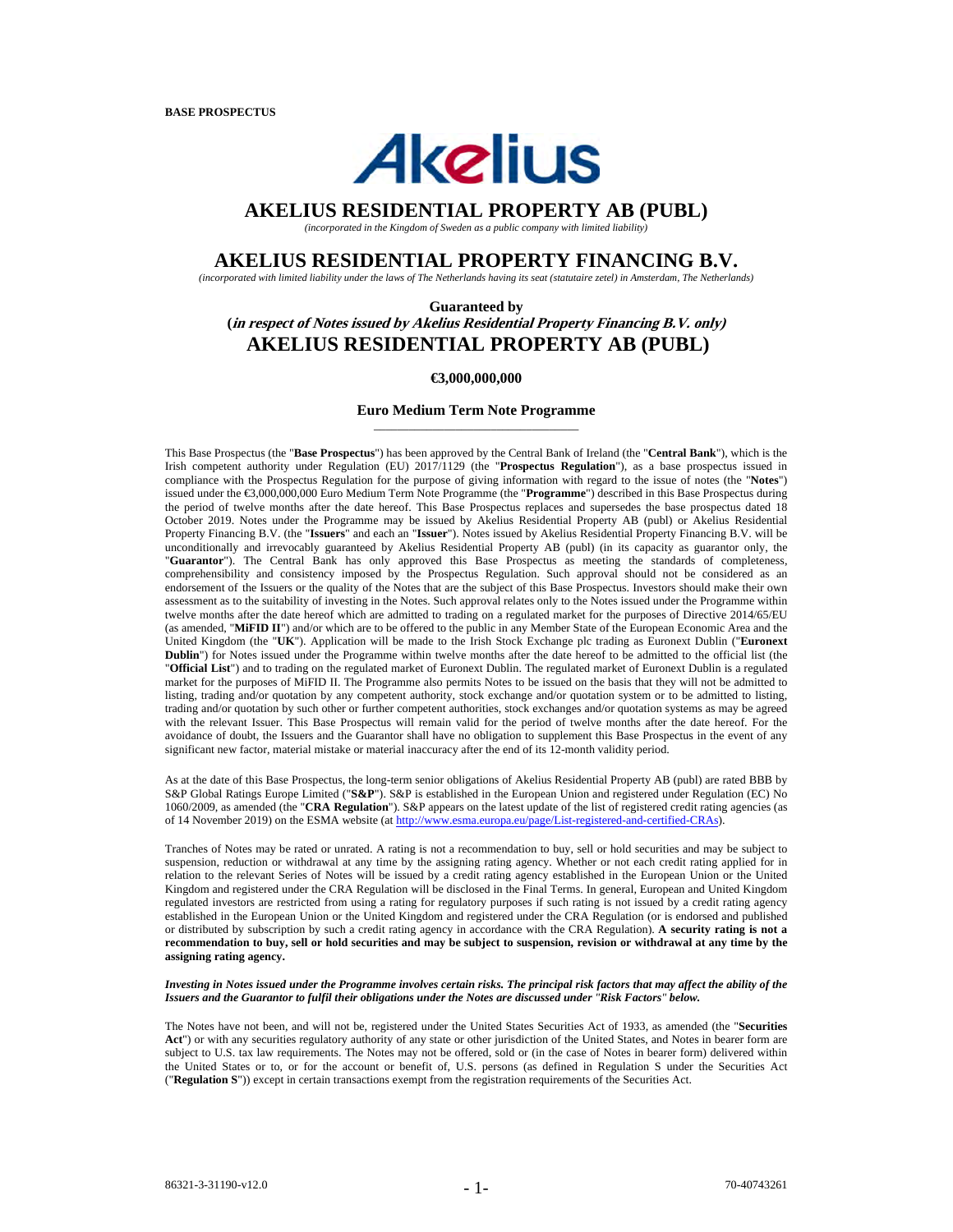**BASE PROSPECTUS**

Akelius

# AKELIUS RESIDENTIAL PROPERTY AB (PUBL)

*(incorporated in the Kingdom of Sweden as a public company with limited liability)*

# AKELIUS RESIDENTIAL PROPERTY FINANCING B.V.

*(incorporated with limited liability under the laws of The Netherlands having its seat (statutaire zetel) in Amsterdam, The Netherlands)*

**Guaranteed by**

**(*in respect of Notes issued by Akelius Residential Property Financing B.V. only*)**

## AKELIUS RESIDENTIAL PROPERTY AB (PUBL)

**€3,000,000,000**

**Euro Medium Term Note Programme**

---

This Base Prospectus (the "**Base Prospectus**") has been approved by the Central Bank of Ireland (the "**Central Bank**"), which is the Irish competent authority under Regulation (EU) 2017/1129 (the "**Prospectus Regulation**"), as a base prospectus issued in compliance with the Prospectus Regulation for the purpose of giving information with regard to the issue of notes (the "**Notes**") issued under the €3,000,000,000 Euro Medium Term Note Programme (the "**Programme**") described in this Base Prospectus during the period of twelve months after the date hereof. This Base Prospectus replaces and supersedes the base prospectus dated 18 October 2019. Notes under the Programme may be issued by Akelius Residential Property AB (publ) or Akelius Residential Property Financing B.V. (the "**Issuers**" and each an "**Issuer**"). Notes issued by Akelius Residential Property Financing B.V. will be unconditionally and irrevocably guaranteed by Akelius Residential Property AB (publ) (in its capacity as guarantor only, the "**Guarantor**"). The Central Bank has only approved this Base Prospectus as meeting the standards of completeness, comprehensibility and consistency imposed by the Prospectus Regulation. Such approval should not be considered as an endorsement of the Issuers or the quality of the Notes that are the subject of this Base Prospectus. Investors should make their own assessment as to the suitability of investing in the Notes. Such approval relates only to the Notes issued under the Programme within twelve months after the date hereof which are admitted to trading on a regulated market for the purposes of Directive 2014/65/EU (as amended, "**MiFID II**") and/or which are to be offered to the public in any Member State of the European Economic Area and the United Kingdom (the "**UK**"). Application will be made to the Irish Stock Exchange plc trading as Euronext Dublin ("**Euronext Dublin**") for Notes issued under the Programme within twelve months after the date hereof to be admitted to the official list (the "**Official List**") and to trading on the regulated market of Euronext Dublin. The regulated market of Euronext Dublin is a regulated market for the purposes of MiFID II. The Programme also permits Notes to be issued on the basis that they will not be admitted to listing, trading and/or quotation by any competent authority, stock exchange and/or quotation system or to be admitted to listing, trading and/or quotation by such other or further competent authorities, stock exchanges and/or quotation systems as may be agreed with the relevant Issuer. This Base Prospectus will remain valid for the period of twelve months after the date hereof. For the avoidance of doubt, the Issuers and the Guarantor shall have no obligation to supplement this Base Prospectus in the event of any significant new factor, material mistake or material inaccuracy after the end of its 12-month validity period.

As at the date of this Base Prospectus, the long-term senior obligations of Akelius Residential Property AB (publ) are rated BBB by S&P Global Ratings Europe Limited ("**S&P**"). S&P is established in the European Union and registered under Regulation (EC) No 1060/2009, as amended (the "**CRA Regulation**"). S&P appears on the latest update of the list of registered credit rating agencies (as of 14 November 2019) on the ESMA website (at http://www.esma.europa.eu/page/List-registered-and-certified-CRAs).

Tranches of Notes may be rated or unrated. A rating is not a recommendation to buy, sell or hold securities and may be subject to suspension, reduction or withdrawal at any time by the assigning rating agency. Whether or not each credit rating applied for in relation to the relevant Series of Notes will be issued by a credit rating agency established in the European Union or the United Kingdom and registered under the CRA Regulation will be disclosed in the Final Terms. In general, European and United Kingdom regulated investors are restricted from using a rating for regulatory purposes if such rating is not issued by a credit rating agency established in the European Union or the United Kingdom and registered under the CRA Regulation (or is endorsed and published or distributed by subscription by such a credit rating agency in accordance with the CRA Regulation). **A security rating is not a recommendation to buy, sell or hold securities and may be subject to suspension, revision or withdrawal at any time by the assigning rating agency.**

***Investing in Notes issued under the Programme involves certain risks. The principal risk factors that may affect the ability of the Issuers and the Guarantor to fulfil their obligations under the Notes are discussed under "Risk Factors" below.***

The Notes have not been, and will not be, registered under the United States Securities Act of 1933, as amended (the "**Securities Act**") or with any securities regulatory authority of any state or other jurisdiction of the United States, and Notes in bearer form are subject to U.S. tax law requirements. The Notes may not be offered, sold or (in the case of Notes in bearer form) delivered within the United States or to, or for the account or benefit of, U.S. persons (as defined in Regulation S under the Securities Act ("**Regulation S**")) except in certain transactions exempt from the registration requirements of the Securities Act.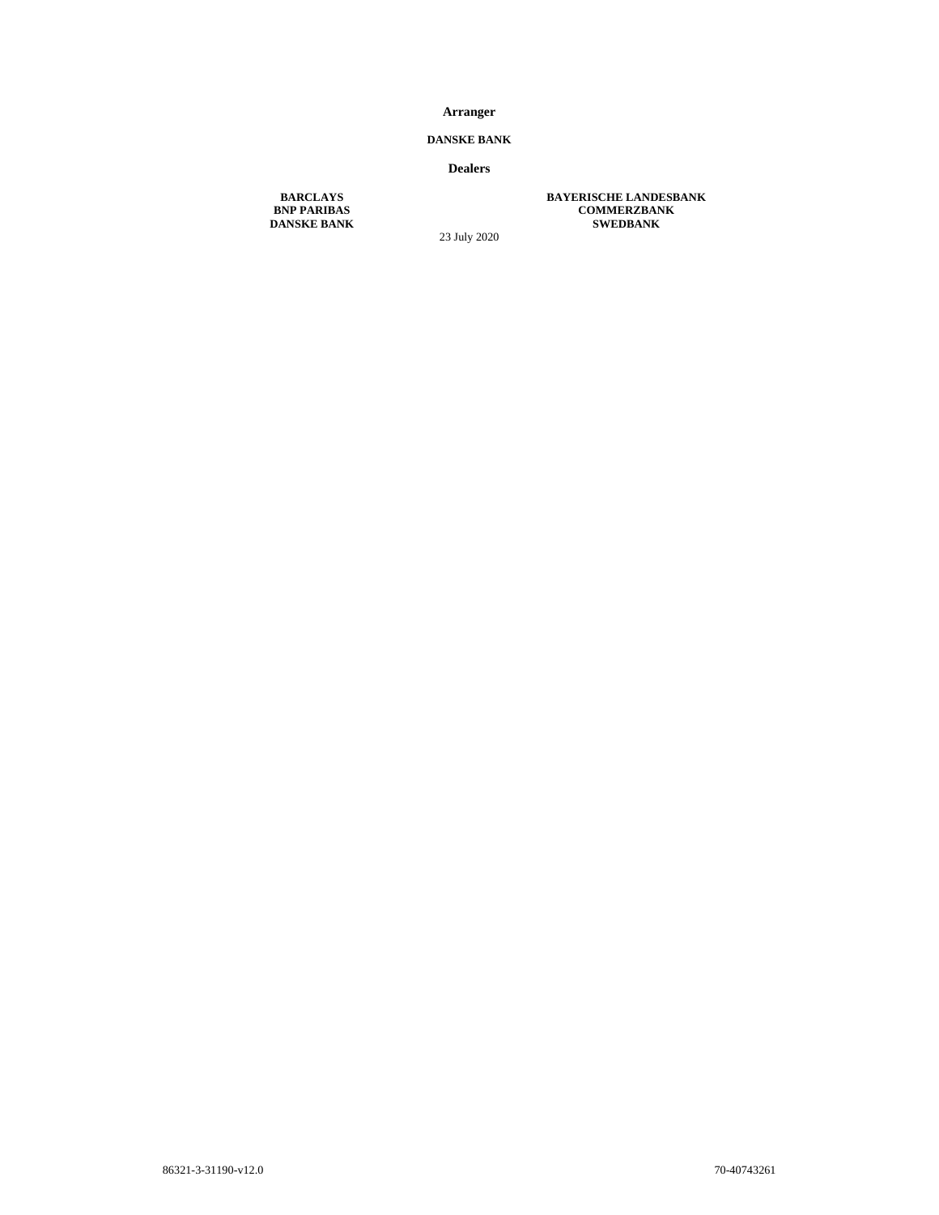**Arranger**

**DANSKE BANK**

**Dealers**

**BARCLAYS**
**BNP PARIBAS**
**DANSKE BANK**

**BAYERISCHE LANDESBANK**
**COMMERZBANK**
**SWEDBANK**

23 July 2020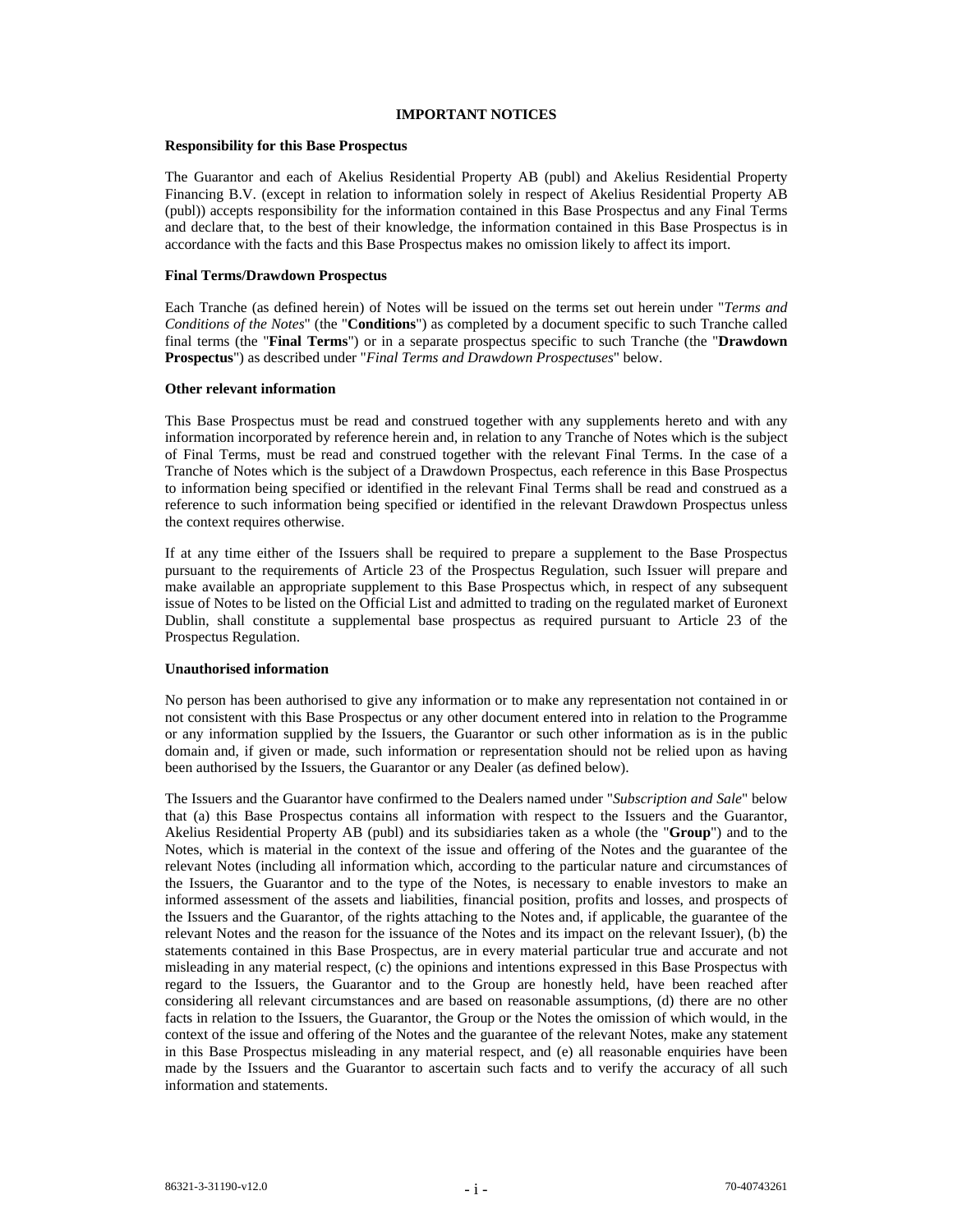# IMPORTANT NOTICES

**Responsibility for this Base Prospectus**

The Guarantor and each of Akelius Residential Property AB (publ) and Akelius Residential Property Financing B.V. (except in relation to information solely in respect of Akelius Residential Property AB (publ)) accepts responsibility for the information contained in this Base Prospectus and any Final Terms and declare that, to the best of their knowledge, the information contained in this Base Prospectus is in accordance with the facts and this Base Prospectus makes no omission likely to affect its import.

**Final Terms/Drawdown Prospectus**

Each Tranche (as defined herein) of Notes will be issued on the terms set out herein under "*Terms and Conditions of the Notes*" (the "**Conditions**") as completed by a document specific to such Tranche called final terms (the "**Final Terms**") or in a separate prospectus specific to such Tranche (the "**Drawdown Prospectus**") as described under "*Final Terms and Drawdown Prospectuses*" below.

**Other relevant information**

This Base Prospectus must be read and construed together with any supplements hereto and with any information incorporated by reference herein and, in relation to any Tranche of Notes which is the subject of Final Terms, must be read and construed together with the relevant Final Terms. In the case of a Tranche of Notes which is the subject of a Drawdown Prospectus, each reference in this Base Prospectus to information being specified or identified in the relevant Final Terms shall be read and construed as a reference to such information being specified or identified in the relevant Drawdown Prospectus unless the context requires otherwise.

If at any time either of the Issuers shall be required to prepare a supplement to the Base Prospectus pursuant to the requirements of Article 23 of the Prospectus Regulation, such Issuer will prepare and make available an appropriate supplement to this Base Prospectus which, in respect of any subsequent issue of Notes to be listed on the Official List and admitted to trading on the regulated market of Euronext Dublin, shall constitute a supplemental base prospectus as required pursuant to Article 23 of the Prospectus Regulation.

**Unauthorised information**

No person has been authorised to give any information or to make any representation not contained in or not consistent with this Base Prospectus or any other document entered into in relation to the Programme or any information supplied by the Issuers, the Guarantor or such other information as is in the public domain and, if given or made, such information or representation should not be relied upon as having been authorised by the Issuers, the Guarantor or any Dealer (as defined below).

The Issuers and the Guarantor have confirmed to the Dealers named under "*Subscription and Sale*" below that (a) this Base Prospectus contains all information with respect to the Issuers and the Guarantor, Akelius Residential Property AB (publ) and its subsidiaries taken as a whole (the "**Group**") and to the Notes, which is material in the context of the issue and offering of the Notes and the guarantee of the relevant Notes (including all information which, according to the particular nature and circumstances of the Issuers, the Guarantor and to the type of the Notes, is necessary to enable investors to make an informed assessment of the assets and liabilities, financial position, profits and losses, and prospects of the Issuers and the Guarantor, of the rights attaching to the Notes and, if applicable, the guarantee of the relevant Notes and the reason for the issuance of the Notes and its impact on the relevant Issuer), (b) the statements contained in this Base Prospectus, are in every material particular true and accurate and not misleading in any material respect, (c) the opinions and intentions expressed in this Base Prospectus with regard to the Issuers, the Guarantor and to the Group are honestly held, have been reached after considering all relevant circumstances and are based on reasonable assumptions, (d) there are no other facts in relation to the Issuers, the Guarantor, the Group or the Notes the omission of which would, in the context of the issue and offering of the Notes and the guarantee of the relevant Notes, make any statement in this Base Prospectus misleading in any material respect, and (e) all reasonable enquiries have been made by the Issuers and the Guarantor to ascertain such facts and to verify the accuracy of all such information and statements.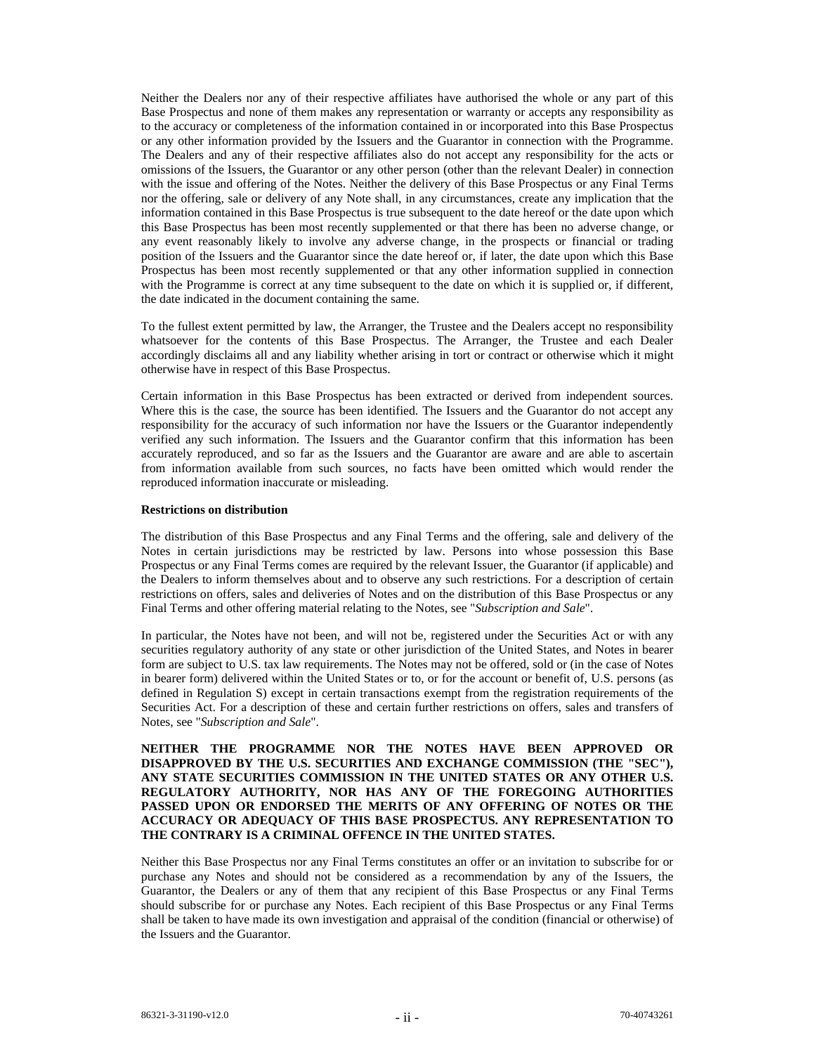Neither the Dealers nor any of their respective affiliates have authorised the whole or any part of this Base Prospectus and none of them makes any representation or warranty or accepts any responsibility as to the accuracy or completeness of the information contained in or incorporated into this Base Prospectus or any other information provided by the Issuers and the Guarantor in connection with the Programme. The Dealers and any of their respective affiliates also do not accept any responsibility for the acts or omissions of the Issuers, the Guarantor or any other person (other than the relevant Dealer) in connection with the issue and offering of the Notes. Neither the delivery of this Base Prospectus or any Final Terms nor the offering, sale or delivery of any Note shall, in any circumstances, create any implication that the information contained in this Base Prospectus is true subsequent to the date hereof or the date upon which this Base Prospectus has been most recently supplemented or that there has been no adverse change, or any event reasonably likely to involve any adverse change, in the prospects or financial or trading position of the Issuers and the Guarantor since the date hereof or, if later, the date upon which this Base Prospectus has been most recently supplemented or that any other information supplied in connection with the Programme is correct at any time subsequent to the date on which it is supplied or, if different, the date indicated in the document containing the same.

To the fullest extent permitted by law, the Arranger, the Trustee and the Dealers accept no responsibility whatsoever for the contents of this Base Prospectus. The Arranger, the Trustee and each Dealer accordingly disclaims all and any liability whether arising in tort or contract or otherwise which it might otherwise have in respect of this Base Prospectus.

Certain information in this Base Prospectus has been extracted or derived from independent sources. Where this is the case, the source has been identified. The Issuers and the Guarantor do not accept any responsibility for the accuracy of such information nor have the Issuers or the Guarantor independently verified any such information. The Issuers and the Guarantor confirm that this information has been accurately reproduced, and so far as the Issuers and the Guarantor are aware and are able to ascertain from information available from such sources, no facts have been omitted which would render the reproduced information inaccurate or misleading.

**Restrictions on distribution**

The distribution of this Base Prospectus and any Final Terms and the offering, sale and delivery of the Notes in certain jurisdictions may be restricted by law. Persons into whose possession this Base Prospectus or any Final Terms comes are required by the relevant Issuer, the Guarantor (if applicable) and the Dealers to inform themselves about and to observe any such restrictions. For a description of certain restrictions on offers, sales and deliveries of Notes and on the distribution of this Base Prospectus or any Final Terms and other offering material relating to the Notes, see "*Subscription and Sale*".

In particular, the Notes have not been, and will not be, registered under the Securities Act or with any securities regulatory authority of any state or other jurisdiction of the United States, and Notes in bearer form are subject to U.S. tax law requirements. The Notes may not be offered, sold or (in the case of Notes in bearer form) delivered within the United States or to, or for the account or benefit of, U.S. persons (as defined in Regulation S) except in certain transactions exempt from the registration requirements of the Securities Act. For a description of these and certain further restrictions on offers, sales and transfers of Notes, see "*Subscription and Sale*".

**NEITHER THE PROGRAMME NOR THE NOTES HAVE BEEN APPROVED OR DISAPPROVED BY THE U.S. SECURITIES AND EXCHANGE COMMISSION (THE "SEC"), ANY STATE SECURITIES COMMISSION IN THE UNITED STATES OR ANY OTHER U.S. REGULATORY AUTHORITY, NOR HAS ANY OF THE FOREGOING AUTHORITIES PASSED UPON OR ENDORSED THE MERITS OF ANY OFFERING OF NOTES OR THE ACCURACY OR ADEQUACY OF THIS BASE PROSPECTUS. ANY REPRESENTATION TO THE CONTRARY IS A CRIMINAL OFFENCE IN THE UNITED STATES.**

Neither this Base Prospectus nor any Final Terms constitutes an offer or an invitation to subscribe for or purchase any Notes and should not be considered as a recommendation by any of the Issuers, the Guarantor, the Dealers or any of them that any recipient of this Base Prospectus or any Final Terms should subscribe for or purchase any Notes. Each recipient of this Base Prospectus or any Final Terms shall be taken to have made its own investigation and appraisal of the condition (financial or otherwise) of the Issuers and the Guarantor.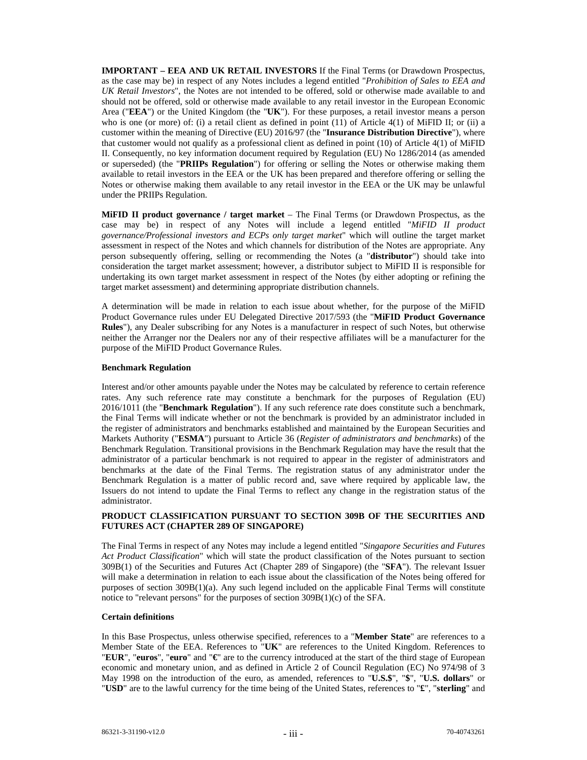**IMPORTANT – EEA AND UK RETAIL INVESTORS** If the Final Terms (or Drawdown Prospectus, as the case may be) in respect of any Notes includes a legend entitled "*Prohibition of Sales to EEA and UK Retail Investors*", the Notes are not intended to be offered, sold or otherwise made available to and should not be offered, sold or otherwise made available to any retail investor in the European Economic Area ("**EEA**") or the United Kingdom (the "**UK**"). For these purposes, a retail investor means a person who is one (or more) of: (i) a retail client as defined in point (11) of Article 4(1) of MiFID II; or (ii) a customer within the meaning of Directive (EU) 2016/97 (the "**Insurance Distribution Directive**"), where that customer would not qualify as a professional client as defined in point (10) of Article 4(1) of MiFID II. Consequently, no key information document required by Regulation (EU) No 1286/2014 (as amended or superseded) (the "**PRIIPs Regulation**") for offering or selling the Notes or otherwise making them available to retail investors in the EEA or the UK has been prepared and therefore offering or selling the Notes or otherwise making them available to any retail investor in the EEA or the UK may be unlawful under the PRIIPs Regulation.

**MiFID II product governance / target market** – The Final Terms (or Drawdown Prospectus, as the case may be) in respect of any Notes will include a legend entitled "*MiFID II product governance/Professional investors and ECPs only target market*" which will outline the target market assessment in respect of the Notes and which channels for distribution of the Notes are appropriate. Any person subsequently offering, selling or recommending the Notes (a "**distributor**") should take into consideration the target market assessment; however, a distributor subject to MiFID II is responsible for undertaking its own target market assessment in respect of the Notes (by either adopting or refining the target market assessment) and determining appropriate distribution channels.

A determination will be made in relation to each issue about whether, for the purpose of the MiFID Product Governance rules under EU Delegated Directive 2017/593 (the "**MiFID Product Governance Rules**"), any Dealer subscribing for any Notes is a manufacturer in respect of such Notes, but otherwise neither the Arranger nor the Dealers nor any of their respective affiliates will be a manufacturer for the purpose of the MiFID Product Governance Rules.

**Benchmark Regulation**

Interest and/or other amounts payable under the Notes may be calculated by reference to certain reference rates. Any such reference rate may constitute a benchmark for the purposes of Regulation (EU) 2016/1011 (the "**Benchmark Regulation**"). If any such reference rate does constitute such a benchmark, the Final Terms will indicate whether or not the benchmark is provided by an administrator included in the register of administrators and benchmarks established and maintained by the European Securities and Markets Authority ("**ESMA**") pursuant to Article 36 (*Register of administrators and benchmarks*) of the Benchmark Regulation. Transitional provisions in the Benchmark Regulation may have the result that the administrator of a particular benchmark is not required to appear in the register of administrators and benchmarks at the date of the Final Terms. The registration status of any administrator under the Benchmark Regulation is a matter of public record and, save where required by applicable law, the Issuers do not intend to update the Final Terms to reflect any change in the registration status of the administrator.

**PRODUCT CLASSIFICATION PURSUANT TO SECTION 309B OF THE SECURITIES AND FUTURES ACT (CHAPTER 289 OF SINGAPORE)**

The Final Terms in respect of any Notes may include a legend entitled "*Singapore Securities and Futures Act Product Classification*" which will state the product classification of the Notes pursuant to section 309B(1) of the Securities and Futures Act (Chapter 289 of Singapore) (the "**SFA**"). The relevant Issuer will make a determination in relation to each issue about the classification of the Notes being offered for purposes of section 309B(1)(a). Any such legend included on the applicable Final Terms will constitute notice to "relevant persons" for the purposes of section 309B(1)(c) of the SFA.

**Certain definitions**

In this Base Prospectus, unless otherwise specified, references to a "**Member State**" are references to a Member State of the EEA. References to "**UK**" are references to the United Kingdom. References to "**EUR**", "**euros**", "**euro**" and "**€**" are to the currency introduced at the start of the third stage of European economic and monetary union, and as defined in Article 2 of Council Regulation (EC) No 974/98 of 3 May 1998 on the introduction of the euro, as amended, references to "**U.S.$**", "**$**", "**U.S. dollars**" or "**USD**" are to the lawful currency for the time being of the United States, references to "**£**", "**sterling**" and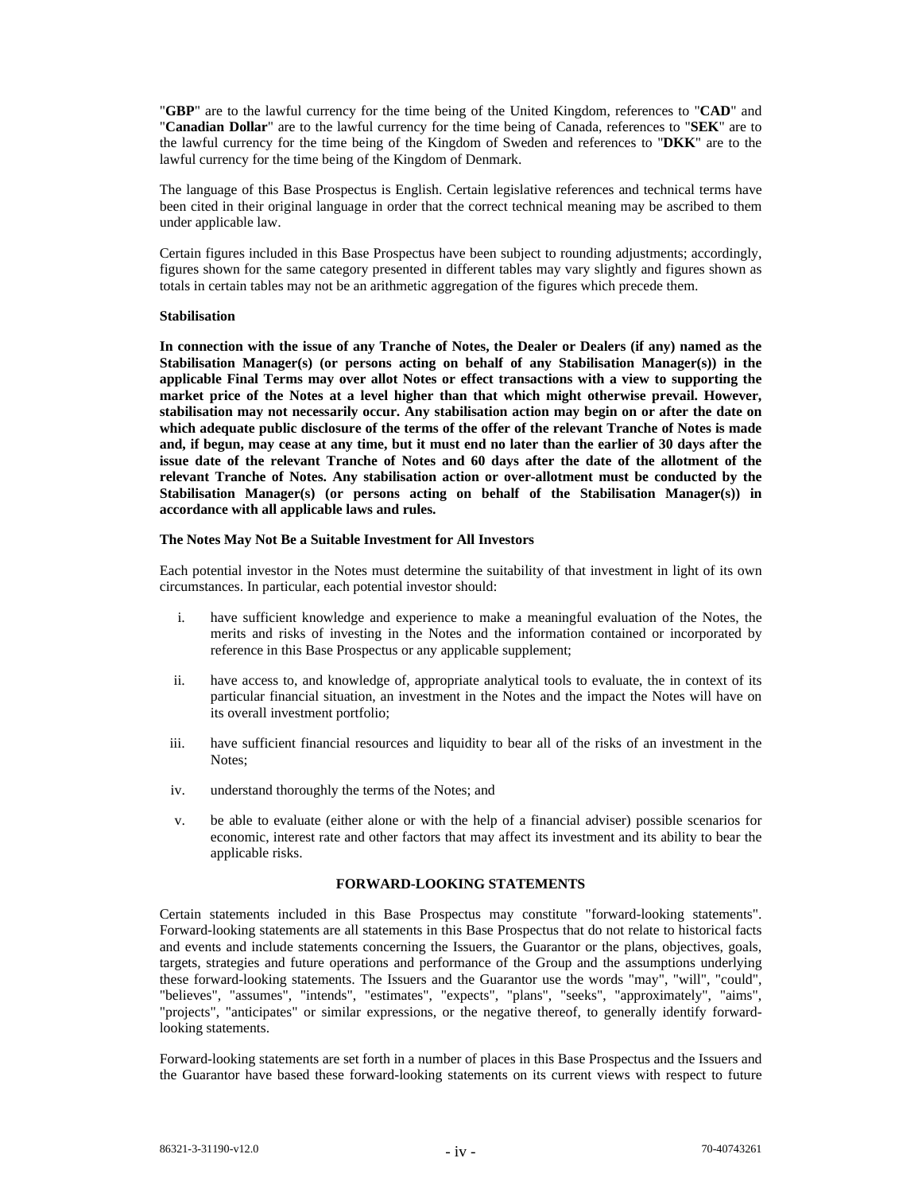"**GBP**" are to the lawful currency for the time being of the United Kingdom, references to "**CAD**" and "**Canadian Dollar**" are to the lawful currency for the time being of Canada, references to "**SEK**" are to the lawful currency for the time being of the Kingdom of Sweden and references to "**DKK**" are to the lawful currency for the time being of the Kingdom of Denmark.

The language of this Base Prospectus is English. Certain legislative references and technical terms have been cited in their original language in order that the correct technical meaning may be ascribed to them under applicable law.

Certain figures included in this Base Prospectus have been subject to rounding adjustments; accordingly, figures shown for the same category presented in different tables may vary slightly and figures shown as totals in certain tables may not be an arithmetic aggregation of the figures which precede them.

**Stabilisation**

**In connection with the issue of any Tranche of Notes, the Dealer or Dealers (if any) named as the Stabilisation Manager(s) (or persons acting on behalf of any Stabilisation Manager(s)) in the applicable Final Terms may over allot Notes or effect transactions with a view to supporting the market price of the Notes at a level higher than that which might otherwise prevail. However, stabilisation may not necessarily occur. Any stabilisation action may begin on or after the date on which adequate public disclosure of the terms of the offer of the relevant Tranche of Notes is made and, if begun, may cease at any time, but it must end no later than the earlier of 30 days after the issue date of the relevant Tranche of Notes and 60 days after the date of the allotment of the relevant Tranche of Notes. Any stabilisation action or over-allotment must be conducted by the Stabilisation Manager(s) (or persons acting on behalf of the Stabilisation Manager(s)) in accordance with all applicable laws and rules.**

**The Notes May Not Be a Suitable Investment for All Investors**

Each potential investor in the Notes must determine the suitability of that investment in light of its own circumstances. In particular, each potential investor should:

i. have sufficient knowledge and experience to make a meaningful evaluation of the Notes, the merits and risks of investing in the Notes and the information contained or incorporated by reference in this Base Prospectus or any applicable supplement;

ii. have access to, and knowledge of, appropriate analytical tools to evaluate, the in context of its particular financial situation, an investment in the Notes and the impact the Notes will have on its overall investment portfolio;

iii. have sufficient financial resources and liquidity to bear all of the risks of an investment in the Notes;

iv. understand thoroughly the terms of the Notes; and

v. be able to evaluate (either alone or with the help of a financial adviser) possible scenarios for economic, interest rate and other factors that may affect its investment and its ability to bear the applicable risks.

## FORWARD-LOOKING STATEMENTS

Certain statements included in this Base Prospectus may constitute "forward-looking statements". Forward-looking statements are all statements in this Base Prospectus that do not relate to historical facts and events and include statements concerning the Issuers, the Guarantor or the plans, objectives, goals, targets, strategies and future operations and performance of the Group and the assumptions underlying these forward-looking statements. The Issuers and the Guarantor use the words "may", "will", "could", "believes", "assumes", "intends", "estimates", "expects", "plans", "seeks", "approximately", "aims", "projects", "anticipates" or similar expressions, or the negative thereof, to generally identify forward-looking statements.

Forward-looking statements are set forth in a number of places in this Base Prospectus and the Issuers and the Guarantor have based these forward-looking statements on its current views with respect to future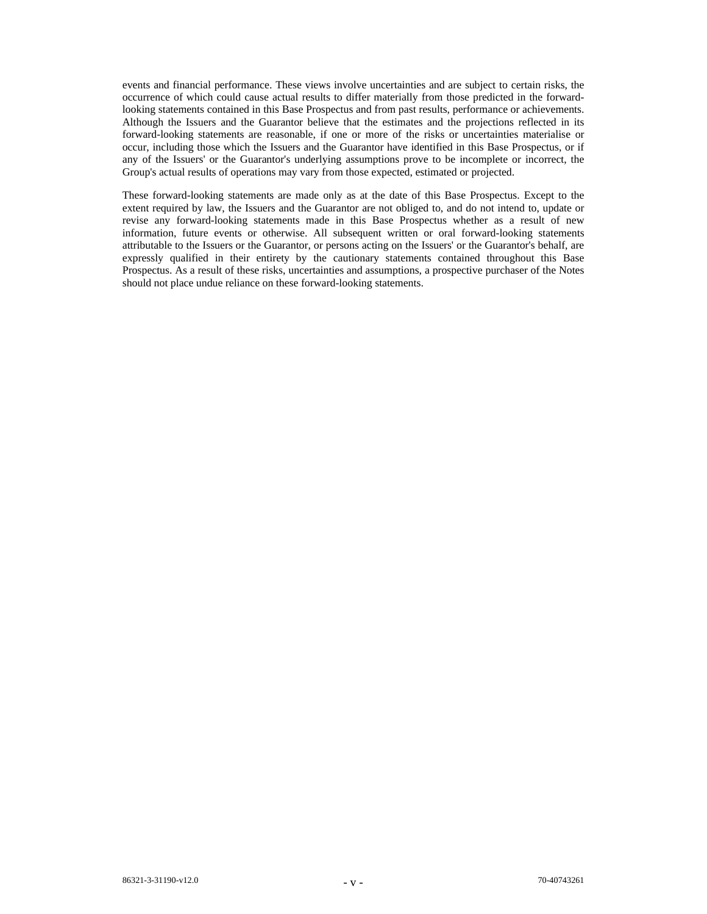events and financial performance. These views involve uncertainties and are subject to certain risks, the occurrence of which could cause actual results to differ materially from those predicted in the forward-looking statements contained in this Base Prospectus and from past results, performance or achievements. Although the Issuers and the Guarantor believe that the estimates and the projections reflected in its forward-looking statements are reasonable, if one or more of the risks or uncertainties materialise or occur, including those which the Issuers and the Guarantor have identified in this Base Prospectus, or if any of the Issuers' or the Guarantor's underlying assumptions prove to be incomplete or incorrect, the Group's actual results of operations may vary from those expected, estimated or projected.

These forward-looking statements are made only as at the date of this Base Prospectus. Except to the extent required by law, the Issuers and the Guarantor are not obliged to, and do not intend to, update or revise any forward-looking statements made in this Base Prospectus whether as a result of new information, future events or otherwise. All subsequent written or oral forward-looking statements attributable to the Issuers or the Guarantor, or persons acting on the Issuers' or the Guarantor's behalf, are expressly qualified in their entirety by the cautionary statements contained throughout this Base Prospectus. As a result of these risks, uncertainties and assumptions, a prospective purchaser of the Notes should not place undue reliance on these forward-looking statements.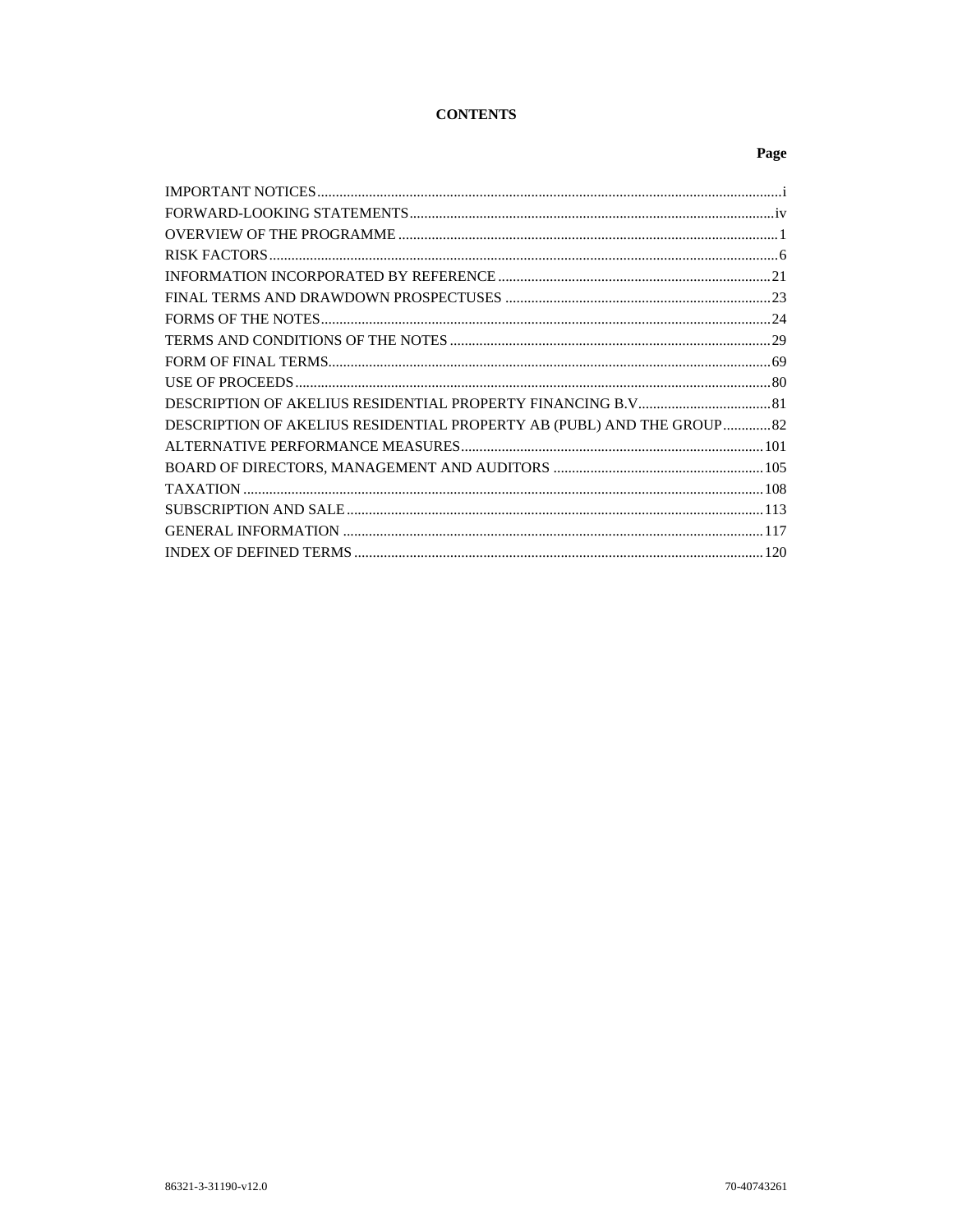**CONTENTS**

| | Page |
|---|---|
| IMPORTANT NOTICES | i |
| FORWARD-LOOKING STATEMENTS | iv |
| OVERVIEW OF THE PROGRAMME | 1 |
| RISK FACTORS | 6 |
| INFORMATION INCORPORATED BY REFERENCE | 21 |
| FINAL TERMS AND DRAWDOWN PROSPECTUSES | 23 |
| FORMS OF THE NOTES | 24 |
| TERMS AND CONDITIONS OF THE NOTES | 29 |
| FORM OF FINAL TERMS | 69 |
| USE OF PROCEEDS | 80 |
| DESCRIPTION OF AKELIUS RESIDENTIAL PROPERTY FINANCING B.V | 81 |
| DESCRIPTION OF AKELIUS RESIDENTIAL PROPERTY AB (PUBL) AND THE GROUP | 82 |
| ALTERNATIVE PERFORMANCE MEASURES | 101 |
| BOARD OF DIRECTORS, MANAGEMENT AND AUDITORS | 105 |
| TAXATION | 108 |
| SUBSCRIPTION AND SALE | 113 |
| GENERAL INFORMATION | 117 |
| INDEX OF DEFINED TERMS | 120 |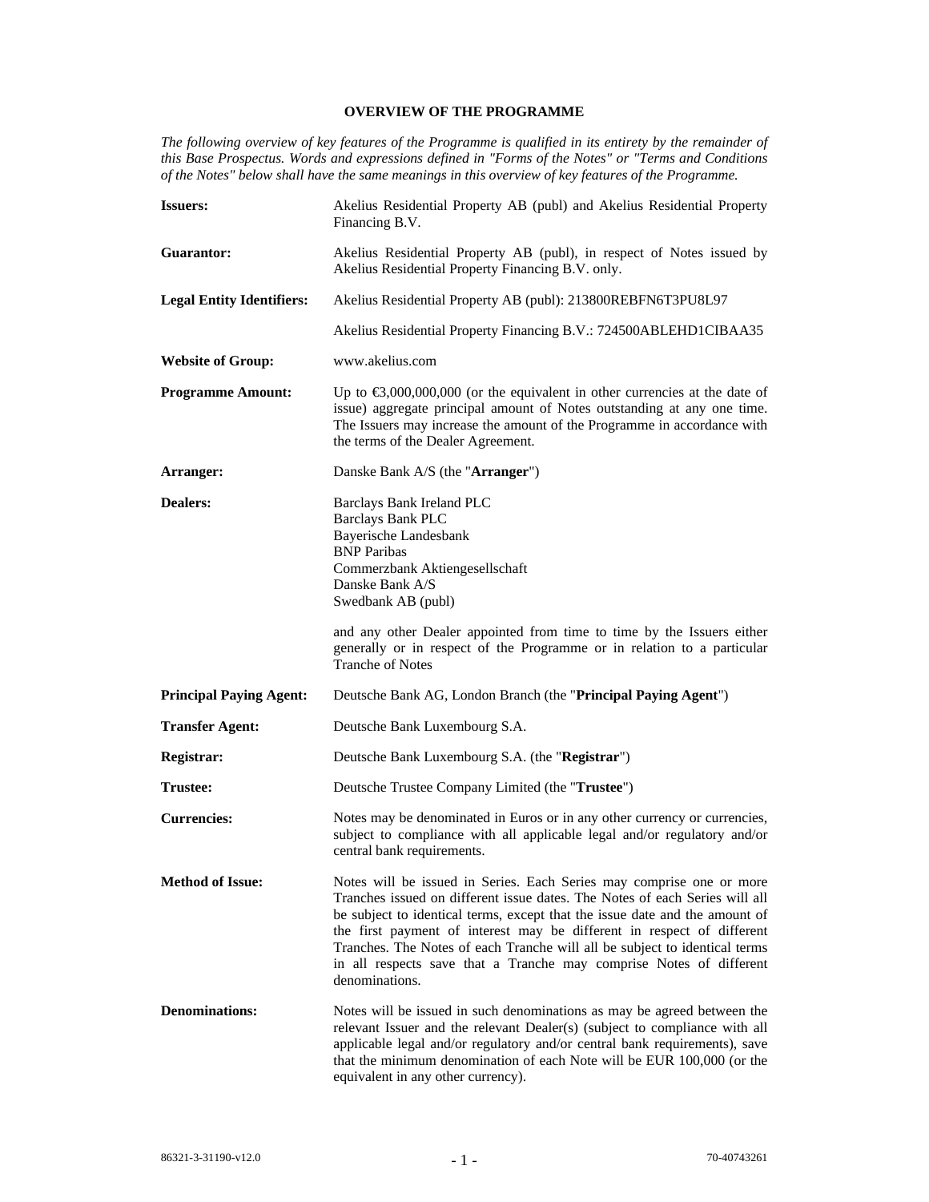## OVERVIEW OF THE PROGRAMME

*The following overview of key features of the Programme is qualified in its entirety by the remainder of this Base Prospectus. Words and expressions defined in "Forms of the Notes" or "Terms and Conditions of the Notes" below shall have the same meanings in this overview of key features of the Programme.*

| | |
|---|---|
| **Issuers:** | Akelius Residential Property AB (publ) and Akelius Residential Property Financing B.V. |
| **Guarantor:** | Akelius Residential Property AB (publ), in respect of Notes issued by Akelius Residential Property Financing B.V. only. |
| **Legal Entity Identifiers:** | Akelius Residential Property AB (publ): 213800REBFN6T3PU8L97<br><br>Akelius Residential Property Financing B.V.: 724500ABLEHD1CIBAA35 |
| **Website of Group:** | www.akelius.com |
| **Programme Amount:** | Up to €3,000,000,000 (or the equivalent in other currencies at the date of issue) aggregate principal amount of Notes outstanding at any one time. The Issuers may increase the amount of the Programme in accordance with the terms of the Dealer Agreement. |
| **Arranger:** | Danske Bank A/S (the "**Arranger**") |
| **Dealers:** | Barclays Bank Ireland PLC<br>Barclays Bank PLC<br>Bayerische Landesbank<br>BNP Paribas<br>Commerzbank Aktiengesellschaft<br>Danske Bank A/S<br>Swedbank AB (publ)<br><br>and any other Dealer appointed from time to time by the Issuers either generally or in respect of the Programme or in relation to a particular Tranche of Notes |
| **Principal Paying Agent:** | Deutsche Bank AG, London Branch (the "**Principal Paying Agent**") |
| **Transfer Agent:** | Deutsche Bank Luxembourg S.A. |
| **Registrar:** | Deutsche Bank Luxembourg S.A. (the "**Registrar**") |
| **Trustee:** | Deutsche Trustee Company Limited (the "**Trustee**") |
| **Currencies:** | Notes may be denominated in Euros or in any other currency or currencies, subject to compliance with all applicable legal and/or regulatory and/or central bank requirements. |
| **Method of Issue:** | Notes will be issued in Series. Each Series may comprise one or more Tranches issued on different issue dates. The Notes of each Series will all be subject to identical terms, except that the issue date and the amount of the first payment of interest may be different in respect of different Tranches. The Notes of each Tranche will all be subject to identical terms in all respects save that a Tranche may comprise Notes of different denominations. |
| **Denominations:** | Notes will be issued in such denominations as may be agreed between the relevant Issuer and the relevant Dealer(s) (subject to compliance with all applicable legal and/or regulatory and/or central bank requirements), save that the minimum denomination of each Note will be EUR 100,000 (or the equivalent in any other currency). |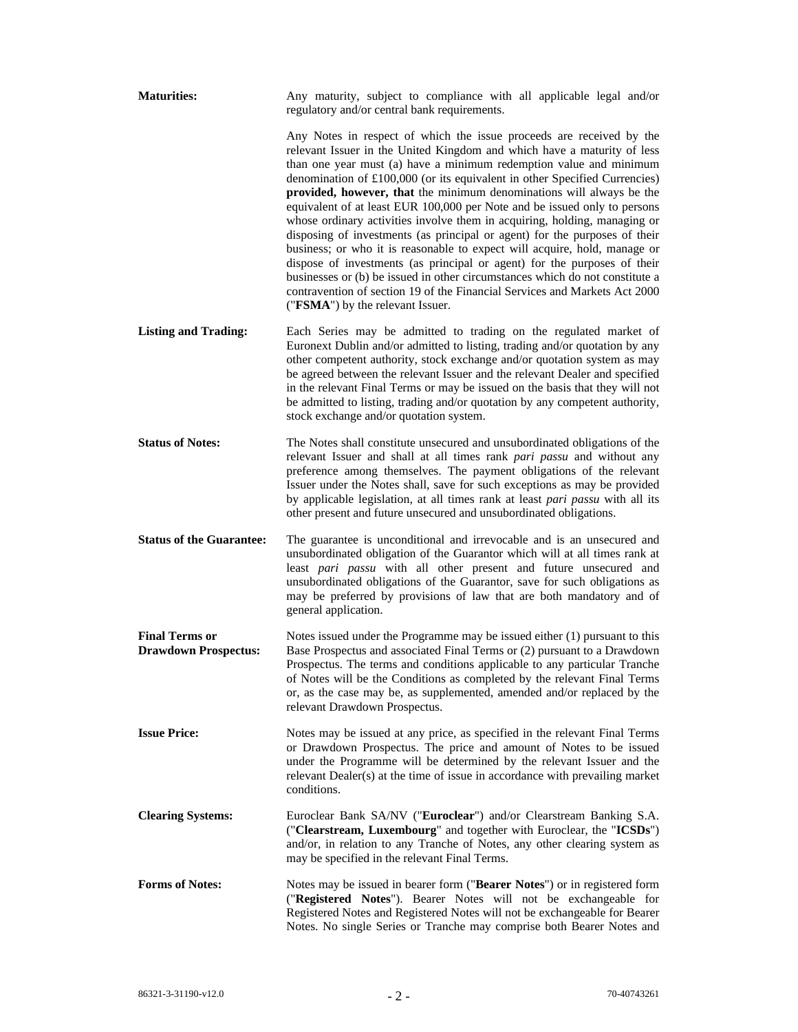**Maturities:** Any maturity, subject to compliance with all applicable legal and/or regulatory and/or central bank requirements.

Any Notes in respect of which the issue proceeds are received by the relevant Issuer in the United Kingdom and which have a maturity of less than one year must (a) have a minimum redemption value and minimum denomination of £100,000 (or its equivalent in other Specified Currencies) **provided, however, that** the minimum denominations will always be the equivalent of at least EUR 100,000 per Note and be issued only to persons whose ordinary activities involve them in acquiring, holding, managing or disposing of investments (as principal or agent) for the purposes of their business; or who it is reasonable to expect will acquire, hold, manage or dispose of investments (as principal or agent) for the purposes of their businesses or (b) be issued in other circumstances which do not constitute a contravention of section 19 of the Financial Services and Markets Act 2000 ("**FSMA**") by the relevant Issuer.

**Listing and Trading:** Each Series may be admitted to trading on the regulated market of Euronext Dublin and/or admitted to listing, trading and/or quotation by any other competent authority, stock exchange and/or quotation system as may be agreed between the relevant Issuer and the relevant Dealer and specified in the relevant Final Terms or may be issued on the basis that they will not be admitted to listing, trading and/or quotation by any competent authority, stock exchange and/or quotation system.

**Status of Notes:** The Notes shall constitute unsecured and unsubordinated obligations of the relevant Issuer and shall at all times rank *pari passu* and without any preference among themselves. The payment obligations of the relevant Issuer under the Notes shall, save for such exceptions as may be provided by applicable legislation, at all times rank at least *pari passu* with all its other present and future unsecured and unsubordinated obligations.

**Status of the Guarantee:** The guarantee is unconditional and irrevocable and is an unsecured and unsubordinated obligation of the Guarantor which will at all times rank at least *pari passu* with all other present and future unsecured and unsubordinated obligations of the Guarantor, save for such obligations as may be preferred by provisions of law that are both mandatory and of general application.

**Final Terms or Drawdown Prospectus:** Notes issued under the Programme may be issued either (1) pursuant to this Base Prospectus and associated Final Terms or (2) pursuant to a Drawdown Prospectus. The terms and conditions applicable to any particular Tranche of Notes will be the Conditions as completed by the relevant Final Terms or, as the case may be, as supplemented, amended and/or replaced by the relevant Drawdown Prospectus.

**Issue Price:** Notes may be issued at any price, as specified in the relevant Final Terms or Drawdown Prospectus. The price and amount of Notes to be issued under the Programme will be determined by the relevant Issuer and the relevant Dealer(s) at the time of issue in accordance with prevailing market conditions.

**Clearing Systems:** Euroclear Bank SA/NV ("**Euroclear**") and/or Clearstream Banking S.A. ("**Clearstream, Luxembourg**" and together with Euroclear, the "**ICSDs**") and/or, in relation to any Tranche of Notes, any other clearing system as may be specified in the relevant Final Terms.

**Forms of Notes:** Notes may be issued in bearer form ("**Bearer Notes**") or in registered form ("**Registered Notes**"). Bearer Notes will not be exchangeable for Registered Notes and Registered Notes will not be exchangeable for Bearer Notes. No single Series or Tranche may comprise both Bearer Notes and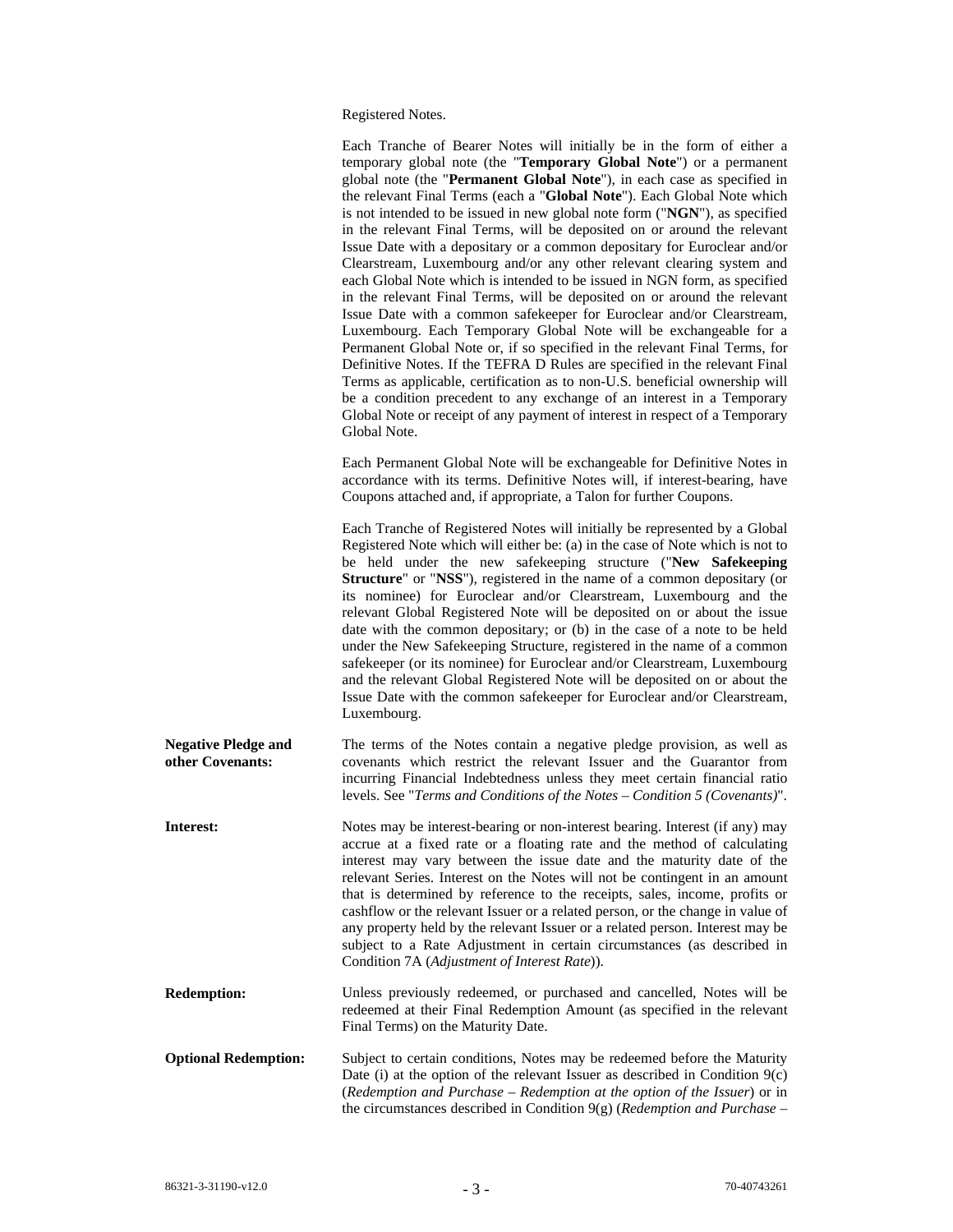Registered Notes.

Each Tranche of Bearer Notes will initially be in the form of either a temporary global note (the "**Temporary Global Note**") or a permanent global note (the "**Permanent Global Note**"), in each case as specified in the relevant Final Terms (each a "**Global Note**"). Each Global Note which is not intended to be issued in new global note form ("**NGN**"), as specified in the relevant Final Terms, will be deposited on or around the relevant Issue Date with a depositary or a common depositary for Euroclear and/or Clearstream, Luxembourg and/or any other relevant clearing system and each Global Note which is intended to be issued in NGN form, as specified in the relevant Final Terms, will be deposited on or around the relevant Issue Date with a common safekeeper for Euroclear and/or Clearstream, Luxembourg. Each Temporary Global Note will be exchangeable for a Permanent Global Note or, if so specified in the relevant Final Terms, for Definitive Notes. If the TEFRA D Rules are specified in the relevant Final Terms as applicable, certification as to non-U.S. beneficial ownership will be a condition precedent to any exchange of an interest in a Temporary Global Note or receipt of any payment of interest in respect of a Temporary Global Note.

Each Permanent Global Note will be exchangeable for Definitive Notes in accordance with its terms. Definitive Notes will, if interest-bearing, have Coupons attached and, if appropriate, a Talon for further Coupons.

Each Tranche of Registered Notes will initially be represented by a Global Registered Note which will either be: (a) in the case of Note which is not to be held under the new safekeeping structure ("**New Safekeeping Structure**" or "**NSS**"), registered in the name of a common depositary (or its nominee) for Euroclear and/or Clearstream, Luxembourg and the relevant Global Registered Note will be deposited on or about the issue date with the common depositary; or (b) in the case of a note to be held under the New Safekeeping Structure, registered in the name of a common safekeeper (or its nominee) for Euroclear and/or Clearstream, Luxembourg and the relevant Global Registered Note will be deposited on or about the Issue Date with the common safekeeper for Euroclear and/or Clearstream, Luxembourg.

**Negative Pledge and other Covenants:** The terms of the Notes contain a negative pledge provision, as well as covenants which restrict the relevant Issuer and the Guarantor from incurring Financial Indebtedness unless they meet certain financial ratio levels. See "*Terms and Conditions of the Notes – Condition 5 (Covenants)*".

**Interest:** Notes may be interest-bearing or non-interest bearing. Interest (if any) may accrue at a fixed rate or a floating rate and the method of calculating interest may vary between the issue date and the maturity date of the relevant Series. Interest on the Notes will not be contingent in an amount that is determined by reference to the receipts, sales, income, profits or cashflow or the relevant Issuer or a related person, or the change in value of any property held by the relevant Issuer or a related person. Interest may be subject to a Rate Adjustment in certain circumstances (as described in Condition 7A (*Adjustment of Interest Rate*)).

**Redemption:** Unless previously redeemed, or purchased and cancelled, Notes will be redeemed at their Final Redemption Amount (as specified in the relevant Final Terms) on the Maturity Date.

**Optional Redemption:** Subject to certain conditions, Notes may be redeemed before the Maturity Date (i) at the option of the relevant Issuer as described in Condition 9(c) (*Redemption and Purchase – Redemption at the option of the Issuer*) or in the circumstances described in Condition 9(g) (*Redemption and Purchase –*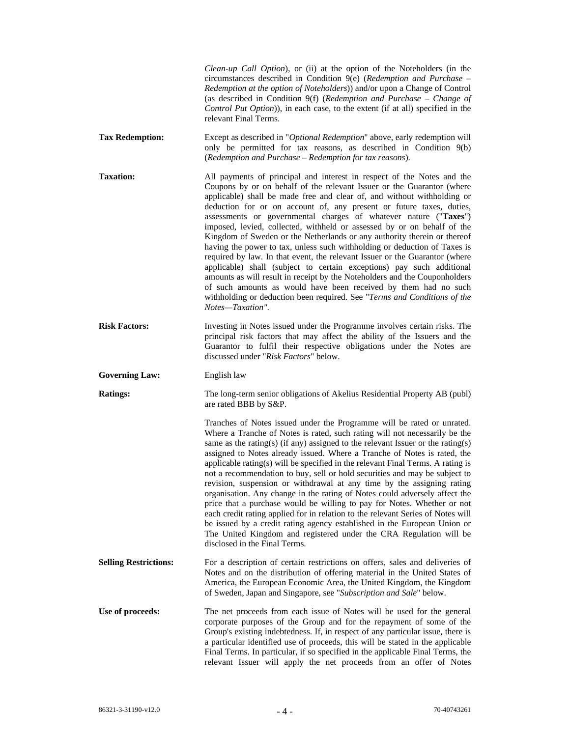*Clean-up Call Option*), or (ii) at the option of the Noteholders (in the circumstances described in Condition 9(e) (*Redemption and Purchase – Redemption at the option of Noteholders*)) and/or upon a Change of Control (as described in Condition 9(f) (*Redemption and Purchase – Change of Control Put Option*)), in each case, to the extent (if at all) specified in the relevant Final Terms.

**Tax Redemption:** Except as described in "*Optional Redemption*" above, early redemption will only be permitted for tax reasons, as described in Condition 9(b) (*Redemption and Purchase – Redemption for tax reasons*).

**Taxation:** All payments of principal and interest in respect of the Notes and the Coupons by or on behalf of the relevant Issuer or the Guarantor (where applicable) shall be made free and clear of, and without withholding or deduction for or on account of, any present or future taxes, duties, assessments or governmental charges of whatever nature ("**Taxes**") imposed, levied, collected, withheld or assessed by or on behalf of the Kingdom of Sweden or the Netherlands or any authority therein or thereof having the power to tax, unless such withholding or deduction of Taxes is required by law. In that event, the relevant Issuer or the Guarantor (where applicable) shall (subject to certain exceptions) pay such additional amounts as will result in receipt by the Noteholders and the Couponholders of such amounts as would have been received by them had no such withholding or deduction been required. See "*Terms and Conditions of the Notes—Taxation"*.

**Risk Factors:** Investing in Notes issued under the Programme involves certain risks. The principal risk factors that may affect the ability of the Issuers and the Guarantor to fulfil their respective obligations under the Notes are discussed under "*Risk Factors*" below.

**Governing Law:** English law

**Ratings:** The long-term senior obligations of Akelius Residential Property AB (publ) are rated BBB by S&P.

Tranches of Notes issued under the Programme will be rated or unrated. Where a Tranche of Notes is rated, such rating will not necessarily be the same as the rating(s) (if any) assigned to the relevant Issuer or the rating(s) assigned to Notes already issued. Where a Tranche of Notes is rated, the applicable rating(s) will be specified in the relevant Final Terms. A rating is not a recommendation to buy, sell or hold securities and may be subject to revision, suspension or withdrawal at any time by the assigning rating organisation. Any change in the rating of Notes could adversely affect the price that a purchase would be willing to pay for Notes. Whether or not each credit rating applied for in relation to the relevant Series of Notes will be issued by a credit rating agency established in the European Union or The United Kingdom and registered under the CRA Regulation will be disclosed in the Final Terms.

**Selling Restrictions:** For a description of certain restrictions on offers, sales and deliveries of Notes and on the distribution of offering material in the United States of America, the European Economic Area, the United Kingdom, the Kingdom of Sweden, Japan and Singapore, see "*Subscription and Sale*" below.

**Use of proceeds:** The net proceeds from each issue of Notes will be used for the general corporate purposes of the Group and for the repayment of some of the Group's existing indebtedness. If, in respect of any particular issue, there is a particular identified use of proceeds, this will be stated in the applicable Final Terms. In particular, if so specified in the applicable Final Terms, the relevant Issuer will apply the net proceeds from an offer of Notes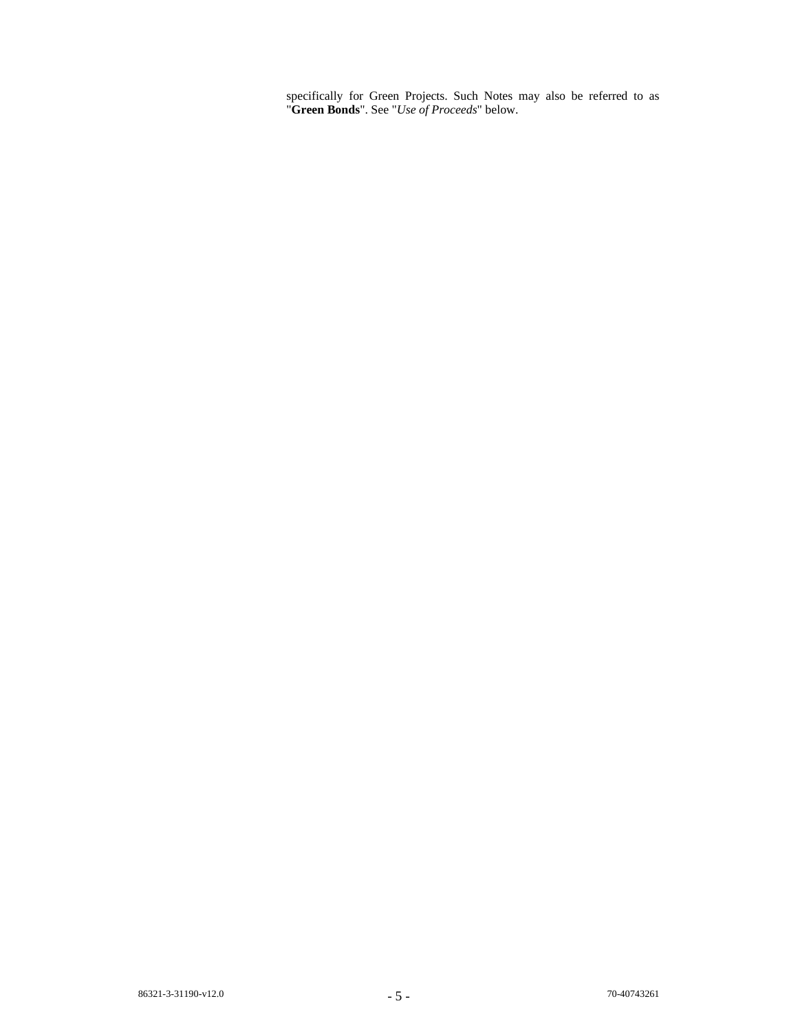specifically for Green Projects. Such Notes may also be referred to as "**Green Bonds**". See "*Use of Proceeds*" below.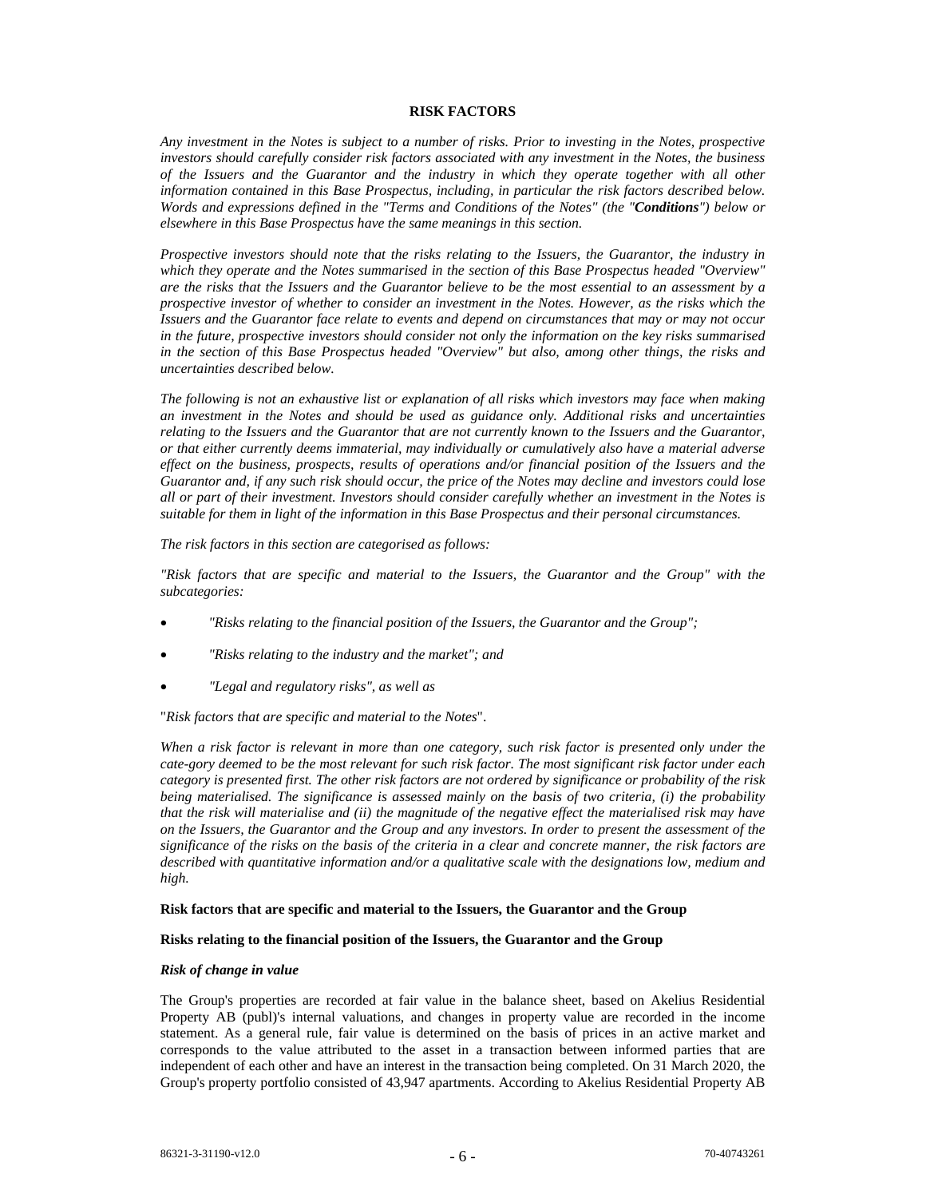# RISK FACTORS

*Any investment in the Notes is subject to a number of risks. Prior to investing in the Notes, prospective investors should carefully consider risk factors associated with any investment in the Notes, the business of the Issuers and the Guarantor and the industry in which they operate together with all other information contained in this Base Prospectus, including, in particular the risk factors described below. Words and expressions defined in the "Terms and Conditions of the Notes" (the "**Conditions**") below or elsewhere in this Base Prospectus have the same meanings in this section.*

*Prospective investors should note that the risks relating to the Issuers, the Guarantor, the industry in which they operate and the Notes summarised in the section of this Base Prospectus headed "Overview" are the risks that the Issuers and the Guarantor believe to be the most essential to an assessment by a prospective investor of whether to consider an investment in the Notes. However, as the risks which the Issuers and the Guarantor face relate to events and depend on circumstances that may or may not occur in the future, prospective investors should consider not only the information on the key risks summarised in the section of this Base Prospectus headed "Overview" but also, among other things, the risks and uncertainties described below.*

*The following is not an exhaustive list or explanation of all risks which investors may face when making an investment in the Notes and should be used as guidance only. Additional risks and uncertainties relating to the Issuers and the Guarantor that are not currently known to the Issuers and the Guarantor, or that either currently deems immaterial, may individually or cumulatively also have a material adverse effect on the business, prospects, results of operations and/or financial position of the Issuers and the Guarantor and, if any such risk should occur, the price of the Notes may decline and investors could lose all or part of their investment. Investors should consider carefully whether an investment in the Notes is suitable for them in light of the information in this Base Prospectus and their personal circumstances.*

*The risk factors in this section are categorised as follows:*

*"Risk factors that are specific and material to the Issuers, the Guarantor and the Group" with the subcategories:*

- *"Risks relating to the financial position of the Issuers, the Guarantor and the Group";*
- *"Risks relating to the industry and the market"; and*
- *"Legal and regulatory risks", as well as*

"*Risk factors that are specific and material to the Notes*".

*When a risk factor is relevant in more than one category, such risk factor is presented only under the cate-gory deemed to be the most relevant for such risk factor. The most significant risk factor under each category is presented first. The other risk factors are not ordered by significance or probability of the risk being materialised. The significance is assessed mainly on the basis of two criteria, (i) the probability that the risk will materialise and (ii) the magnitude of the negative effect the materialised risk may have on the Issuers, the Guarantor and the Group and any investors. In order to present the assessment of the significance of the risks on the basis of the criteria in a clear and concrete manner, the risk factors are described with quantitative information and/or a qualitative scale with the designations low, medium and high.*

## Risk factors that are specific and material to the Issuers, the Guarantor and the Group

### Risks relating to the financial position of the Issuers, the Guarantor and the Group

#### *Risk of change in value*

The Group's properties are recorded at fair value in the balance sheet, based on Akelius Residential Property AB (publ)'s internal valuations, and changes in property value are recorded in the income statement. As a general rule, fair value is determined on the basis of prices in an active market and corresponds to the value attributed to the asset in a transaction between informed parties that are independent of each other and have an interest in the transaction being completed. On 31 March 2020, the Group's property portfolio consisted of 43,947 apartments. According to Akelius Residential Property AB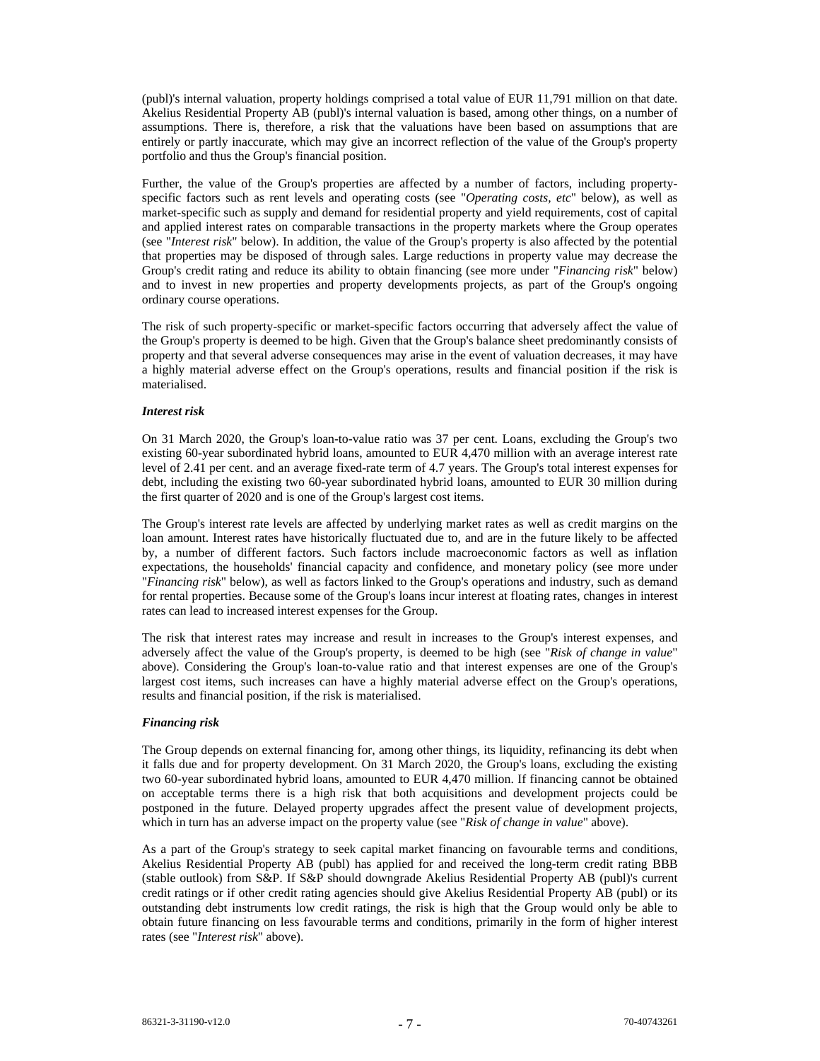(publ)'s internal valuation, property holdings comprised a total value of EUR 11,791 million on that date. Akelius Residential Property AB (publ)'s internal valuation is based, among other things, on a number of assumptions. There is, therefore, a risk that the valuations have been based on assumptions that are entirely or partly inaccurate, which may give an incorrect reflection of the value of the Group's property portfolio and thus the Group's financial position.

Further, the value of the Group's properties are affected by a number of factors, including property-specific factors such as rent levels and operating costs (see "*Operating costs, etc*" below), as well as market-specific such as supply and demand for residential property and yield requirements, cost of capital and applied interest rates on comparable transactions in the property markets where the Group operates (see "*Interest risk*" below). In addition, the value of the Group's property is also affected by the potential that properties may be disposed of through sales. Large reductions in property value may decrease the Group's credit rating and reduce its ability to obtain financing (see more under "*Financing risk*" below) and to invest in new properties and property developments projects, as part of the Group's ongoing ordinary course operations.

The risk of such property-specific or market-specific factors occurring that adversely affect the value of the Group's property is deemed to be high. Given that the Group's balance sheet predominantly consists of property and that several adverse consequences may arise in the event of valuation decreases, it may have a highly material adverse effect on the Group's operations, results and financial position if the risk is materialised.

***Interest risk***

On 31 March 2020, the Group's loan-to-value ratio was 37 per cent. Loans, excluding the Group's two existing 60-year subordinated hybrid loans, amounted to EUR 4,470 million with an average interest rate level of 2.41 per cent. and an average fixed-rate term of 4.7 years. The Group's total interest expenses for debt, including the existing two 60-year subordinated hybrid loans, amounted to EUR 30 million during the first quarter of 2020 and is one of the Group's largest cost items.

The Group's interest rate levels are affected by underlying market rates as well as credit margins on the loan amount. Interest rates have historically fluctuated due to, and are in the future likely to be affected by, a number of different factors. Such factors include macroeconomic factors as well as inflation expectations, the households' financial capacity and confidence, and monetary policy (see more under "*Financing risk*" below), as well as factors linked to the Group's operations and industry, such as demand for rental properties. Because some of the Group's loans incur interest at floating rates, changes in interest rates can lead to increased interest expenses for the Group.

The risk that interest rates may increase and result in increases to the Group's interest expenses, and adversely affect the value of the Group's property, is deemed to be high (see "*Risk of change in value*" above). Considering the Group's loan-to-value ratio and that interest expenses are one of the Group's largest cost items, such increases can have a highly material adverse effect on the Group's operations, results and financial position, if the risk is materialised.

***Financing risk***

The Group depends on external financing for, among other things, its liquidity, refinancing its debt when it falls due and for property development. On 31 March 2020, the Group's loans, excluding the existing two 60-year subordinated hybrid loans, amounted to EUR 4,470 million. If financing cannot be obtained on acceptable terms there is a high risk that both acquisitions and development projects could be postponed in the future. Delayed property upgrades affect the present value of development projects, which in turn has an adverse impact on the property value (see "*Risk of change in value*" above).

As a part of the Group's strategy to seek capital market financing on favourable terms and conditions, Akelius Residential Property AB (publ) has applied for and received the long-term credit rating BBB (stable outlook) from S&P. If S&P should downgrade Akelius Residential Property AB (publ)'s current credit ratings or if other credit rating agencies should give Akelius Residential Property AB (publ) or its outstanding debt instruments low credit ratings, the risk is high that the Group would only be able to obtain future financing on less favourable terms and conditions, primarily in the form of higher interest rates (see "*Interest risk*" above).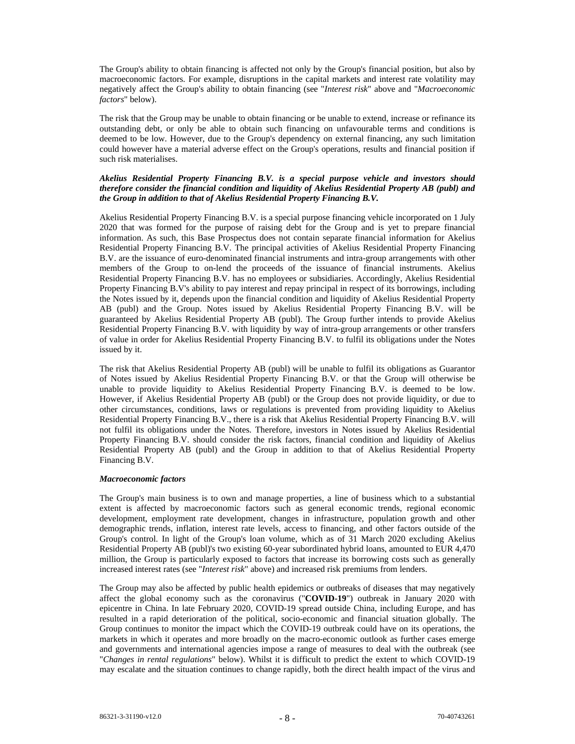The Group's ability to obtain financing is affected not only by the Group's financial position, but also by macroeconomic factors. For example, disruptions in the capital markets and interest rate volatility may negatively affect the Group's ability to obtain financing (see "*Interest risk*" above and "*Macroeconomic factors*" below).

The risk that the Group may be unable to obtain financing or be unable to extend, increase or refinance its outstanding debt, or only be able to obtain such financing on unfavourable terms and conditions is deemed to be low. However, due to the Group's dependency on external financing, any such limitation could however have a material adverse effect on the Group's operations, results and financial position if such risk materialises.

***Akelius Residential Property Financing B.V. is a special purpose vehicle and investors should therefore consider the financial condition and liquidity of Akelius Residential Property AB (publ) and the Group in addition to that of Akelius Residential Property Financing B.V.***

Akelius Residential Property Financing B.V. is a special purpose financing vehicle incorporated on 1 July 2020 that was formed for the purpose of raising debt for the Group and is yet to prepare financial information. As such, this Base Prospectus does not contain separate financial information for Akelius Residential Property Financing B.V. The principal activities of Akelius Residential Property Financing B.V. are the issuance of euro-denominated financial instruments and intra-group arrangements with other members of the Group to on-lend the proceeds of the issuance of financial instruments. Akelius Residential Property Financing B.V. has no employees or subsidiaries. Accordingly, Akelius Residential Property Financing B.V's ability to pay interest and repay principal in respect of its borrowings, including the Notes issued by it, depends upon the financial condition and liquidity of Akelius Residential Property AB (publ) and the Group. Notes issued by Akelius Residential Property Financing B.V. will be guaranteed by Akelius Residential Property AB (publ). The Group further intends to provide Akelius Residential Property Financing B.V. with liquidity by way of intra-group arrangements or other transfers of value in order for Akelius Residential Property Financing B.V. to fulfil its obligations under the Notes issued by it.

The risk that Akelius Residential Property AB (publ) will be unable to fulfil its obligations as Guarantor of Notes issued by Akelius Residential Property Financing B.V. or that the Group will otherwise be unable to provide liquidity to Akelius Residential Property Financing B.V. is deemed to be low. However, if Akelius Residential Property AB (publ) or the Group does not provide liquidity, or due to other circumstances, conditions, laws or regulations is prevented from providing liquidity to Akelius Residential Property Financing B.V., there is a risk that Akelius Residential Property Financing B.V. will not fulfil its obligations under the Notes. Therefore, investors in Notes issued by Akelius Residential Property Financing B.V. should consider the risk factors, financial condition and liquidity of Akelius Residential Property AB (publ) and the Group in addition to that of Akelius Residential Property Financing B.V.

***Macroeconomic factors***

The Group's main business is to own and manage properties, a line of business which to a substantial extent is affected by macroeconomic factors such as general economic trends, regional economic development, employment rate development, changes in infrastructure, population growth and other demographic trends, inflation, interest rate levels, access to financing, and other factors outside of the Group's control. In light of the Group's loan volume, which as of 31 March 2020 excluding Akelius Residential Property AB (publ)'s two existing 60-year subordinated hybrid loans, amounted to EUR 4,470 million, the Group is particularly exposed to factors that increase its borrowing costs such as generally increased interest rates (see "*Interest risk*" above) and increased risk premiums from lenders.

The Group may also be affected by public health epidemics or outbreaks of diseases that may negatively affect the global economy such as the coronavirus ("**COVID-19**") outbreak in January 2020 with epicentre in China. In late February 2020, COVID-19 spread outside China, including Europe, and has resulted in a rapid deterioration of the political, socio-economic and financial situation globally. The Group continues to monitor the impact which the COVID-19 outbreak could have on its operations, the markets in which it operates and more broadly on the macro-economic outlook as further cases emerge and governments and international agencies impose a range of measures to deal with the outbreak (see "*Changes in rental regulations*" below). Whilst it is difficult to predict the extent to which COVID-19 may escalate and the situation continues to change rapidly, both the direct health impact of the virus and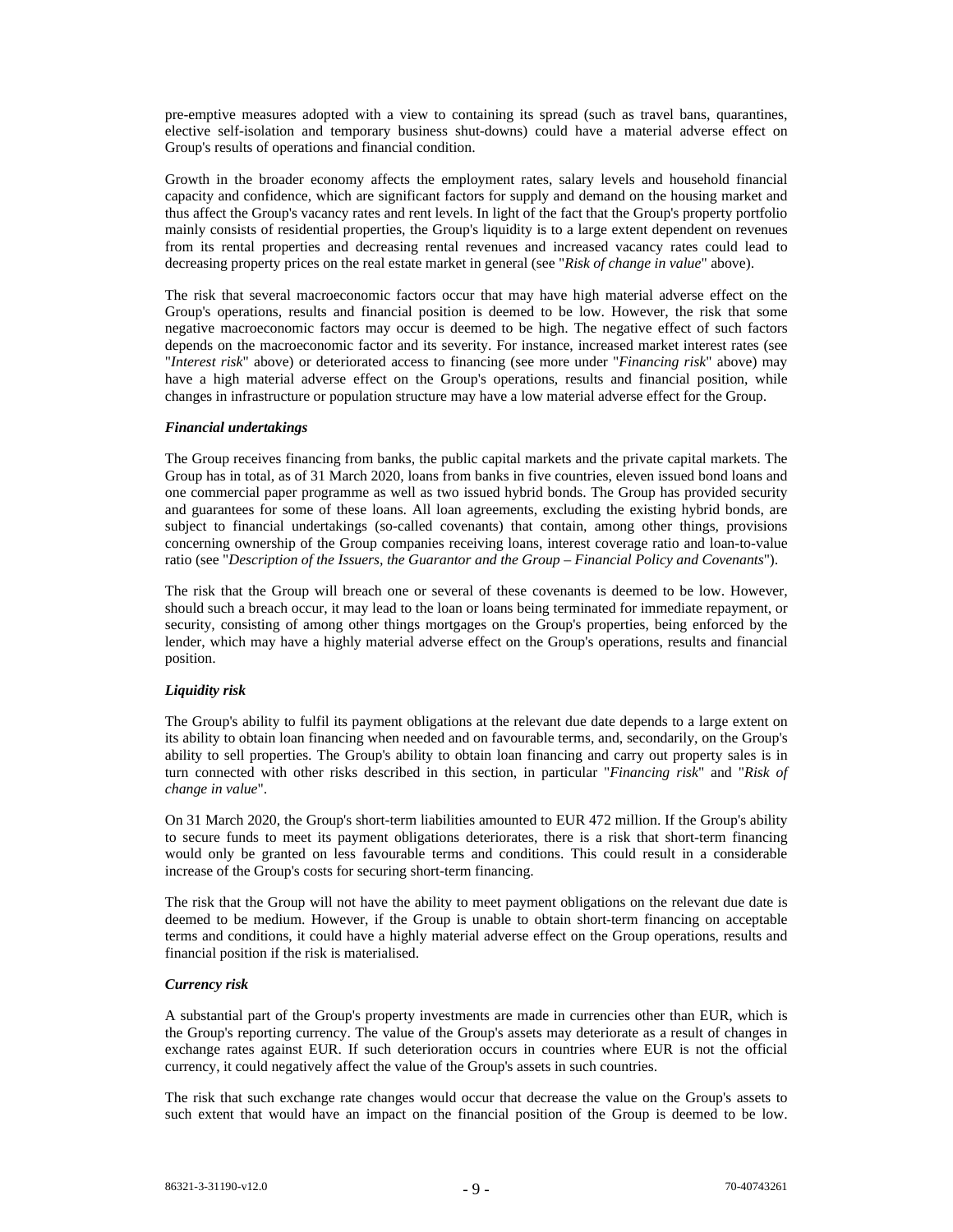pre-emptive measures adopted with a view to containing its spread (such as travel bans, quarantines, elective self-isolation and temporary business shut-downs) could have a material adverse effect on Group's results of operations and financial condition.

Growth in the broader economy affects the employment rates, salary levels and household financial capacity and confidence, which are significant factors for supply and demand on the housing market and thus affect the Group's vacancy rates and rent levels. In light of the fact that the Group's property portfolio mainly consists of residential properties, the Group's liquidity is to a large extent dependent on revenues from its rental properties and decreasing rental revenues and increased vacancy rates could lead to decreasing property prices on the real estate market in general (see "*Risk of change in value*" above).

The risk that several macroeconomic factors occur that may have high material adverse effect on the Group's operations, results and financial position is deemed to be low. However, the risk that some negative macroeconomic factors may occur is deemed to be high. The negative effect of such factors depends on the macroeconomic factor and its severity. For instance, increased market interest rates (see "*Interest risk*" above) or deteriorated access to financing (see more under "*Financing risk*" above) may have a high material adverse effect on the Group's operations, results and financial position, while changes in infrastructure or population structure may have a low material adverse effect for the Group.

***Financial undertakings***

The Group receives financing from banks, the public capital markets and the private capital markets. The Group has in total, as of 31 March 2020, loans from banks in five countries, eleven issued bond loans and one commercial paper programme as well as two issued hybrid bonds. The Group has provided security and guarantees for some of these loans. All loan agreements, excluding the existing hybrid bonds, are subject to financial undertakings (so-called covenants) that contain, among other things, provisions concerning ownership of the Group companies receiving loans, interest coverage ratio and loan-to-value ratio (see "*Description of the Issuers, the Guarantor and the Group – Financial Policy and Covenants*").

The risk that the Group will breach one or several of these covenants is deemed to be low. However, should such a breach occur, it may lead to the loan or loans being terminated for immediate repayment, or security, consisting of among other things mortgages on the Group's properties, being enforced by the lender, which may have a highly material adverse effect on the Group's operations, results and financial position.

***Liquidity risk***

The Group's ability to fulfil its payment obligations at the relevant due date depends to a large extent on its ability to obtain loan financing when needed and on favourable terms, and, secondarily, on the Group's ability to sell properties. The Group's ability to obtain loan financing and carry out property sales is in turn connected with other risks described in this section, in particular "*Financing risk*" and "*Risk of change in value*".

On 31 March 2020, the Group's short-term liabilities amounted to EUR 472 million. If the Group's ability to secure funds to meet its payment obligations deteriorates, there is a risk that short-term financing would only be granted on less favourable terms and conditions. This could result in a considerable increase of the Group's costs for securing short-term financing.

The risk that the Group will not have the ability to meet payment obligations on the relevant due date is deemed to be medium. However, if the Group is unable to obtain short-term financing on acceptable terms and conditions, it could have a highly material adverse effect on the Group operations, results and financial position if the risk is materialised.

***Currency risk***

A substantial part of the Group's property investments are made in currencies other than EUR, which is the Group's reporting currency. The value of the Group's assets may deteriorate as a result of changes in exchange rates against EUR. If such deterioration occurs in countries where EUR is not the official currency, it could negatively affect the value of the Group's assets in such countries.

The risk that such exchange rate changes would occur that decrease the value on the Group's assets to such extent that would have an impact on the financial position of the Group is deemed to be low.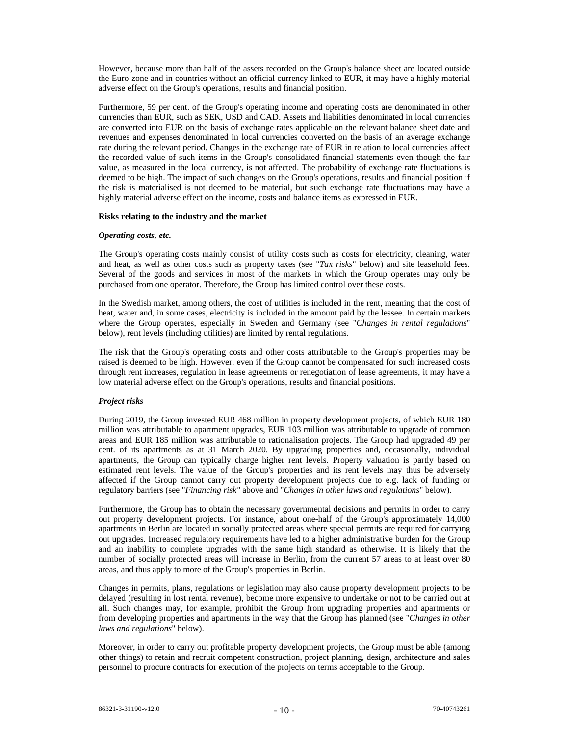However, because more than half of the assets recorded on the Group's balance sheet are located outside the Euro-zone and in countries without an official currency linked to EUR, it may have a highly material adverse effect on the Group's operations, results and financial position.

Furthermore, 59 per cent. of the Group's operating income and operating costs are denominated in other currencies than EUR, such as SEK, USD and CAD. Assets and liabilities denominated in local currencies are converted into EUR on the basis of exchange rates applicable on the relevant balance sheet date and revenues and expenses denominated in local currencies converted on the basis of an average exchange rate during the relevant period. Changes in the exchange rate of EUR in relation to local currencies affect the recorded value of such items in the Group's consolidated financial statements even though the fair value, as measured in the local currency, is not affected. The probability of exchange rate fluctuations is deemed to be high. The impact of such changes on the Group's operations, results and financial position if the risk is materialised is not deemed to be material, but such exchange rate fluctuations may have a highly material adverse effect on the income, costs and balance items as expressed in EUR.

**Risks relating to the industry and the market**

***Operating costs, etc.***

The Group's operating costs mainly consist of utility costs such as costs for electricity, cleaning, water and heat, as well as other costs such as property taxes (see "*Tax risks*" below) and site leasehold fees. Several of the goods and services in most of the markets in which the Group operates may only be purchased from one operator. Therefore, the Group has limited control over these costs.

In the Swedish market, among others, the cost of utilities is included in the rent, meaning that the cost of heat, water and, in some cases, electricity is included in the amount paid by the lessee. In certain markets where the Group operates, especially in Sweden and Germany (see "*Changes in rental regulations*" below), rent levels (including utilities) are limited by rental regulations.

The risk that the Group's operating costs and other costs attributable to the Group's properties may be raised is deemed to be high. However, even if the Group cannot be compensated for such increased costs through rent increases, regulation in lease agreements or renegotiation of lease agreements, it may have a low material adverse effect on the Group's operations, results and financial positions.

***Project risks***

During 2019, the Group invested EUR 468 million in property development projects, of which EUR 180 million was attributable to apartment upgrades, EUR 103 million was attributable to upgrade of common areas and EUR 185 million was attributable to rationalisation projects. The Group had upgraded 49 per cent. of its apartments as at 31 March 2020. By upgrading properties and, occasionally, individual apartments, the Group can typically charge higher rent levels. Property valuation is partly based on estimated rent levels. The value of the Group's properties and its rent levels may thus be adversely affected if the Group cannot carry out property development projects due to e.g. lack of funding or regulatory barriers (see "*Financing risk"* above and "*Changes in other laws and regulations*" below).

Furthermore, the Group has to obtain the necessary governmental decisions and permits in order to carry out property development projects. For instance, about one-half of the Group's approximately 14,000 apartments in Berlin are located in socially protected areas where special permits are required for carrying out upgrades. Increased regulatory requirements have led to a higher administrative burden for the Group and an inability to complete upgrades with the same high standard as otherwise. It is likely that the number of socially protected areas will increase in Berlin, from the current 57 areas to at least over 80 areas, and thus apply to more of the Group's properties in Berlin.

Changes in permits, plans, regulations or legislation may also cause property development projects to be delayed (resulting in lost rental revenue), become more expensive to undertake or not to be carried out at all. Such changes may, for example, prohibit the Group from upgrading properties and apartments or from developing properties and apartments in the way that the Group has planned (see "*Changes in other laws and regulations*" below).

Moreover, in order to carry out profitable property development projects, the Group must be able (among other things) to retain and recruit competent construction, project planning, design, architecture and sales personnel to procure contracts for execution of the projects on terms acceptable to the Group.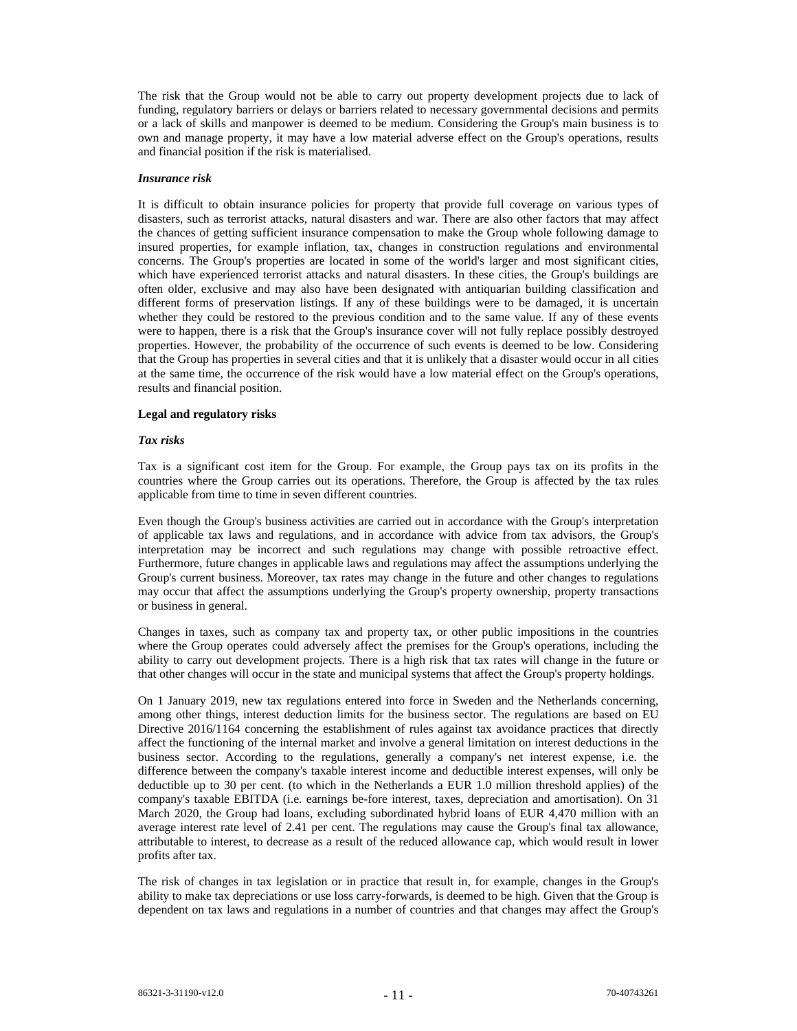The risk that the Group would not be able to carry out property development projects due to lack of funding, regulatory barriers or delays or barriers related to necessary governmental decisions and permits or a lack of skills and manpower is deemed to be medium. Considering the Group's main business is to own and manage property, it may have a low material adverse effect on the Group's operations, results and financial position if the risk is materialised.

***Insurance risk***

It is difficult to obtain insurance policies for property that provide full coverage on various types of disasters, such as terrorist attacks, natural disasters and war. There are also other factors that may affect the chances of getting sufficient insurance compensation to make the Group whole following damage to insured properties, for example inflation, tax, changes in construction regulations and environmental concerns. The Group's properties are located in some of the world's larger and most significant cities, which have experienced terrorist attacks and natural disasters. In these cities, the Group's buildings are often older, exclusive and may also have been designated with antiquarian building classification and different forms of preservation listings. If any of these buildings were to be damaged, it is uncertain whether they could be restored to the previous condition and to the same value. If any of these events were to happen, there is a risk that the Group's insurance cover will not fully replace possibly destroyed properties. However, the probability of the occurrence of such events is deemed to be low. Considering that the Group has properties in several cities and that it is unlikely that a disaster would occur in all cities at the same time, the occurrence of the risk would have a low material effect on the Group's operations, results and financial position.

**Legal and regulatory risks**

***Tax risks***

Tax is a significant cost item for the Group. For example, the Group pays tax on its profits in the countries where the Group carries out its operations. Therefore, the Group is affected by the tax rules applicable from time to time in seven different countries.

Even though the Group's business activities are carried out in accordance with the Group's interpretation of applicable tax laws and regulations, and in accordance with advice from tax advisors, the Group's interpretation may be incorrect and such regulations may change with possible retroactive effect. Furthermore, future changes in applicable laws and regulations may affect the assumptions underlying the Group's current business. Moreover, tax rates may change in the future and other changes to regulations may occur that affect the assumptions underlying the Group's property ownership, property transactions or business in general.

Changes in taxes, such as company tax and property tax, or other public impositions in the countries where the Group operates could adversely affect the premises for the Group's operations, including the ability to carry out development projects. There is a high risk that tax rates will change in the future or that other changes will occur in the state and municipal systems that affect the Group's property holdings.

On 1 January 2019, new tax regulations entered into force in Sweden and the Netherlands concerning, among other things, interest deduction limits for the business sector. The regulations are based on EU Directive 2016/1164 concerning the establishment of rules against tax avoidance practices that directly affect the functioning of the internal market and involve a general limitation on interest deductions in the business sector. According to the regulations, generally a company's net interest expense, i.e. the difference between the company's taxable interest income and deductible interest expenses, will only be deductible up to 30 per cent. (to which in the Netherlands a EUR 1.0 million threshold applies) of the company's taxable EBITDA (i.e. earnings be-fore interest, taxes, depreciation and amortisation). On 31 March 2020, the Group had loans, excluding subordinated hybrid loans of EUR 4,470 million with an average interest rate level of 2.41 per cent. The regulations may cause the Group's final tax allowance, attributable to interest, to decrease as a result of the reduced allowance cap, which would result in lower profits after tax.

The risk of changes in tax legislation or in practice that result in, for example, changes in the Group's ability to make tax depreciations or use loss carry-forwards, is deemed to be high. Given that the Group is dependent on tax laws and regulations in a number of countries and that changes may affect the Group's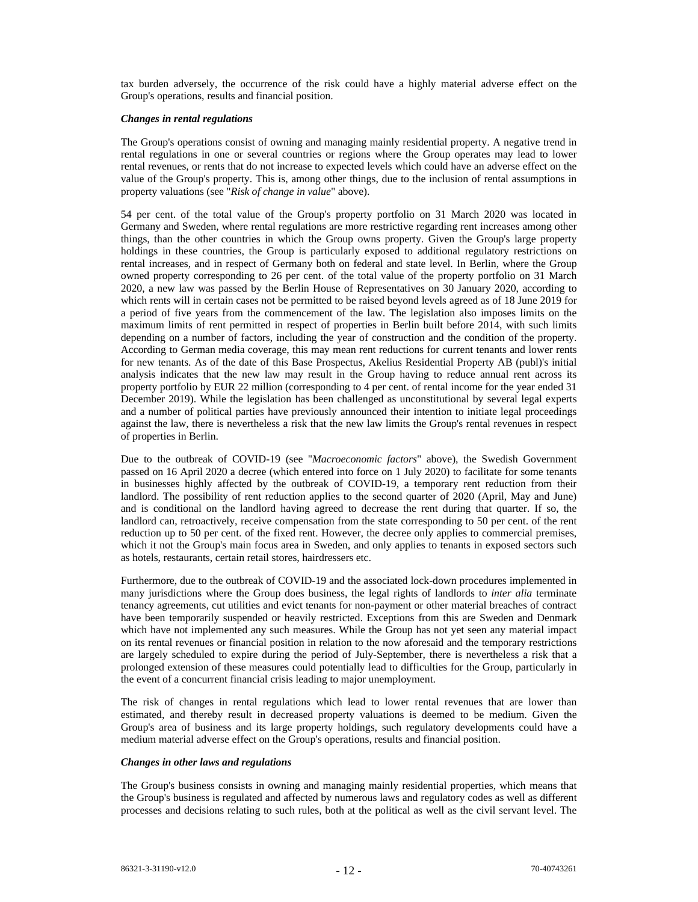tax burden adversely, the occurrence of the risk could have a highly material adverse effect on the Group's operations, results and financial position.

***Changes in rental regulations***

The Group's operations consist of owning and managing mainly residential property. A negative trend in rental regulations in one or several countries or regions where the Group operates may lead to lower rental revenues, or rents that do not increase to expected levels which could have an adverse effect on the value of the Group's property. This is, among other things, due to the inclusion of rental assumptions in property valuations (see "*Risk of change in value*" above).

54 per cent. of the total value of the Group's property portfolio on 31 March 2020 was located in Germany and Sweden, where rental regulations are more restrictive regarding rent increases among other things, than the other countries in which the Group owns property. Given the Group's large property holdings in these countries, the Group is particularly exposed to additional regulatory restrictions on rental increases, and in respect of Germany both on federal and state level. In Berlin, where the Group owned property corresponding to 26 per cent. of the total value of the property portfolio on 31 March 2020, a new law was passed by the Berlin House of Representatives on 30 January 2020, according to which rents will in certain cases not be permitted to be raised beyond levels agreed as of 18 June 2019 for a period of five years from the commencement of the law. The legislation also imposes limits on the maximum limits of rent permitted in respect of properties in Berlin built before 2014, with such limits depending on a number of factors, including the year of construction and the condition of the property. According to German media coverage, this may mean rent reductions for current tenants and lower rents for new tenants. As of the date of this Base Prospectus, Akelius Residential Property AB (publ)'s initial analysis indicates that the new law may result in the Group having to reduce annual rent across its property portfolio by EUR 22 million (corresponding to 4 per cent. of rental income for the year ended 31 December 2019). While the legislation has been challenged as unconstitutional by several legal experts and a number of political parties have previously announced their intention to initiate legal proceedings against the law, there is nevertheless a risk that the new law limits the Group's rental revenues in respect of properties in Berlin.

Due to the outbreak of COVID-19 (see "*Macroeconomic factors*" above), the Swedish Government passed on 16 April 2020 a decree (which entered into force on 1 July 2020) to facilitate for some tenants in businesses highly affected by the outbreak of COVID-19, a temporary rent reduction from their landlord. The possibility of rent reduction applies to the second quarter of 2020 (April, May and June) and is conditional on the landlord having agreed to decrease the rent during that quarter. If so, the landlord can, retroactively, receive compensation from the state corresponding to 50 per cent. of the rent reduction up to 50 per cent. of the fixed rent. However, the decree only applies to commercial premises, which it not the Group's main focus area in Sweden, and only applies to tenants in exposed sectors such as hotels, restaurants, certain retail stores, hairdressers etc.

Furthermore, due to the outbreak of COVID-19 and the associated lock-down procedures implemented in many jurisdictions where the Group does business, the legal rights of landlords to *inter alia* terminate tenancy agreements, cut utilities and evict tenants for non-payment or other material breaches of contract have been temporarily suspended or heavily restricted. Exceptions from this are Sweden and Denmark which have not implemented any such measures. While the Group has not yet seen any material impact on its rental revenues or financial position in relation to the now aforesaid and the temporary restrictions are largely scheduled to expire during the period of July-September, there is nevertheless a risk that a prolonged extension of these measures could potentially lead to difficulties for the Group, particularly in the event of a concurrent financial crisis leading to major unemployment.

The risk of changes in rental regulations which lead to lower rental revenues that are lower than estimated, and thereby result in decreased property valuations is deemed to be medium. Given the Group's area of business and its large property holdings, such regulatory developments could have a medium material adverse effect on the Group's operations, results and financial position.

***Changes in other laws and regulations***

The Group's business consists in owning and managing mainly residential properties, which means that the Group's business is regulated and affected by numerous laws and regulatory codes as well as different processes and decisions relating to such rules, both at the political as well as the civil servant level. The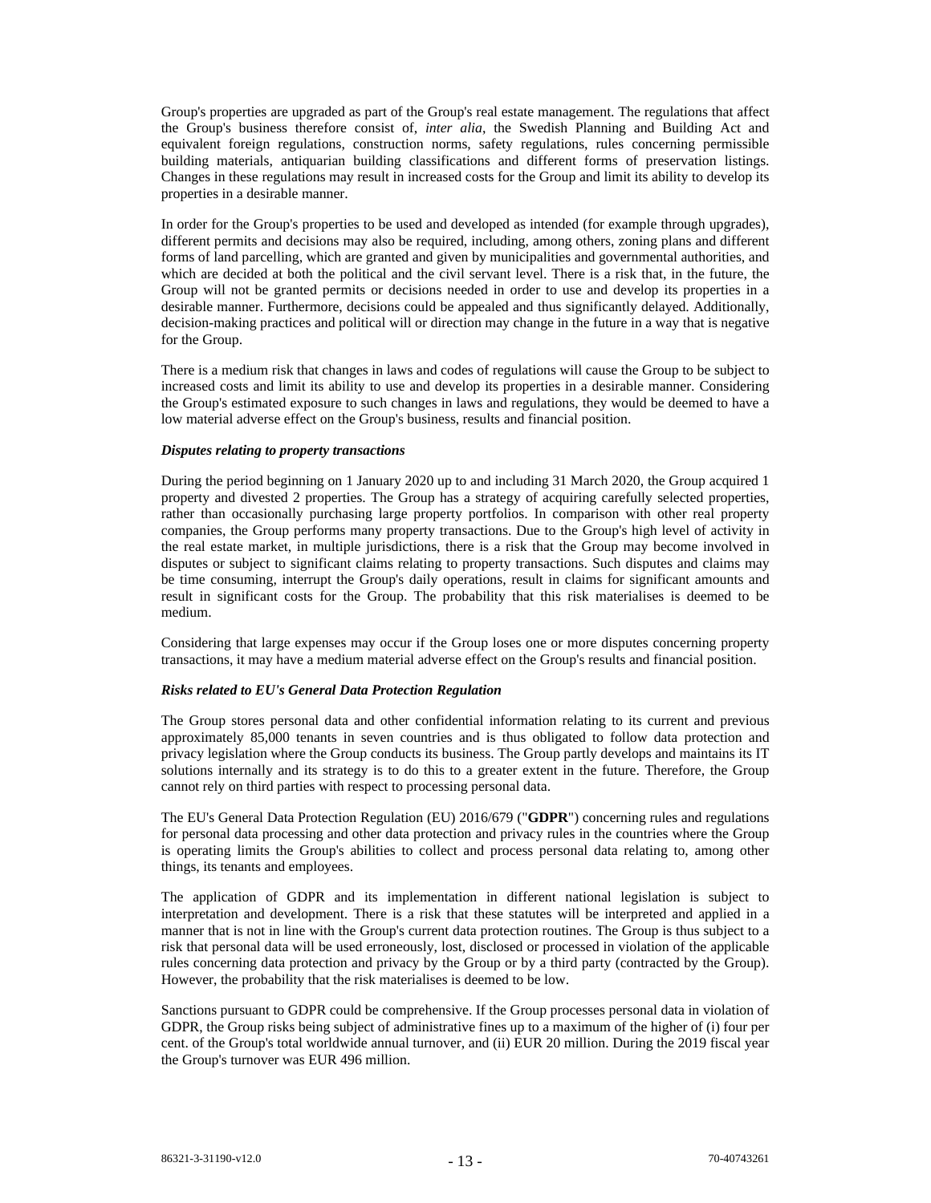Group's properties are upgraded as part of the Group's real estate management. The regulations that affect the Group's business therefore consist of, *inter alia*, the Swedish Planning and Building Act and equivalent foreign regulations, construction norms, safety regulations, rules concerning permissible building materials, antiquarian building classifications and different forms of preservation listings. Changes in these regulations may result in increased costs for the Group and limit its ability to develop its properties in a desirable manner.

In order for the Group's properties to be used and developed as intended (for example through upgrades), different permits and decisions may also be required, including, among others, zoning plans and different forms of land parcelling, which are granted and given by municipalities and governmental authorities, and which are decided at both the political and the civil servant level. There is a risk that, in the future, the Group will not be granted permits or decisions needed in order to use and develop its properties in a desirable manner. Furthermore, decisions could be appealed and thus significantly delayed. Additionally, decision-making practices and political will or direction may change in the future in a way that is negative for the Group.

There is a medium risk that changes in laws and codes of regulations will cause the Group to be subject to increased costs and limit its ability to use and develop its properties in a desirable manner. Considering the Group's estimated exposure to such changes in laws and regulations, they would be deemed to have a low material adverse effect on the Group's business, results and financial position.

***Disputes relating to property transactions***

During the period beginning on 1 January 2020 up to and including 31 March 2020, the Group acquired 1 property and divested 2 properties. The Group has a strategy of acquiring carefully selected properties, rather than occasionally purchasing large property portfolios. In comparison with other real property companies, the Group performs many property transactions. Due to the Group's high level of activity in the real estate market, in multiple jurisdictions, there is a risk that the Group may become involved in disputes or subject to significant claims relating to property transactions. Such disputes and claims may be time consuming, interrupt the Group's daily operations, result in claims for significant amounts and result in significant costs for the Group. The probability that this risk materialises is deemed to be medium.

Considering that large expenses may occur if the Group loses one or more disputes concerning property transactions, it may have a medium material adverse effect on the Group's results and financial position.

***Risks related to EU's General Data Protection Regulation***

The Group stores personal data and other confidential information relating to its current and previous approximately 85,000 tenants in seven countries and is thus obligated to follow data protection and privacy legislation where the Group conducts its business. The Group partly develops and maintains its IT solutions internally and its strategy is to do this to a greater extent in the future. Therefore, the Group cannot rely on third parties with respect to processing personal data.

The EU's General Data Protection Regulation (EU) 2016/679 ("**GDPR**") concerning rules and regulations for personal data processing and other data protection and privacy rules in the countries where the Group is operating limits the Group's abilities to collect and process personal data relating to, among other things, its tenants and employees.

The application of GDPR and its implementation in different national legislation is subject to interpretation and development. There is a risk that these statutes will be interpreted and applied in a manner that is not in line with the Group's current data protection routines. The Group is thus subject to a risk that personal data will be used erroneously, lost, disclosed or processed in violation of the applicable rules concerning data protection and privacy by the Group or by a third party (contracted by the Group). However, the probability that the risk materialises is deemed to be low.

Sanctions pursuant to GDPR could be comprehensive. If the Group processes personal data in violation of GDPR, the Group risks being subject of administrative fines up to a maximum of the higher of (i) four per cent. of the Group's total worldwide annual turnover, and (ii) EUR 20 million. During the 2019 fiscal year the Group's turnover was EUR 496 million.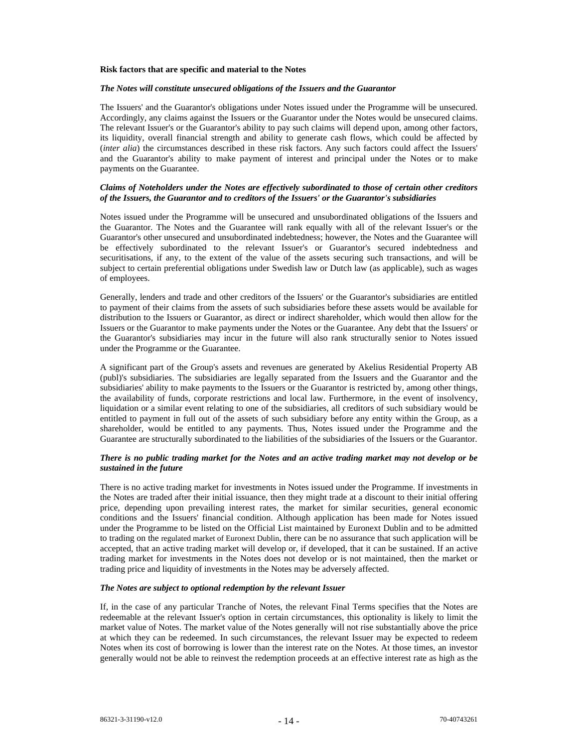**Risk factors that are specific and material to the Notes**

***The Notes will constitute unsecured obligations of the Issuers and the Guarantor***

The Issuers' and the Guarantor's obligations under Notes issued under the Programme will be unsecured. Accordingly, any claims against the Issuers or the Guarantor under the Notes would be unsecured claims. The relevant Issuer's or the Guarantor's ability to pay such claims will depend upon, among other factors, its liquidity, overall financial strength and ability to generate cash flows, which could be affected by (*inter alia*) the circumstances described in these risk factors. Any such factors could affect the Issuers' and the Guarantor's ability to make payment of interest and principal under the Notes or to make payments on the Guarantee.

***Claims of Noteholders under the Notes are effectively subordinated to those of certain other creditors of the Issuers, the Guarantor and to creditors of the Issuers' or the Guarantor's subsidiaries***

Notes issued under the Programme will be unsecured and unsubordinated obligations of the Issuers and the Guarantor. The Notes and the Guarantee will rank equally with all of the relevant Issuer's or the Guarantor's other unsecured and unsubordinated indebtedness; however, the Notes and the Guarantee will be effectively subordinated to the relevant Issuer's or Guarantor's secured indebtedness and securitisations, if any, to the extent of the value of the assets securing such transactions, and will be subject to certain preferential obligations under Swedish law or Dutch law (as applicable), such as wages of employees.

Generally, lenders and trade and other creditors of the Issuers' or the Guarantor's subsidiaries are entitled to payment of their claims from the assets of such subsidiaries before these assets would be available for distribution to the Issuers or Guarantor, as direct or indirect shareholder, which would then allow for the Issuers or the Guarantor to make payments under the Notes or the Guarantee. Any debt that the Issuers' or the Guarantor's subsidiaries may incur in the future will also rank structurally senior to Notes issued under the Programme or the Guarantee.

A significant part of the Group's assets and revenues are generated by Akelius Residential Property AB (publ)'s subsidiaries. The subsidiaries are legally separated from the Issuers and the Guarantor and the subsidiaries' ability to make payments to the Issuers or the Guarantor is restricted by, among other things, the availability of funds, corporate restrictions and local law. Furthermore, in the event of insolvency, liquidation or a similar event relating to one of the subsidiaries, all creditors of such subsidiary would be entitled to payment in full out of the assets of such subsidiary before any entity within the Group, as a shareholder, would be entitled to any payments. Thus, Notes issued under the Programme and the Guarantee are structurally subordinated to the liabilities of the subsidiaries of the Issuers or the Guarantor.

***There is no public trading market for the Notes and an active trading market may not develop or be sustained in the future***

There is no active trading market for investments in Notes issued under the Programme. If investments in the Notes are traded after their initial issuance, then they might trade at a discount to their initial offering price, depending upon prevailing interest rates, the market for similar securities, general economic conditions and the Issuers' financial condition. Although application has been made for Notes issued under the Programme to be listed on the Official List maintained by Euronext Dublin and to be admitted to trading on the regulated market of Euronext Dublin, there can be no assurance that such application will be accepted, that an active trading market will develop or, if developed, that it can be sustained. If an active trading market for investments in the Notes does not develop or is not maintained, then the market or trading price and liquidity of investments in the Notes may be adversely affected.

***The Notes are subject to optional redemption by the relevant Issuer***

If, in the case of any particular Tranche of Notes, the relevant Final Terms specifies that the Notes are redeemable at the relevant Issuer's option in certain circumstances, this optionality is likely to limit the market value of Notes. The market value of the Notes generally will not rise substantially above the price at which they can be redeemed. In such circumstances, the relevant Issuer may be expected to redeem Notes when its cost of borrowing is lower than the interest rate on the Notes. At those times, an investor generally would not be able to reinvest the redemption proceeds at an effective interest rate as high as the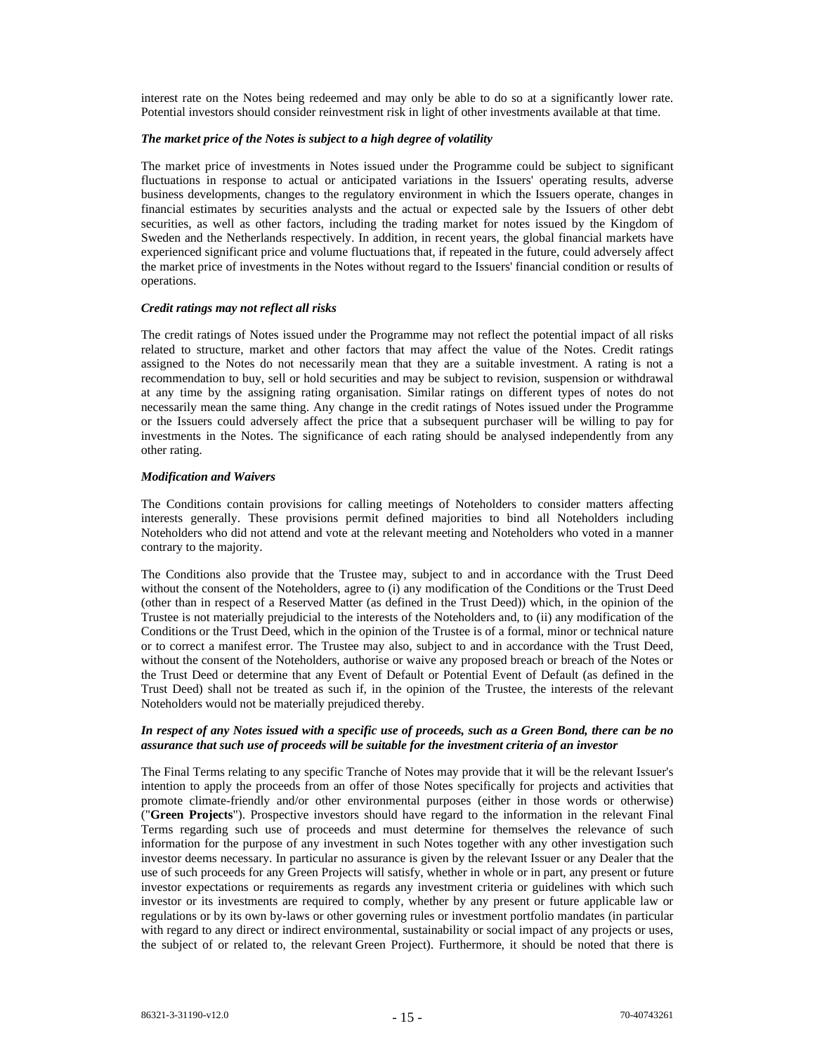interest rate on the Notes being redeemed and may only be able to do so at a significantly lower rate. Potential investors should consider reinvestment risk in light of other investments available at that time.

***The market price of the Notes is subject to a high degree of volatility***

The market price of investments in Notes issued under the Programme could be subject to significant fluctuations in response to actual or anticipated variations in the Issuers' operating results, adverse business developments, changes to the regulatory environment in which the Issuers operate, changes in financial estimates by securities analysts and the actual or expected sale by the Issuers of other debt securities, as well as other factors, including the trading market for notes issued by the Kingdom of Sweden and the Netherlands respectively. In addition, in recent years, the global financial markets have experienced significant price and volume fluctuations that, if repeated in the future, could adversely affect the market price of investments in the Notes without regard to the Issuers' financial condition or results of operations.

***Credit ratings may not reflect all risks***

The credit ratings of Notes issued under the Programme may not reflect the potential impact of all risks related to structure, market and other factors that may affect the value of the Notes. Credit ratings assigned to the Notes do not necessarily mean that they are a suitable investment. A rating is not a recommendation to buy, sell or hold securities and may be subject to revision, suspension or withdrawal at any time by the assigning rating organisation. Similar ratings on different types of notes do not necessarily mean the same thing. Any change in the credit ratings of Notes issued under the Programme or the Issuers could adversely affect the price that a subsequent purchaser will be willing to pay for investments in the Notes. The significance of each rating should be analysed independently from any other rating.

***Modification and Waivers***

The Conditions contain provisions for calling meetings of Noteholders to consider matters affecting interests generally. These provisions permit defined majorities to bind all Noteholders including Noteholders who did not attend and vote at the relevant meeting and Noteholders who voted in a manner contrary to the majority.

The Conditions also provide that the Trustee may, subject to and in accordance with the Trust Deed without the consent of the Noteholders, agree to (i) any modification of the Conditions or the Trust Deed (other than in respect of a Reserved Matter (as defined in the Trust Deed)) which, in the opinion of the Trustee is not materially prejudicial to the interests of the Noteholders and, to (ii) any modification of the Conditions or the Trust Deed, which in the opinion of the Trustee is of a formal, minor or technical nature or to correct a manifest error. The Trustee may also, subject to and in accordance with the Trust Deed, without the consent of the Noteholders, authorise or waive any proposed breach or breach of the Notes or the Trust Deed or determine that any Event of Default or Potential Event of Default (as defined in the Trust Deed) shall not be treated as such if, in the opinion of the Trustee, the interests of the relevant Noteholders would not be materially prejudiced thereby.

***In respect of any Notes issued with a specific use of proceeds, such as a Green Bond, there can be no assurance that such use of proceeds will be suitable for the investment criteria of an investor***

The Final Terms relating to any specific Tranche of Notes may provide that it will be the relevant Issuer's intention to apply the proceeds from an offer of those Notes specifically for projects and activities that promote climate-friendly and/or other environmental purposes (either in those words or otherwise) ("**Green Projects**"). Prospective investors should have regard to the information in the relevant Final Terms regarding such use of proceeds and must determine for themselves the relevance of such information for the purpose of any investment in such Notes together with any other investigation such investor deems necessary. In particular no assurance is given by the relevant Issuer or any Dealer that the use of such proceeds for any Green Projects will satisfy, whether in whole or in part, any present or future investor expectations or requirements as regards any investment criteria or guidelines with which such investor or its investments are required to comply, whether by any present or future applicable law or regulations or by its own by-laws or other governing rules or investment portfolio mandates (in particular with regard to any direct or indirect environmental, sustainability or social impact of any projects or uses, the subject of or related to, the relevant Green Project). Furthermore, it should be noted that there is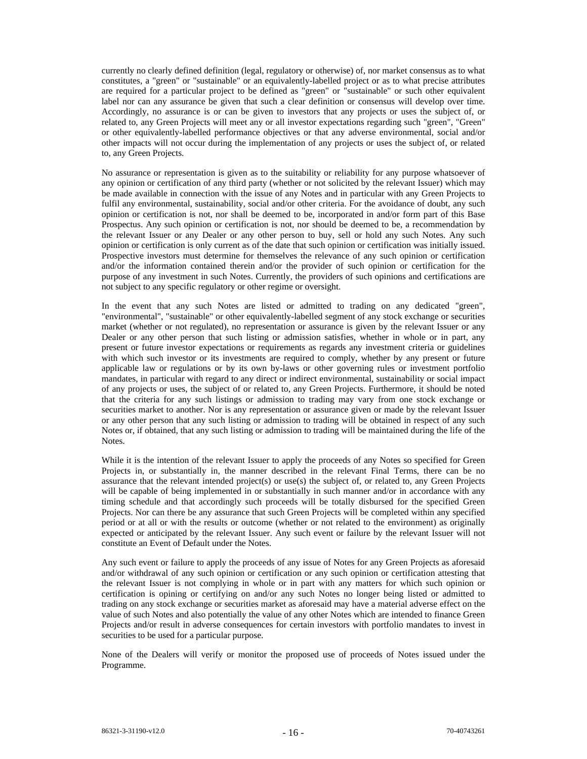currently no clearly defined definition (legal, regulatory or otherwise) of, nor market consensus as to what constitutes, a "green" or "sustainable" or an equivalently-labelled project or as to what precise attributes are required for a particular project to be defined as "green" or "sustainable" or such other equivalent label nor can any assurance be given that such a clear definition or consensus will develop over time. Accordingly, no assurance is or can be given to investors that any projects or uses the subject of, or related to, any Green Projects will meet any or all investor expectations regarding such "green", "Green" or other equivalently-labelled performance objectives or that any adverse environmental, social and/or other impacts will not occur during the implementation of any projects or uses the subject of, or related to, any Green Projects.

No assurance or representation is given as to the suitability or reliability for any purpose whatsoever of any opinion or certification of any third party (whether or not solicited by the relevant Issuer) which may be made available in connection with the issue of any Notes and in particular with any Green Projects to fulfil any environmental, sustainability, social and/or other criteria. For the avoidance of doubt, any such opinion or certification is not, nor shall be deemed to be, incorporated in and/or form part of this Base Prospectus. Any such opinion or certification is not, nor should be deemed to be, a recommendation by the relevant Issuer or any Dealer or any other person to buy, sell or hold any such Notes. Any such opinion or certification is only current as of the date that such opinion or certification was initially issued. Prospective investors must determine for themselves the relevance of any such opinion or certification and/or the information contained therein and/or the provider of such opinion or certification for the purpose of any investment in such Notes. Currently, the providers of such opinions and certifications are not subject to any specific regulatory or other regime or oversight.

In the event that any such Notes are listed or admitted to trading on any dedicated "green", "environmental", "sustainable" or other equivalently-labelled segment of any stock exchange or securities market (whether or not regulated), no representation or assurance is given by the relevant Issuer or any Dealer or any other person that such listing or admission satisfies, whether in whole or in part, any present or future investor expectations or requirements as regards any investment criteria or guidelines with which such investor or its investments are required to comply, whether by any present or future applicable law or regulations or by its own by-laws or other governing rules or investment portfolio mandates, in particular with regard to any direct or indirect environmental, sustainability or social impact of any projects or uses, the subject of or related to, any Green Projects. Furthermore, it should be noted that the criteria for any such listings or admission to trading may vary from one stock exchange or securities market to another. Nor is any representation or assurance given or made by the relevant Issuer or any other person that any such listing or admission to trading will be obtained in respect of any such Notes or, if obtained, that any such listing or admission to trading will be maintained during the life of the Notes.

While it is the intention of the relevant Issuer to apply the proceeds of any Notes so specified for Green Projects in, or substantially in, the manner described in the relevant Final Terms, there can be no assurance that the relevant intended project(s) or use(s) the subject of, or related to, any Green Projects will be capable of being implemented in or substantially in such manner and/or in accordance with any timing schedule and that accordingly such proceeds will be totally disbursed for the specified Green Projects. Nor can there be any assurance that such Green Projects will be completed within any specified period or at all or with the results or outcome (whether or not related to the environment) as originally expected or anticipated by the relevant Issuer. Any such event or failure by the relevant Issuer will not constitute an Event of Default under the Notes.

Any such event or failure to apply the proceeds of any issue of Notes for any Green Projects as aforesaid and/or withdrawal of any such opinion or certification or any such opinion or certification attesting that the relevant Issuer is not complying in whole or in part with any matters for which such opinion or certification is opining or certifying on and/or any such Notes no longer being listed or admitted to trading on any stock exchange or securities market as aforesaid may have a material adverse effect on the value of such Notes and also potentially the value of any other Notes which are intended to finance Green Projects and/or result in adverse consequences for certain investors with portfolio mandates to invest in securities to be used for a particular purpose.

None of the Dealers will verify or monitor the proposed use of proceeds of Notes issued under the Programme.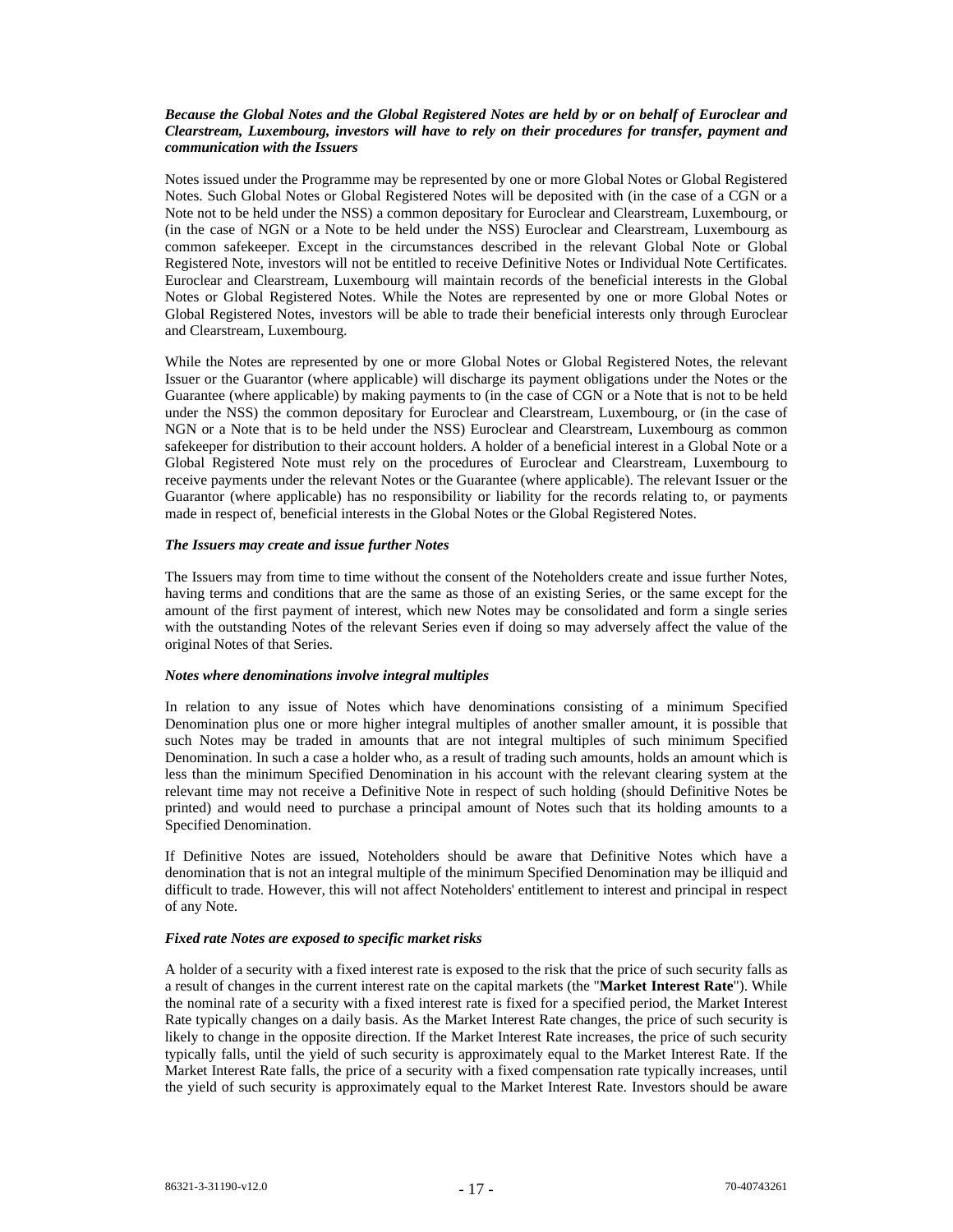***Because the Global Notes and the Global Registered Notes are held by or on behalf of Euroclear and Clearstream, Luxembourg, investors will have to rely on their procedures for transfer, payment and communication with the Issuers***

Notes issued under the Programme may be represented by one or more Global Notes or Global Registered Notes. Such Global Notes or Global Registered Notes will be deposited with (in the case of a CGN or a Note not to be held under the NSS) a common depositary for Euroclear and Clearstream, Luxembourg, or (in the case of NGN or a Note to be held under the NSS) Euroclear and Clearstream, Luxembourg as common safekeeper. Except in the circumstances described in the relevant Global Note or Global Registered Note, investors will not be entitled to receive Definitive Notes or Individual Note Certificates. Euroclear and Clearstream, Luxembourg will maintain records of the beneficial interests in the Global Notes or Global Registered Notes. While the Notes are represented by one or more Global Notes or Global Registered Notes, investors will be able to trade their beneficial interests only through Euroclear and Clearstream, Luxembourg.

While the Notes are represented by one or more Global Notes or Global Registered Notes, the relevant Issuer or the Guarantor (where applicable) will discharge its payment obligations under the Notes or the Guarantee (where applicable) by making payments to (in the case of CGN or a Note that is not to be held under the NSS) the common depositary for Euroclear and Clearstream, Luxembourg, or (in the case of NGN or a Note that is to be held under the NSS) Euroclear and Clearstream, Luxembourg as common safekeeper for distribution to their account holders. A holder of a beneficial interest in a Global Note or a Global Registered Note must rely on the procedures of Euroclear and Clearstream, Luxembourg to receive payments under the relevant Notes or the Guarantee (where applicable). The relevant Issuer or the Guarantor (where applicable) has no responsibility or liability for the records relating to, or payments made in respect of, beneficial interests in the Global Notes or the Global Registered Notes.

***The Issuers may create and issue further Notes***

The Issuers may from time to time without the consent of the Noteholders create and issue further Notes, having terms and conditions that are the same as those of an existing Series, or the same except for the amount of the first payment of interest, which new Notes may be consolidated and form a single series with the outstanding Notes of the relevant Series even if doing so may adversely affect the value of the original Notes of that Series.

***Notes where denominations involve integral multiples***

In relation to any issue of Notes which have denominations consisting of a minimum Specified Denomination plus one or more higher integral multiples of another smaller amount, it is possible that such Notes may be traded in amounts that are not integral multiples of such minimum Specified Denomination. In such a case a holder who, as a result of trading such amounts, holds an amount which is less than the minimum Specified Denomination in his account with the relevant clearing system at the relevant time may not receive a Definitive Note in respect of such holding (should Definitive Notes be printed) and would need to purchase a principal amount of Notes such that its holding amounts to a Specified Denomination.

If Definitive Notes are issued, Noteholders should be aware that Definitive Notes which have a denomination that is not an integral multiple of the minimum Specified Denomination may be illiquid and difficult to trade. However, this will not affect Noteholders' entitlement to interest and principal in respect of any Note.

***Fixed rate Notes are exposed to specific market risks***

A holder of a security with a fixed interest rate is exposed to the risk that the price of such security falls as a result of changes in the current interest rate on the capital markets (the "**Market Interest Rate**"). While the nominal rate of a security with a fixed interest rate is fixed for a specified period, the Market Interest Rate typically changes on a daily basis. As the Market Interest Rate changes, the price of such security is likely to change in the opposite direction. If the Market Interest Rate increases, the price of such security typically falls, until the yield of such security is approximately equal to the Market Interest Rate. If the Market Interest Rate falls, the price of a security with a fixed compensation rate typically increases, until the yield of such security is approximately equal to the Market Interest Rate. Investors should be aware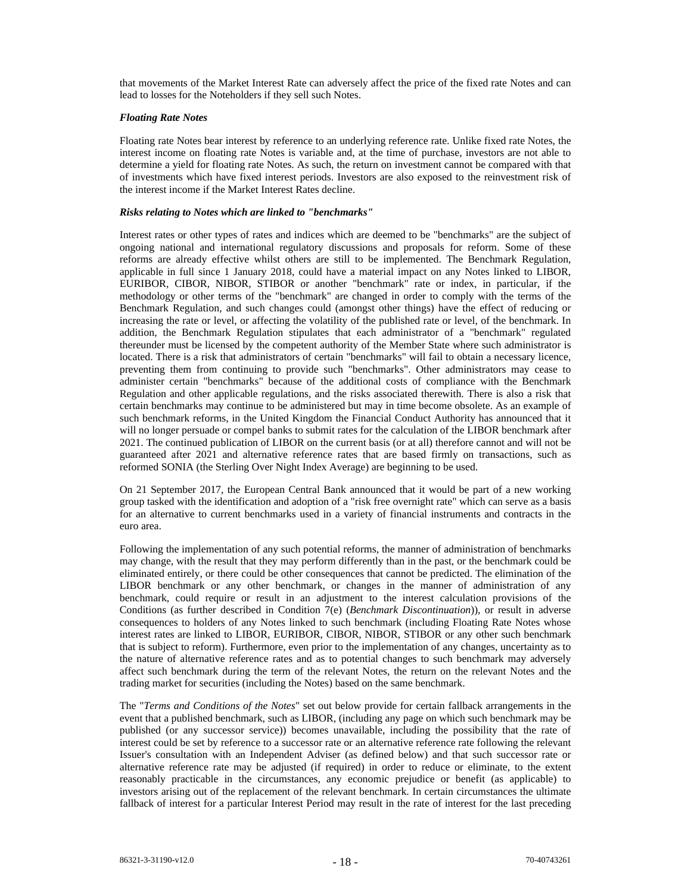that movements of the Market Interest Rate can adversely affect the price of the fixed rate Notes and can lead to losses for the Noteholders if they sell such Notes.

***Floating Rate Notes***

Floating rate Notes bear interest by reference to an underlying reference rate. Unlike fixed rate Notes, the interest income on floating rate Notes is variable and, at the time of purchase, investors are not able to determine a yield for floating rate Notes. As such, the return on investment cannot be compared with that of investments which have fixed interest periods. Investors are also exposed to the reinvestment risk of the interest income if the Market Interest Rates decline.

***Risks relating to Notes which are linked to "benchmarks"***

Interest rates or other types of rates and indices which are deemed to be "benchmarks" are the subject of ongoing national and international regulatory discussions and proposals for reform. Some of these reforms are already effective whilst others are still to be implemented. The Benchmark Regulation, applicable in full since 1 January 2018, could have a material impact on any Notes linked to LIBOR, EURIBOR, CIBOR, NIBOR, STIBOR or another "benchmark" rate or index, in particular, if the methodology or other terms of the "benchmark" are changed in order to comply with the terms of the Benchmark Regulation, and such changes could (amongst other things) have the effect of reducing or increasing the rate or level, or affecting the volatility of the published rate or level, of the benchmark. In addition, the Benchmark Regulation stipulates that each administrator of a "benchmark" regulated thereunder must be licensed by the competent authority of the Member State where such administrator is located. There is a risk that administrators of certain "benchmarks" will fail to obtain a necessary licence, preventing them from continuing to provide such "benchmarks". Other administrators may cease to administer certain "benchmarks" because of the additional costs of compliance with the Benchmark Regulation and other applicable regulations, and the risks associated therewith. There is also a risk that certain benchmarks may continue to be administered but may in time become obsolete. As an example of such benchmark reforms, in the United Kingdom the Financial Conduct Authority has announced that it will no longer persuade or compel banks to submit rates for the calculation of the LIBOR benchmark after 2021. The continued publication of LIBOR on the current basis (or at all) therefore cannot and will not be guaranteed after 2021 and alternative reference rates that are based firmly on transactions, such as reformed SONIA (the Sterling Over Night Index Average) are beginning to be used.

On 21 September 2017, the European Central Bank announced that it would be part of a new working group tasked with the identification and adoption of a "risk free overnight rate" which can serve as a basis for an alternative to current benchmarks used in a variety of financial instruments and contracts in the euro area.

Following the implementation of any such potential reforms, the manner of administration of benchmarks may change, with the result that they may perform differently than in the past, or the benchmark could be eliminated entirely, or there could be other consequences that cannot be predicted. The elimination of the LIBOR benchmark or any other benchmark, or changes in the manner of administration of any benchmark, could require or result in an adjustment to the interest calculation provisions of the Conditions (as further described in Condition 7(e) (*Benchmark Discontinuation*)), or result in adverse consequences to holders of any Notes linked to such benchmark (including Floating Rate Notes whose interest rates are linked to LIBOR, EURIBOR, CIBOR, NIBOR, STIBOR or any other such benchmark that is subject to reform). Furthermore, even prior to the implementation of any changes, uncertainty as to the nature of alternative reference rates and as to potential changes to such benchmark may adversely affect such benchmark during the term of the relevant Notes, the return on the relevant Notes and the trading market for securities (including the Notes) based on the same benchmark.

The "*Terms and Conditions of the Notes*" set out below provide for certain fallback arrangements in the event that a published benchmark, such as LIBOR, (including any page on which such benchmark may be published (or any successor service)) becomes unavailable, including the possibility that the rate of interest could be set by reference to a successor rate or an alternative reference rate following the relevant Issuer's consultation with an Independent Adviser (as defined below) and that such successor rate or alternative reference rate may be adjusted (if required) in order to reduce or eliminate, to the extent reasonably practicable in the circumstances, any economic prejudice or benefit (as applicable) to investors arising out of the replacement of the relevant benchmark. In certain circumstances the ultimate fallback of interest for a particular Interest Period may result in the rate of interest for the last preceding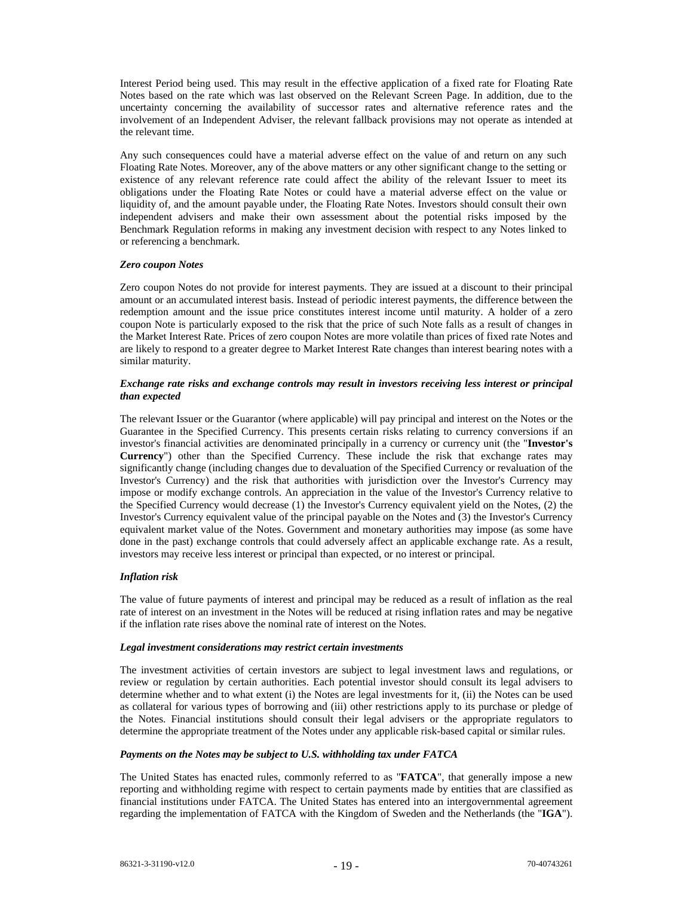Interest Period being used. This may result in the effective application of a fixed rate for Floating Rate Notes based on the rate which was last observed on the Relevant Screen Page. In addition, due to the uncertainty concerning the availability of successor rates and alternative reference rates and the involvement of an Independent Adviser, the relevant fallback provisions may not operate as intended at the relevant time.

Any such consequences could have a material adverse effect on the value of and return on any such Floating Rate Notes. Moreover, any of the above matters or any other significant change to the setting or existence of any relevant reference rate could affect the ability of the relevant Issuer to meet its obligations under the Floating Rate Notes or could have a material adverse effect on the value or liquidity of, and the amount payable under, the Floating Rate Notes. Investors should consult their own independent advisers and make their own assessment about the potential risks imposed by the Benchmark Regulation reforms in making any investment decision with respect to any Notes linked to or referencing a benchmark.

***Zero coupon Notes***

Zero coupon Notes do not provide for interest payments. They are issued at a discount to their principal amount or an accumulated interest basis. Instead of periodic interest payments, the difference between the redemption amount and the issue price constitutes interest income until maturity. A holder of a zero coupon Note is particularly exposed to the risk that the price of such Note falls as a result of changes in the Market Interest Rate. Prices of zero coupon Notes are more volatile than prices of fixed rate Notes and are likely to respond to a greater degree to Market Interest Rate changes than interest bearing notes with a similar maturity.

***Exchange rate risks and exchange controls may result in investors receiving less interest or principal than expected***

The relevant Issuer or the Guarantor (where applicable) will pay principal and interest on the Notes or the Guarantee in the Specified Currency. This presents certain risks relating to currency conversions if an investor's financial activities are denominated principally in a currency or currency unit (the "**Investor's Currency**") other than the Specified Currency. These include the risk that exchange rates may significantly change (including changes due to devaluation of the Specified Currency or revaluation of the Investor's Currency) and the risk that authorities with jurisdiction over the Investor's Currency may impose or modify exchange controls. An appreciation in the value of the Investor's Currency relative to the Specified Currency would decrease (1) the Investor's Currency equivalent yield on the Notes, (2) the Investor's Currency equivalent value of the principal payable on the Notes and (3) the Investor's Currency equivalent market value of the Notes. Government and monetary authorities may impose (as some have done in the past) exchange controls that could adversely affect an applicable exchange rate. As a result, investors may receive less interest or principal than expected, or no interest or principal.

***Inflation risk***

The value of future payments of interest and principal may be reduced as a result of inflation as the real rate of interest on an investment in the Notes will be reduced at rising inflation rates and may be negative if the inflation rate rises above the nominal rate of interest on the Notes.

***Legal investment considerations may restrict certain investments***

The investment activities of certain investors are subject to legal investment laws and regulations, or review or regulation by certain authorities. Each potential investor should consult its legal advisers to determine whether and to what extent (i) the Notes are legal investments for it, (ii) the Notes can be used as collateral for various types of borrowing and (iii) other restrictions apply to its purchase or pledge of the Notes. Financial institutions should consult their legal advisers or the appropriate regulators to determine the appropriate treatment of the Notes under any applicable risk-based capital or similar rules.

***Payments on the Notes may be subject to U.S. withholding tax under FATCA***

The United States has enacted rules, commonly referred to as "**FATCA**", that generally impose a new reporting and withholding regime with respect to certain payments made by entities that are classified as financial institutions under FATCA. The United States has entered into an intergovernmental agreement regarding the implementation of FATCA with the Kingdom of Sweden and the Netherlands (the "**IGA**").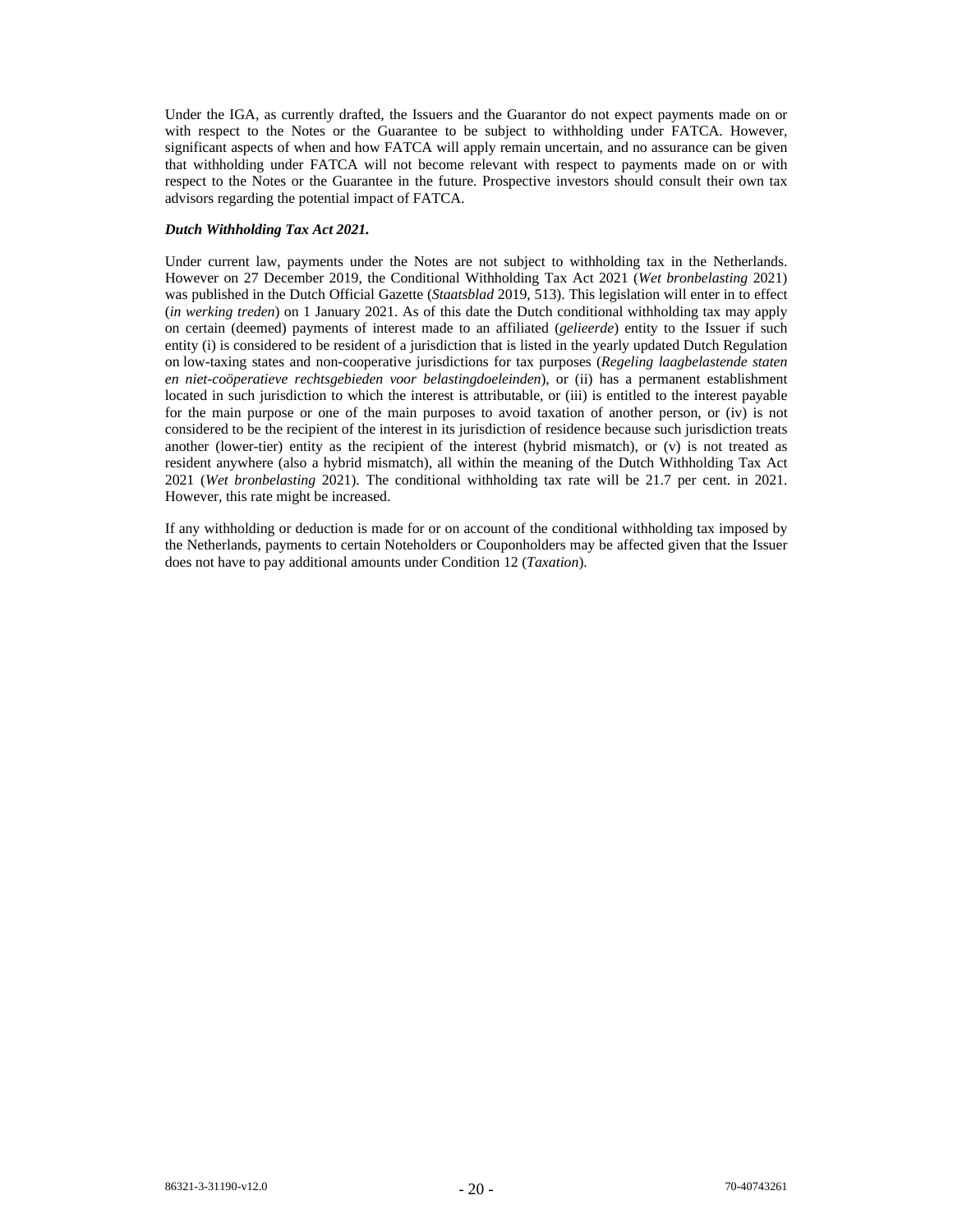Under the IGA, as currently drafted, the Issuers and the Guarantor do not expect payments made on or with respect to the Notes or the Guarantee to be subject to withholding under FATCA. However, significant aspects of when and how FATCA will apply remain uncertain, and no assurance can be given that withholding under FATCA will not become relevant with respect to payments made on or with respect to the Notes or the Guarantee in the future. Prospective investors should consult their own tax advisors regarding the potential impact of FATCA.

***Dutch Withholding Tax Act 2021.***

Under current law, payments under the Notes are not subject to withholding tax in the Netherlands. However on 27 December 2019, the Conditional Withholding Tax Act 2021 (*Wet bronbelasting* 2021) was published in the Dutch Official Gazette (*Staatsblad* 2019, 513). This legislation will enter in to effect (*in werking treden*) on 1 January 2021. As of this date the Dutch conditional withholding tax may apply on certain (deemed) payments of interest made to an affiliated (*gelieerde*) entity to the Issuer if such entity (i) is considered to be resident of a jurisdiction that is listed in the yearly updated Dutch Regulation on low-taxing states and non-cooperative jurisdictions for tax purposes (*Regeling laagbelastende staten en niet-coöperatieve rechtsgebieden voor belastingdoeleinden*), or (ii) has a permanent establishment located in such jurisdiction to which the interest is attributable, or (iii) is entitled to the interest payable for the main purpose or one of the main purposes to avoid taxation of another person, or (iv) is not considered to be the recipient of the interest in its jurisdiction of residence because such jurisdiction treats another (lower-tier) entity as the recipient of the interest (hybrid mismatch), or (v) is not treated as resident anywhere (also a hybrid mismatch), all within the meaning of the Dutch Withholding Tax Act 2021 (*Wet bronbelasting* 2021). The conditional withholding tax rate will be 21.7 per cent. in 2021. However, this rate might be increased.

If any withholding or deduction is made for or on account of the conditional withholding tax imposed by the Netherlands, payments to certain Noteholders or Couponholders may be affected given that the Issuer does not have to pay additional amounts under Condition 12 (*Taxation*).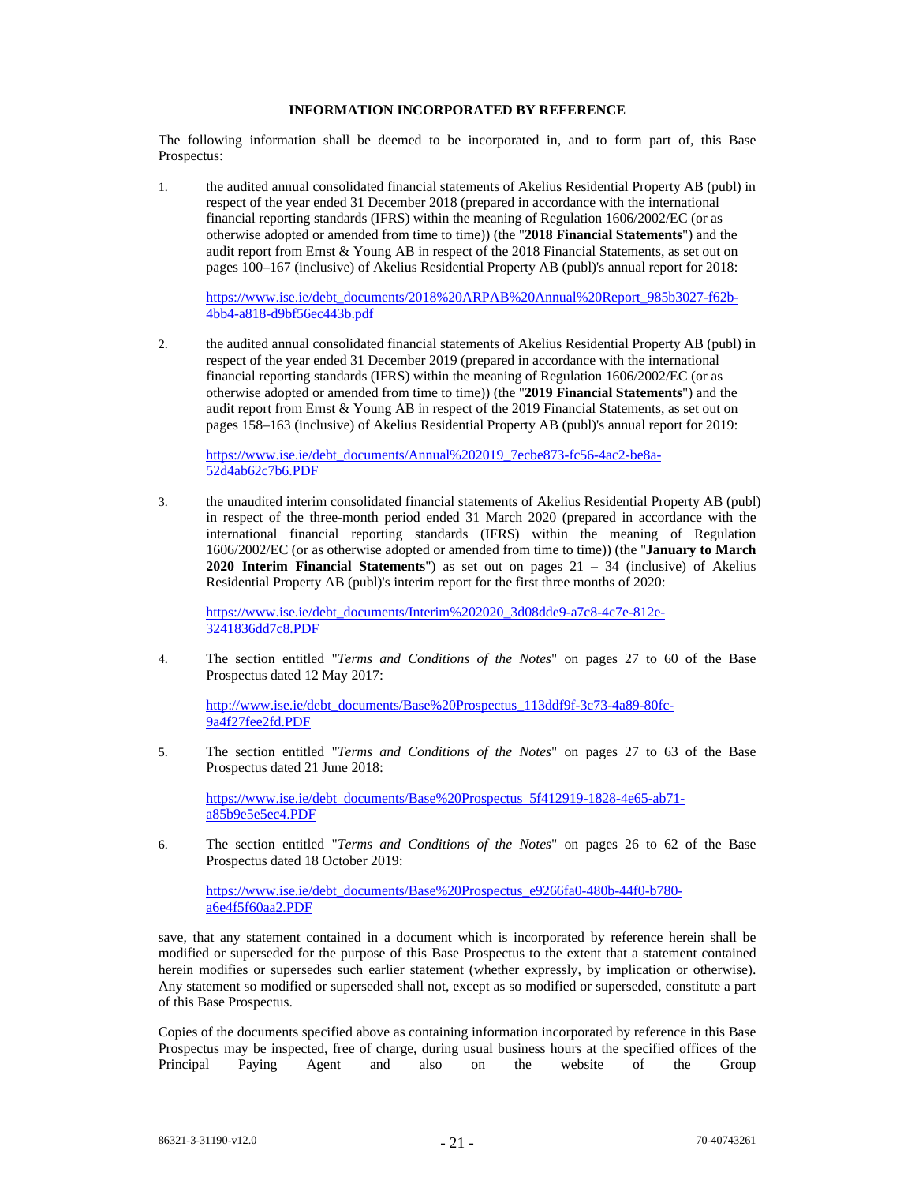## INFORMATION INCORPORATED BY REFERENCE

The following information shall be deemed to be incorporated in, and to form part of, this Base Prospectus:

1. the audited annual consolidated financial statements of Akelius Residential Property AB (publ) in respect of the year ended 31 December 2018 (prepared in accordance with the international financial reporting standards (IFRS) within the meaning of Regulation 1606/2002/EC (or as otherwise adopted or amended from time to time)) (the "**2018 Financial Statements**") and the audit report from Ernst & Young AB in respect of the 2018 Financial Statements, as set out on pages 100–167 (inclusive) of Akelius Residential Property AB (publ)'s annual report for 2018:

   https://www.ise.ie/debt_documents/2018%20ARPAB%20Annual%20Report_985b3027-f62b-4bb4-a818-d9bf56ec443b.pdf

2. the audited annual consolidated financial statements of Akelius Residential Property AB (publ) in respect of the year ended 31 December 2019 (prepared in accordance with the international financial reporting standards (IFRS) within the meaning of Regulation 1606/2002/EC (or as otherwise adopted or amended from time to time)) (the "**2019 Financial Statements**") and the audit report from Ernst & Young AB in respect of the 2019 Financial Statements, as set out on pages 158–163 (inclusive) of Akelius Residential Property AB (publ)'s annual report for 2019:

   https://www.ise.ie/debt_documents/Annual%202019_7ecbe873-fc56-4ac2-be8a-52d4ab62c7b6.PDF

3. the unaudited interim consolidated financial statements of Akelius Residential Property AB (publ) in respect of the three-month period ended 31 March 2020 (prepared in accordance with the international financial reporting standards (IFRS) within the meaning of Regulation 1606/2002/EC (or as otherwise adopted or amended from time to time)) (the "**January to March 2020 Interim Financial Statements**") as set out on pages 21 – 34 (inclusive) of Akelius Residential Property AB (publ)'s interim report for the first three months of 2020:

   https://www.ise.ie/debt_documents/Interim%202020_3d08dde9-a7c8-4c7e-812e-3241836dd7c8.PDF

4. The section entitled "*Terms and Conditions of the Notes*" on pages 27 to 60 of the Base Prospectus dated 12 May 2017:

   http://www.ise.ie/debt_documents/Base%20Prospectus_113ddf9f-3c73-4a89-80fc-9a4f27fee2fd.PDF

5. The section entitled "*Terms and Conditions of the Notes*" on pages 27 to 63 of the Base Prospectus dated 21 June 2018:

   https://www.ise.ie/debt_documents/Base%20Prospectus_5f412919-1828-4e65-ab71-a85b9e5e5ec4.PDF

6. The section entitled "*Terms and Conditions of the Notes*" on pages 26 to 62 of the Base Prospectus dated 18 October 2019:

   https://www.ise.ie/debt_documents/Base%20Prospectus_e9266fa0-480b-44f0-b780-a6e4f5f60aa2.PDF

save, that any statement contained in a document which is incorporated by reference herein shall be modified or superseded for the purpose of this Base Prospectus to the extent that a statement contained herein modifies or supersedes such earlier statement (whether expressly, by implication or otherwise). Any statement so modified or superseded shall not, except as so modified or superseded, constitute a part of this Base Prospectus.

Copies of the documents specified above as containing information incorporated by reference in this Base Prospectus may be inspected, free of charge, during usual business hours at the specified offices of the Principal Paying Agent and also on the website of the Group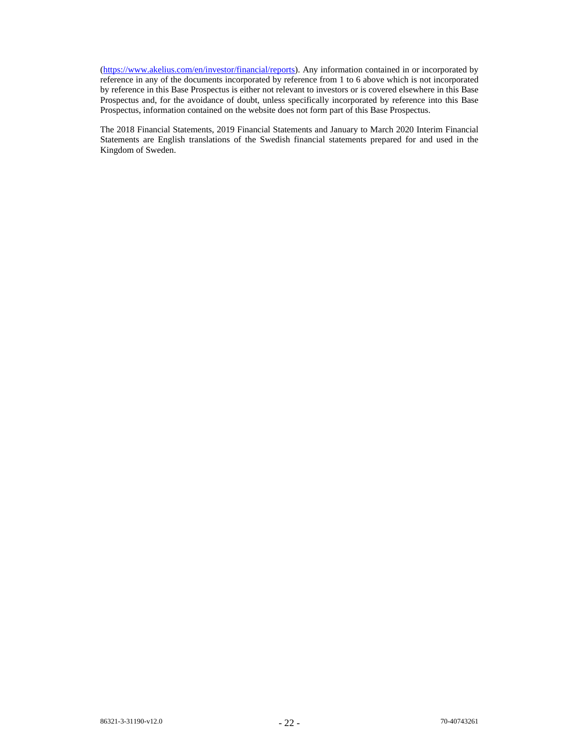([https://www.akelius.com/en/investor/financial/reports](https://www.akelius.com/en/investor/financial/reports)). Any information contained in or incorporated by reference in any of the documents incorporated by reference from 1 to 6 above which is not incorporated by reference in this Base Prospectus is either not relevant to investors or is covered elsewhere in this Base Prospectus and, for the avoidance of doubt, unless specifically incorporated by reference into this Base Prospectus, information contained on the website does not form part of this Base Prospectus.

The 2018 Financial Statements, 2019 Financial Statements and January to March 2020 Interim Financial Statements are English translations of the Swedish financial statements prepared for and used in the Kingdom of Sweden.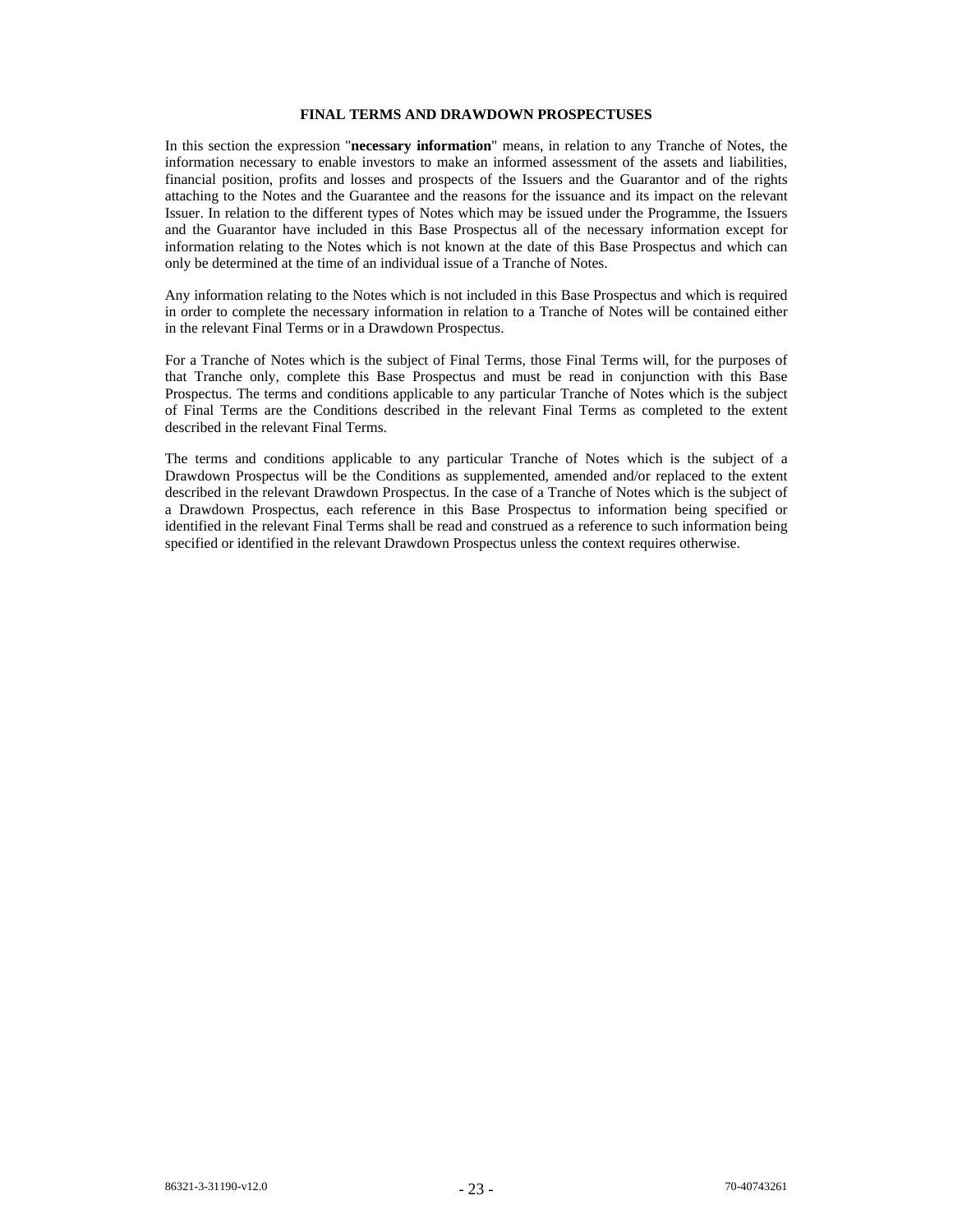## FINAL TERMS AND DRAWDOWN PROSPECTUSES

In this section the expression "**necessary information**" means, in relation to any Tranche of Notes, the information necessary to enable investors to make an informed assessment of the assets and liabilities, financial position, profits and losses and prospects of the Issuers and the Guarantor and of the rights attaching to the Notes and the Guarantee and the reasons for the issuance and its impact on the relevant Issuer. In relation to the different types of Notes which may be issued under the Programme, the Issuers and the Guarantor have included in this Base Prospectus all of the necessary information except for information relating to the Notes which is not known at the date of this Base Prospectus and which can only be determined at the time of an individual issue of a Tranche of Notes.

Any information relating to the Notes which is not included in this Base Prospectus and which is required in order to complete the necessary information in relation to a Tranche of Notes will be contained either in the relevant Final Terms or in a Drawdown Prospectus.

For a Tranche of Notes which is the subject of Final Terms, those Final Terms will, for the purposes of that Tranche only, complete this Base Prospectus and must be read in conjunction with this Base Prospectus. The terms and conditions applicable to any particular Tranche of Notes which is the subject of Final Terms are the Conditions described in the relevant Final Terms as completed to the extent described in the relevant Final Terms.

The terms and conditions applicable to any particular Tranche of Notes which is the subject of a Drawdown Prospectus will be the Conditions as supplemented, amended and/or replaced to the extent described in the relevant Drawdown Prospectus. In the case of a Tranche of Notes which is the subject of a Drawdown Prospectus, each reference in this Base Prospectus to information being specified or identified in the relevant Final Terms shall be read and construed as a reference to such information being specified or identified in the relevant Drawdown Prospectus unless the context requires otherwise.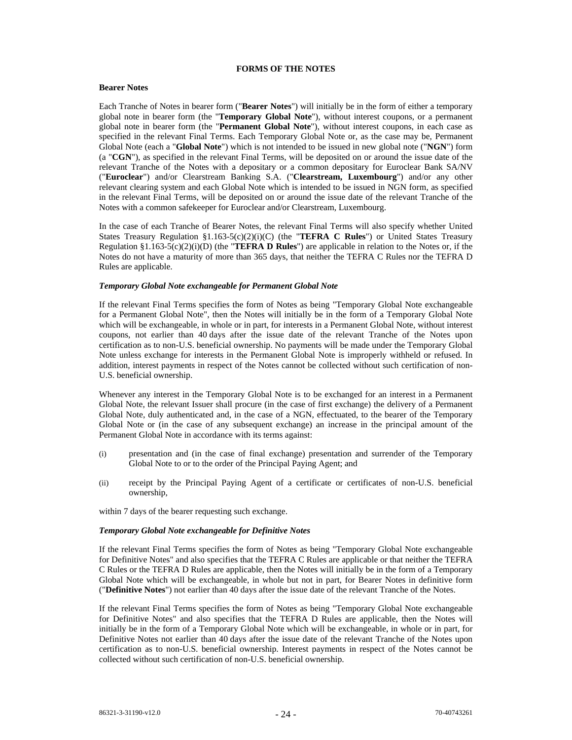# FORMS OF THE NOTES

## Bearer Notes

Each Tranche of Notes in bearer form ("**Bearer Notes**") will initially be in the form of either a temporary global note in bearer form (the "**Temporary Global Note**"), without interest coupons, or a permanent global note in bearer form (the "**Permanent Global Note**"), without interest coupons, in each case as specified in the relevant Final Terms. Each Temporary Global Note or, as the case may be, Permanent Global Note (each a "**Global Note**") which is not intended to be issued in new global note ("**NGN**") form (a "**CGN**"), as specified in the relevant Final Terms, will be deposited on or around the issue date of the relevant Tranche of the Notes with a depositary or a common depositary for Euroclear Bank SA/NV ("**Euroclear**") and/or Clearstream Banking S.A. ("**Clearstream, Luxembourg**") and/or any other relevant clearing system and each Global Note which is intended to be issued in NGN form, as specified in the relevant Final Terms, will be deposited on or around the issue date of the relevant Tranche of the Notes with a common safekeeper for Euroclear and/or Clearstream, Luxembourg.

In the case of each Tranche of Bearer Notes, the relevant Final Terms will also specify whether United States Treasury Regulation §1.163-5(c)(2)(i)(C) (the "**TEFRA C Rules**") or United States Treasury Regulation §1.163-5(c)(2)(i)(D) (the "**TEFRA D Rules**") are applicable in relation to the Notes or, if the Notes do not have a maturity of more than 365 days, that neither the TEFRA C Rules nor the TEFRA D Rules are applicable.

### *Temporary Global Note exchangeable for Permanent Global Note*

If the relevant Final Terms specifies the form of Notes as being "Temporary Global Note exchangeable for a Permanent Global Note", then the Notes will initially be in the form of a Temporary Global Note which will be exchangeable, in whole or in part, for interests in a Permanent Global Note, without interest coupons, not earlier than 40 days after the issue date of the relevant Tranche of the Notes upon certification as to non-U.S. beneficial ownership. No payments will be made under the Temporary Global Note unless exchange for interests in the Permanent Global Note is improperly withheld or refused. In addition, interest payments in respect of the Notes cannot be collected without such certification of non-U.S. beneficial ownership.

Whenever any interest in the Temporary Global Note is to be exchanged for an interest in a Permanent Global Note, the relevant Issuer shall procure (in the case of first exchange) the delivery of a Permanent Global Note, duly authenticated and, in the case of a NGN, effectuated, to the bearer of the Temporary Global Note or (in the case of any subsequent exchange) an increase in the principal amount of the Permanent Global Note in accordance with its terms against:

(i) presentation and (in the case of final exchange) presentation and surrender of the Temporary Global Note to or to the order of the Principal Paying Agent; and

(ii) receipt by the Principal Paying Agent of a certificate or certificates of non-U.S. beneficial ownership,

within 7 days of the bearer requesting such exchange.

### *Temporary Global Note exchangeable for Definitive Notes*

If the relevant Final Terms specifies the form of Notes as being "Temporary Global Note exchangeable for Definitive Notes" and also specifies that the TEFRA C Rules are applicable or that neither the TEFRA C Rules or the TEFRA D Rules are applicable, then the Notes will initially be in the form of a Temporary Global Note which will be exchangeable, in whole but not in part, for Bearer Notes in definitive form ("**Definitive Notes**") not earlier than 40 days after the issue date of the relevant Tranche of the Notes.

If the relevant Final Terms specifies the form of Notes as being "Temporary Global Note exchangeable for Definitive Notes" and also specifies that the TEFRA D Rules are applicable, then the Notes will initially be in the form of a Temporary Global Note which will be exchangeable, in whole or in part, for Definitive Notes not earlier than 40 days after the issue date of the relevant Tranche of the Notes upon certification as to non-U.S. beneficial ownership. Interest payments in respect of the Notes cannot be collected without such certification of non-U.S. beneficial ownership.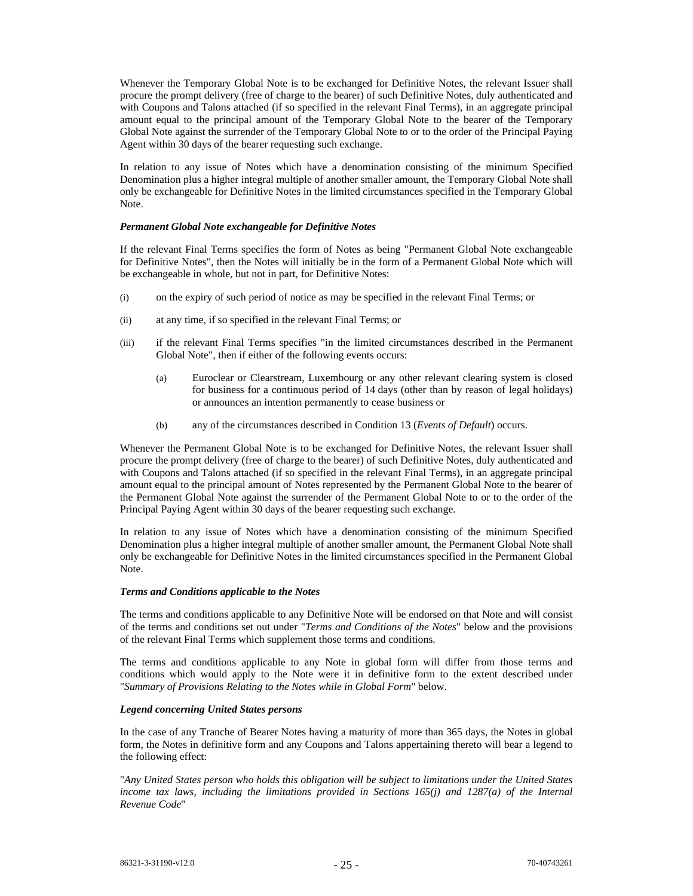Whenever the Temporary Global Note is to be exchanged for Definitive Notes, the relevant Issuer shall procure the prompt delivery (free of charge to the bearer) of such Definitive Notes, duly authenticated and with Coupons and Talons attached (if so specified in the relevant Final Terms), in an aggregate principal amount equal to the principal amount of the Temporary Global Note to the bearer of the Temporary Global Note against the surrender of the Temporary Global Note to or to the order of the Principal Paying Agent within 30 days of the bearer requesting such exchange.

In relation to any issue of Notes which have a denomination consisting of the minimum Specified Denomination plus a higher integral multiple of another smaller amount, the Temporary Global Note shall only be exchangeable for Definitive Notes in the limited circumstances specified in the Temporary Global Note.

***Permanent Global Note exchangeable for Definitive Notes***

If the relevant Final Terms specifies the form of Notes as being "Permanent Global Note exchangeable for Definitive Notes", then the Notes will initially be in the form of a Permanent Global Note which will be exchangeable in whole, but not in part, for Definitive Notes:

(i) on the expiry of such period of notice as may be specified in the relevant Final Terms; or

(ii) at any time, if so specified in the relevant Final Terms; or

(iii) if the relevant Final Terms specifies "in the limited circumstances described in the Permanent Global Note", then if either of the following events occurs:

  (a) Euroclear or Clearstream, Luxembourg or any other relevant clearing system is closed for business for a continuous period of 14 days (other than by reason of legal holidays) or announces an intention permanently to cease business or

  (b) any of the circumstances described in Condition 13 (*Events of Default*) occurs.

Whenever the Permanent Global Note is to be exchanged for Definitive Notes, the relevant Issuer shall procure the prompt delivery (free of charge to the bearer) of such Definitive Notes, duly authenticated and with Coupons and Talons attached (if so specified in the relevant Final Terms), in an aggregate principal amount equal to the principal amount of Notes represented by the Permanent Global Note to the bearer of the Permanent Global Note against the surrender of the Permanent Global Note to or to the order of the Principal Paying Agent within 30 days of the bearer requesting such exchange.

In relation to any issue of Notes which have a denomination consisting of the minimum Specified Denomination plus a higher integral multiple of another smaller amount, the Permanent Global Note shall only be exchangeable for Definitive Notes in the limited circumstances specified in the Permanent Global Note.

***Terms and Conditions applicable to the Notes***

The terms and conditions applicable to any Definitive Note will be endorsed on that Note and will consist of the terms and conditions set out under "*Terms and Conditions of the Notes*" below and the provisions of the relevant Final Terms which supplement those terms and conditions.

The terms and conditions applicable to any Note in global form will differ from those terms and conditions which would apply to the Note were it in definitive form to the extent described under "*Summary of Provisions Relating to the Notes while in Global Form*" below.

***Legend concerning United States persons***

In the case of any Tranche of Bearer Notes having a maturity of more than 365 days, the Notes in global form, the Notes in definitive form and any Coupons and Talons appertaining thereto will bear a legend to the following effect:

"*Any United States person who holds this obligation will be subject to limitations under the United States income tax laws, including the limitations provided in Sections 165(j) and 1287(a) of the Internal Revenue Code*"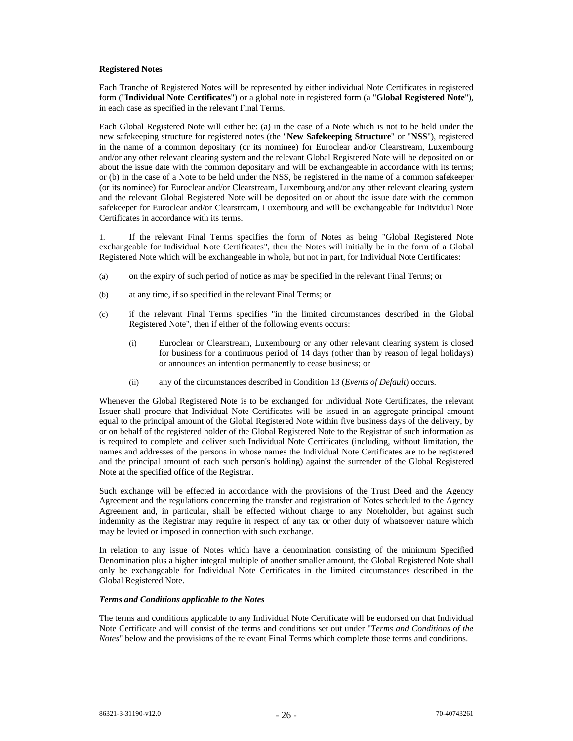**Registered Notes**

Each Tranche of Registered Notes will be represented by either individual Note Certificates in registered form ("**Individual Note Certificates**") or a global note in registered form (a "**Global Registered Note**"), in each case as specified in the relevant Final Terms.

Each Global Registered Note will either be: (a) in the case of a Note which is not to be held under the new safekeeping structure for registered notes (the "**New Safekeeping Structure**" or "**NSS**"), registered in the name of a common depositary (or its nominee) for Euroclear and/or Clearstream, Luxembourg and/or any other relevant clearing system and the relevant Global Registered Note will be deposited on or about the issue date with the common depositary and will be exchangeable in accordance with its terms; or (b) in the case of a Note to be held under the NSS, be registered in the name of a common safekeeper (or its nominee) for Euroclear and/or Clearstream, Luxembourg and/or any other relevant clearing system and the relevant Global Registered Note will be deposited on or about the issue date with the common safekeeper for Euroclear and/or Clearstream, Luxembourg and will be exchangeable for Individual Note Certificates in accordance with its terms.

1. If the relevant Final Terms specifies the form of Notes as being "Global Registered Note exchangeable for Individual Note Certificates", then the Notes will initially be in the form of a Global Registered Note which will be exchangeable in whole, but not in part, for Individual Note Certificates:

(a) on the expiry of such period of notice as may be specified in the relevant Final Terms; or

(b) at any time, if so specified in the relevant Final Terms; or

(c) if the relevant Final Terms specifies "in the limited circumstances described in the Global Registered Note", then if either of the following events occurs:

   (i) Euroclear or Clearstream, Luxembourg or any other relevant clearing system is closed for business for a continuous period of 14 days (other than by reason of legal holidays) or announces an intention permanently to cease business; or

   (ii) any of the circumstances described in Condition 13 (*Events of Default*) occurs.

Whenever the Global Registered Note is to be exchanged for Individual Note Certificates, the relevant Issuer shall procure that Individual Note Certificates will be issued in an aggregate principal amount equal to the principal amount of the Global Registered Note within five business days of the delivery, by or on behalf of the registered holder of the Global Registered Note to the Registrar of such information as is required to complete and deliver such Individual Note Certificates (including, without limitation, the names and addresses of the persons in whose names the Individual Note Certificates are to be registered and the principal amount of each such person's holding) against the surrender of the Global Registered Note at the specified office of the Registrar.

Such exchange will be effected in accordance with the provisions of the Trust Deed and the Agency Agreement and the regulations concerning the transfer and registration of Notes scheduled to the Agency Agreement and, in particular, shall be effected without charge to any Noteholder, but against such indemnity as the Registrar may require in respect of any tax or other duty of whatsoever nature which may be levied or imposed in connection with such exchange.

In relation to any issue of Notes which have a denomination consisting of the minimum Specified Denomination plus a higher integral multiple of another smaller amount, the Global Registered Note shall only be exchangeable for Individual Note Certificates in the limited circumstances described in the Global Registered Note.

***Terms and Conditions applicable to the Notes***

The terms and conditions applicable to any Individual Note Certificate will be endorsed on that Individual Note Certificate and will consist of the terms and conditions set out under "*Terms and Conditions of the Notes*" below and the provisions of the relevant Final Terms which complete those terms and conditions.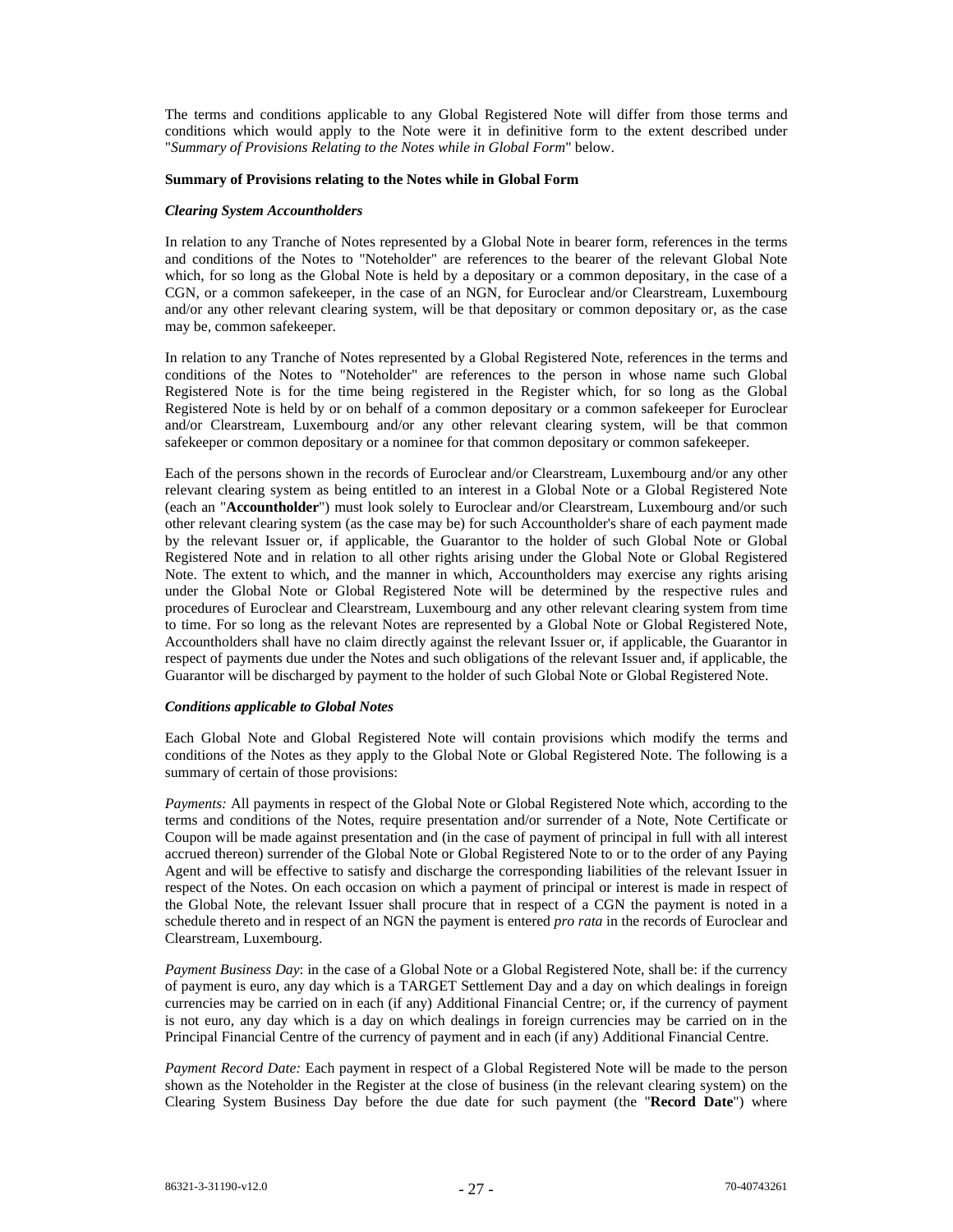The terms and conditions applicable to any Global Registered Note will differ from those terms and conditions which would apply to the Note were it in definitive form to the extent described under "*Summary of Provisions Relating to the Notes while in Global Form*" below.

**Summary of Provisions relating to the Notes while in Global Form**

***Clearing System Accountholders***

In relation to any Tranche of Notes represented by a Global Note in bearer form, references in the terms and conditions of the Notes to "Noteholder" are references to the bearer of the relevant Global Note which, for so long as the Global Note is held by a depositary or a common depositary, in the case of a CGN, or a common safekeeper, in the case of an NGN, for Euroclear and/or Clearstream, Luxembourg and/or any other relevant clearing system, will be that depositary or common depositary or, as the case may be, common safekeeper.

In relation to any Tranche of Notes represented by a Global Registered Note, references in the terms and conditions of the Notes to "Noteholder" are references to the person in whose name such Global Registered Note is for the time being registered in the Register which, for so long as the Global Registered Note is held by or on behalf of a common depositary or a common safekeeper for Euroclear and/or Clearstream, Luxembourg and/or any other relevant clearing system, will be that common safekeeper or common depositary or a nominee for that common depositary or common safekeeper.

Each of the persons shown in the records of Euroclear and/or Clearstream, Luxembourg and/or any other relevant clearing system as being entitled to an interest in a Global Note or a Global Registered Note (each an "**Accountholder**") must look solely to Euroclear and/or Clearstream, Luxembourg and/or such other relevant clearing system (as the case may be) for such Accountholder's share of each payment made by the relevant Issuer or, if applicable, the Guarantor to the holder of such Global Note or Global Registered Note and in relation to all other rights arising under the Global Note or Global Registered Note. The extent to which, and the manner in which, Accountholders may exercise any rights arising under the Global Note or Global Registered Note will be determined by the respective rules and procedures of Euroclear and Clearstream, Luxembourg and any other relevant clearing system from time to time. For so long as the relevant Notes are represented by a Global Note or Global Registered Note, Accountholders shall have no claim directly against the relevant Issuer or, if applicable, the Guarantor in respect of payments due under the Notes and such obligations of the relevant Issuer and, if applicable, the Guarantor will be discharged by payment to the holder of such Global Note or Global Registered Note.

***Conditions applicable to Global Notes***

Each Global Note and Global Registered Note will contain provisions which modify the terms and conditions of the Notes as they apply to the Global Note or Global Registered Note. The following is a summary of certain of those provisions:

*Payments:* All payments in respect of the Global Note or Global Registered Note which, according to the terms and conditions of the Notes, require presentation and/or surrender of a Note, Note Certificate or Coupon will be made against presentation and (in the case of payment of principal in full with all interest accrued thereon) surrender of the Global Note or Global Registered Note to or to the order of any Paying Agent and will be effective to satisfy and discharge the corresponding liabilities of the relevant Issuer in respect of the Notes. On each occasion on which a payment of principal or interest is made in respect of the Global Note, the relevant Issuer shall procure that in respect of a CGN the payment is noted in a schedule thereto and in respect of an NGN the payment is entered *pro rata* in the records of Euroclear and Clearstream, Luxembourg.

*Payment Business Day*: in the case of a Global Note or a Global Registered Note, shall be: if the currency of payment is euro, any day which is a TARGET Settlement Day and a day on which dealings in foreign currencies may be carried on in each (if any) Additional Financial Centre; or, if the currency of payment is not euro, any day which is a day on which dealings in foreign currencies may be carried on in the Principal Financial Centre of the currency of payment and in each (if any) Additional Financial Centre.

*Payment Record Date:* Each payment in respect of a Global Registered Note will be made to the person shown as the Noteholder in the Register at the close of business (in the relevant clearing system) on the Clearing System Business Day before the due date for such payment (the "**Record Date**") where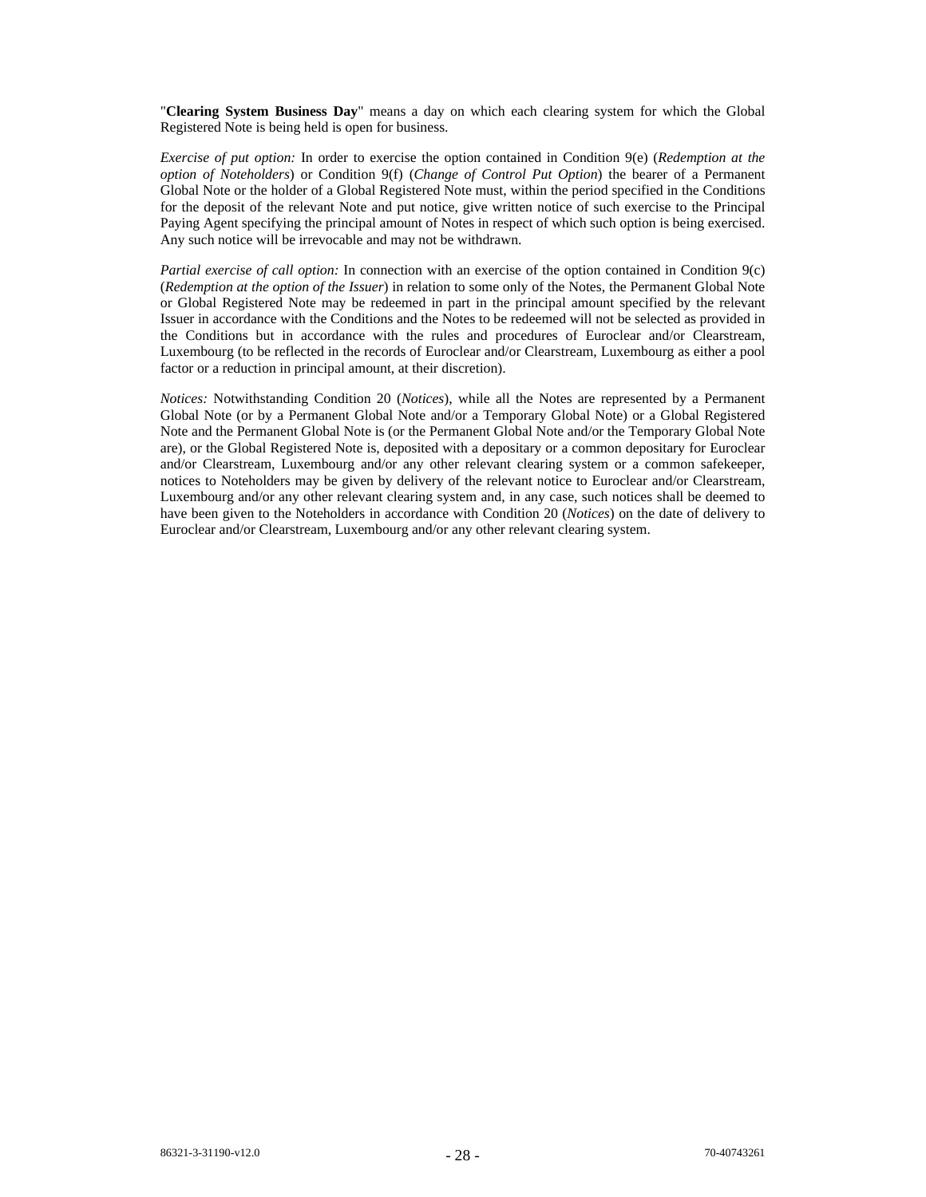"**Clearing System Business Day**" means a day on which each clearing system for which the Global Registered Note is being held is open for business.

*Exercise of put option:* In order to exercise the option contained in Condition 9(e) (*Redemption at the option of Noteholders*) or Condition 9(f) (*Change of Control Put Option*) the bearer of a Permanent Global Note or the holder of a Global Registered Note must, within the period specified in the Conditions for the deposit of the relevant Note and put notice, give written notice of such exercise to the Principal Paying Agent specifying the principal amount of Notes in respect of which such option is being exercised. Any such notice will be irrevocable and may not be withdrawn.

*Partial exercise of call option:* In connection with an exercise of the option contained in Condition 9(c) (*Redemption at the option of the Issuer*) in relation to some only of the Notes, the Permanent Global Note or Global Registered Note may be redeemed in part in the principal amount specified by the relevant Issuer in accordance with the Conditions and the Notes to be redeemed will not be selected as provided in the Conditions but in accordance with the rules and procedures of Euroclear and/or Clearstream, Luxembourg (to be reflected in the records of Euroclear and/or Clearstream, Luxembourg as either a pool factor or a reduction in principal amount, at their discretion).

*Notices:* Notwithstanding Condition 20 (*Notices*), while all the Notes are represented by a Permanent Global Note (or by a Permanent Global Note and/or a Temporary Global Note) or a Global Registered Note and the Permanent Global Note is (or the Permanent Global Note and/or the Temporary Global Note are), or the Global Registered Note is, deposited with a depositary or a common depositary for Euroclear and/or Clearstream, Luxembourg and/or any other relevant clearing system or a common safekeeper, notices to Noteholders may be given by delivery of the relevant notice to Euroclear and/or Clearstream, Luxembourg and/or any other relevant clearing system and, in any case, such notices shall be deemed to have been given to the Noteholders in accordance with Condition 20 (*Notices*) on the date of delivery to Euroclear and/or Clearstream, Luxembourg and/or any other relevant clearing system.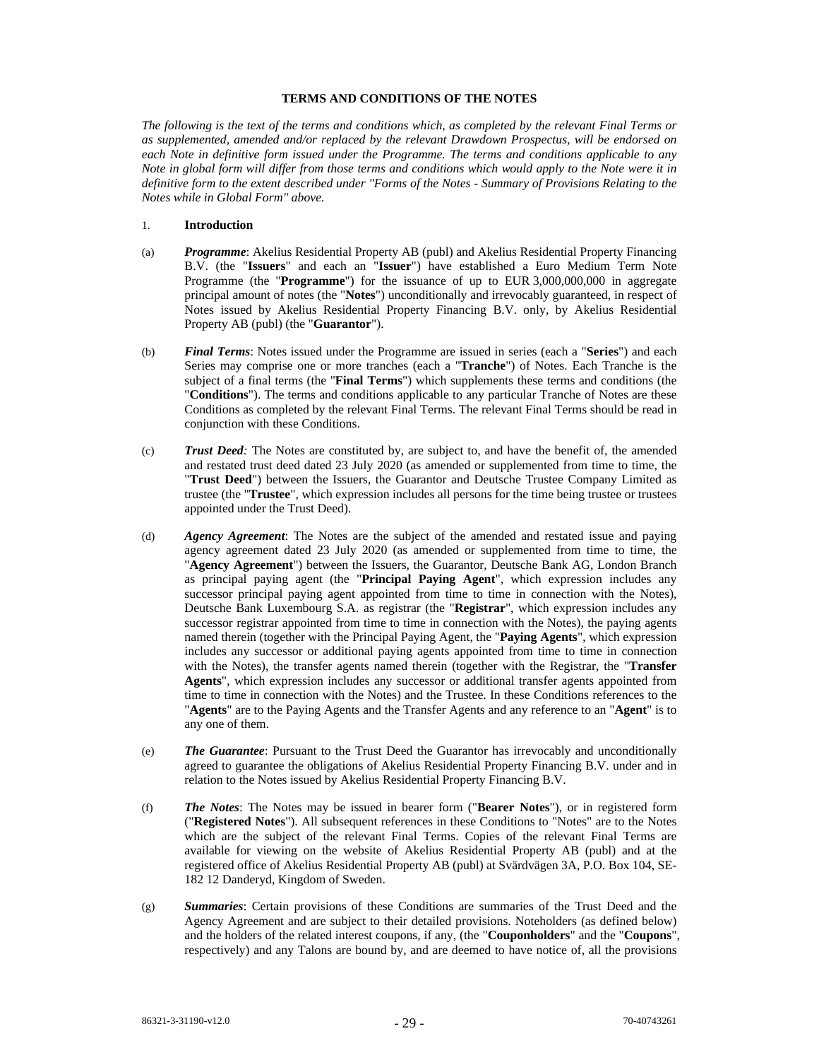## TERMS AND CONDITIONS OF THE NOTES

*The following is the text of the terms and conditions which, as completed by the relevant Final Terms or as supplemented, amended and/or replaced by the relevant Drawdown Prospectus, will be endorsed on each Note in definitive form issued under the Programme. The terms and conditions applicable to any Note in global form will differ from those terms and conditions which would apply to the Note were it in definitive form to the extent described under "Forms of the Notes - Summary of Provisions Relating to the Notes while in Global Form" above.*

1. **Introduction**

(a) ***Programme***: Akelius Residential Property AB (publ) and Akelius Residential Property Financing B.V. (the "**Issuers**" and each an "**Issuer**") have established a Euro Medium Term Note Programme (the "**Programme**") for the issuance of up to EUR 3,000,000,000 in aggregate principal amount of notes (the "**Notes**") unconditionally and irrevocably guaranteed, in respect of Notes issued by Akelius Residential Property Financing B.V. only, by Akelius Residential Property AB (publ) (the "**Guarantor**").

(b) ***Final Terms***: Notes issued under the Programme are issued in series (each a "**Series**") and each Series may comprise one or more tranches (each a "**Tranche**") of Notes. Each Tranche is the subject of a final terms (the "**Final Terms**") which supplements these terms and conditions (the "**Conditions**"). The terms and conditions applicable to any particular Tranche of Notes are these Conditions as completed by the relevant Final Terms. The relevant Final Terms should be read in conjunction with these Conditions.

(c) ***Trust Deed:*** The Notes are constituted by, are subject to, and have the benefit of, the amended and restated trust deed dated 23 July 2020 (as amended or supplemented from time to time, the "**Trust Deed**") between the Issuers, the Guarantor and Deutsche Trustee Company Limited as trustee (the "**Trustee**", which expression includes all persons for the time being trustee or trustees appointed under the Trust Deed).

(d) ***Agency Agreement***: The Notes are the subject of the amended and restated issue and paying agency agreement dated 23 July 2020 (as amended or supplemented from time to time, the "**Agency Agreement**") between the Issuers, the Guarantor, Deutsche Bank AG, London Branch as principal paying agent (the "**Principal Paying Agent**", which expression includes any successor principal paying agent appointed from time to time in connection with the Notes), Deutsche Bank Luxembourg S.A. as registrar (the "**Registrar**", which expression includes any successor registrar appointed from time to time in connection with the Notes), the paying agents named therein (together with the Principal Paying Agent, the "**Paying Agents**", which expression includes any successor or additional paying agents appointed from time to time in connection with the Notes), the transfer agents named therein (together with the Registrar, the "**Transfer Agents**", which expression includes any successor or additional transfer agents appointed from time to time in connection with the Notes) and the Trustee. In these Conditions references to the "**Agents**" are to the Paying Agents and the Transfer Agents and any reference to an "**Agent**" is to any one of them.

(e) ***The Guarantee***: Pursuant to the Trust Deed the Guarantor has irrevocably and unconditionally agreed to guarantee the obligations of Akelius Residential Property Financing B.V. under and in relation to the Notes issued by Akelius Residential Property Financing B.V.

(f) ***The Notes***: The Notes may be issued in bearer form ("**Bearer Notes**"), or in registered form ("**Registered Notes**"). All subsequent references in these Conditions to "Notes" are to the Notes which are the subject of the relevant Final Terms. Copies of the relevant Final Terms are available for viewing on the website of Akelius Residential Property AB (publ) and at the registered office of Akelius Residential Property AB (publ) at Svärdvägen 3A, P.O. Box 104, SE-182 12 Danderyd, Kingdom of Sweden.

(g) ***Summaries***: Certain provisions of these Conditions are summaries of the Trust Deed and the Agency Agreement and are subject to their detailed provisions. Noteholders (as defined below) and the holders of the related interest coupons, if any, (the "**Couponholders**" and the "**Coupons**", respectively) and any Talons are bound by, and are deemed to have notice of, all the provisions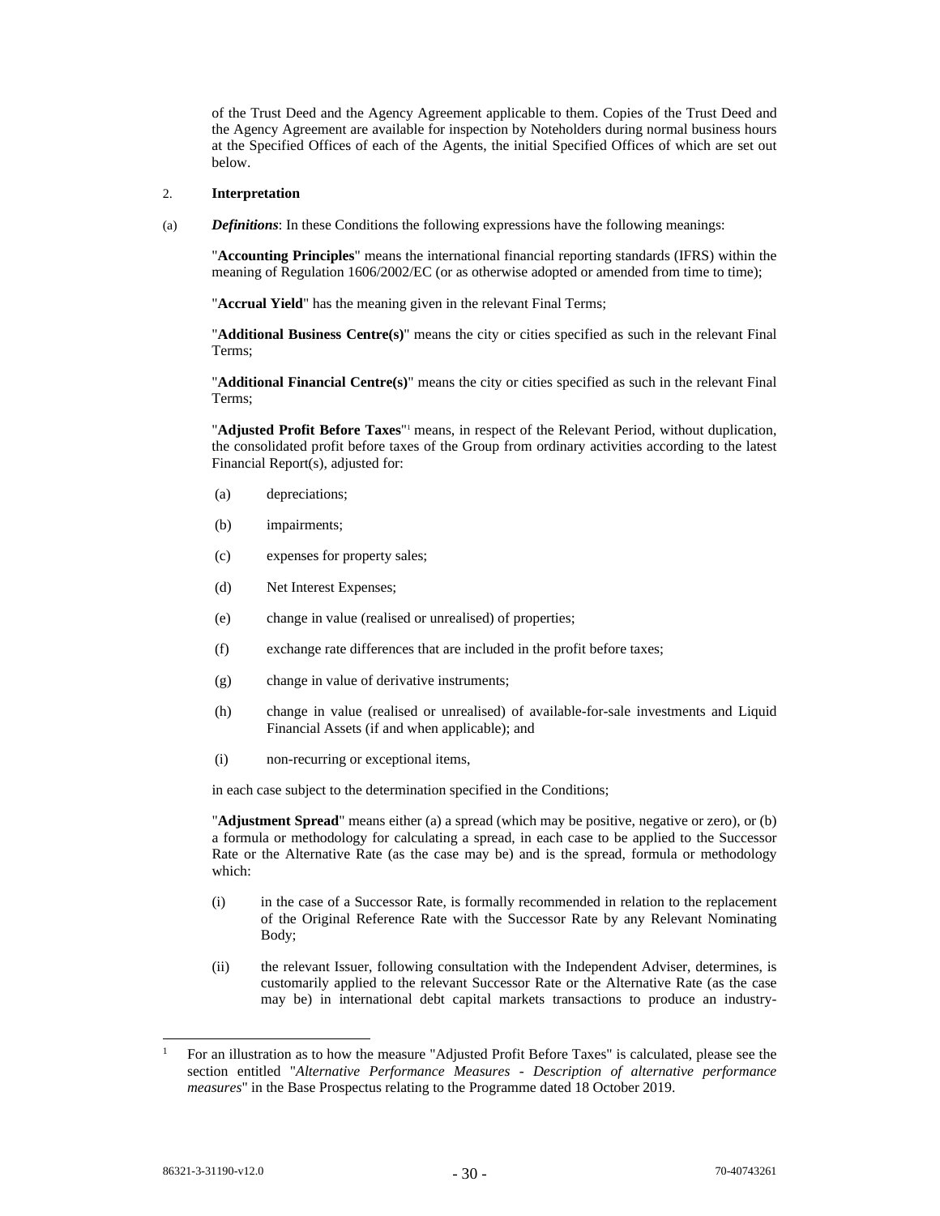of the Trust Deed and the Agency Agreement applicable to them. Copies of the Trust Deed and the Agency Agreement are available for inspection by Noteholders during normal business hours at the Specified Offices of each of the Agents, the initial Specified Offices of which are set out below.

2. **Interpretation**

(a) ***Definitions***: In these Conditions the following expressions have the following meanings:

"**Accounting Principles**" means the international financial reporting standards (IFRS) within the meaning of Regulation 1606/2002/EC (or as otherwise adopted or amended from time to time);

"**Accrual Yield**" has the meaning given in the relevant Final Terms;

"**Additional Business Centre(s)**" means the city or cities specified as such in the relevant Final Terms;

"**Additional Financial Centre(s)**" means the city or cities specified as such in the relevant Final Terms;

"**Adjusted Profit Before Taxes**"[1] means, in respect of the Relevant Period, without duplication, the consolidated profit before taxes of the Group from ordinary activities according to the latest Financial Report(s), adjusted for:

(a) depreciations;

(b) impairments;

(c) expenses for property sales;

(d) Net Interest Expenses;

(e) change in value (realised or unrealised) of properties;

(f) exchange rate differences that are included in the profit before taxes;

(g) change in value of derivative instruments;

(h) change in value (realised or unrealised) of available-for-sale investments and Liquid Financial Assets (if and when applicable); and

(i) non-recurring or exceptional items,

in each case subject to the determination specified in the Conditions;

"**Adjustment Spread**" means either (a) a spread (which may be positive, negative or zero), or (b) a formula or methodology for calculating a spread, in each case to be applied to the Successor Rate or the Alternative Rate (as the case may be) and is the spread, formula or methodology which:

(i) in the case of a Successor Rate, is formally recommended in relation to the replacement of the Original Reference Rate with the Successor Rate by any Relevant Nominating Body;

(ii) the relevant Issuer, following consultation with the Independent Adviser, determines, is customarily applied to the relevant Successor Rate or the Alternative Rate (as the case may be) in international debt capital markets transactions to produce an industry-

---

[1] For an illustration as to how the measure "Adjusted Profit Before Taxes" is calculated, please see the section entitled "*Alternative Performance Measures - Description of alternative performance measures*" in the Base Prospectus relating to the Programme dated 18 October 2019.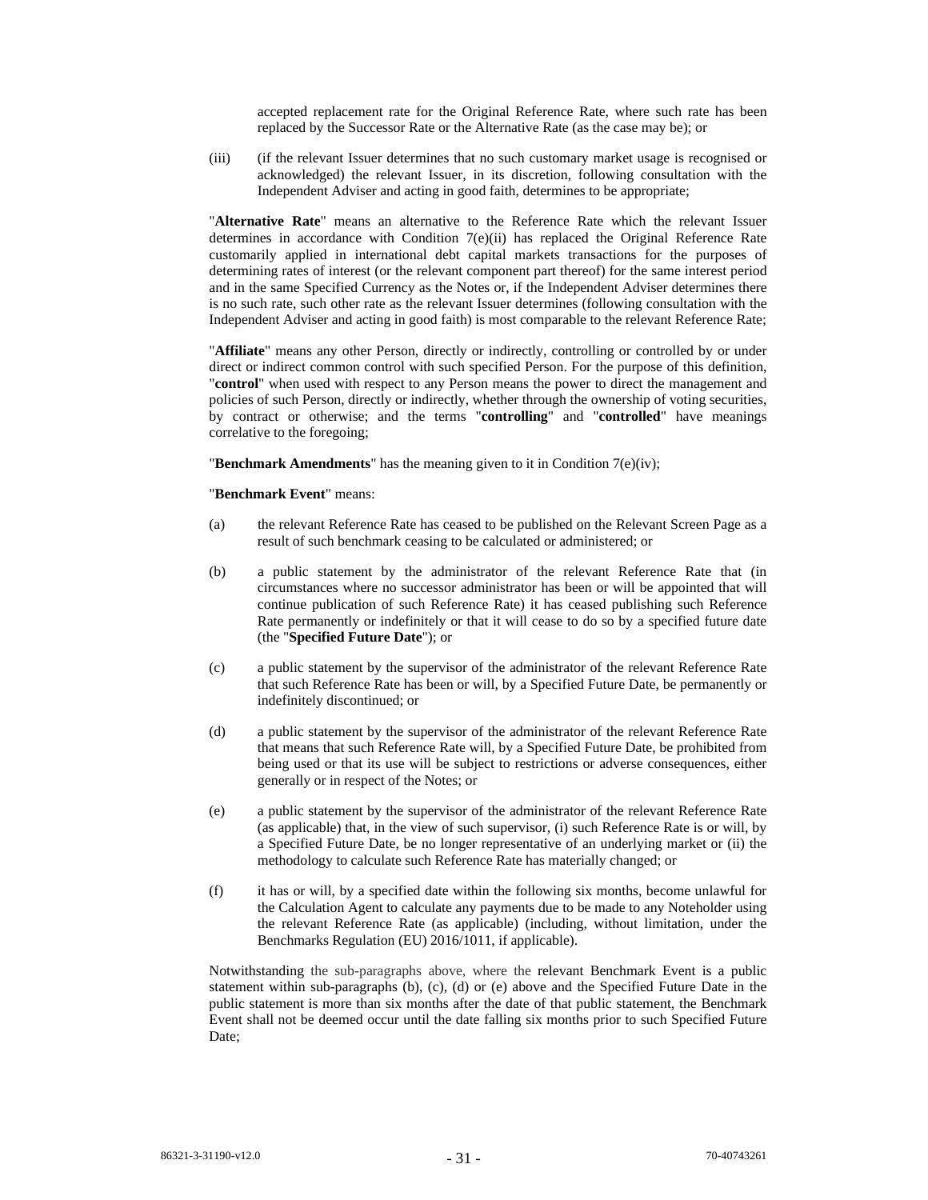accepted replacement rate for the Original Reference Rate, where such rate has been replaced by the Successor Rate or the Alternative Rate (as the case may be); or

(iii) (if the relevant Issuer determines that no such customary market usage is recognised or acknowledged) the relevant Issuer, in its discretion, following consultation with the Independent Adviser and acting in good faith, determines to be appropriate;

"**Alternative Rate**" means an alternative to the Reference Rate which the relevant Issuer determines in accordance with Condition 7(e)(ii) has replaced the Original Reference Rate customarily applied in international debt capital markets transactions for the purposes of determining rates of interest (or the relevant component part thereof) for the same interest period and in the same Specified Currency as the Notes or, if the Independent Adviser determines there is no such rate, such other rate as the relevant Issuer determines (following consultation with the Independent Adviser and acting in good faith) is most comparable to the relevant Reference Rate;

"**Affiliate**" means any other Person, directly or indirectly, controlling or controlled by or under direct or indirect common control with such specified Person. For the purpose of this definition, "**control**" when used with respect to any Person means the power to direct the management and policies of such Person, directly or indirectly, whether through the ownership of voting securities, by contract or otherwise; and the terms "**controlling**" and "**controlled**" have meanings correlative to the foregoing;

"**Benchmark Amendments**" has the meaning given to it in Condition 7(e)(iv);

"**Benchmark Event**" means:

(a) the relevant Reference Rate has ceased to be published on the Relevant Screen Page as a result of such benchmark ceasing to be calculated or administered; or

(b) a public statement by the administrator of the relevant Reference Rate that (in circumstances where no successor administrator has been or will be appointed that will continue publication of such Reference Rate) it has ceased publishing such Reference Rate permanently or indefinitely or that it will cease to do so by a specified future date (the "**Specified Future Date**"); or

(c) a public statement by the supervisor of the administrator of the relevant Reference Rate that such Reference Rate has been or will, by a Specified Future Date, be permanently or indefinitely discontinued; or

(d) a public statement by the supervisor of the administrator of the relevant Reference Rate that means that such Reference Rate will, by a Specified Future Date, be prohibited from being used or that its use will be subject to restrictions or adverse consequences, either generally or in respect of the Notes; or

(e) a public statement by the supervisor of the administrator of the relevant Reference Rate (as applicable) that, in the view of such supervisor, (i) such Reference Rate is or will, by a Specified Future Date, be no longer representative of an underlying market or (ii) the methodology to calculate such Reference Rate has materially changed; or

(f) it has or will, by a specified date within the following six months, become unlawful for the Calculation Agent to calculate any payments due to be made to any Noteholder using the relevant Reference Rate (as applicable) (including, without limitation, under the Benchmarks Regulation (EU) 2016/1011, if applicable).

Notwithstanding the sub-paragraphs above, where the relevant Benchmark Event is a public statement within sub-paragraphs (b), (c), (d) or (e) above and the Specified Future Date in the public statement is more than six months after the date of that public statement, the Benchmark Event shall not be deemed occur until the date falling six months prior to such Specified Future Date;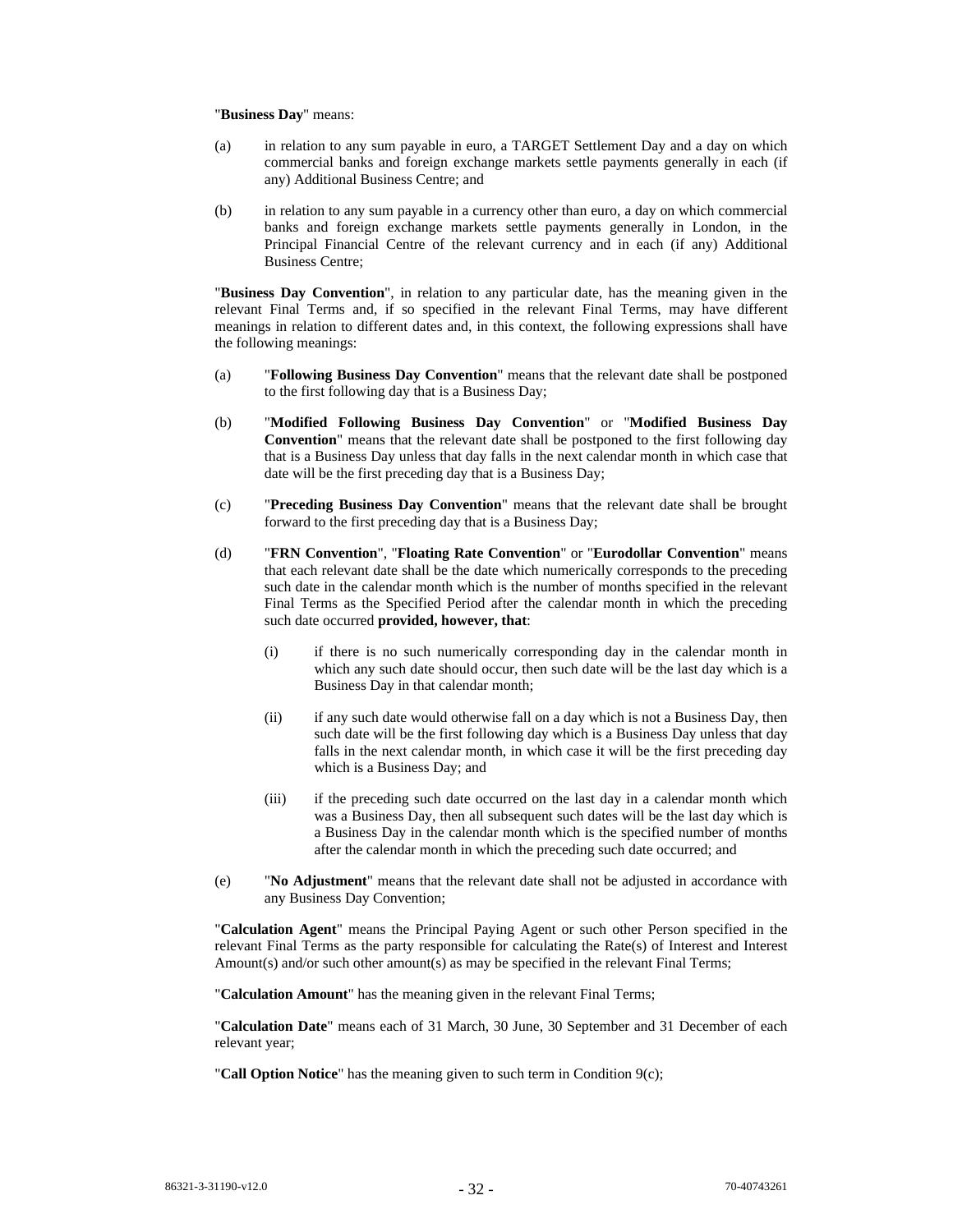"**Business Day**" means:

(a) in relation to any sum payable in euro, a TARGET Settlement Day and a day on which commercial banks and foreign exchange markets settle payments generally in each (if any) Additional Business Centre; and

(b) in relation to any sum payable in a currency other than euro, a day on which commercial banks and foreign exchange markets settle payments generally in London, in the Principal Financial Centre of the relevant currency and in each (if any) Additional Business Centre;

"**Business Day Convention**", in relation to any particular date, has the meaning given in the relevant Final Terms and, if so specified in the relevant Final Terms, may have different meanings in relation to different dates and, in this context, the following expressions shall have the following meanings:

(a) "**Following Business Day Convention**" means that the relevant date shall be postponed to the first following day that is a Business Day;

(b) "**Modified Following Business Day Convention**" or "**Modified Business Day Convention**" means that the relevant date shall be postponed to the first following day that is a Business Day unless that day falls in the next calendar month in which case that date will be the first preceding day that is a Business Day;

(c) "**Preceding Business Day Convention**" means that the relevant date shall be brought forward to the first preceding day that is a Business Day;

(d) "**FRN Convention**", "**Floating Rate Convention**" or "**Eurodollar Convention**" means that each relevant date shall be the date which numerically corresponds to the preceding such date in the calendar month which is the number of months specified in the relevant Final Terms as the Specified Period after the calendar month in which the preceding such date occurred **provided, however, that**:

   (i) if there is no such numerically corresponding day in the calendar month in which any such date should occur, then such date will be the last day which is a Business Day in that calendar month;

   (ii) if any such date would otherwise fall on a day which is not a Business Day, then such date will be the first following day which is a Business Day unless that day falls in the next calendar month, in which case it will be the first preceding day which is a Business Day; and

   (iii) if the preceding such date occurred on the last day in a calendar month which was a Business Day, then all subsequent such dates will be the last day which is a Business Day in the calendar month which is the specified number of months after the calendar month in which the preceding such date occurred; and

(e) "**No Adjustment**" means that the relevant date shall not be adjusted in accordance with any Business Day Convention;

"**Calculation Agent**" means the Principal Paying Agent or such other Person specified in the relevant Final Terms as the party responsible for calculating the Rate(s) of Interest and Interest Amount(s) and/or such other amount(s) as may be specified in the relevant Final Terms;

"**Calculation Amount**" has the meaning given in the relevant Final Terms;

"**Calculation Date**" means each of 31 March, 30 June, 30 September and 31 December of each relevant year;

"**Call Option Notice**" has the meaning given to such term in Condition 9(c);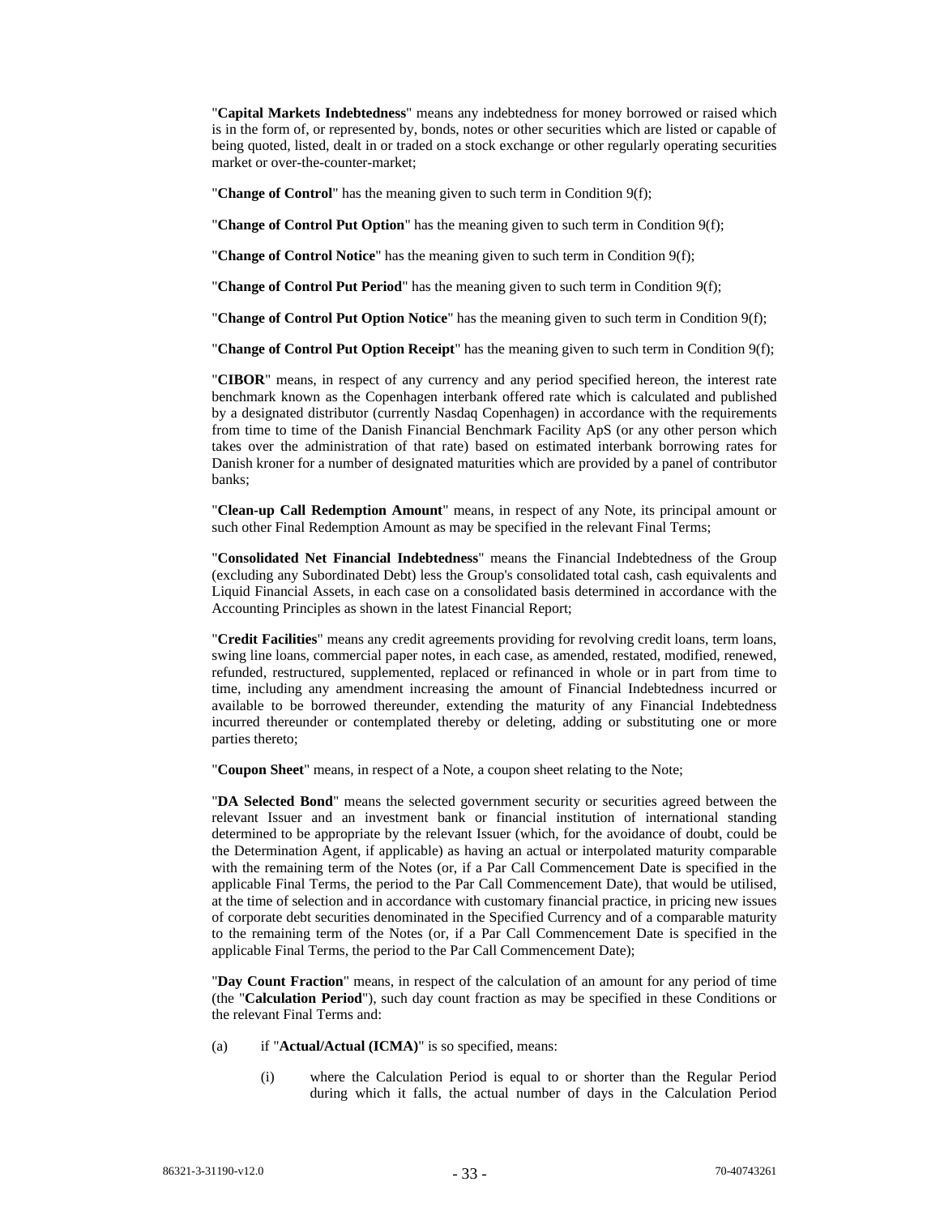"**Capital Markets Indebtedness**" means any indebtedness for money borrowed or raised which is in the form of, or represented by, bonds, notes or other securities which are listed or capable of being quoted, listed, dealt in or traded on a stock exchange or other regularly operating securities market or over-the-counter-market;

"**Change of Control**" has the meaning given to such term in Condition 9(f);

"**Change of Control Put Option**" has the meaning given to such term in Condition 9(f);

"**Change of Control Notice**" has the meaning given to such term in Condition 9(f);

"**Change of Control Put Period**" has the meaning given to such term in Condition 9(f);

"**Change of Control Put Option Notice**" has the meaning given to such term in Condition 9(f);

"**Change of Control Put Option Receipt**" has the meaning given to such term in Condition 9(f);

"**CIBOR**" means, in respect of any currency and any period specified hereon, the interest rate benchmark known as the Copenhagen interbank offered rate which is calculated and published by a designated distributor (currently Nasdaq Copenhagen) in accordance with the requirements from time to time of the Danish Financial Benchmark Facility ApS (or any other person which takes over the administration of that rate) based on estimated interbank borrowing rates for Danish kroner for a number of designated maturities which are provided by a panel of contributor banks;

"**Clean-up Call Redemption Amount**" means, in respect of any Note, its principal amount or such other Final Redemption Amount as may be specified in the relevant Final Terms;

"**Consolidated Net Financial Indebtedness**" means the Financial Indebtedness of the Group (excluding any Subordinated Debt) less the Group's consolidated total cash, cash equivalents and Liquid Financial Assets, in each case on a consolidated basis determined in accordance with the Accounting Principles as shown in the latest Financial Report;

"**Credit Facilities**" means any credit agreements providing for revolving credit loans, term loans, swing line loans, commercial paper notes, in each case, as amended, restated, modified, renewed, refunded, restructured, supplemented, replaced or refinanced in whole or in part from time to time, including any amendment increasing the amount of Financial Indebtedness incurred or available to be borrowed thereunder, extending the maturity of any Financial Indebtedness incurred thereunder or contemplated thereby or deleting, adding or substituting one or more parties thereto;

"**Coupon Sheet**" means, in respect of a Note, a coupon sheet relating to the Note;

"**DA Selected Bond**" means the selected government security or securities agreed between the relevant Issuer and an investment bank or financial institution of international standing determined to be appropriate by the relevant Issuer (which, for the avoidance of doubt, could be the Determination Agent, if applicable) as having an actual or interpolated maturity comparable with the remaining term of the Notes (or, if a Par Call Commencement Date is specified in the applicable Final Terms, the period to the Par Call Commencement Date), that would be utilised, at the time of selection and in accordance with customary financial practice, in pricing new issues of corporate debt securities denominated in the Specified Currency and of a comparable maturity to the remaining term of the Notes (or, if a Par Call Commencement Date is specified in the applicable Final Terms, the period to the Par Call Commencement Date);

"**Day Count Fraction**" means, in respect of the calculation of an amount for any period of time (the "**Calculation Period**"), such day count fraction as may be specified in these Conditions or the relevant Final Terms and:

(a) if "**Actual/Actual (ICMA)**" is so specified, means:

   (i) where the Calculation Period is equal to or shorter than the Regular Period during which it falls, the actual number of days in the Calculation Period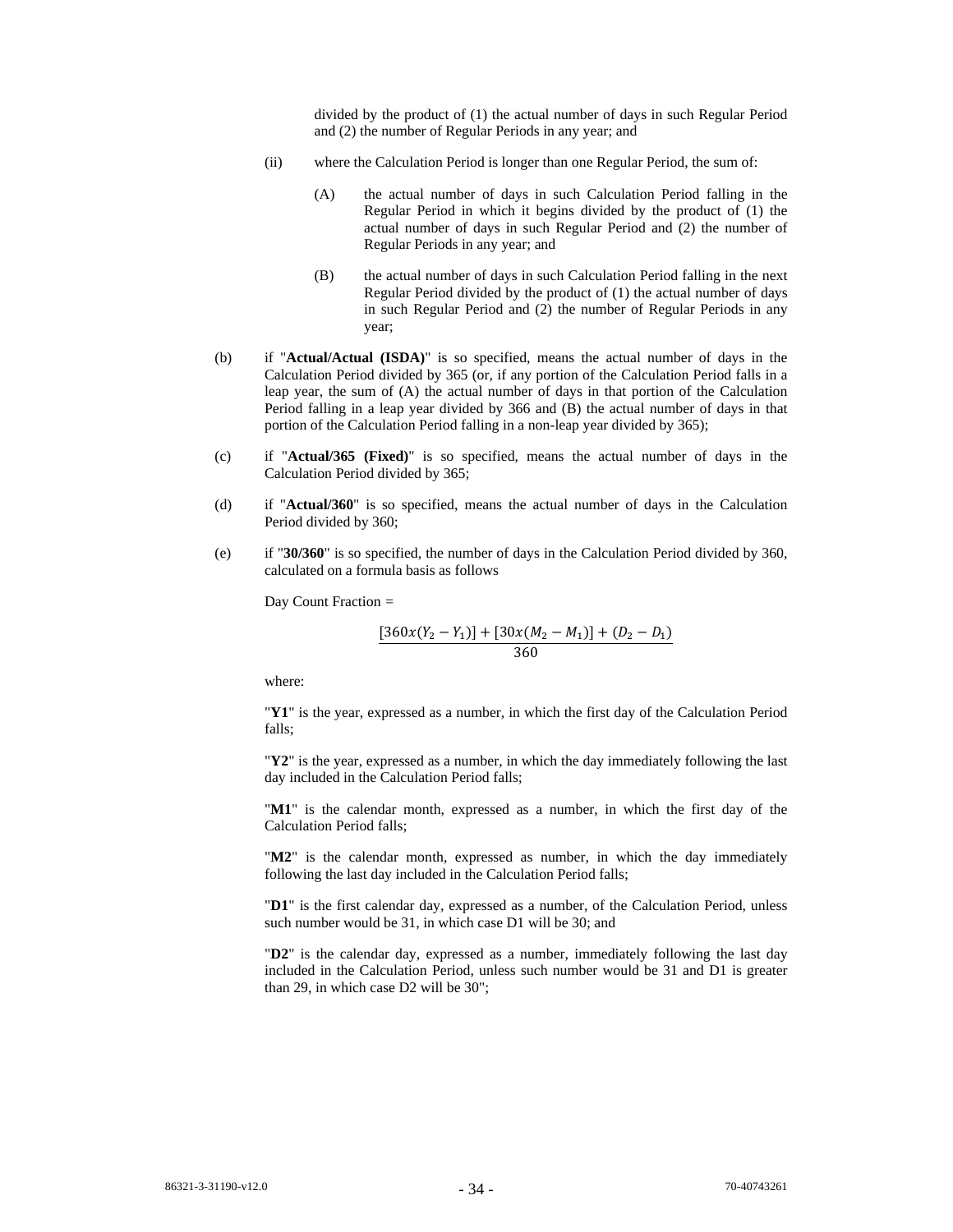divided by the product of (1) the actual number of days in such Regular Period and (2) the number of Regular Periods in any year; and

(ii) where the Calculation Period is longer than one Regular Period, the sum of:

(A) the actual number of days in such Calculation Period falling in the Regular Period in which it begins divided by the product of (1) the actual number of days in such Regular Period and (2) the number of Regular Periods in any year; and

(B) the actual number of days in such Calculation Period falling in the next Regular Period divided by the product of (1) the actual number of days in such Regular Period and (2) the number of Regular Periods in any year;

(b) if "**Actual/Actual (ISDA)**" is so specified, means the actual number of days in the Calculation Period divided by 365 (or, if any portion of the Calculation Period falls in a leap year, the sum of (A) the actual number of days in that portion of the Calculation Period falling in a leap year divided by 366 and (B) the actual number of days in that portion of the Calculation Period falling in a non-leap year divided by 365);

(c) if "**Actual/365 (Fixed)**" is so specified, means the actual number of days in the Calculation Period divided by 365;

(d) if "**Actual/360**" is so specified, means the actual number of days in the Calculation Period divided by 360;

(e) if "**30/360**" is so specified, the number of days in the Calculation Period divided by 360, calculated on a formula basis as follows

Day Count Fraction =

$$\frac{[360x(Y_2 - Y_1)] + [30x(M_2 - M_1)] + (D_2 - D_1)}{360}$$

where:

"**Y1**" is the year, expressed as a number, in which the first day of the Calculation Period falls;

"**Y2**" is the year, expressed as a number, in which the day immediately following the last day included in the Calculation Period falls;

"**M1**" is the calendar month, expressed as a number, in which the first day of the Calculation Period falls;

"**M2**" is the calendar month, expressed as number, in which the day immediately following the last day included in the Calculation Period falls;

"**D1**" is the first calendar day, expressed as a number, of the Calculation Period, unless such number would be 31, in which case D1 will be 30; and

"**D2**" is the calendar day, expressed as a number, immediately following the last day included in the Calculation Period, unless such number would be 31 and D1 is greater than 29, in which case D2 will be 30";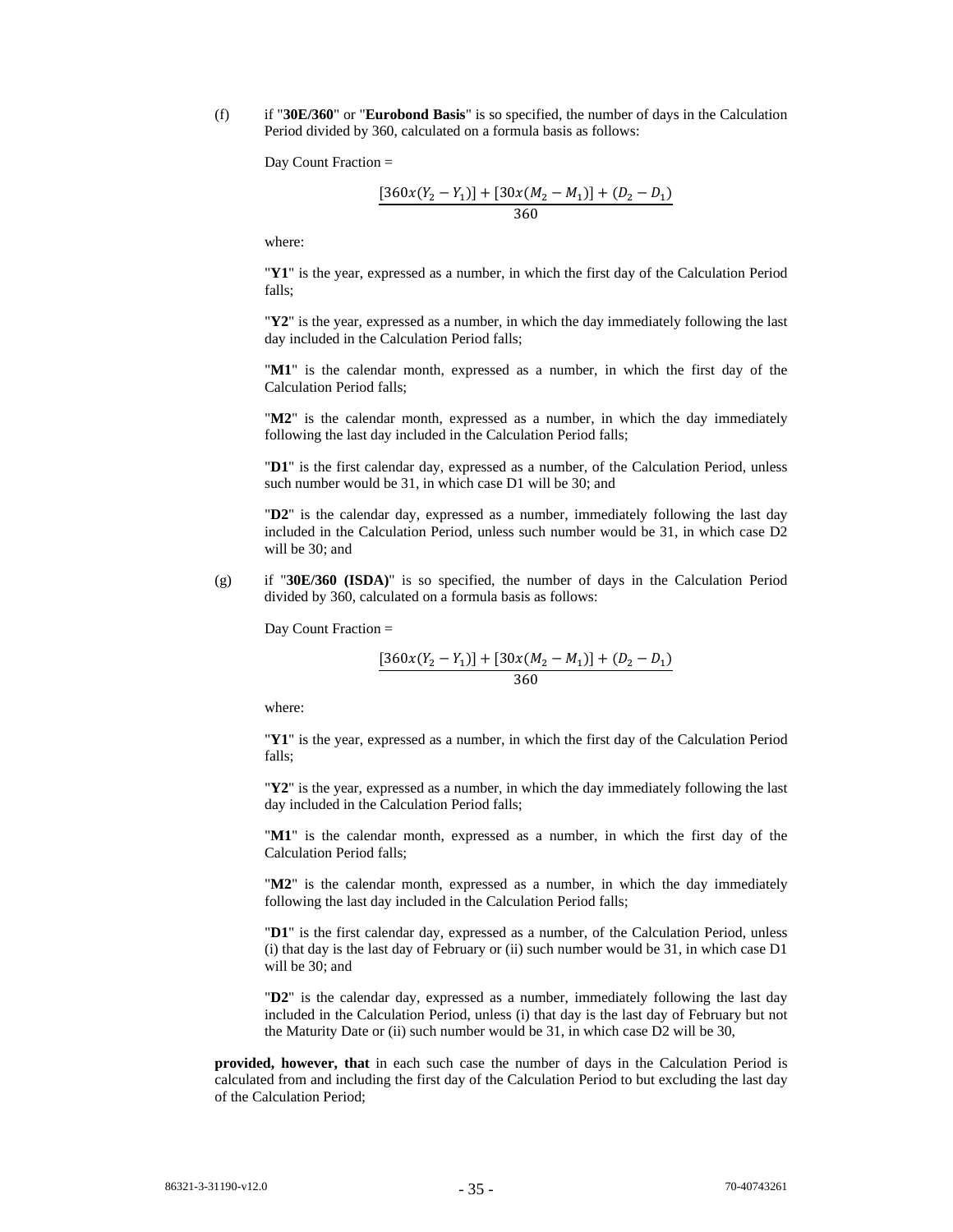(f) if "**30E/360**" or "**Eurobond Basis**" is so specified, the number of days in the Calculation Period divided by 360, calculated on a formula basis as follows:

Day Count Fraction =

$$\frac{[360x(Y_2 - Y_1)] + [30x(M_2 - M_1)] + (D_2 - D_1)}{360}$$

where:

"**Y1**" is the year, expressed as a number, in which the first day of the Calculation Period falls;

"**Y2**" is the year, expressed as a number, in which the day immediately following the last day included in the Calculation Period falls;

"**M1**" is the calendar month, expressed as a number, in which the first day of the Calculation Period falls;

"**M2**" is the calendar month, expressed as a number, in which the day immediately following the last day included in the Calculation Period falls;

"**D1**" is the first calendar day, expressed as a number, of the Calculation Period, unless such number would be 31, in which case D1 will be 30; and

"**D2**" is the calendar day, expressed as a number, immediately following the last day included in the Calculation Period, unless such number would be 31, in which case D2 will be 30; and

(g) if "**30E/360 (ISDA)**" is so specified, the number of days in the Calculation Period divided by 360, calculated on a formula basis as follows:

Day Count Fraction =

$$\frac{[360x(Y_2 - Y_1)] + [30x(M_2 - M_1)] + (D_2 - D_1)}{360}$$

where:

"**Y1**" is the year, expressed as a number, in which the first day of the Calculation Period falls;

"**Y2**" is the year, expressed as a number, in which the day immediately following the last day included in the Calculation Period falls;

"**M1**" is the calendar month, expressed as a number, in which the first day of the Calculation Period falls;

"**M2**" is the calendar month, expressed as a number, in which the day immediately following the last day included in the Calculation Period falls;

"**D1**" is the first calendar day, expressed as a number, of the Calculation Period, unless (i) that day is the last day of February or (ii) such number would be 31, in which case D1 will be 30; and

"**D2**" is the calendar day, expressed as a number, immediately following the last day included in the Calculation Period, unless (i) that day is the last day of February but not the Maturity Date or (ii) such number would be 31, in which case D2 will be 30,

**provided, however, that** in each such case the number of days in the Calculation Period is calculated from and including the first day of the Calculation Period to but excluding the last day of the Calculation Period;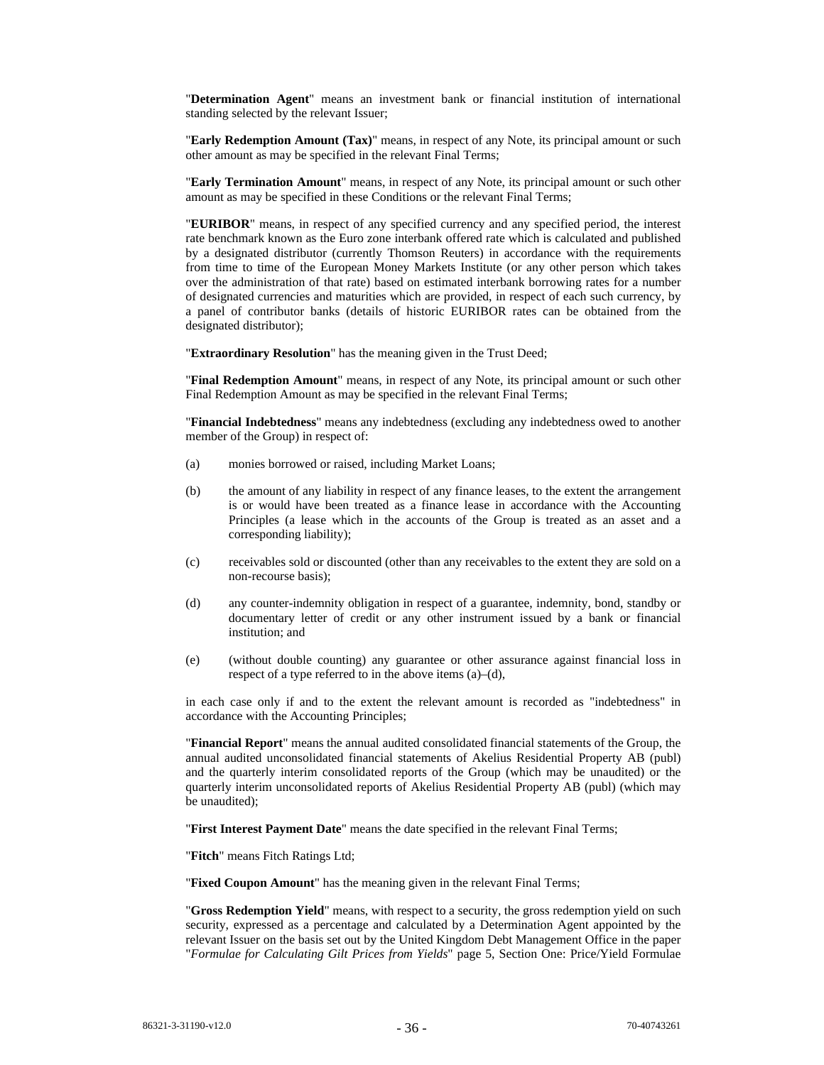"**Determination Agent**" means an investment bank or financial institution of international standing selected by the relevant Issuer;

"**Early Redemption Amount (Tax)**" means, in respect of any Note, its principal amount or such other amount as may be specified in the relevant Final Terms;

"**Early Termination Amount**" means, in respect of any Note, its principal amount or such other amount as may be specified in these Conditions or the relevant Final Terms;

"**EURIBOR**" means, in respect of any specified currency and any specified period, the interest rate benchmark known as the Euro zone interbank offered rate which is calculated and published by a designated distributor (currently Thomson Reuters) in accordance with the requirements from time to time of the European Money Markets Institute (or any other person which takes over the administration of that rate) based on estimated interbank borrowing rates for a number of designated currencies and maturities which are provided, in respect of each such currency, by a panel of contributor banks (details of historic EURIBOR rates can be obtained from the designated distributor);

"**Extraordinary Resolution**" has the meaning given in the Trust Deed;

"**Final Redemption Amount**" means, in respect of any Note, its principal amount or such other Final Redemption Amount as may be specified in the relevant Final Terms;

"**Financial Indebtedness**" means any indebtedness (excluding any indebtedness owed to another member of the Group) in respect of:

(a) monies borrowed or raised, including Market Loans;

(b) the amount of any liability in respect of any finance leases, to the extent the arrangement is or would have been treated as a finance lease in accordance with the Accounting Principles (a lease which in the accounts of the Group is treated as an asset and a corresponding liability);

(c) receivables sold or discounted (other than any receivables to the extent they are sold on a non-recourse basis);

(d) any counter-indemnity obligation in respect of a guarantee, indemnity, bond, standby or documentary letter of credit or any other instrument issued by a bank or financial institution; and

(e) (without double counting) any guarantee or other assurance against financial loss in respect of a type referred to in the above items (a)–(d),

in each case only if and to the extent the relevant amount is recorded as "indebtedness" in accordance with the Accounting Principles;

"**Financial Report**" means the annual audited consolidated financial statements of the Group, the annual audited unconsolidated financial statements of Akelius Residential Property AB (publ) and the quarterly interim consolidated reports of the Group (which may be unaudited) or the quarterly interim unconsolidated reports of Akelius Residential Property AB (publ) (which may be unaudited);

"**First Interest Payment Date**" means the date specified in the relevant Final Terms;

"**Fitch**" means Fitch Ratings Ltd;

"**Fixed Coupon Amount**" has the meaning given in the relevant Final Terms;

"**Gross Redemption Yield**" means, with respect to a security, the gross redemption yield on such security, expressed as a percentage and calculated by a Determination Agent appointed by the relevant Issuer on the basis set out by the United Kingdom Debt Management Office in the paper "*Formulae for Calculating Gilt Prices from Yields*" page 5, Section One: Price/Yield Formulae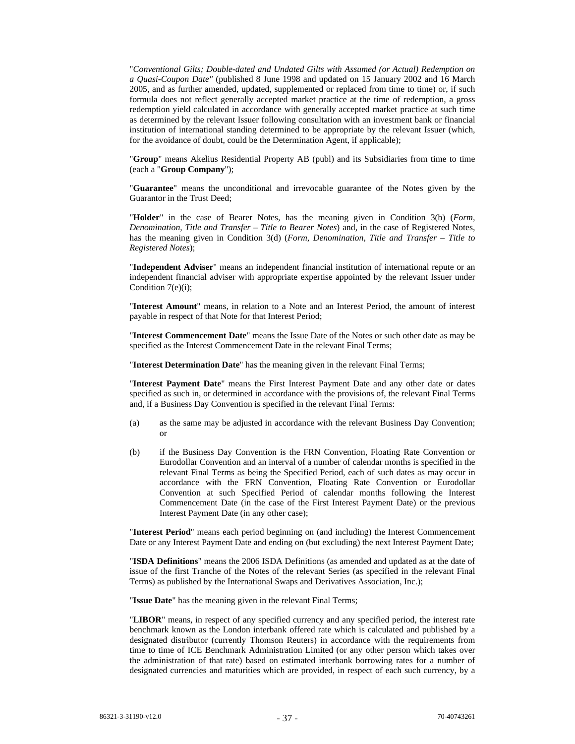"*Conventional Gilts; Double-dated and Undated Gilts with Assumed (or Actual) Redemption on a Quasi-Coupon Date"* (published 8 June 1998 and updated on 15 January 2002 and 16 March 2005, and as further amended, updated, supplemented or replaced from time to time) or, if such formula does not reflect generally accepted market practice at the time of redemption, a gross redemption yield calculated in accordance with generally accepted market practice at such time as determined by the relevant Issuer following consultation with an investment bank or financial institution of international standing determined to be appropriate by the relevant Issuer (which, for the avoidance of doubt, could be the Determination Agent, if applicable);

"**Group**" means Akelius Residential Property AB (publ) and its Subsidiaries from time to time (each a "**Group Company**");

"**Guarantee**" means the unconditional and irrevocable guarantee of the Notes given by the Guarantor in the Trust Deed;

"**Holder**" in the case of Bearer Notes, has the meaning given in Condition 3(b) (*Form, Denomination, Title and Transfer – Title to Bearer Notes*) and, in the case of Registered Notes, has the meaning given in Condition 3(d) (*Form, Denomination, Title and Transfer – Title to Registered Notes*);

"**Independent Adviser**" means an independent financial institution of international repute or an independent financial adviser with appropriate expertise appointed by the relevant Issuer under Condition 7(e)(i);

"**Interest Amount**" means, in relation to a Note and an Interest Period, the amount of interest payable in respect of that Note for that Interest Period;

"**Interest Commencement Date**" means the Issue Date of the Notes or such other date as may be specified as the Interest Commencement Date in the relevant Final Terms;

"**Interest Determination Date**" has the meaning given in the relevant Final Terms;

"**Interest Payment Date**" means the First Interest Payment Date and any other date or dates specified as such in, or determined in accordance with the provisions of, the relevant Final Terms and, if a Business Day Convention is specified in the relevant Final Terms:

(a) as the same may be adjusted in accordance with the relevant Business Day Convention; or

(b) if the Business Day Convention is the FRN Convention, Floating Rate Convention or Eurodollar Convention and an interval of a number of calendar months is specified in the relevant Final Terms as being the Specified Period, each of such dates as may occur in accordance with the FRN Convention, Floating Rate Convention or Eurodollar Convention at such Specified Period of calendar months following the Interest Commencement Date (in the case of the First Interest Payment Date) or the previous Interest Payment Date (in any other case);

"**Interest Period**" means each period beginning on (and including) the Interest Commencement Date or any Interest Payment Date and ending on (but excluding) the next Interest Payment Date;

"**ISDA Definitions**" means the 2006 ISDA Definitions (as amended and updated as at the date of issue of the first Tranche of the Notes of the relevant Series (as specified in the relevant Final Terms) as published by the International Swaps and Derivatives Association, Inc.);

"**Issue Date**" has the meaning given in the relevant Final Terms;

"**LIBOR**" means, in respect of any specified currency and any specified period, the interest rate benchmark known as the London interbank offered rate which is calculated and published by a designated distributor (currently Thomson Reuters) in accordance with the requirements from time to time of ICE Benchmark Administration Limited (or any other person which takes over the administration of that rate) based on estimated interbank borrowing rates for a number of designated currencies and maturities which are provided, in respect of each such currency, by a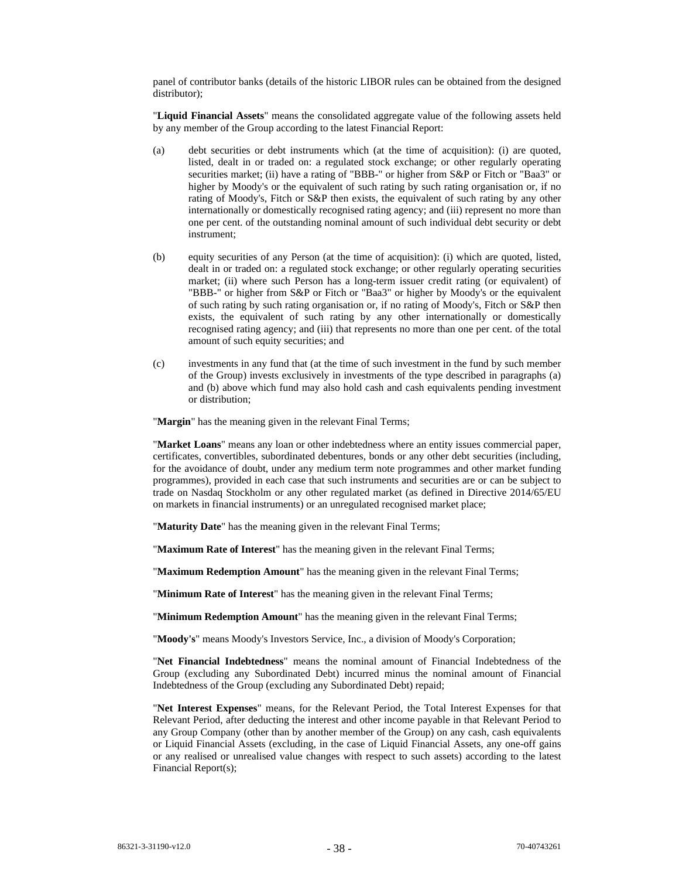panel of contributor banks (details of the historic LIBOR rules can be obtained from the designed distributor);

"**Liquid Financial Assets**" means the consolidated aggregate value of the following assets held by any member of the Group according to the latest Financial Report:

(a) debt securities or debt instruments which (at the time of acquisition): (i) are quoted, listed, dealt in or traded on: a regulated stock exchange; or other regularly operating securities market; (ii) have a rating of "BBB-" or higher from S&P or Fitch or "Baa3" or higher by Moody's or the equivalent of such rating by such rating organisation or, if no rating of Moody's, Fitch or S&P then exists, the equivalent of such rating by any other internationally or domestically recognised rating agency; and (iii) represent no more than one per cent. of the outstanding nominal amount of such individual debt security or debt instrument;

(b) equity securities of any Person (at the time of acquisition): (i) which are quoted, listed, dealt in or traded on: a regulated stock exchange; or other regularly operating securities market; (ii) where such Person has a long-term issuer credit rating (or equivalent) of "BBB-" or higher from S&P or Fitch or "Baa3" or higher by Moody's or the equivalent of such rating by such rating organisation or, if no rating of Moody's, Fitch or S&P then exists, the equivalent of such rating by any other internationally or domestically recognised rating agency; and (iii) that represents no more than one per cent. of the total amount of such equity securities; and

(c) investments in any fund that (at the time of such investment in the fund by such member of the Group) invests exclusively in investments of the type described in paragraphs (a) and (b) above which fund may also hold cash and cash equivalents pending investment or distribution;

"**Margin**" has the meaning given in the relevant Final Terms;

"**Market Loans**" means any loan or other indebtedness where an entity issues commercial paper, certificates, convertibles, subordinated debentures, bonds or any other debt securities (including, for the avoidance of doubt, under any medium term note programmes and other market funding programmes), provided in each case that such instruments and securities are or can be subject to trade on Nasdaq Stockholm or any other regulated market (as defined in Directive 2014/65/EU on markets in financial instruments) or an unregulated recognised market place;

"**Maturity Date**" has the meaning given in the relevant Final Terms;

"**Maximum Rate of Interest**" has the meaning given in the relevant Final Terms;

"**Maximum Redemption Amount**" has the meaning given in the relevant Final Terms;

"**Minimum Rate of Interest**" has the meaning given in the relevant Final Terms;

"**Minimum Redemption Amount**" has the meaning given in the relevant Final Terms;

"**Moody's**" means Moody's Investors Service, Inc., a division of Moody's Corporation;

"**Net Financial Indebtedness**" means the nominal amount of Financial Indebtedness of the Group (excluding any Subordinated Debt) incurred minus the nominal amount of Financial Indebtedness of the Group (excluding any Subordinated Debt) repaid;

"**Net Interest Expenses**" means, for the Relevant Period, the Total Interest Expenses for that Relevant Period, after deducting the interest and other income payable in that Relevant Period to any Group Company (other than by another member of the Group) on any cash, cash equivalents or Liquid Financial Assets (excluding, in the case of Liquid Financial Assets, any one-off gains or any realised or unrealised value changes with respect to such assets) according to the latest Financial Report(s);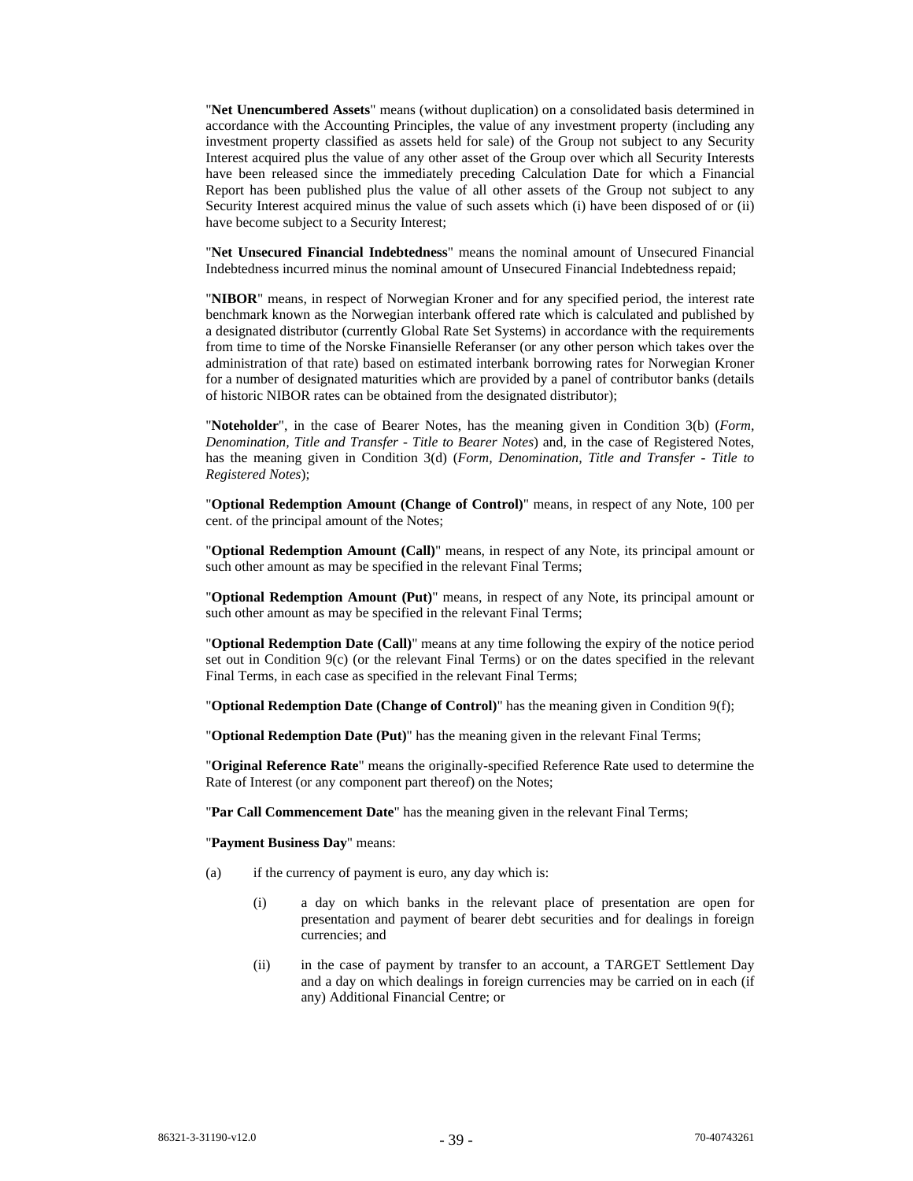"**Net Unencumbered Assets**" means (without duplication) on a consolidated basis determined in accordance with the Accounting Principles, the value of any investment property (including any investment property classified as assets held for sale) of the Group not subject to any Security Interest acquired plus the value of any other asset of the Group over which all Security Interests have been released since the immediately preceding Calculation Date for which a Financial Report has been published plus the value of all other assets of the Group not subject to any Security Interest acquired minus the value of such assets which (i) have been disposed of or (ii) have become subject to a Security Interest;

"**Net Unsecured Financial Indebtedness**" means the nominal amount of Unsecured Financial Indebtedness incurred minus the nominal amount of Unsecured Financial Indebtedness repaid;

"**NIBOR**" means, in respect of Norwegian Kroner and for any specified period, the interest rate benchmark known as the Norwegian interbank offered rate which is calculated and published by a designated distributor (currently Global Rate Set Systems) in accordance with the requirements from time to time of the Norske Finansielle Referanser (or any other person which takes over the administration of that rate) based on estimated interbank borrowing rates for Norwegian Kroner for a number of designated maturities which are provided by a panel of contributor banks (details of historic NIBOR rates can be obtained from the designated distributor);

"**Noteholder**", in the case of Bearer Notes, has the meaning given in Condition 3(b) (*Form, Denomination, Title and Transfer - Title to Bearer Notes*) and, in the case of Registered Notes, has the meaning given in Condition 3(d) (*Form, Denomination, Title and Transfer - Title to Registered Notes*);

"**Optional Redemption Amount (Change of Control)**" means, in respect of any Note, 100 per cent. of the principal amount of the Notes;

"**Optional Redemption Amount (Call)**" means, in respect of any Note, its principal amount or such other amount as may be specified in the relevant Final Terms;

"**Optional Redemption Amount (Put)**" means, in respect of any Note, its principal amount or such other amount as may be specified in the relevant Final Terms;

"**Optional Redemption Date (Call)**" means at any time following the expiry of the notice period set out in Condition 9(c) (or the relevant Final Terms) or on the dates specified in the relevant Final Terms, in each case as specified in the relevant Final Terms;

"**Optional Redemption Date (Change of Control)**" has the meaning given in Condition 9(f);

"**Optional Redemption Date (Put)**" has the meaning given in the relevant Final Terms;

"**Original Reference Rate**" means the originally-specified Reference Rate used to determine the Rate of Interest (or any component part thereof) on the Notes;

"**Par Call Commencement Date**" has the meaning given in the relevant Final Terms;

"**Payment Business Day**" means:

(a) if the currency of payment is euro, any day which is:

 (i) a day on which banks in the relevant place of presentation are open for presentation and payment of bearer debt securities and for dealings in foreign currencies; and

 (ii) in the case of payment by transfer to an account, a TARGET Settlement Day and a day on which dealings in foreign currencies may be carried on in each (if any) Additional Financial Centre; or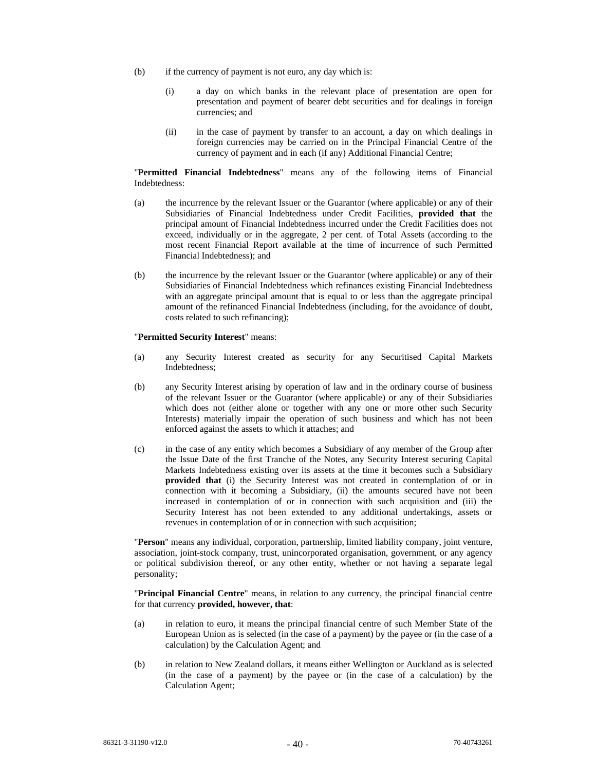(b) if the currency of payment is not euro, any day which is:

   (i) a day on which banks in the relevant place of presentation are open for presentation and payment of bearer debt securities and for dealings in foreign currencies; and

   (ii) in the case of payment by transfer to an account, a day on which dealings in foreign currencies may be carried on in the Principal Financial Centre of the currency of payment and in each (if any) Additional Financial Centre;

"**Permitted Financial Indebtedness**" means any of the following items of Financial Indebtedness:

(a) the incurrence by the relevant Issuer or the Guarantor (where applicable) or any of their Subsidiaries of Financial Indebtedness under Credit Facilities, **provided that** the principal amount of Financial Indebtedness incurred under the Credit Facilities does not exceed, individually or in the aggregate, 2 per cent. of Total Assets (according to the most recent Financial Report available at the time of incurrence of such Permitted Financial Indebtedness); and

(b) the incurrence by the relevant Issuer or the Guarantor (where applicable) or any of their Subsidiaries of Financial Indebtedness which refinances existing Financial Indebtedness with an aggregate principal amount that is equal to or less than the aggregate principal amount of the refinanced Financial Indebtedness (including, for the avoidance of doubt, costs related to such refinancing);

"**Permitted Security Interest**" means:

(a) any Security Interest created as security for any Securitised Capital Markets Indebtedness;

(b) any Security Interest arising by operation of law and in the ordinary course of business of the relevant Issuer or the Guarantor (where applicable) or any of their Subsidiaries which does not (either alone or together with any one or more other such Security Interests) materially impair the operation of such business and which has not been enforced against the assets to which it attaches; and

(c) in the case of any entity which becomes a Subsidiary of any member of the Group after the Issue Date of the first Tranche of the Notes, any Security Interest securing Capital Markets Indebtedness existing over its assets at the time it becomes such a Subsidiary **provided that** (i) the Security Interest was not created in contemplation of or in connection with it becoming a Subsidiary, (ii) the amounts secured have not been increased in contemplation of or in connection with such acquisition and (iii) the Security Interest has not been extended to any additional undertakings, assets or revenues in contemplation of or in connection with such acquisition;

"**Person**" means any individual, corporation, partnership, limited liability company, joint venture, association, joint-stock company, trust, unincorporated organisation, government, or any agency or political subdivision thereof, or any other entity, whether or not having a separate legal personality;

"**Principal Financial Centre**" means, in relation to any currency, the principal financial centre for that currency **provided, however, that**:

(a) in relation to euro, it means the principal financial centre of such Member State of the European Union as is selected (in the case of a payment) by the payee or (in the case of a calculation) by the Calculation Agent; and

(b) in relation to New Zealand dollars, it means either Wellington or Auckland as is selected (in the case of a payment) by the payee or (in the case of a calculation) by the Calculation Agent;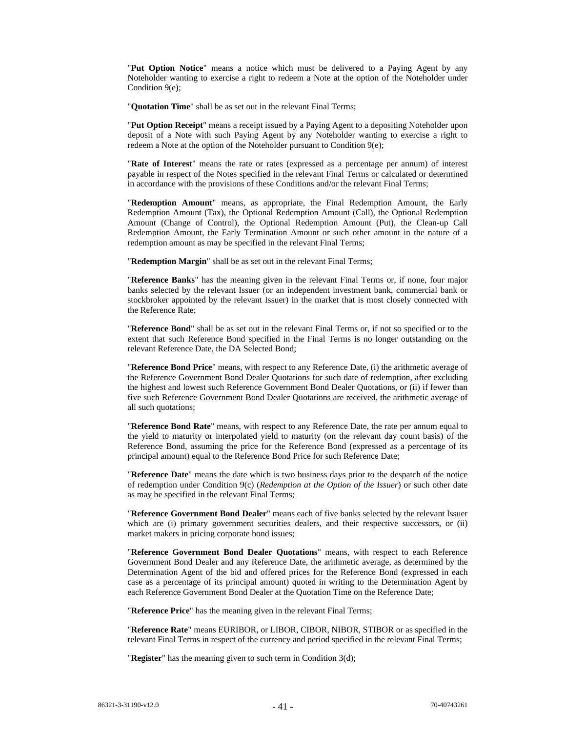"**Put Option Notice**" means a notice which must be delivered to a Paying Agent by any Noteholder wanting to exercise a right to redeem a Note at the option of the Noteholder under Condition 9(e);

"**Quotation Time**" shall be as set out in the relevant Final Terms;

"**Put Option Receipt**" means a receipt issued by a Paying Agent to a depositing Noteholder upon deposit of a Note with such Paying Agent by any Noteholder wanting to exercise a right to redeem a Note at the option of the Noteholder pursuant to Condition 9(e);

"**Rate of Interest**" means the rate or rates (expressed as a percentage per annum) of interest payable in respect of the Notes specified in the relevant Final Terms or calculated or determined in accordance with the provisions of these Conditions and/or the relevant Final Terms;

"**Redemption Amount**" means, as appropriate, the Final Redemption Amount, the Early Redemption Amount (Tax), the Optional Redemption Amount (Call), the Optional Redemption Amount (Change of Control), the Optional Redemption Amount (Put), the Clean-up Call Redemption Amount, the Early Termination Amount or such other amount in the nature of a redemption amount as may be specified in the relevant Final Terms;

"**Redemption Margin**" shall be as set out in the relevant Final Terms;

"**Reference Banks**" has the meaning given in the relevant Final Terms or, if none, four major banks selected by the relevant Issuer (or an independent investment bank, commercial bank or stockbroker appointed by the relevant Issuer) in the market that is most closely connected with the Reference Rate;

"**Reference Bond**" shall be as set out in the relevant Final Terms or, if not so specified or to the extent that such Reference Bond specified in the Final Terms is no longer outstanding on the relevant Reference Date, the DA Selected Bond;

"**Reference Bond Price**" means, with respect to any Reference Date, (i) the arithmetic average of the Reference Government Bond Dealer Quotations for such date of redemption, after excluding the highest and lowest such Reference Government Bond Dealer Quotations, or (ii) if fewer than five such Reference Government Bond Dealer Quotations are received, the arithmetic average of all such quotations;

"**Reference Bond Rate**" means, with respect to any Reference Date, the rate per annum equal to the yield to maturity or interpolated yield to maturity (on the relevant day count basis) of the Reference Bond, assuming the price for the Reference Bond (expressed as a percentage of its principal amount) equal to the Reference Bond Price for such Reference Date;

"**Reference Date**" means the date which is two business days prior to the despatch of the notice of redemption under Condition 9(c) (*Redemption at the Option of the Issuer*) or such other date as may be specified in the relevant Final Terms;

"**Reference Government Bond Dealer**" means each of five banks selected by the relevant Issuer which are (i) primary government securities dealers, and their respective successors, or (ii) market makers in pricing corporate bond issues;

"**Reference Government Bond Dealer Quotations**" means, with respect to each Reference Government Bond Dealer and any Reference Date, the arithmetic average, as determined by the Determination Agent of the bid and offered prices for the Reference Bond (expressed in each case as a percentage of its principal amount) quoted in writing to the Determination Agent by each Reference Government Bond Dealer at the Quotation Time on the Reference Date;

"**Reference Price**" has the meaning given in the relevant Final Terms;

"**Reference Rate**" means EURIBOR, or LIBOR, CIBOR, NIBOR, STIBOR or as specified in the relevant Final Terms in respect of the currency and period specified in the relevant Final Terms;

"**Register**" has the meaning given to such term in Condition 3(d);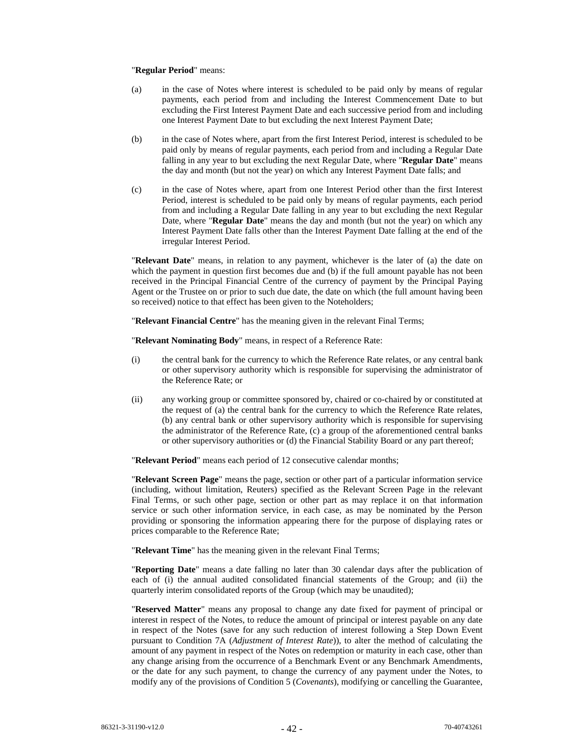"**Regular Period**" means:

(a) in the case of Notes where interest is scheduled to be paid only by means of regular payments, each period from and including the Interest Commencement Date to but excluding the First Interest Payment Date and each successive period from and including one Interest Payment Date to but excluding the next Interest Payment Date;

(b) in the case of Notes where, apart from the first Interest Period, interest is scheduled to be paid only by means of regular payments, each period from and including a Regular Date falling in any year to but excluding the next Regular Date, where "**Regular Date**" means the day and month (but not the year) on which any Interest Payment Date falls; and

(c) in the case of Notes where, apart from one Interest Period other than the first Interest Period, interest is scheduled to be paid only by means of regular payments, each period from and including a Regular Date falling in any year to but excluding the next Regular Date, where "**Regular Date**" means the day and month (but not the year) on which any Interest Payment Date falls other than the Interest Payment Date falling at the end of the irregular Interest Period.

"**Relevant Date**" means, in relation to any payment, whichever is the later of (a) the date on which the payment in question first becomes due and (b) if the full amount payable has not been received in the Principal Financial Centre of the currency of payment by the Principal Paying Agent or the Trustee on or prior to such due date, the date on which (the full amount having been so received) notice to that effect has been given to the Noteholders;

"**Relevant Financial Centre**" has the meaning given in the relevant Final Terms;

"**Relevant Nominating Body**" means, in respect of a Reference Rate:

(i) the central bank for the currency to which the Reference Rate relates, or any central bank or other supervisory authority which is responsible for supervising the administrator of the Reference Rate; or

(ii) any working group or committee sponsored by, chaired or co-chaired by or constituted at the request of (a) the central bank for the currency to which the Reference Rate relates, (b) any central bank or other supervisory authority which is responsible for supervising the administrator of the Reference Rate, (c) a group of the aforementioned central banks or other supervisory authorities or (d) the Financial Stability Board or any part thereof;

"**Relevant Period**" means each period of 12 consecutive calendar months;

"**Relevant Screen Page**" means the page, section or other part of a particular information service (including, without limitation, Reuters) specified as the Relevant Screen Page in the relevant Final Terms, or such other page, section or other part as may replace it on that information service or such other information service, in each case, as may be nominated by the Person providing or sponsoring the information appearing there for the purpose of displaying rates or prices comparable to the Reference Rate;

"**Relevant Time**" has the meaning given in the relevant Final Terms;

"**Reporting Date**" means a date falling no later than 30 calendar days after the publication of each of (i) the annual audited consolidated financial statements of the Group; and (ii) the quarterly interim consolidated reports of the Group (which may be unaudited);

"**Reserved Matter**" means any proposal to change any date fixed for payment of principal or interest in respect of the Notes, to reduce the amount of principal or interest payable on any date in respect of the Notes (save for any such reduction of interest following a Step Down Event pursuant to Condition 7A (*Adjustment of Interest Rate*)), to alter the method of calculating the amount of any payment in respect of the Notes on redemption or maturity in each case, other than any change arising from the occurrence of a Benchmark Event or any Benchmark Amendments, or the date for any such payment, to change the currency of any payment under the Notes, to modify any of the provisions of Condition 5 (*Covenants*), modifying or cancelling the Guarantee,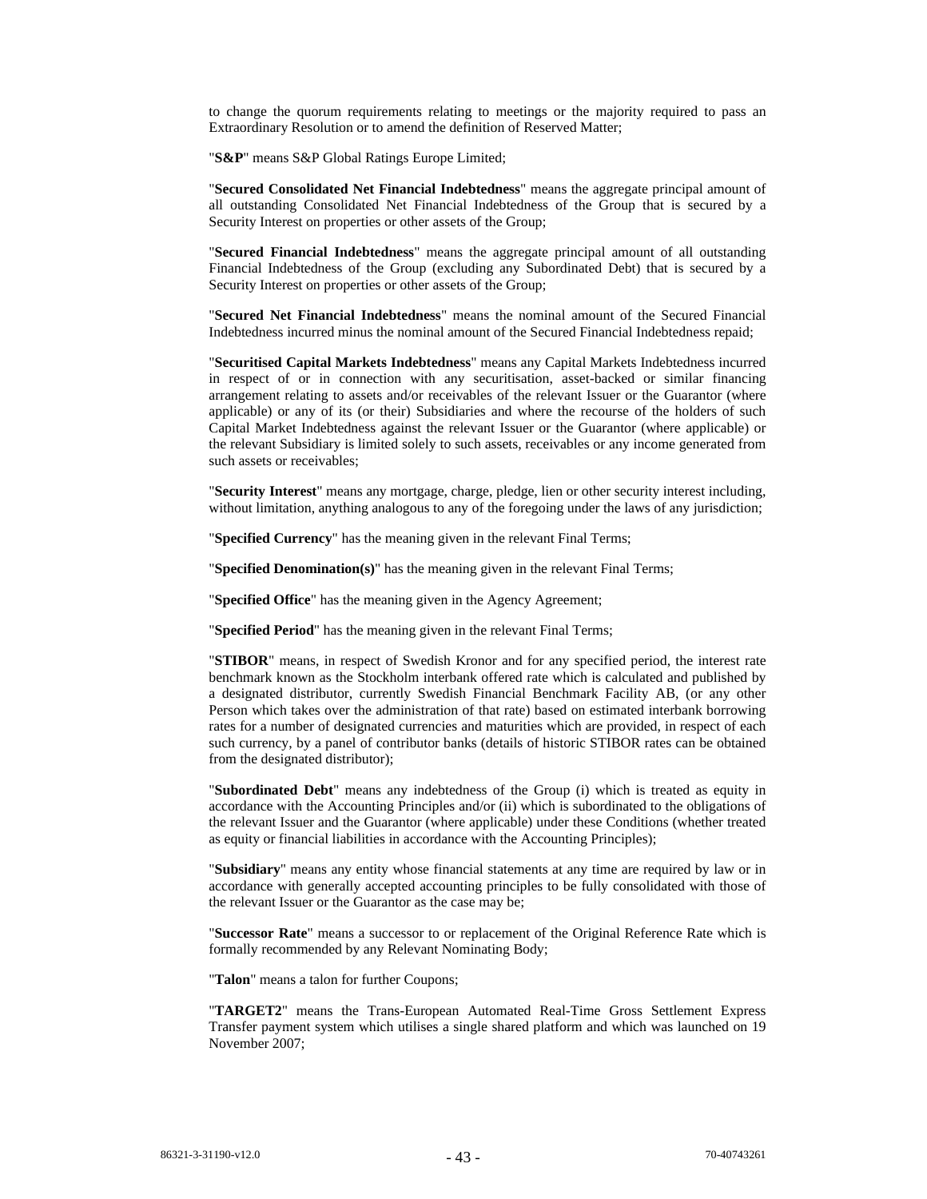to change the quorum requirements relating to meetings or the majority required to pass an Extraordinary Resolution or to amend the definition of Reserved Matter;

"**S&P**" means S&P Global Ratings Europe Limited;

"**Secured Consolidated Net Financial Indebtedness**" means the aggregate principal amount of all outstanding Consolidated Net Financial Indebtedness of the Group that is secured by a Security Interest on properties or other assets of the Group;

"**Secured Financial Indebtedness**" means the aggregate principal amount of all outstanding Financial Indebtedness of the Group (excluding any Subordinated Debt) that is secured by a Security Interest on properties or other assets of the Group;

"**Secured Net Financial Indebtedness**" means the nominal amount of the Secured Financial Indebtedness incurred minus the nominal amount of the Secured Financial Indebtedness repaid;

"**Securitised Capital Markets Indebtedness**" means any Capital Markets Indebtedness incurred in respect of or in connection with any securitisation, asset-backed or similar financing arrangement relating to assets and/or receivables of the relevant Issuer or the Guarantor (where applicable) or any of its (or their) Subsidiaries and where the recourse of the holders of such Capital Market Indebtedness against the relevant Issuer or the Guarantor (where applicable) or the relevant Subsidiary is limited solely to such assets, receivables or any income generated from such assets or receivables;

"**Security Interest**" means any mortgage, charge, pledge, lien or other security interest including, without limitation, anything analogous to any of the foregoing under the laws of any jurisdiction;

"**Specified Currency**" has the meaning given in the relevant Final Terms;

"**Specified Denomination(s)**" has the meaning given in the relevant Final Terms;

"**Specified Office**" has the meaning given in the Agency Agreement;

"**Specified Period**" has the meaning given in the relevant Final Terms;

"**STIBOR**" means, in respect of Swedish Kronor and for any specified period, the interest rate benchmark known as the Stockholm interbank offered rate which is calculated and published by a designated distributor, currently Swedish Financial Benchmark Facility AB, (or any other Person which takes over the administration of that rate) based on estimated interbank borrowing rates for a number of designated currencies and maturities which are provided, in respect of each such currency, by a panel of contributor banks (details of historic STIBOR rates can be obtained from the designated distributor);

"**Subordinated Debt**" means any indebtedness of the Group (i) which is treated as equity in accordance with the Accounting Principles and/or (ii) which is subordinated to the obligations of the relevant Issuer and the Guarantor (where applicable) under these Conditions (whether treated as equity or financial liabilities in accordance with the Accounting Principles);

"**Subsidiary**" means any entity whose financial statements at any time are required by law or in accordance with generally accepted accounting principles to be fully consolidated with those of the relevant Issuer or the Guarantor as the case may be;

"**Successor Rate**" means a successor to or replacement of the Original Reference Rate which is formally recommended by any Relevant Nominating Body;

"**Talon**" means a talon for further Coupons;

"**TARGET2**" means the Trans-European Automated Real-Time Gross Settlement Express Transfer payment system which utilises a single shared platform and which was launched on 19 November 2007;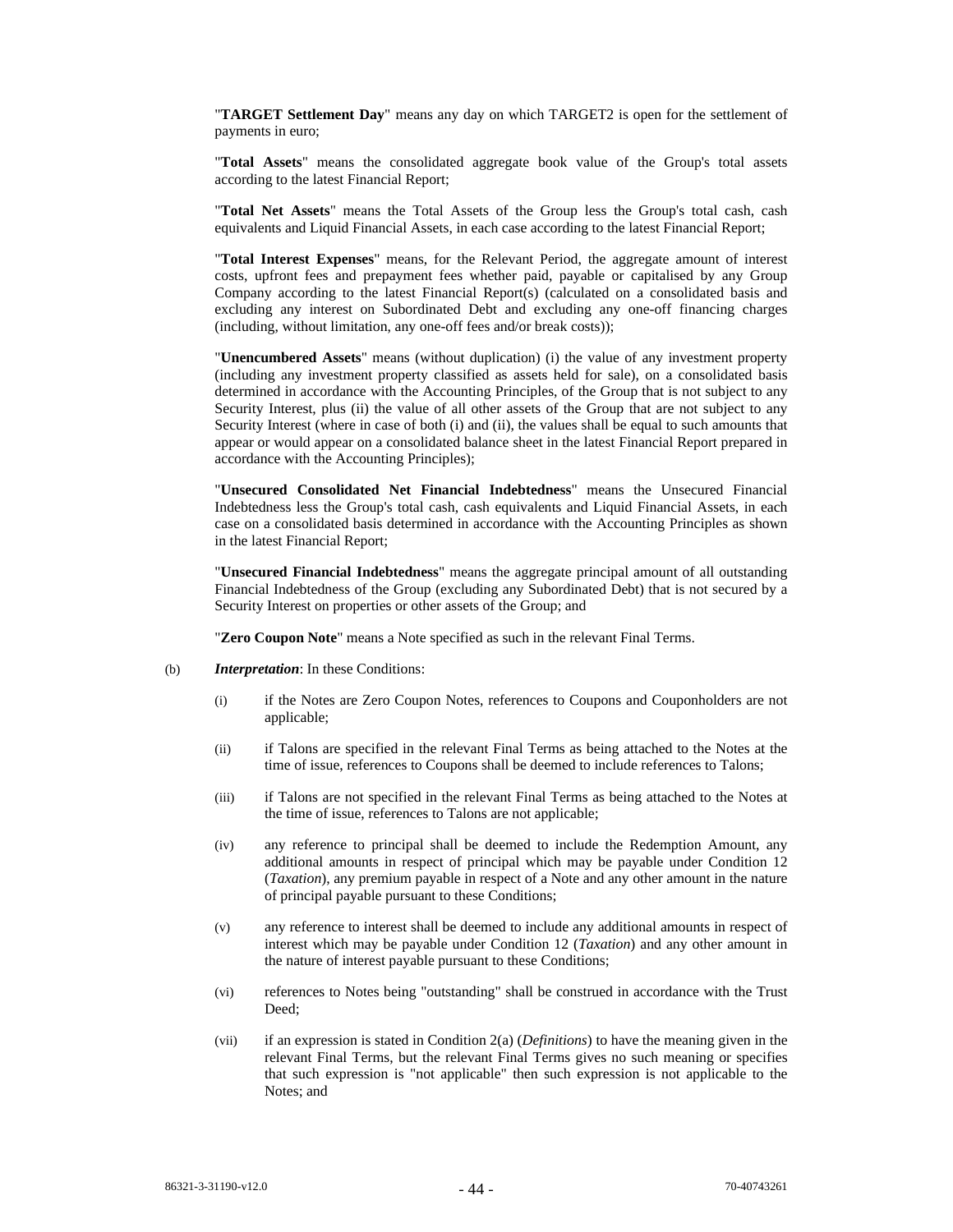"**TARGET Settlement Day**" means any day on which TARGET2 is open for the settlement of payments in euro;

"**Total Assets**" means the consolidated aggregate book value of the Group's total assets according to the latest Financial Report;

"**Total Net Assets**" means the Total Assets of the Group less the Group's total cash, cash equivalents and Liquid Financial Assets, in each case according to the latest Financial Report;

"**Total Interest Expenses**" means, for the Relevant Period, the aggregate amount of interest costs, upfront fees and prepayment fees whether paid, payable or capitalised by any Group Company according to the latest Financial Report(s) (calculated on a consolidated basis and excluding any interest on Subordinated Debt and excluding any one-off financing charges (including, without limitation, any one-off fees and/or break costs));

"**Unencumbered Assets**" means (without duplication) (i) the value of any investment property (including any investment property classified as assets held for sale), on a consolidated basis determined in accordance with the Accounting Principles, of the Group that is not subject to any Security Interest, plus (ii) the value of all other assets of the Group that are not subject to any Security Interest (where in case of both (i) and (ii), the values shall be equal to such amounts that appear or would appear on a consolidated balance sheet in the latest Financial Report prepared in accordance with the Accounting Principles);

"**Unsecured Consolidated Net Financial Indebtedness**" means the Unsecured Financial Indebtedness less the Group's total cash, cash equivalents and Liquid Financial Assets, in each case on a consolidated basis determined in accordance with the Accounting Principles as shown in the latest Financial Report;

"**Unsecured Financial Indebtedness**" means the aggregate principal amount of all outstanding Financial Indebtedness of the Group (excluding any Subordinated Debt) that is not secured by a Security Interest on properties or other assets of the Group; and

"**Zero Coupon Note**" means a Note specified as such in the relevant Final Terms.

(b) ***Interpretation***: In these Conditions:

(i) if the Notes are Zero Coupon Notes, references to Coupons and Couponholders are not applicable;

(ii) if Talons are specified in the relevant Final Terms as being attached to the Notes at the time of issue, references to Coupons shall be deemed to include references to Talons;

(iii) if Talons are not specified in the relevant Final Terms as being attached to the Notes at the time of issue, references to Talons are not applicable;

(iv) any reference to principal shall be deemed to include the Redemption Amount, any additional amounts in respect of principal which may be payable under Condition 12 (*Taxation*), any premium payable in respect of a Note and any other amount in the nature of principal payable pursuant to these Conditions;

(v) any reference to interest shall be deemed to include any additional amounts in respect of interest which may be payable under Condition 12 (*Taxation*) and any other amount in the nature of interest payable pursuant to these Conditions;

(vi) references to Notes being "outstanding" shall be construed in accordance with the Trust Deed;

(vii) if an expression is stated in Condition 2(a) (*Definitions*) to have the meaning given in the relevant Final Terms, but the relevant Final Terms gives no such meaning or specifies that such expression is "not applicable" then such expression is not applicable to the Notes; and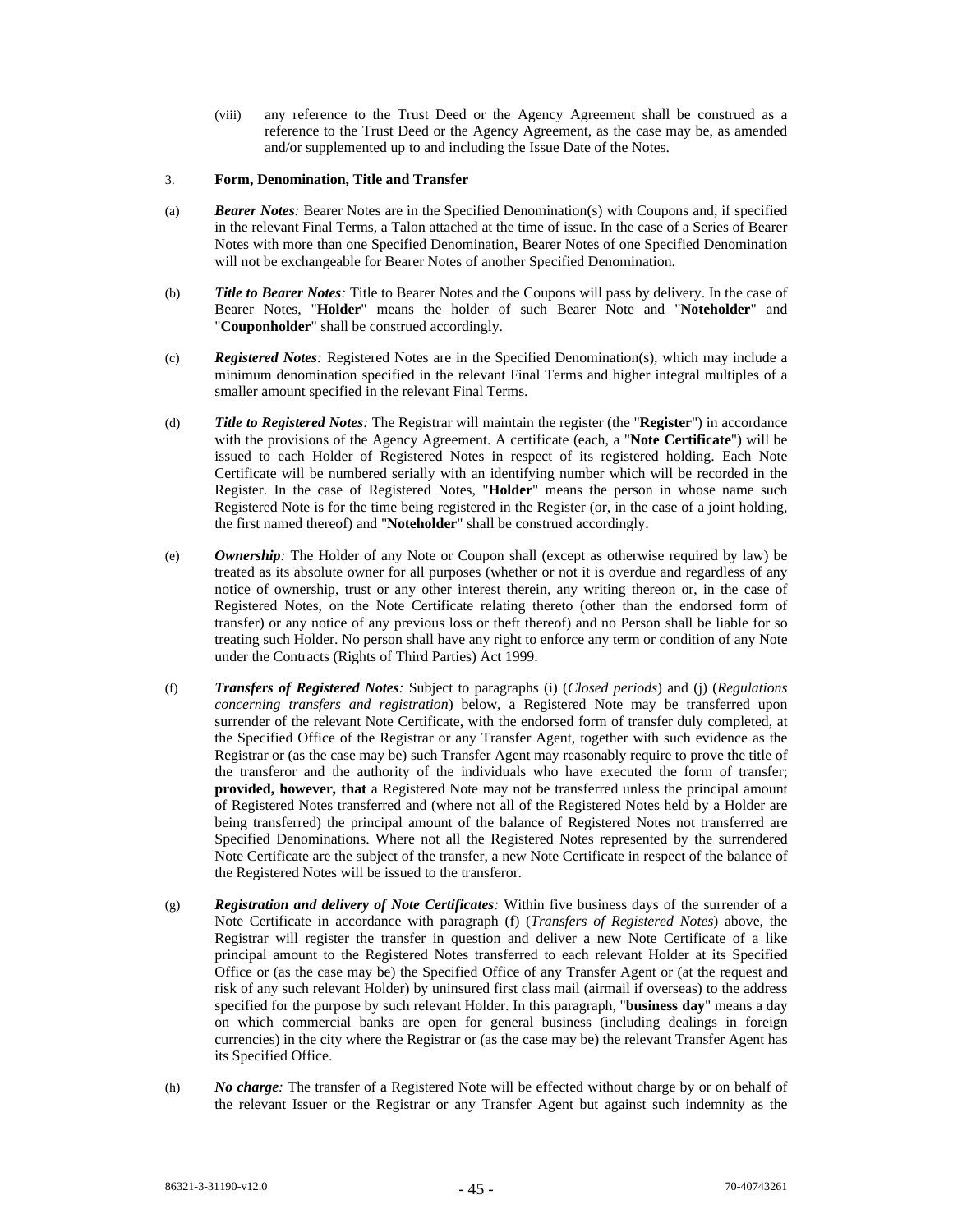(viii) any reference to the Trust Deed or the Agency Agreement shall be construed as a reference to the Trust Deed or the Agency Agreement, as the case may be, as amended and/or supplemented up to and including the Issue Date of the Notes.

3. **Form, Denomination, Title and Transfer**

(a) ***Bearer Notes:*** Bearer Notes are in the Specified Denomination(s) with Coupons and, if specified in the relevant Final Terms, a Talon attached at the time of issue. In the case of a Series of Bearer Notes with more than one Specified Denomination, Bearer Notes of one Specified Denomination will not be exchangeable for Bearer Notes of another Specified Denomination.

(b) ***Title to Bearer Notes:*** Title to Bearer Notes and the Coupons will pass by delivery. In the case of Bearer Notes, "**Holder**" means the holder of such Bearer Note and "**Noteholder**" and "**Couponholder**" shall be construed accordingly.

(c) ***Registered Notes:*** Registered Notes are in the Specified Denomination(s), which may include a minimum denomination specified in the relevant Final Terms and higher integral multiples of a smaller amount specified in the relevant Final Terms.

(d) ***Title to Registered Notes:*** The Registrar will maintain the register (the "**Register**") in accordance with the provisions of the Agency Agreement. A certificate (each, a "**Note Certificate**") will be issued to each Holder of Registered Notes in respect of its registered holding. Each Note Certificate will be numbered serially with an identifying number which will be recorded in the Register. In the case of Registered Notes, "**Holder**" means the person in whose name such Registered Note is for the time being registered in the Register (or, in the case of a joint holding, the first named thereof) and "**Noteholder**" shall be construed accordingly.

(e) ***Ownership:*** The Holder of any Note or Coupon shall (except as otherwise required by law) be treated as its absolute owner for all purposes (whether or not it is overdue and regardless of any notice of ownership, trust or any other interest therein, any writing thereon or, in the case of Registered Notes, on the Note Certificate relating thereto (other than the endorsed form of transfer) or any notice of any previous loss or theft thereof) and no Person shall be liable for so treating such Holder. No person shall have any right to enforce any term or condition of any Note under the Contracts (Rights of Third Parties) Act 1999.

(f) ***Transfers of Registered Notes:*** Subject to paragraphs (i) (*Closed periods*) and (j) (*Regulations concerning transfers and registration*) below, a Registered Note may be transferred upon surrender of the relevant Note Certificate, with the endorsed form of transfer duly completed, at the Specified Office of the Registrar or any Transfer Agent, together with such evidence as the Registrar or (as the case may be) such Transfer Agent may reasonably require to prove the title of the transferor and the authority of the individuals who have executed the form of transfer; **provided, however, that** a Registered Note may not be transferred unless the principal amount of Registered Notes transferred and (where not all of the Registered Notes held by a Holder are being transferred) the principal amount of the balance of Registered Notes not transferred are Specified Denominations. Where not all the Registered Notes represented by the surrendered Note Certificate are the subject of the transfer, a new Note Certificate in respect of the balance of the Registered Notes will be issued to the transferor.

(g) ***Registration and delivery of Note Certificates:*** Within five business days of the surrender of a Note Certificate in accordance with paragraph (f) (*Transfers of Registered Notes*) above, the Registrar will register the transfer in question and deliver a new Note Certificate of a like principal amount to the Registered Notes transferred to each relevant Holder at its Specified Office or (as the case may be) the Specified Office of any Transfer Agent or (at the request and risk of any such relevant Holder) by uninsured first class mail (airmail if overseas) to the address specified for the purpose by such relevant Holder. In this paragraph, "**business day**" means a day on which commercial banks are open for general business (including dealings in foreign currencies) in the city where the Registrar or (as the case may be) the relevant Transfer Agent has its Specified Office.

(h) ***No charge:*** The transfer of a Registered Note will be effected without charge by or on behalf of the relevant Issuer or the Registrar or any Transfer Agent but against such indemnity as the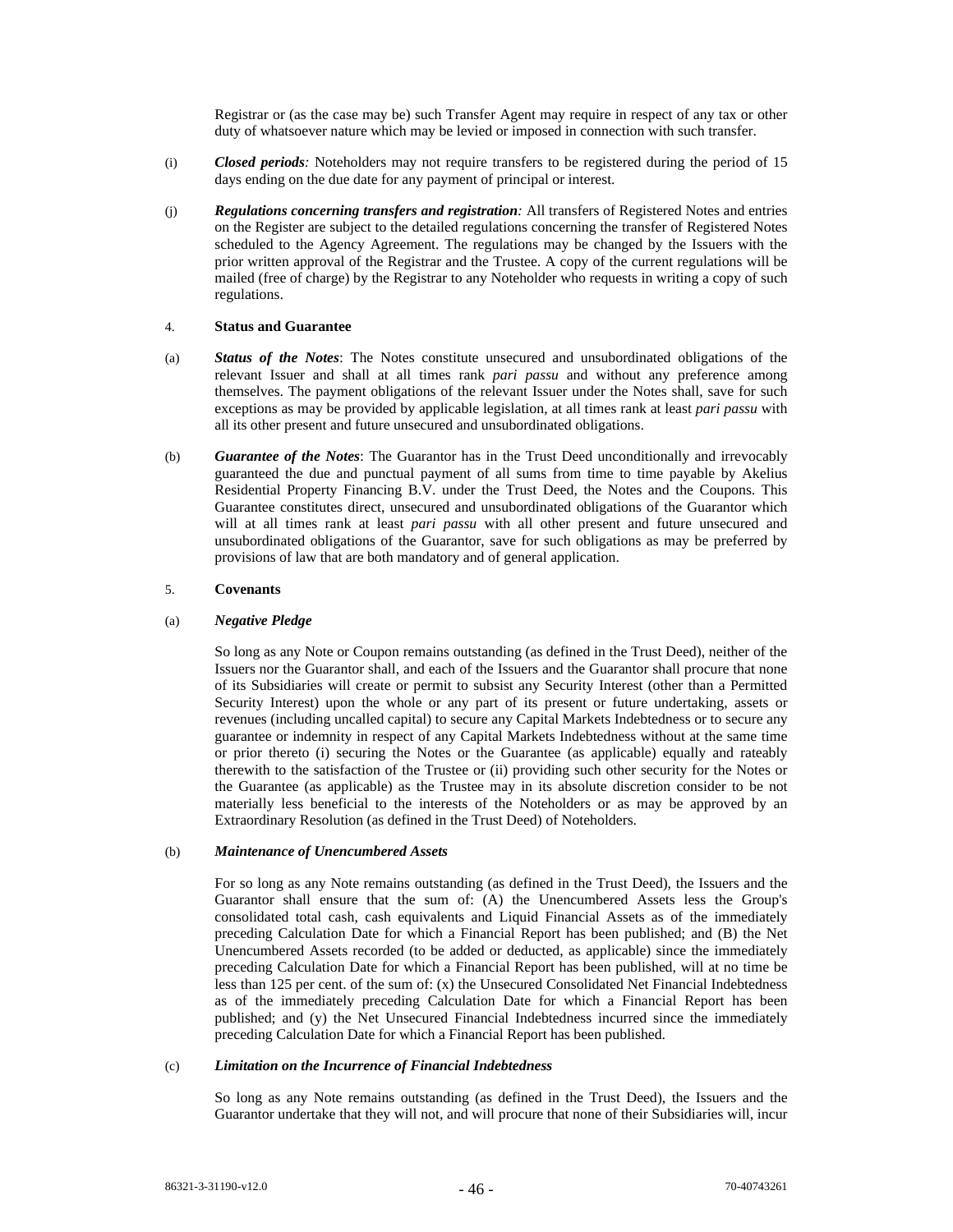Registrar or (as the case may be) such Transfer Agent may require in respect of any tax or other duty of whatsoever nature which may be levied or imposed in connection with such transfer.

(i) ***Closed periods**:* Noteholders may not require transfers to be registered during the period of 15 days ending on the due date for any payment of principal or interest.

(j) ***Regulations concerning transfers and registration**:* All transfers of Registered Notes and entries on the Register are subject to the detailed regulations concerning the transfer of Registered Notes scheduled to the Agency Agreement. The regulations may be changed by the Issuers with the prior written approval of the Registrar and the Trustee. A copy of the current regulations will be mailed (free of charge) by the Registrar to any Noteholder who requests in writing a copy of such regulations.

4. **Status and Guarantee**

(a) ***Status of the Notes***: The Notes constitute unsecured and unsubordinated obligations of the relevant Issuer and shall at all times rank *pari passu* and without any preference among themselves. The payment obligations of the relevant Issuer under the Notes shall, save for such exceptions as may be provided by applicable legislation, at all times rank at least *pari passu* with all its other present and future unsecured and unsubordinated obligations.

(b) ***Guarantee of the Notes***: The Guarantor has in the Trust Deed unconditionally and irrevocably guaranteed the due and punctual payment of all sums from time to time payable by Akelius Residential Property Financing B.V. under the Trust Deed, the Notes and the Coupons. This Guarantee constitutes direct, unsecured and unsubordinated obligations of the Guarantor which will at all times rank at least *pari passu* with all other present and future unsecured and unsubordinated obligations of the Guarantor, save for such obligations as may be preferred by provisions of law that are both mandatory and of general application.

5. **Covenants**

(a) ***Negative Pledge***

So long as any Note or Coupon remains outstanding (as defined in the Trust Deed), neither of the Issuers nor the Guarantor shall, and each of the Issuers and the Guarantor shall procure that none of its Subsidiaries will create or permit to subsist any Security Interest (other than a Permitted Security Interest) upon the whole or any part of its present or future undertaking, assets or revenues (including uncalled capital) to secure any Capital Markets Indebtedness or to secure any guarantee or indemnity in respect of any Capital Markets Indebtedness without at the same time or prior thereto (i) securing the Notes or the Guarantee (as applicable) equally and rateably therewith to the satisfaction of the Trustee or (ii) providing such other security for the Notes or the Guarantee (as applicable) as the Trustee may in its absolute discretion consider to be not materially less beneficial to the interests of the Noteholders or as may be approved by an Extraordinary Resolution (as defined in the Trust Deed) of Noteholders.

(b) ***Maintenance of Unencumbered Assets***

For so long as any Note remains outstanding (as defined in the Trust Deed), the Issuers and the Guarantor shall ensure that the sum of: (A) the Unencumbered Assets less the Group's consolidated total cash, cash equivalents and Liquid Financial Assets as of the immediately preceding Calculation Date for which a Financial Report has been published; and (B) the Net Unencumbered Assets recorded (to be added or deducted, as applicable) since the immediately preceding Calculation Date for which a Financial Report has been published, will at no time be less than 125 per cent. of the sum of: (x) the Unsecured Consolidated Net Financial Indebtedness as of the immediately preceding Calculation Date for which a Financial Report has been published; and (y) the Net Unsecured Financial Indebtedness incurred since the immediately preceding Calculation Date for which a Financial Report has been published.

(c) ***Limitation on the Incurrence of Financial Indebtedness***

So long as any Note remains outstanding (as defined in the Trust Deed), the Issuers and the Guarantor undertake that they will not, and will procure that none of their Subsidiaries will, incur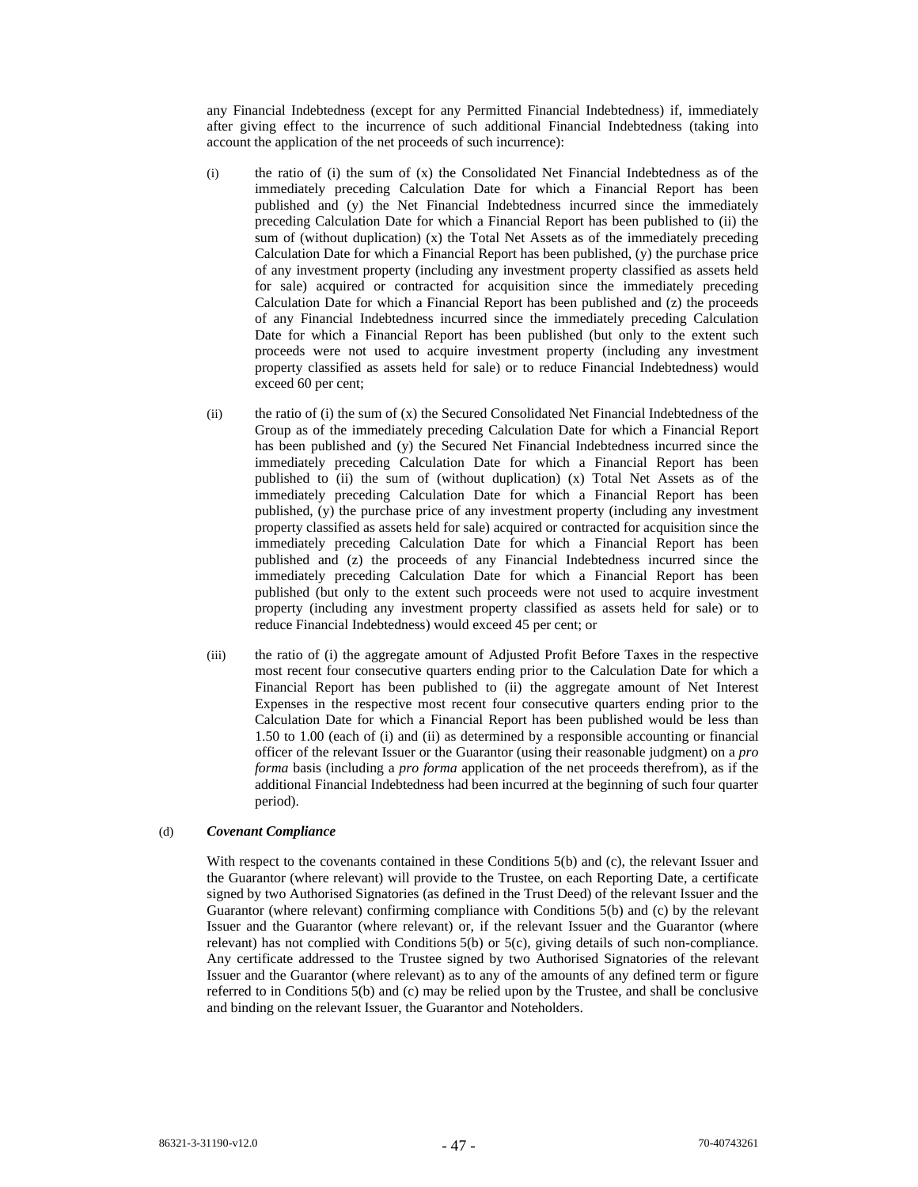any Financial Indebtedness (except for any Permitted Financial Indebtedness) if, immediately after giving effect to the incurrence of such additional Financial Indebtedness (taking into account the application of the net proceeds of such incurrence):

(i) the ratio of (i) the sum of (x) the Consolidated Net Financial Indebtedness as of the immediately preceding Calculation Date for which a Financial Report has been published and (y) the Net Financial Indebtedness incurred since the immediately preceding Calculation Date for which a Financial Report has been published to (ii) the sum of (without duplication) (x) the Total Net Assets as of the immediately preceding Calculation Date for which a Financial Report has been published, (y) the purchase price of any investment property (including any investment property classified as assets held for sale) acquired or contracted for acquisition since the immediately preceding Calculation Date for which a Financial Report has been published and (z) the proceeds of any Financial Indebtedness incurred since the immediately preceding Calculation Date for which a Financial Report has been published (but only to the extent such proceeds were not used to acquire investment property (including any investment property classified as assets held for sale) or to reduce Financial Indebtedness) would exceed 60 per cent;

(ii) the ratio of (i) the sum of (x) the Secured Consolidated Net Financial Indebtedness of the Group as of the immediately preceding Calculation Date for which a Financial Report has been published and (y) the Secured Net Financial Indebtedness incurred since the immediately preceding Calculation Date for which a Financial Report has been published to (ii) the sum of (without duplication) (x) Total Net Assets as of the immediately preceding Calculation Date for which a Financial Report has been published, (y) the purchase price of any investment property (including any investment property classified as assets held for sale) acquired or contracted for acquisition since the immediately preceding Calculation Date for which a Financial Report has been published and (z) the proceeds of any Financial Indebtedness incurred since the immediately preceding Calculation Date for which a Financial Report has been published (but only to the extent such proceeds were not used to acquire investment property (including any investment property classified as assets held for sale) or to reduce Financial Indebtedness) would exceed 45 per cent; or

(iii) the ratio of (i) the aggregate amount of Adjusted Profit Before Taxes in the respective most recent four consecutive quarters ending prior to the Calculation Date for which a Financial Report has been published to (ii) the aggregate amount of Net Interest Expenses in the respective most recent four consecutive quarters ending prior to the Calculation Date for which a Financial Report has been published would be less than 1.50 to 1.00 (each of (i) and (ii) as determined by a responsible accounting or financial officer of the relevant Issuer or the Guarantor (using their reasonable judgment) on a *pro forma* basis (including a *pro forma* application of the net proceeds therefrom), as if the additional Financial Indebtedness had been incurred at the beginning of such four quarter period).

(d) ***Covenant Compliance***

With respect to the covenants contained in these Conditions 5(b) and (c), the relevant Issuer and the Guarantor (where relevant) will provide to the Trustee, on each Reporting Date, a certificate signed by two Authorised Signatories (as defined in the Trust Deed) of the relevant Issuer and the Guarantor (where relevant) confirming compliance with Conditions 5(b) and (c) by the relevant Issuer and the Guarantor (where relevant) or, if the relevant Issuer and the Guarantor (where relevant) has not complied with Conditions 5(b) or 5(c), giving details of such non-compliance. Any certificate addressed to the Trustee signed by two Authorised Signatories of the relevant Issuer and the Guarantor (where relevant) as to any of the amounts of any defined term or figure referred to in Conditions 5(b) and (c) may be relied upon by the Trustee, and shall be conclusive and binding on the relevant Issuer, the Guarantor and Noteholders.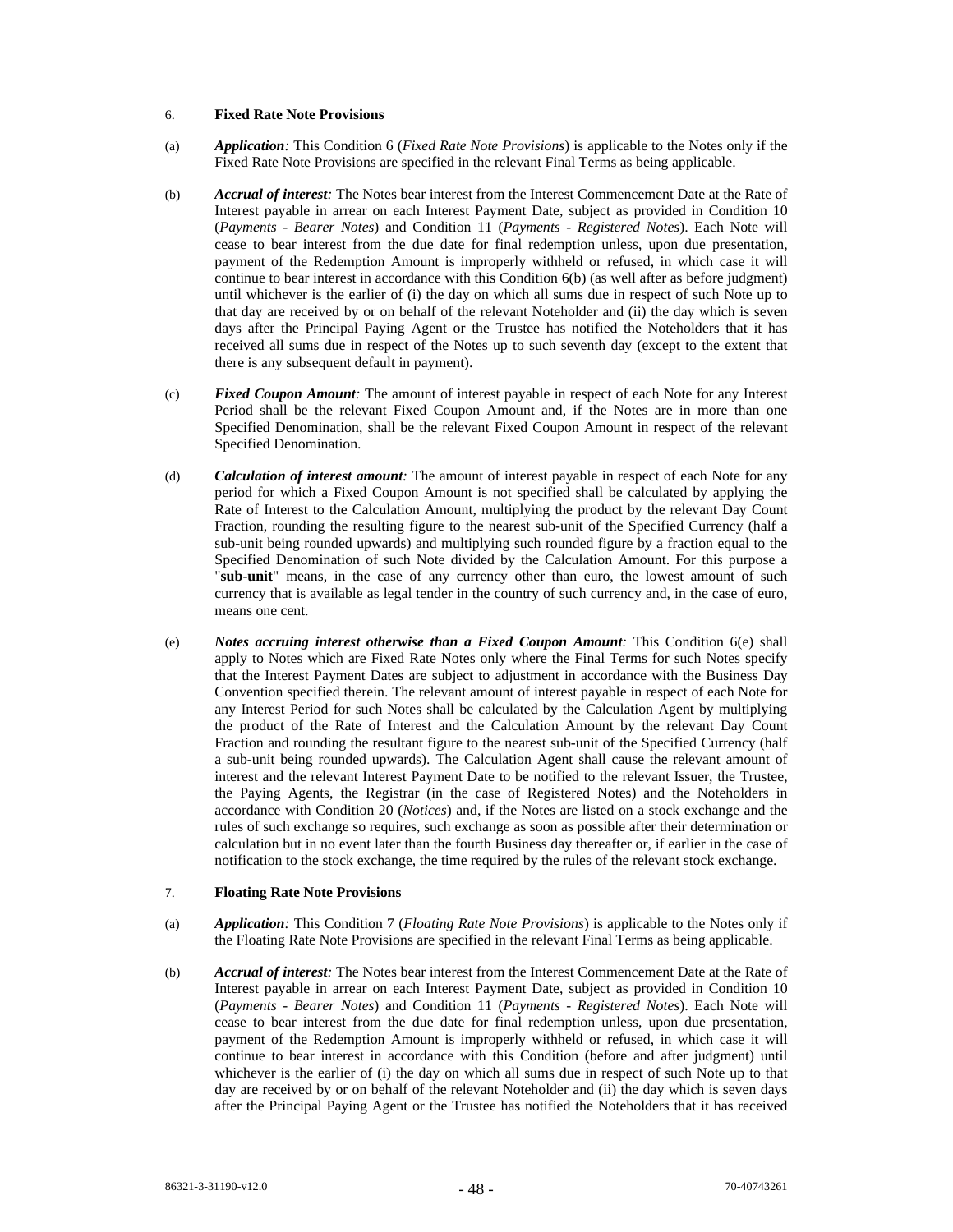## 6. Fixed Rate Note Provisions

(a) ***Application:*** This Condition 6 (*Fixed Rate Note Provisions*) is applicable to the Notes only if the Fixed Rate Note Provisions are specified in the relevant Final Terms as being applicable.

(b) ***Accrual of interest:*** The Notes bear interest from the Interest Commencement Date at the Rate of Interest payable in arrear on each Interest Payment Date, subject as provided in Condition 10 (*Payments - Bearer Notes*) and Condition 11 (*Payments - Registered Notes*). Each Note will cease to bear interest from the due date for final redemption unless, upon due presentation, payment of the Redemption Amount is improperly withheld or refused, in which case it will continue to bear interest in accordance with this Condition 6(b) (as well after as before judgment) until whichever is the earlier of (i) the day on which all sums due in respect of such Note up to that day are received by or on behalf of the relevant Noteholder and (ii) the day which is seven days after the Principal Paying Agent or the Trustee has notified the Noteholders that it has received all sums due in respect of the Notes up to such seventh day (except to the extent that there is any subsequent default in payment).

(c) ***Fixed Coupon Amount:*** The amount of interest payable in respect of each Note for any Interest Period shall be the relevant Fixed Coupon Amount and, if the Notes are in more than one Specified Denomination, shall be the relevant Fixed Coupon Amount in respect of the relevant Specified Denomination.

(d) ***Calculation of interest amount:*** The amount of interest payable in respect of each Note for any period for which a Fixed Coupon Amount is not specified shall be calculated by applying the Rate of Interest to the Calculation Amount, multiplying the product by the relevant Day Count Fraction, rounding the resulting figure to the nearest sub-unit of the Specified Currency (half a sub-unit being rounded upwards) and multiplying such rounded figure by a fraction equal to the Specified Denomination of such Note divided by the Calculation Amount. For this purpose a "**sub-unit**" means, in the case of any currency other than euro, the lowest amount of such currency that is available as legal tender in the country of such currency and, in the case of euro, means one cent.

(e) ***Notes accruing interest otherwise than a Fixed Coupon Amount:*** This Condition 6(e) shall apply to Notes which are Fixed Rate Notes only where the Final Terms for such Notes specify that the Interest Payment Dates are subject to adjustment in accordance with the Business Day Convention specified therein. The relevant amount of interest payable in respect of each Note for any Interest Period for such Notes shall be calculated by the Calculation Agent by multiplying the product of the Rate of Interest and the Calculation Amount by the relevant Day Count Fraction and rounding the resultant figure to the nearest sub-unit of the Specified Currency (half a sub-unit being rounded upwards). The Calculation Agent shall cause the relevant amount of interest and the relevant Interest Payment Date to be notified to the relevant Issuer, the Trustee, the Paying Agents, the Registrar (in the case of Registered Notes) and the Noteholders in accordance with Condition 20 (*Notices*) and, if the Notes are listed on a stock exchange and the rules of such exchange so requires, such exchange as soon as possible after their determination or calculation but in no event later than the fourth Business day thereafter or, if earlier in the case of notification to the stock exchange, the time required by the rules of the relevant stock exchange.

## 7. Floating Rate Note Provisions

(a) ***Application:*** This Condition 7 (*Floating Rate Note Provisions*) is applicable to the Notes only if the Floating Rate Note Provisions are specified in the relevant Final Terms as being applicable.

(b) ***Accrual of interest:*** The Notes bear interest from the Interest Commencement Date at the Rate of Interest payable in arrear on each Interest Payment Date, subject as provided in Condition 10 (*Payments - Bearer Notes*) and Condition 11 (*Payments - Registered Notes*). Each Note will cease to bear interest from the due date for final redemption unless, upon due presentation, payment of the Redemption Amount is improperly withheld or refused, in which case it will continue to bear interest in accordance with this Condition (before and after judgment) until whichever is the earlier of (i) the day on which all sums due in respect of such Note up to that day are received by or on behalf of the relevant Noteholder and (ii) the day which is seven days after the Principal Paying Agent or the Trustee has notified the Noteholders that it has received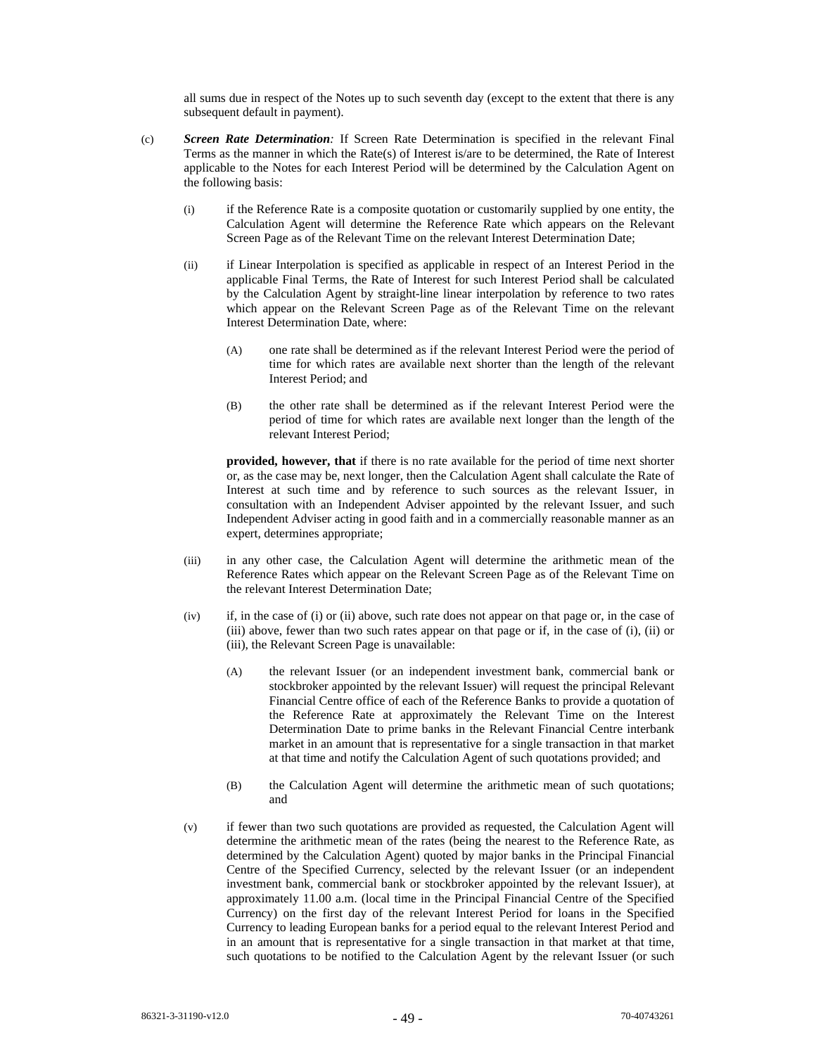all sums due in respect of the Notes up to such seventh day (except to the extent that there is any subsequent default in payment).

(c) ***Screen Rate Determination:*** If Screen Rate Determination is specified in the relevant Final Terms as the manner in which the Rate(s) of Interest is/are to be determined, the Rate of Interest applicable to the Notes for each Interest Period will be determined by the Calculation Agent on the following basis:

(i) if the Reference Rate is a composite quotation or customarily supplied by one entity, the Calculation Agent will determine the Reference Rate which appears on the Relevant Screen Page as of the Relevant Time on the relevant Interest Determination Date;

(ii) if Linear Interpolation is specified as applicable in respect of an Interest Period in the applicable Final Terms, the Rate of Interest for such Interest Period shall be calculated by the Calculation Agent by straight-line linear interpolation by reference to two rates which appear on the Relevant Screen Page as of the Relevant Time on the relevant Interest Determination Date, where:

(A) one rate shall be determined as if the relevant Interest Period were the period of time for which rates are available next shorter than the length of the relevant Interest Period; and

(B) the other rate shall be determined as if the relevant Interest Period were the period of time for which rates are available next longer than the length of the relevant Interest Period;

**provided, however, that** if there is no rate available for the period of time next shorter or, as the case may be, next longer, then the Calculation Agent shall calculate the Rate of Interest at such time and by reference to such sources as the relevant Issuer, in consultation with an Independent Adviser appointed by the relevant Issuer, and such Independent Adviser acting in good faith and in a commercially reasonable manner as an expert, determines appropriate;

(iii) in any other case, the Calculation Agent will determine the arithmetic mean of the Reference Rates which appear on the Relevant Screen Page as of the Relevant Time on the relevant Interest Determination Date;

(iv) if, in the case of (i) or (ii) above, such rate does not appear on that page or, in the case of (iii) above, fewer than two such rates appear on that page or if, in the case of (i), (ii) or (iii), the Relevant Screen Page is unavailable:

(A) the relevant Issuer (or an independent investment bank, commercial bank or stockbroker appointed by the relevant Issuer) will request the principal Relevant Financial Centre office of each of the Reference Banks to provide a quotation of the Reference Rate at approximately the Relevant Time on the Interest Determination Date to prime banks in the Relevant Financial Centre interbank market in an amount that is representative for a single transaction in that market at that time and notify the Calculation Agent of such quotations provided; and

(B) the Calculation Agent will determine the arithmetic mean of such quotations; and

(v) if fewer than two such quotations are provided as requested, the Calculation Agent will determine the arithmetic mean of the rates (being the nearest to the Reference Rate, as determined by the Calculation Agent) quoted by major banks in the Principal Financial Centre of the Specified Currency, selected by the relevant Issuer (or an independent investment bank, commercial bank or stockbroker appointed by the relevant Issuer), at approximately 11.00 a.m. (local time in the Principal Financial Centre of the Specified Currency) on the first day of the relevant Interest Period for loans in the Specified Currency to leading European banks for a period equal to the relevant Interest Period and in an amount that is representative for a single transaction in that market at that time, such quotations to be notified to the Calculation Agent by the relevant Issuer (or such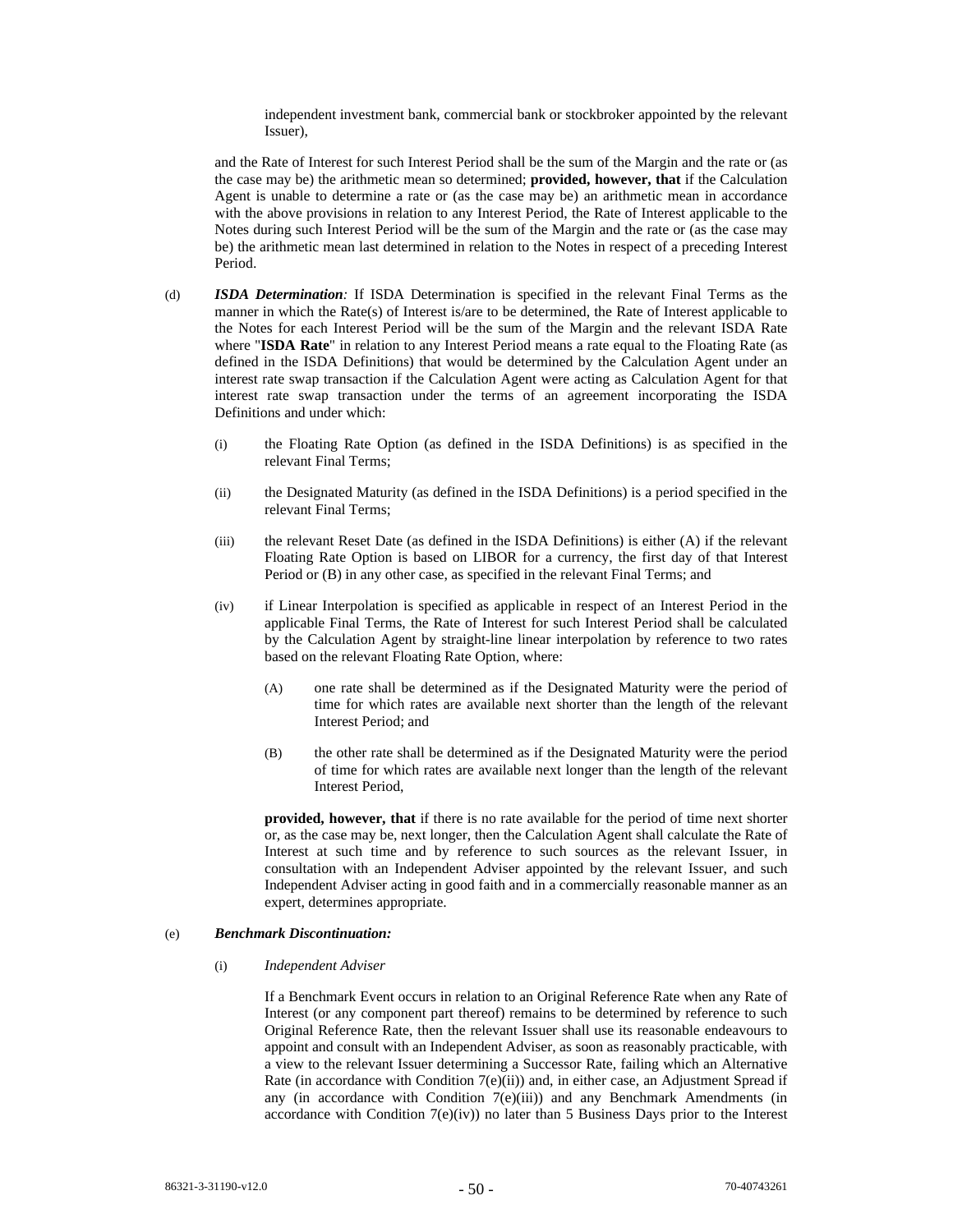independent investment bank, commercial bank or stockbroker appointed by the relevant Issuer),

and the Rate of Interest for such Interest Period shall be the sum of the Margin and the rate or (as the case may be) the arithmetic mean so determined; **provided, however, that** if the Calculation Agent is unable to determine a rate or (as the case may be) an arithmetic mean in accordance with the above provisions in relation to any Interest Period, the Rate of Interest applicable to the Notes during such Interest Period will be the sum of the Margin and the rate or (as the case may be) the arithmetic mean last determined in relation to the Notes in respect of a preceding Interest Period.

(d) ***ISDA Determination:*** If ISDA Determination is specified in the relevant Final Terms as the manner in which the Rate(s) of Interest is/are to be determined, the Rate of Interest applicable to the Notes for each Interest Period will be the sum of the Margin and the relevant ISDA Rate where "**ISDA Rate**" in relation to any Interest Period means a rate equal to the Floating Rate (as defined in the ISDA Definitions) that would be determined by the Calculation Agent under an interest rate swap transaction if the Calculation Agent were acting as Calculation Agent for that interest rate swap transaction under the terms of an agreement incorporating the ISDA Definitions and under which:

(i) the Floating Rate Option (as defined in the ISDA Definitions) is as specified in the relevant Final Terms;

(ii) the Designated Maturity (as defined in the ISDA Definitions) is a period specified in the relevant Final Terms;

(iii) the relevant Reset Date (as defined in the ISDA Definitions) is either (A) if the relevant Floating Rate Option is based on LIBOR for a currency, the first day of that Interest Period or (B) in any other case, as specified in the relevant Final Terms; and

(iv) if Linear Interpolation is specified as applicable in respect of an Interest Period in the applicable Final Terms, the Rate of Interest for such Interest Period shall be calculated by the Calculation Agent by straight-line linear interpolation by reference to two rates based on the relevant Floating Rate Option, where:

(A) one rate shall be determined as if the Designated Maturity were the period of time for which rates are available next shorter than the length of the relevant Interest Period; and

(B) the other rate shall be determined as if the Designated Maturity were the period of time for which rates are available next longer than the length of the relevant Interest Period,

**provided, however, that** if there is no rate available for the period of time next shorter or, as the case may be, next longer, then the Calculation Agent shall calculate the Rate of Interest at such time and by reference to such sources as the relevant Issuer, in consultation with an Independent Adviser appointed by the relevant Issuer, and such Independent Adviser acting in good faith and in a commercially reasonable manner as an expert, determines appropriate.

(e) ***Benchmark Discontinuation:***

(i) *Independent Adviser*

If a Benchmark Event occurs in relation to an Original Reference Rate when any Rate of Interest (or any component part thereof) remains to be determined by reference to such Original Reference Rate, then the relevant Issuer shall use its reasonable endeavours to appoint and consult with an Independent Adviser, as soon as reasonably practicable, with a view to the relevant Issuer determining a Successor Rate, failing which an Alternative Rate (in accordance with Condition 7(e)(ii)) and, in either case, an Adjustment Spread if any (in accordance with Condition 7(e)(iii)) and any Benchmark Amendments (in accordance with Condition 7(e)(iv)) no later than 5 Business Days prior to the Interest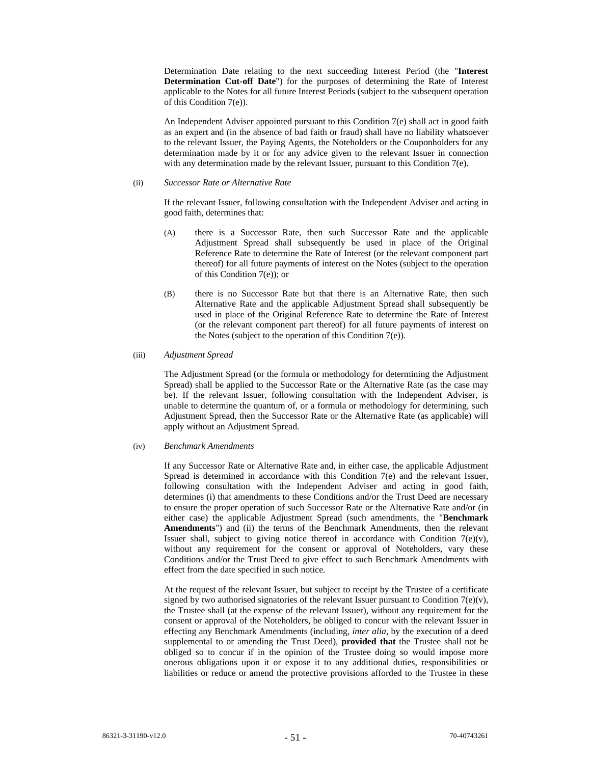Determination Date relating to the next succeeding Interest Period (the "**Interest Determination Cut-off Date**") for the purposes of determining the Rate of Interest applicable to the Notes for all future Interest Periods (subject to the subsequent operation of this Condition 7(e)).

An Independent Adviser appointed pursuant to this Condition 7(e) shall act in good faith as an expert and (in the absence of bad faith or fraud) shall have no liability whatsoever to the relevant Issuer, the Paying Agents, the Noteholders or the Couponholders for any determination made by it or for any advice given to the relevant Issuer in connection with any determination made by the relevant Issuer, pursuant to this Condition 7(e).

(ii) *Successor Rate or Alternative Rate*

If the relevant Issuer, following consultation with the Independent Adviser and acting in good faith, determines that:

(A) there is a Successor Rate, then such Successor Rate and the applicable Adjustment Spread shall subsequently be used in place of the Original Reference Rate to determine the Rate of Interest (or the relevant component part thereof) for all future payments of interest on the Notes (subject to the operation of this Condition 7(e)); or

(B) there is no Successor Rate but that there is an Alternative Rate, then such Alternative Rate and the applicable Adjustment Spread shall subsequently be used in place of the Original Reference Rate to determine the Rate of Interest (or the relevant component part thereof) for all future payments of interest on the Notes (subject to the operation of this Condition 7(e)).

(iii) *Adjustment Spread*

The Adjustment Spread (or the formula or methodology for determining the Adjustment Spread) shall be applied to the Successor Rate or the Alternative Rate (as the case may be). If the relevant Issuer, following consultation with the Independent Adviser, is unable to determine the quantum of, or a formula or methodology for determining, such Adjustment Spread, then the Successor Rate or the Alternative Rate (as applicable) will apply without an Adjustment Spread.

(iv) *Benchmark Amendments*

If any Successor Rate or Alternative Rate and, in either case, the applicable Adjustment Spread is determined in accordance with this Condition 7(e) and the relevant Issuer, following consultation with the Independent Adviser and acting in good faith, determines (i) that amendments to these Conditions and/or the Trust Deed are necessary to ensure the proper operation of such Successor Rate or the Alternative Rate and/or (in either case) the applicable Adjustment Spread (such amendments, the "**Benchmark Amendments**") and (ii) the terms of the Benchmark Amendments, then the relevant Issuer shall, subject to giving notice thereof in accordance with Condition 7(e)(v), without any requirement for the consent or approval of Noteholders, vary these Conditions and/or the Trust Deed to give effect to such Benchmark Amendments with effect from the date specified in such notice.

At the request of the relevant Issuer, but subject to receipt by the Trustee of a certificate signed by two authorised signatories of the relevant Issuer pursuant to Condition 7(e)(v), the Trustee shall (at the expense of the relevant Issuer), without any requirement for the consent or approval of the Noteholders, be obliged to concur with the relevant Issuer in effecting any Benchmark Amendments (including, *inter alia*, by the execution of a deed supplemental to or amending the Trust Deed), **provided that** the Trustee shall not be obliged so to concur if in the opinion of the Trustee doing so would impose more onerous obligations upon it or expose it to any additional duties, responsibilities or liabilities or reduce or amend the protective provisions afforded to the Trustee in these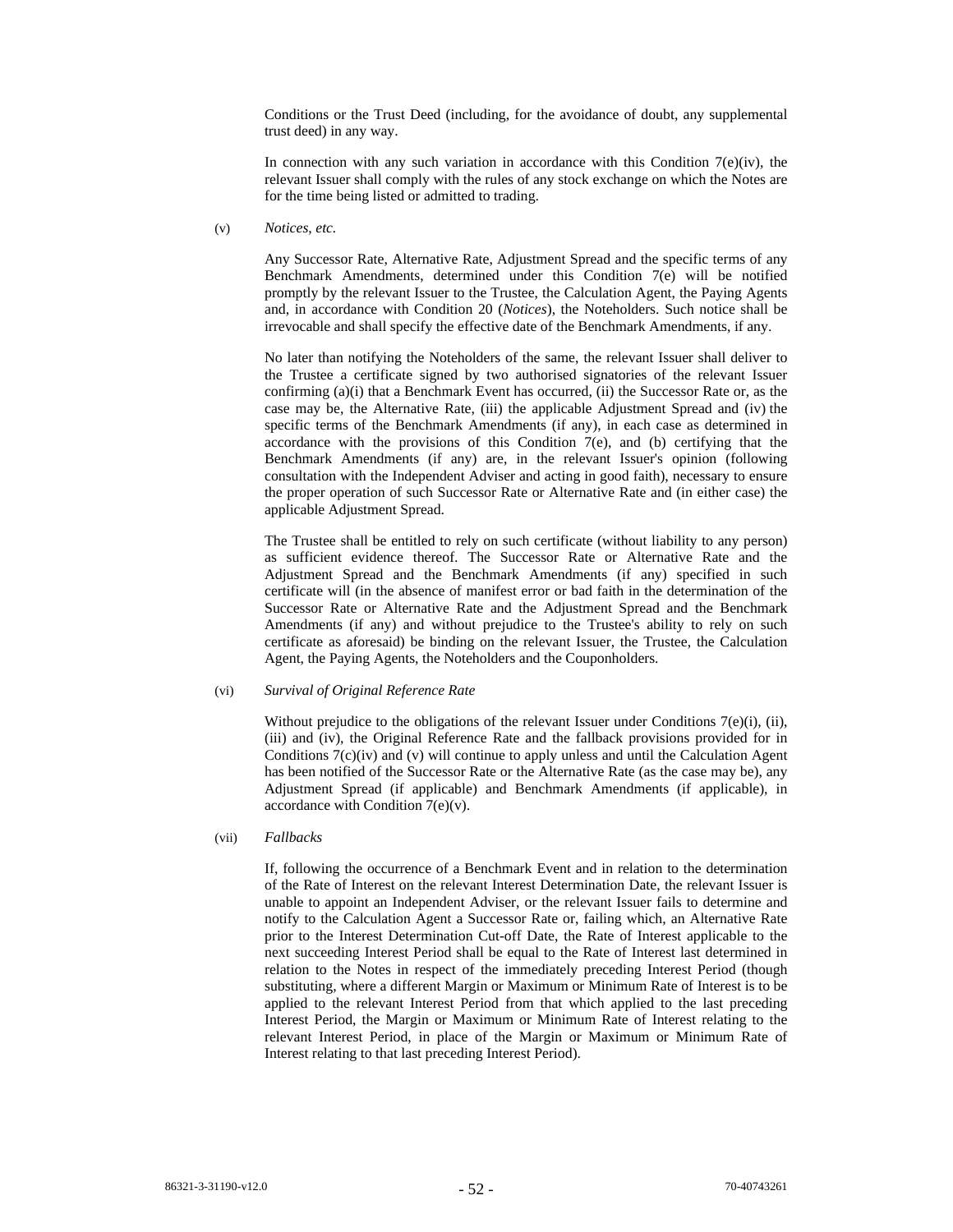Conditions or the Trust Deed (including, for the avoidance of doubt, any supplemental trust deed) in any way.

In connection with any such variation in accordance with this Condition 7(e)(iv), the relevant Issuer shall comply with the rules of any stock exchange on which the Notes are for the time being listed or admitted to trading.

(v) *Notices, etc.*

Any Successor Rate, Alternative Rate, Adjustment Spread and the specific terms of any Benchmark Amendments, determined under this Condition 7(e) will be notified promptly by the relevant Issuer to the Trustee, the Calculation Agent, the Paying Agents and, in accordance with Condition 20 (*Notices*), the Noteholders. Such notice shall be irrevocable and shall specify the effective date of the Benchmark Amendments, if any.

No later than notifying the Noteholders of the same, the relevant Issuer shall deliver to the Trustee a certificate signed by two authorised signatories of the relevant Issuer confirming (a)(i) that a Benchmark Event has occurred, (ii) the Successor Rate or, as the case may be, the Alternative Rate, (iii) the applicable Adjustment Spread and (iv) the specific terms of the Benchmark Amendments (if any), in each case as determined in accordance with the provisions of this Condition 7(e), and (b) certifying that the Benchmark Amendments (if any) are, in the relevant Issuer's opinion (following consultation with the Independent Adviser and acting in good faith), necessary to ensure the proper operation of such Successor Rate or Alternative Rate and (in either case) the applicable Adjustment Spread.

The Trustee shall be entitled to rely on such certificate (without liability to any person) as sufficient evidence thereof. The Successor Rate or Alternative Rate and the Adjustment Spread and the Benchmark Amendments (if any) specified in such certificate will (in the absence of manifest error or bad faith in the determination of the Successor Rate or Alternative Rate and the Adjustment Spread and the Benchmark Amendments (if any) and without prejudice to the Trustee's ability to rely on such certificate as aforesaid) be binding on the relevant Issuer, the Trustee, the Calculation Agent, the Paying Agents, the Noteholders and the Couponholders.

(vi) *Survival of Original Reference Rate*

Without prejudice to the obligations of the relevant Issuer under Conditions 7(e)(i), (ii), (iii) and (iv), the Original Reference Rate and the fallback provisions provided for in Conditions 7(c)(iv) and (v) will continue to apply unless and until the Calculation Agent has been notified of the Successor Rate or the Alternative Rate (as the case may be), any Adjustment Spread (if applicable) and Benchmark Amendments (if applicable), in accordance with Condition 7(e)(v).

(vii) *Fallbacks*

If, following the occurrence of a Benchmark Event and in relation to the determination of the Rate of Interest on the relevant Interest Determination Date, the relevant Issuer is unable to appoint an Independent Adviser, or the relevant Issuer fails to determine and notify to the Calculation Agent a Successor Rate or, failing which, an Alternative Rate prior to the Interest Determination Cut-off Date, the Rate of Interest applicable to the next succeeding Interest Period shall be equal to the Rate of Interest last determined in relation to the Notes in respect of the immediately preceding Interest Period (though substituting, where a different Margin or Maximum or Minimum Rate of Interest is to be applied to the relevant Interest Period from that which applied to the last preceding Interest Period, the Margin or Maximum or Minimum Rate of Interest relating to the relevant Interest Period, in place of the Margin or Maximum or Minimum Rate of Interest relating to that last preceding Interest Period).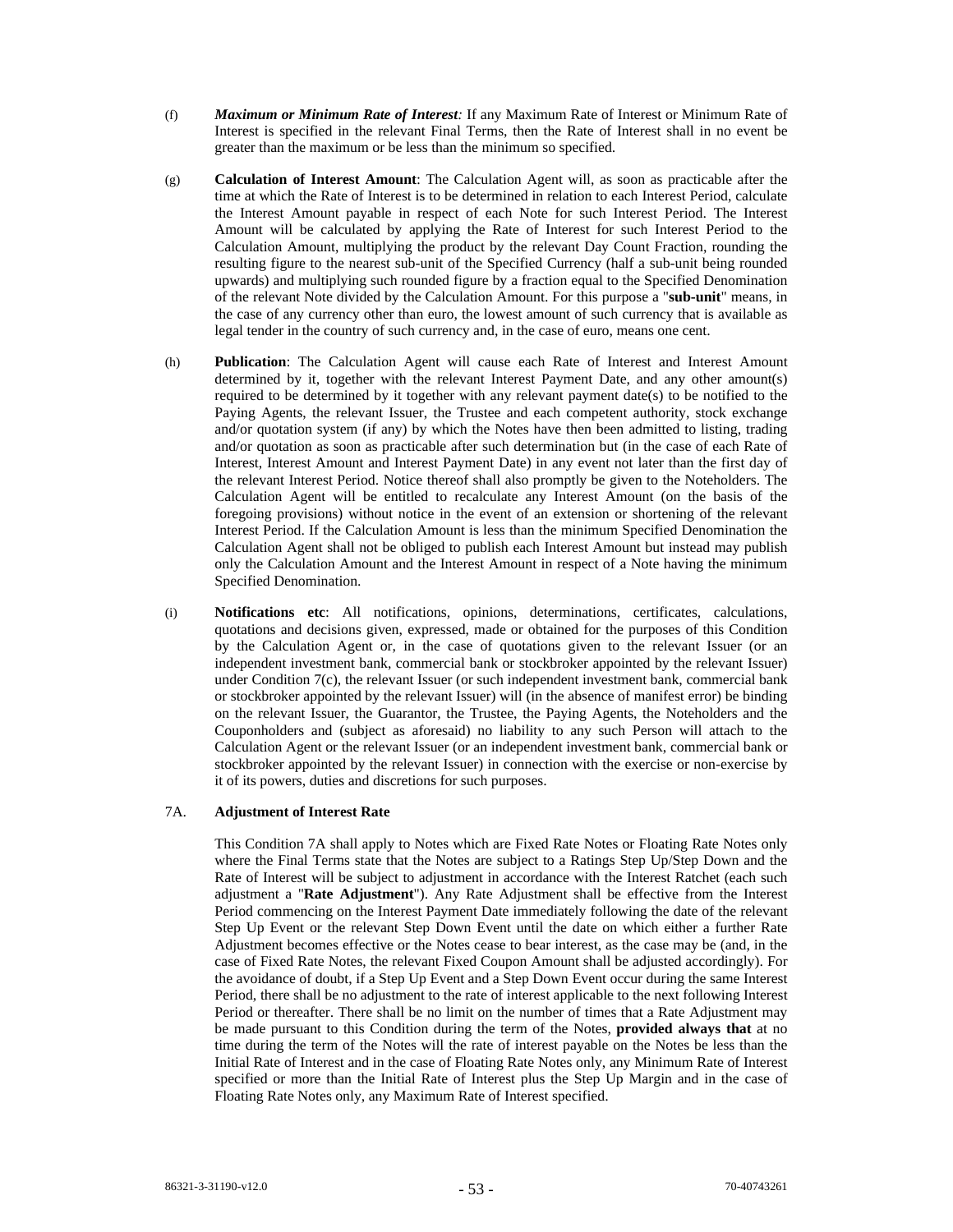(f) ***Maximum or Minimum Rate of Interest:*** If any Maximum Rate of Interest or Minimum Rate of Interest is specified in the relevant Final Terms, then the Rate of Interest shall in no event be greater than the maximum or be less than the minimum so specified.

(g) **Calculation of Interest Amount**: The Calculation Agent will, as soon as practicable after the time at which the Rate of Interest is to be determined in relation to each Interest Period, calculate the Interest Amount payable in respect of each Note for such Interest Period. The Interest Amount will be calculated by applying the Rate of Interest for such Interest Period to the Calculation Amount, multiplying the product by the relevant Day Count Fraction, rounding the resulting figure to the nearest sub-unit of the Specified Currency (half a sub-unit being rounded upwards) and multiplying such rounded figure by a fraction equal to the Specified Denomination of the relevant Note divided by the Calculation Amount. For this purpose a "**sub-unit**" means, in the case of any currency other than euro, the lowest amount of such currency that is available as legal tender in the country of such currency and, in the case of euro, means one cent.

(h) **Publication**: The Calculation Agent will cause each Rate of Interest and Interest Amount determined by it, together with the relevant Interest Payment Date, and any other amount(s) required to be determined by it together with any relevant payment date(s) to be notified to the Paying Agents, the relevant Issuer, the Trustee and each competent authority, stock exchange and/or quotation system (if any) by which the Notes have then been admitted to listing, trading and/or quotation as soon as practicable after such determination but (in the case of each Rate of Interest, Interest Amount and Interest Payment Date) in any event not later than the first day of the relevant Interest Period. Notice thereof shall also promptly be given to the Noteholders. The Calculation Agent will be entitled to recalculate any Interest Amount (on the basis of the foregoing provisions) without notice in the event of an extension or shortening of the relevant Interest Period. If the Calculation Amount is less than the minimum Specified Denomination the Calculation Agent shall not be obliged to publish each Interest Amount but instead may publish only the Calculation Amount and the Interest Amount in respect of a Note having the minimum Specified Denomination.

(i) **Notifications etc**: All notifications, opinions, determinations, certificates, calculations, quotations and decisions given, expressed, made or obtained for the purposes of this Condition by the Calculation Agent or, in the case of quotations given to the relevant Issuer (or an independent investment bank, commercial bank or stockbroker appointed by the relevant Issuer) under Condition 7(c), the relevant Issuer (or such independent investment bank, commercial bank or stockbroker appointed by the relevant Issuer) will (in the absence of manifest error) be binding on the relevant Issuer, the Guarantor, the Trustee, the Paying Agents, the Noteholders and the Couponholders and (subject as aforesaid) no liability to any such Person will attach to the Calculation Agent or the relevant Issuer (or an independent investment bank, commercial bank or stockbroker appointed by the relevant Issuer) in connection with the exercise or non-exercise by it of its powers, duties and discretions for such purposes.

### 7A. Adjustment of Interest Rate

This Condition 7A shall apply to Notes which are Fixed Rate Notes or Floating Rate Notes only where the Final Terms state that the Notes are subject to a Ratings Step Up/Step Down and the Rate of Interest will be subject to adjustment in accordance with the Interest Ratchet (each such adjustment a "**Rate Adjustment**"). Any Rate Adjustment shall be effective from the Interest Period commencing on the Interest Payment Date immediately following the date of the relevant Step Up Event or the relevant Step Down Event until the date on which either a further Rate Adjustment becomes effective or the Notes cease to bear interest, as the case may be (and, in the case of Fixed Rate Notes, the relevant Fixed Coupon Amount shall be adjusted accordingly). For the avoidance of doubt, if a Step Up Event and a Step Down Event occur during the same Interest Period, there shall be no adjustment to the rate of interest applicable to the next following Interest Period or thereafter. There shall be no limit on the number of times that a Rate Adjustment may be made pursuant to this Condition during the term of the Notes, **provided always that** at no time during the term of the Notes will the rate of interest payable on the Notes be less than the Initial Rate of Interest and in the case of Floating Rate Notes only, any Minimum Rate of Interest specified or more than the Initial Rate of Interest plus the Step Up Margin and in the case of Floating Rate Notes only, any Maximum Rate of Interest specified.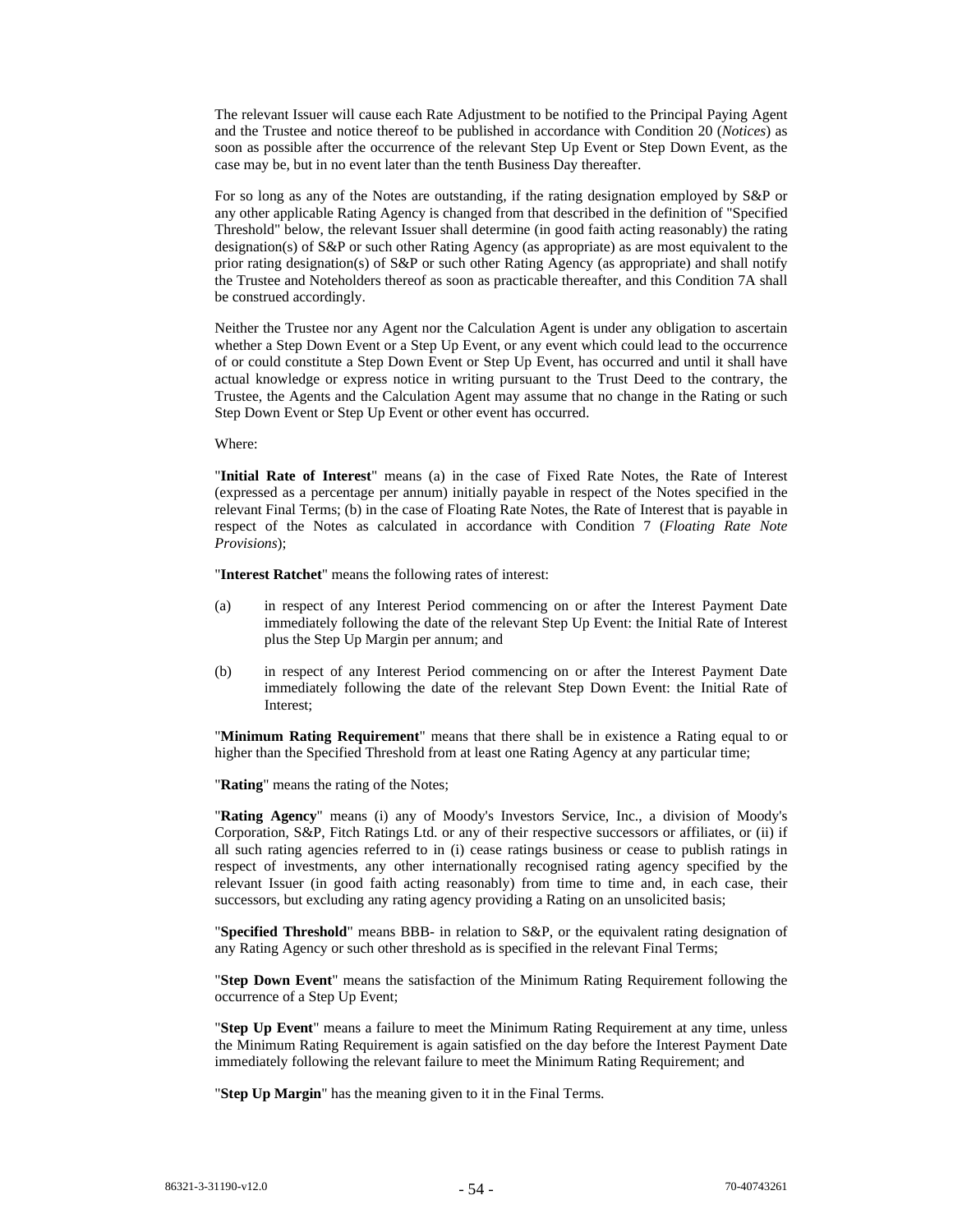The relevant Issuer will cause each Rate Adjustment to be notified to the Principal Paying Agent and the Trustee and notice thereof to be published in accordance with Condition 20 (*Notices*) as soon as possible after the occurrence of the relevant Step Up Event or Step Down Event, as the case may be, but in no event later than the tenth Business Day thereafter.

For so long as any of the Notes are outstanding, if the rating designation employed by S&P or any other applicable Rating Agency is changed from that described in the definition of "Specified Threshold" below, the relevant Issuer shall determine (in good faith acting reasonably) the rating designation(s) of S&P or such other Rating Agency (as appropriate) as are most equivalent to the prior rating designation(s) of S&P or such other Rating Agency (as appropriate) and shall notify the Trustee and Noteholders thereof as soon as practicable thereafter, and this Condition 7A shall be construed accordingly.

Neither the Trustee nor any Agent nor the Calculation Agent is under any obligation to ascertain whether a Step Down Event or a Step Up Event, or any event which could lead to the occurrence of or could constitute a Step Down Event or Step Up Event, has occurred and until it shall have actual knowledge or express notice in writing pursuant to the Trust Deed to the contrary, the Trustee, the Agents and the Calculation Agent may assume that no change in the Rating or such Step Down Event or Step Up Event or other event has occurred.

Where:

"**Initial Rate of Interest**" means (a) in the case of Fixed Rate Notes, the Rate of Interest (expressed as a percentage per annum) initially payable in respect of the Notes specified in the relevant Final Terms; (b) in the case of Floating Rate Notes, the Rate of Interest that is payable in respect of the Notes as calculated in accordance with Condition 7 (*Floating Rate Note Provisions*);

"**Interest Ratchet**" means the following rates of interest:

(a) in respect of any Interest Period commencing on or after the Interest Payment Date immediately following the date of the relevant Step Up Event: the Initial Rate of Interest plus the Step Up Margin per annum; and

(b) in respect of any Interest Period commencing on or after the Interest Payment Date immediately following the date of the relevant Step Down Event: the Initial Rate of Interest;

"**Minimum Rating Requirement**" means that there shall be in existence a Rating equal to or higher than the Specified Threshold from at least one Rating Agency at any particular time;

"**Rating**" means the rating of the Notes;

"**Rating Agency**" means (i) any of Moody's Investors Service, Inc., a division of Moody's Corporation, S&P, Fitch Ratings Ltd. or any of their respective successors or affiliates, or (ii) if all such rating agencies referred to in (i) cease ratings business or cease to publish ratings in respect of investments, any other internationally recognised rating agency specified by the relevant Issuer (in good faith acting reasonably) from time to time and, in each case, their successors, but excluding any rating agency providing a Rating on an unsolicited basis;

"**Specified Threshold**" means BBB- in relation to S&P, or the equivalent rating designation of any Rating Agency or such other threshold as is specified in the relevant Final Terms;

"**Step Down Event**" means the satisfaction of the Minimum Rating Requirement following the occurrence of a Step Up Event;

"**Step Up Event**" means a failure to meet the Minimum Rating Requirement at any time, unless the Minimum Rating Requirement is again satisfied on the day before the Interest Payment Date immediately following the relevant failure to meet the Minimum Rating Requirement; and

"**Step Up Margin**" has the meaning given to it in the Final Terms.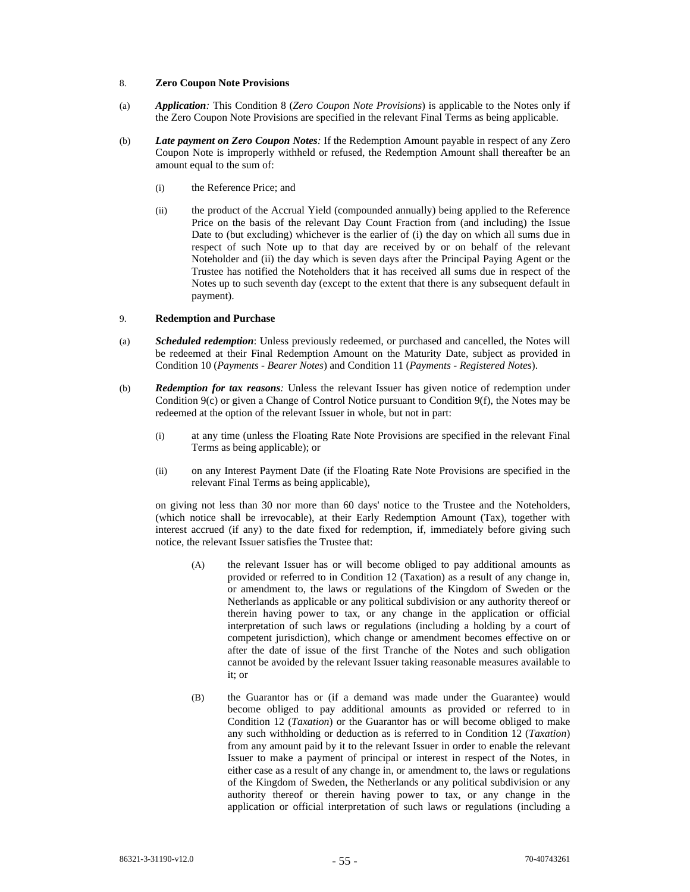## 8. Zero Coupon Note Provisions

(a) ***Application:*** This Condition 8 (*Zero Coupon Note Provisions*) is applicable to the Notes only if the Zero Coupon Note Provisions are specified in the relevant Final Terms as being applicable.

(b) ***Late payment on Zero Coupon Notes:*** If the Redemption Amount payable in respect of any Zero Coupon Note is improperly withheld or refused, the Redemption Amount shall thereafter be an amount equal to the sum of:

   (i) the Reference Price; and

   (ii) the product of the Accrual Yield (compounded annually) being applied to the Reference Price on the basis of the relevant Day Count Fraction from (and including) the Issue Date to (but excluding) whichever is the earlier of (i) the day on which all sums due in respect of such Note up to that day are received by or on behalf of the relevant Noteholder and (ii) the day which is seven days after the Principal Paying Agent or the Trustee has notified the Noteholders that it has received all sums due in respect of the Notes up to such seventh day (except to the extent that there is any subsequent default in payment).

## 9. Redemption and Purchase

(a) ***Scheduled redemption***: Unless previously redeemed, or purchased and cancelled, the Notes will be redeemed at their Final Redemption Amount on the Maturity Date, subject as provided in Condition 10 (*Payments - Bearer Notes*) and Condition 11 (*Payments - Registered Notes*).

(b) ***Redemption for tax reasons:*** Unless the relevant Issuer has given notice of redemption under Condition 9(c) or given a Change of Control Notice pursuant to Condition 9(f), the Notes may be redeemed at the option of the relevant Issuer in whole, but not in part:

   (i) at any time (unless the Floating Rate Note Provisions are specified in the relevant Final Terms as being applicable); or

   (ii) on any Interest Payment Date (if the Floating Rate Note Provisions are specified in the relevant Final Terms as being applicable),

on giving not less than 30 nor more than 60 days' notice to the Trustee and the Noteholders, (which notice shall be irrevocable), at their Early Redemption Amount (Tax), together with interest accrued (if any) to the date fixed for redemption, if, immediately before giving such notice, the relevant Issuer satisfies the Trustee that:

   (A) the relevant Issuer has or will become obliged to pay additional amounts as provided or referred to in Condition 12 (Taxation) as a result of any change in, or amendment to, the laws or regulations of the Kingdom of Sweden or the Netherlands as applicable or any political subdivision or any authority thereof or therein having power to tax, or any change in the application or official interpretation of such laws or regulations (including a holding by a court of competent jurisdiction), which change or amendment becomes effective on or after the date of issue of the first Tranche of the Notes and such obligation cannot be avoided by the relevant Issuer taking reasonable measures available to it; or

   (B) the Guarantor has or (if a demand was made under the Guarantee) would become obliged to pay additional amounts as provided or referred to in Condition 12 (*Taxation*) or the Guarantor has or will become obliged to make any such withholding or deduction as is referred to in Condition 12 (*Taxation*) from any amount paid by it to the relevant Issuer in order to enable the relevant Issuer to make a payment of principal or interest in respect of the Notes, in either case as a result of any change in, or amendment to, the laws or regulations of the Kingdom of Sweden, the Netherlands or any political subdivision or any authority thereof or therein having power to tax, or any change in the application or official interpretation of such laws or regulations (including a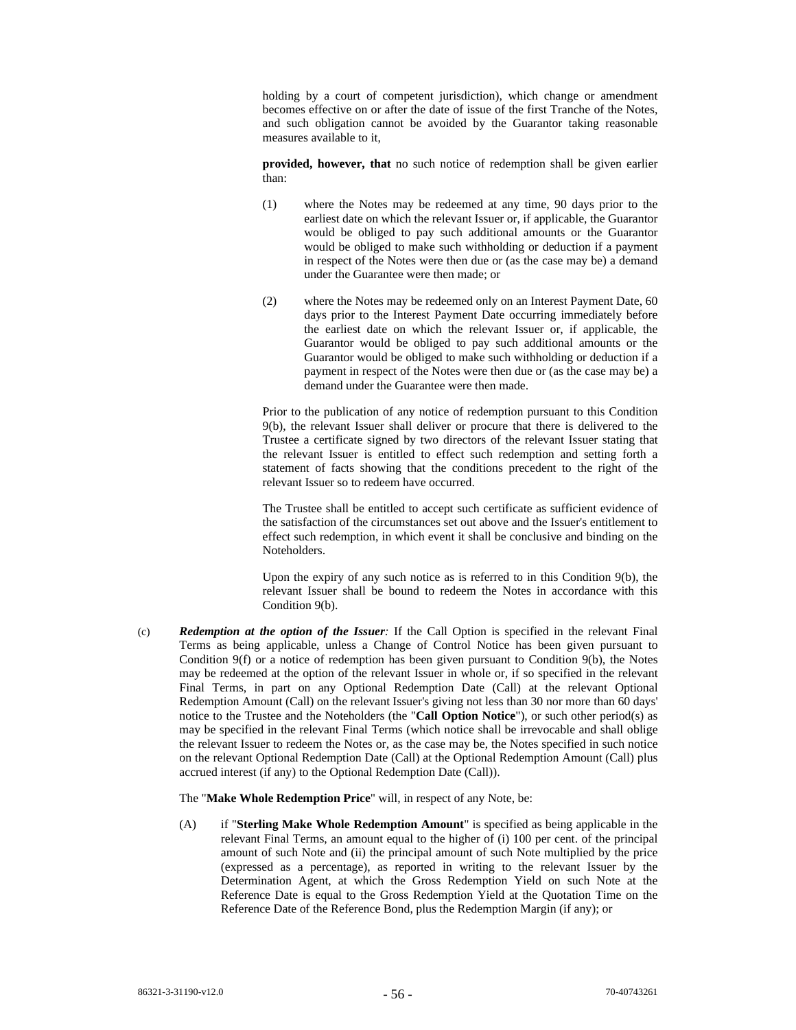holding by a court of competent jurisdiction), which change or amendment becomes effective on or after the date of issue of the first Tranche of the Notes, and such obligation cannot be avoided by the Guarantor taking reasonable measures available to it,

**provided, however, that** no such notice of redemption shall be given earlier than:

(1) where the Notes may be redeemed at any time, 90 days prior to the earliest date on which the relevant Issuer or, if applicable, the Guarantor would be obliged to pay such additional amounts or the Guarantor would be obliged to make such withholding or deduction if a payment in respect of the Notes were then due or (as the case may be) a demand under the Guarantee were then made; or

(2) where the Notes may be redeemed only on an Interest Payment Date, 60 days prior to the Interest Payment Date occurring immediately before the earliest date on which the relevant Issuer or, if applicable, the Guarantor would be obliged to pay such additional amounts or the Guarantor would be obliged to make such withholding or deduction if a payment in respect of the Notes were then due or (as the case may be) a demand under the Guarantee were then made.

Prior to the publication of any notice of redemption pursuant to this Condition 9(b), the relevant Issuer shall deliver or procure that there is delivered to the Trustee a certificate signed by two directors of the relevant Issuer stating that the relevant Issuer is entitled to effect such redemption and setting forth a statement of facts showing that the conditions precedent to the right of the relevant Issuer so to redeem have occurred.

The Trustee shall be entitled to accept such certificate as sufficient evidence of the satisfaction of the circumstances set out above and the Issuer's entitlement to effect such redemption, in which event it shall be conclusive and binding on the Noteholders.

Upon the expiry of any such notice as is referred to in this Condition 9(b), the relevant Issuer shall be bound to redeem the Notes in accordance with this Condition 9(b).

(c) ***Redemption at the option of the Issuer:*** If the Call Option is specified in the relevant Final Terms as being applicable, unless a Change of Control Notice has been given pursuant to Condition 9(f) or a notice of redemption has been given pursuant to Condition 9(b), the Notes may be redeemed at the option of the relevant Issuer in whole or, if so specified in the relevant Final Terms, in part on any Optional Redemption Date (Call) at the relevant Optional Redemption Amount (Call) on the relevant Issuer's giving not less than 30 nor more than 60 days' notice to the Trustee and the Noteholders (the "**Call Option Notice**"), or such other period(s) as may be specified in the relevant Final Terms (which notice shall be irrevocable and shall oblige the relevant Issuer to redeem the Notes or, as the case may be, the Notes specified in such notice on the relevant Optional Redemption Date (Call) at the Optional Redemption Amount (Call) plus accrued interest (if any) to the Optional Redemption Date (Call)).

The "**Make Whole Redemption Price**" will, in respect of any Note, be:

(A) if "**Sterling Make Whole Redemption Amount**" is specified as being applicable in the relevant Final Terms, an amount equal to the higher of (i) 100 per cent. of the principal amount of such Note and (ii) the principal amount of such Note multiplied by the price (expressed as a percentage), as reported in writing to the relevant Issuer by the Determination Agent, at which the Gross Redemption Yield on such Note at the Reference Date is equal to the Gross Redemption Yield at the Quotation Time on the Reference Date of the Reference Bond, plus the Redemption Margin (if any); or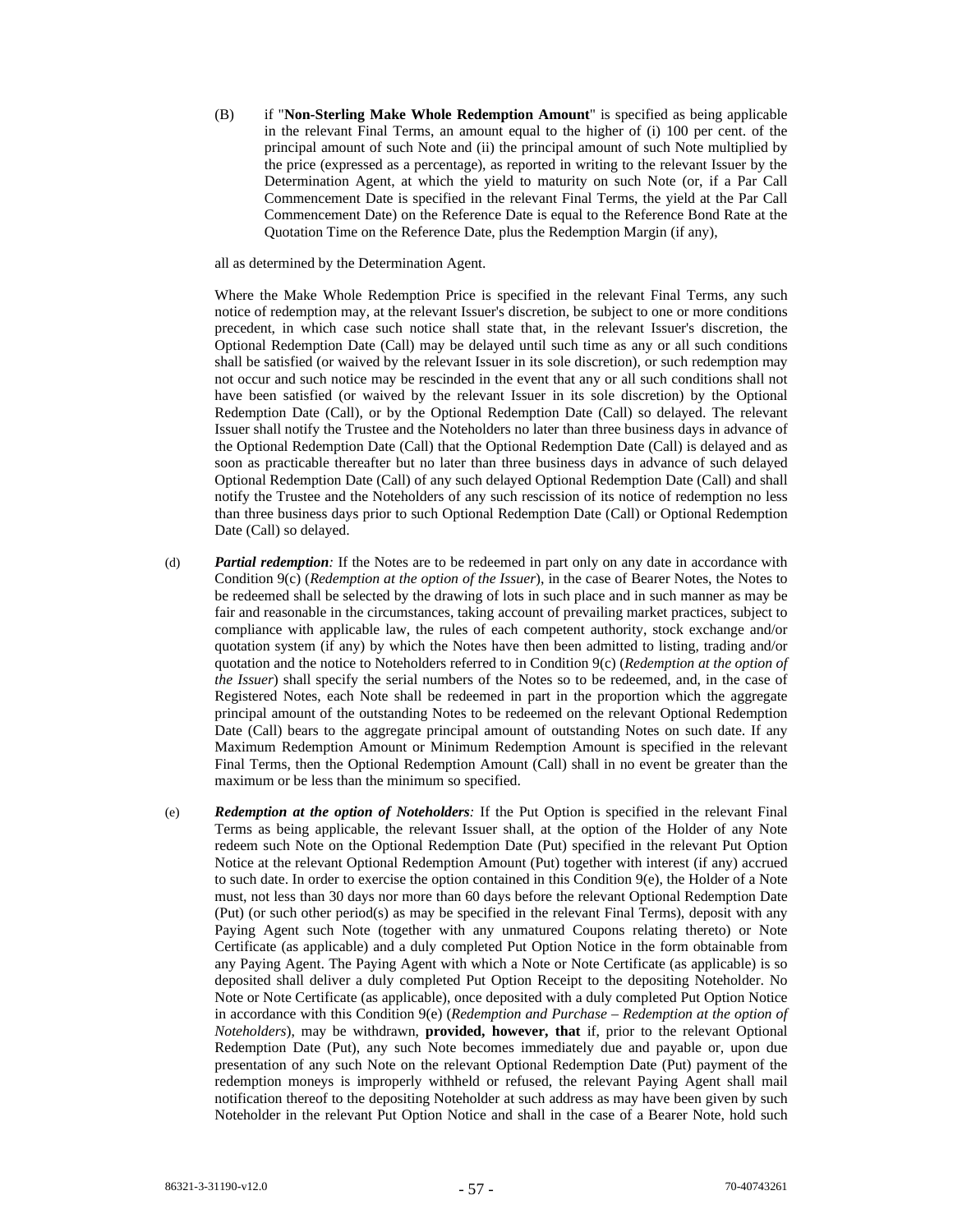(B) if "**Non-Sterling Make Whole Redemption Amount**" is specified as being applicable in the relevant Final Terms, an amount equal to the higher of (i) 100 per cent. of the principal amount of such Note and (ii) the principal amount of such Note multiplied by the price (expressed as a percentage), as reported in writing to the relevant Issuer by the Determination Agent, at which the yield to maturity on such Note (or, if a Par Call Commencement Date is specified in the relevant Final Terms, the yield at the Par Call Commencement Date) on the Reference Date is equal to the Reference Bond Rate at the Quotation Time on the Reference Date, plus the Redemption Margin (if any),

all as determined by the Determination Agent.

Where the Make Whole Redemption Price is specified in the relevant Final Terms, any such notice of redemption may, at the relevant Issuer's discretion, be subject to one or more conditions precedent, in which case such notice shall state that, in the relevant Issuer's discretion, the Optional Redemption Date (Call) may be delayed until such time as any or all such conditions shall be satisfied (or waived by the relevant Issuer in its sole discretion), or such redemption may not occur and such notice may be rescinded in the event that any or all such conditions shall not have been satisfied (or waived by the relevant Issuer in its sole discretion) by the Optional Redemption Date (Call), or by the Optional Redemption Date (Call) so delayed. The relevant Issuer shall notify the Trustee and the Noteholders no later than three business days in advance of the Optional Redemption Date (Call) that the Optional Redemption Date (Call) is delayed and as soon as practicable thereafter but no later than three business days in advance of such delayed Optional Redemption Date (Call) of any such delayed Optional Redemption Date (Call) and shall notify the Trustee and the Noteholders of any such rescission of its notice of redemption no less than three business days prior to such Optional Redemption Date (Call) or Optional Redemption Date (Call) so delayed.

(d) ***Partial redemption:*** If the Notes are to be redeemed in part only on any date in accordance with Condition 9(c) (*Redemption at the option of the Issuer*), in the case of Bearer Notes, the Notes to be redeemed shall be selected by the drawing of lots in such place and in such manner as may be fair and reasonable in the circumstances, taking account of prevailing market practices, subject to compliance with applicable law, the rules of each competent authority, stock exchange and/or quotation system (if any) by which the Notes have then been admitted to listing, trading and/or quotation and the notice to Noteholders referred to in Condition 9(c) (*Redemption at the option of the Issuer*) shall specify the serial numbers of the Notes so to be redeemed, and, in the case of Registered Notes, each Note shall be redeemed in part in the proportion which the aggregate principal amount of the outstanding Notes to be redeemed on the relevant Optional Redemption Date (Call) bears to the aggregate principal amount of outstanding Notes on such date. If any Maximum Redemption Amount or Minimum Redemption Amount is specified in the relevant Final Terms, then the Optional Redemption Amount (Call) shall in no event be greater than the maximum or be less than the minimum so specified.

(e) ***Redemption at the option of Noteholders:*** If the Put Option is specified in the relevant Final Terms as being applicable, the relevant Issuer shall, at the option of the Holder of any Note redeem such Note on the Optional Redemption Date (Put) specified in the relevant Put Option Notice at the relevant Optional Redemption Amount (Put) together with interest (if any) accrued to such date. In order to exercise the option contained in this Condition 9(e), the Holder of a Note must, not less than 30 days nor more than 60 days before the relevant Optional Redemption Date (Put) (or such other period(s) as may be specified in the relevant Final Terms), deposit with any Paying Agent such Note (together with any unmatured Coupons relating thereto) or Note Certificate (as applicable) and a duly completed Put Option Notice in the form obtainable from any Paying Agent. The Paying Agent with which a Note or Note Certificate (as applicable) is so deposited shall deliver a duly completed Put Option Receipt to the depositing Noteholder. No Note or Note Certificate (as applicable), once deposited with a duly completed Put Option Notice in accordance with this Condition 9(e) (*Redemption and Purchase – Redemption at the option of Noteholders*), may be withdrawn, **provided, however, that** if, prior to the relevant Optional Redemption Date (Put), any such Note becomes immediately due and payable or, upon due presentation of any such Note on the relevant Optional Redemption Date (Put) payment of the redemption moneys is improperly withheld or refused, the relevant Paying Agent shall mail notification thereof to the depositing Noteholder at such address as may have been given by such Noteholder in the relevant Put Option Notice and shall in the case of a Bearer Note, hold such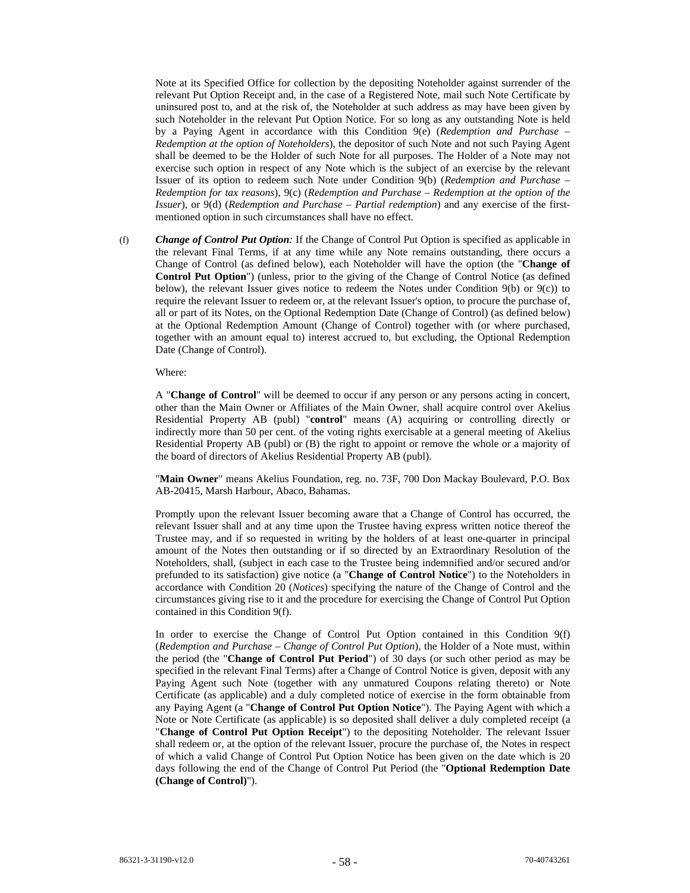Note at its Specified Office for collection by the depositing Noteholder against surrender of the relevant Put Option Receipt and, in the case of a Registered Note, mail such Note Certificate by uninsured post to, and at the risk of, the Noteholder at such address as may have been given by such Noteholder in the relevant Put Option Notice. For so long as any outstanding Note is held by a Paying Agent in accordance with this Condition 9(e) (*Redemption and Purchase – Redemption at the option of Noteholders*), the depositor of such Note and not such Paying Agent shall be deemed to be the Holder of such Note for all purposes. The Holder of a Note may not exercise such option in respect of any Note which is the subject of an exercise by the relevant Issuer of its option to redeem such Note under Condition 9(b) (*Redemption and Purchase – Redemption for tax reasons*), 9(c) (*Redemption and Purchase – Redemption at the option of the Issuer*), or 9(d) (*Redemption and Purchase – Partial redemption*) and any exercise of the first-mentioned option in such circumstances shall have no effect.

(f) ***Change of Control Put Option:*** If the Change of Control Put Option is specified as applicable in the relevant Final Terms, if at any time while any Note remains outstanding, there occurs a Change of Control (as defined below), each Noteholder will have the option (the "**Change of Control Put Option**") (unless, prior to the giving of the Change of Control Notice (as defined below), the relevant Issuer gives notice to redeem the Notes under Condition 9(b) or 9(c)) to require the relevant Issuer to redeem or, at the relevant Issuer's option, to procure the purchase of, all or part of its Notes, on the Optional Redemption Date (Change of Control) (as defined below) at the Optional Redemption Amount (Change of Control) together with (or where purchased, together with an amount equal to) interest accrued to, but excluding, the Optional Redemption Date (Change of Control).

Where:

A "**Change of Control**" will be deemed to occur if any person or any persons acting in concert, other than the Main Owner or Affiliates of the Main Owner, shall acquire control over Akelius Residential Property AB (publ) "**control**" means (A) acquiring or controlling directly or indirectly more than 50 per cent. of the voting rights exercisable at a general meeting of Akelius Residential Property AB (publ) or (B) the right to appoint or remove the whole or a majority of the board of directors of Akelius Residential Property AB (publ).

"**Main Owner**" means Akelius Foundation, reg. no. 73F, 700 Don Mackay Boulevard, P.O. Box AB-20415, Marsh Harbour, Abaco, Bahamas.

Promptly upon the relevant Issuer becoming aware that a Change of Control has occurred, the relevant Issuer shall and at any time upon the Trustee having express written notice thereof the Trustee may, and if so requested in writing by the holders of at least one-quarter in principal amount of the Notes then outstanding or if so directed by an Extraordinary Resolution of the Noteholders, shall, (subject in each case to the Trustee being indemnified and/or secured and/or prefunded to its satisfaction) give notice (a "**Change of Control Notice**") to the Noteholders in accordance with Condition 20 (*Notices*) specifying the nature of the Change of Control and the circumstances giving rise to it and the procedure for exercising the Change of Control Put Option contained in this Condition 9(f).

In order to exercise the Change of Control Put Option contained in this Condition 9(f) (*Redemption and Purchase – Change of Control Put Option*), the Holder of a Note must, within the period (the "**Change of Control Put Period**") of 30 days (or such other period as may be specified in the relevant Final Terms) after a Change of Control Notice is given, deposit with any Paying Agent such Note (together with any unmatured Coupons relating thereto) or Note Certificate (as applicable) and a duly completed notice of exercise in the form obtainable from any Paying Agent (a "**Change of Control Put Option Notice**"). The Paying Agent with which a Note or Note Certificate (as applicable) is so deposited shall deliver a duly completed receipt (a "**Change of Control Put Option Receipt**") to the depositing Noteholder. The relevant Issuer shall redeem or, at the option of the relevant Issuer, procure the purchase of, the Notes in respect of which a valid Change of Control Put Option Notice has been given on the date which is 20 days following the end of the Change of Control Put Period (the "**Optional Redemption Date (Change of Control)**").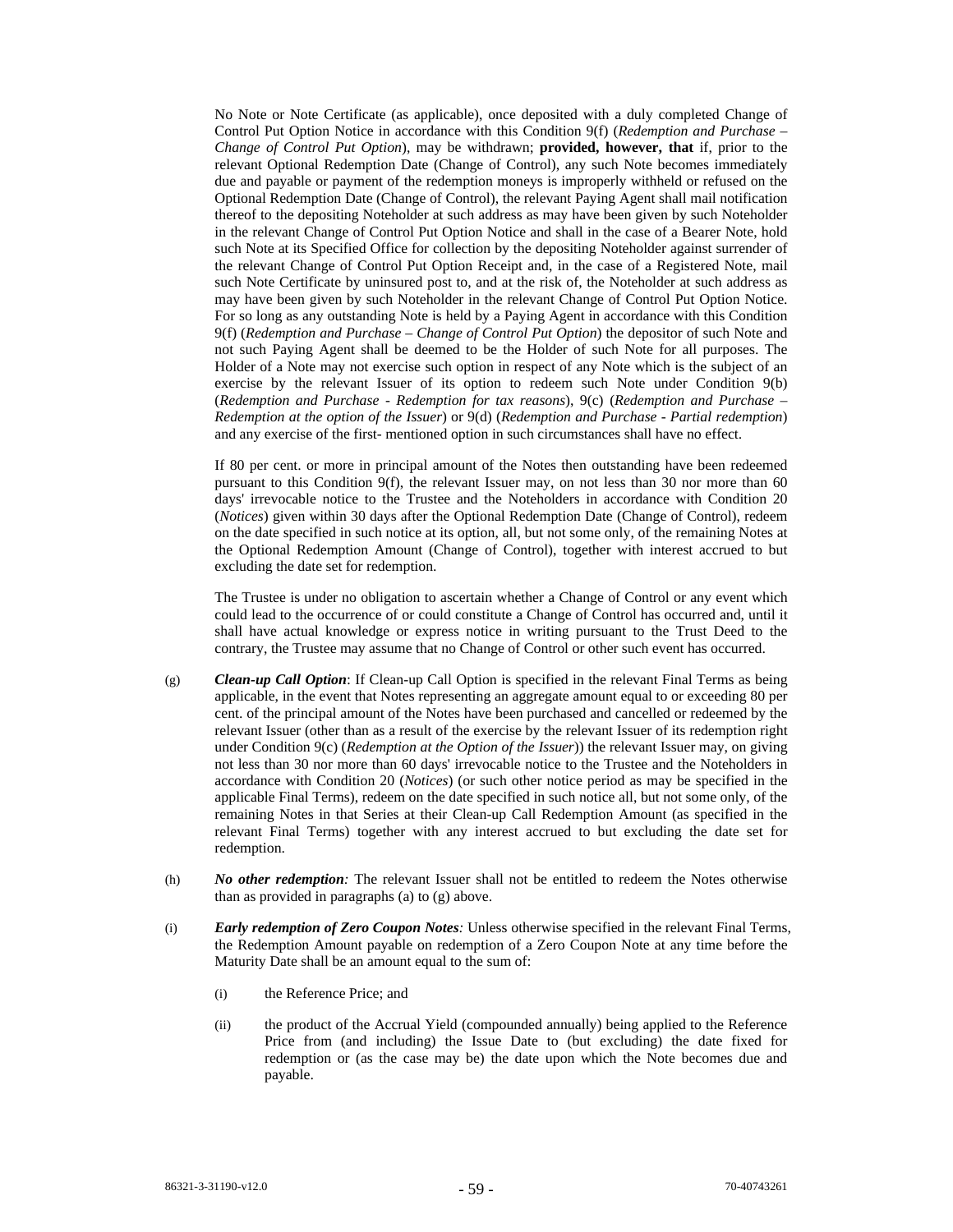No Note or Note Certificate (as applicable), once deposited with a duly completed Change of Control Put Option Notice in accordance with this Condition 9(f) (*Redemption and Purchase – Change of Control Put Option*), may be withdrawn; **provided, however, that** if, prior to the relevant Optional Redemption Date (Change of Control), any such Note becomes immediately due and payable or payment of the redemption moneys is improperly withheld or refused on the Optional Redemption Date (Change of Control), the relevant Paying Agent shall mail notification thereof to the depositing Noteholder at such address as may have been given by such Noteholder in the relevant Change of Control Put Option Notice and shall in the case of a Bearer Note, hold such Note at its Specified Office for collection by the depositing Noteholder against surrender of the relevant Change of Control Put Option Receipt and, in the case of a Registered Note, mail such Note Certificate by uninsured post to, and at the risk of, the Noteholder at such address as may have been given by such Noteholder in the relevant Change of Control Put Option Notice. For so long as any outstanding Note is held by a Paying Agent in accordance with this Condition 9(f) (*Redemption and Purchase – Change of Control Put Option*) the depositor of such Note and not such Paying Agent shall be deemed to be the Holder of such Note for all purposes. The Holder of a Note may not exercise such option in respect of any Note which is the subject of an exercise by the relevant Issuer of its option to redeem such Note under Condition 9(b) (*Redemption and Purchase - Redemption for tax reasons*), 9(c) (*Redemption and Purchase – Redemption at the option of the Issuer*) or 9(d) (*Redemption and Purchase - Partial redemption*) and any exercise of the first- mentioned option in such circumstances shall have no effect.

If 80 per cent. or more in principal amount of the Notes then outstanding have been redeemed pursuant to this Condition 9(f), the relevant Issuer may, on not less than 30 nor more than 60 days' irrevocable notice to the Trustee and the Noteholders in accordance with Condition 20 (*Notices*) given within 30 days after the Optional Redemption Date (Change of Control), redeem on the date specified in such notice at its option, all, but not some only, of the remaining Notes at the Optional Redemption Amount (Change of Control), together with interest accrued to but excluding the date set for redemption.

The Trustee is under no obligation to ascertain whether a Change of Control or any event which could lead to the occurrence of or could constitute a Change of Control has occurred and, until it shall have actual knowledge or express notice in writing pursuant to the Trust Deed to the contrary, the Trustee may assume that no Change of Control or other such event has occurred.

(g) ***Clean-up Call Option***: If Clean-up Call Option is specified in the relevant Final Terms as being applicable, in the event that Notes representing an aggregate amount equal to or exceeding 80 per cent. of the principal amount of the Notes have been purchased and cancelled or redeemed by the relevant Issuer (other than as a result of the exercise by the relevant Issuer of its redemption right under Condition 9(c) (*Redemption at the Option of the Issuer*)) the relevant Issuer may, on giving not less than 30 nor more than 60 days' irrevocable notice to the Trustee and the Noteholders in accordance with Condition 20 (*Notices*) (or such other notice period as may be specified in the applicable Final Terms), redeem on the date specified in such notice all, but not some only, of the remaining Notes in that Series at their Clean-up Call Redemption Amount (as specified in the relevant Final Terms) together with any interest accrued to but excluding the date set for redemption.

(h) ***No other redemption:*** The relevant Issuer shall not be entitled to redeem the Notes otherwise than as provided in paragraphs (a) to (g) above.

(i) ***Early redemption of Zero Coupon Notes:*** Unless otherwise specified in the relevant Final Terms, the Redemption Amount payable on redemption of a Zero Coupon Note at any time before the Maturity Date shall be an amount equal to the sum of:

   (i) the Reference Price; and

   (ii) the product of the Accrual Yield (compounded annually) being applied to the Reference Price from (and including) the Issue Date to (but excluding) the date fixed for redemption or (as the case may be) the date upon which the Note becomes due and payable.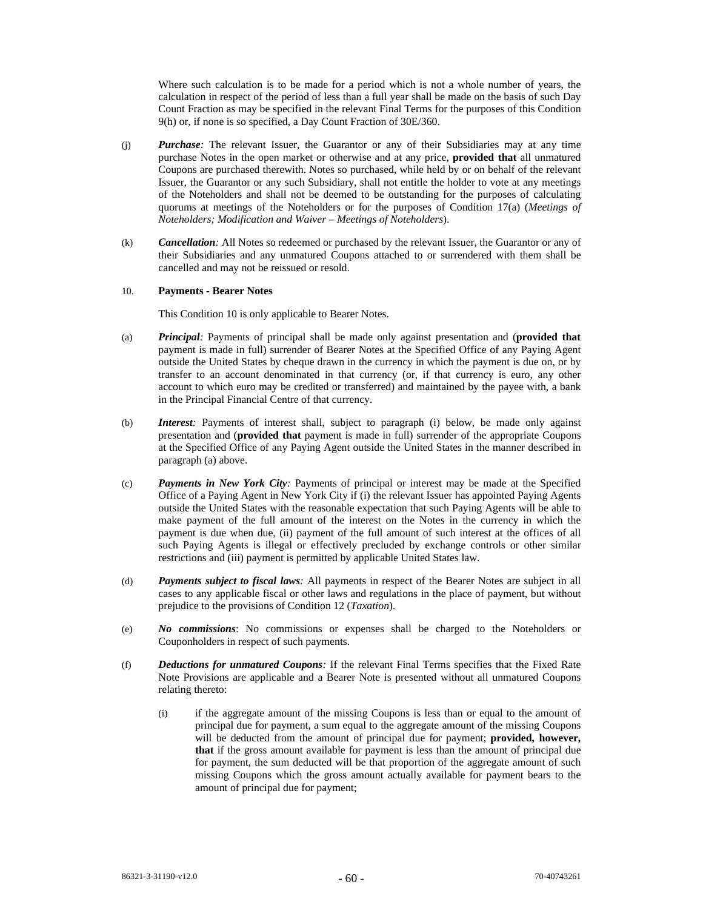Where such calculation is to be made for a period which is not a whole number of years, the calculation in respect of the period of less than a full year shall be made on the basis of such Day Count Fraction as may be specified in the relevant Final Terms for the purposes of this Condition 9(h) or, if none is so specified, a Day Count Fraction of 30E/360.

(j) ***Purchase:*** The relevant Issuer, the Guarantor or any of their Subsidiaries may at any time purchase Notes in the open market or otherwise and at any price, **provided that** all unmatured Coupons are purchased therewith. Notes so purchased, while held by or on behalf of the relevant Issuer, the Guarantor or any such Subsidiary, shall not entitle the holder to vote at any meetings of the Noteholders and shall not be deemed to be outstanding for the purposes of calculating quorums at meetings of the Noteholders or for the purposes of Condition 17(a) (*Meetings of Noteholders; Modification and Waiver – Meetings of Noteholders*).

(k) ***Cancellation:*** All Notes so redeemed or purchased by the relevant Issuer, the Guarantor or any of their Subsidiaries and any unmatured Coupons attached to or surrendered with them shall be cancelled and may not be reissued or resold.

10. **Payments - Bearer Notes**

This Condition 10 is only applicable to Bearer Notes.

(a) ***Principal:*** Payments of principal shall be made only against presentation and (**provided that** payment is made in full) surrender of Bearer Notes at the Specified Office of any Paying Agent outside the United States by cheque drawn in the currency in which the payment is due on, or by transfer to an account denominated in that currency (or, if that currency is euro, any other account to which euro may be credited or transferred) and maintained by the payee with, a bank in the Principal Financial Centre of that currency.

(b) ***Interest:*** Payments of interest shall, subject to paragraph (i) below, be made only against presentation and (**provided that** payment is made in full) surrender of the appropriate Coupons at the Specified Office of any Paying Agent outside the United States in the manner described in paragraph (a) above.

(c) ***Payments in New York City:*** Payments of principal or interest may be made at the Specified Office of a Paying Agent in New York City if (i) the relevant Issuer has appointed Paying Agents outside the United States with the reasonable expectation that such Paying Agents will be able to make payment of the full amount of the interest on the Notes in the currency in which the payment is due when due, (ii) payment of the full amount of such interest at the offices of all such Paying Agents is illegal or effectively precluded by exchange controls or other similar restrictions and (iii) payment is permitted by applicable United States law.

(d) ***Payments subject to fiscal laws:*** All payments in respect of the Bearer Notes are subject in all cases to any applicable fiscal or other laws and regulations in the place of payment, but without prejudice to the provisions of Condition 12 (*Taxation*).

(e) ***No commissions***: No commissions or expenses shall be charged to the Noteholders or Couponholders in respect of such payments.

(f) ***Deductions for unmatured Coupons:*** If the relevant Final Terms specifies that the Fixed Rate Note Provisions are applicable and a Bearer Note is presented without all unmatured Coupons relating thereto:

  (i) if the aggregate amount of the missing Coupons is less than or equal to the amount of principal due for payment, a sum equal to the aggregate amount of the missing Coupons will be deducted from the amount of principal due for payment; **provided, however, that** if the gross amount available for payment is less than the amount of principal due for payment, the sum deducted will be that proportion of the aggregate amount of such missing Coupons which the gross amount actually available for payment bears to the amount of principal due for payment;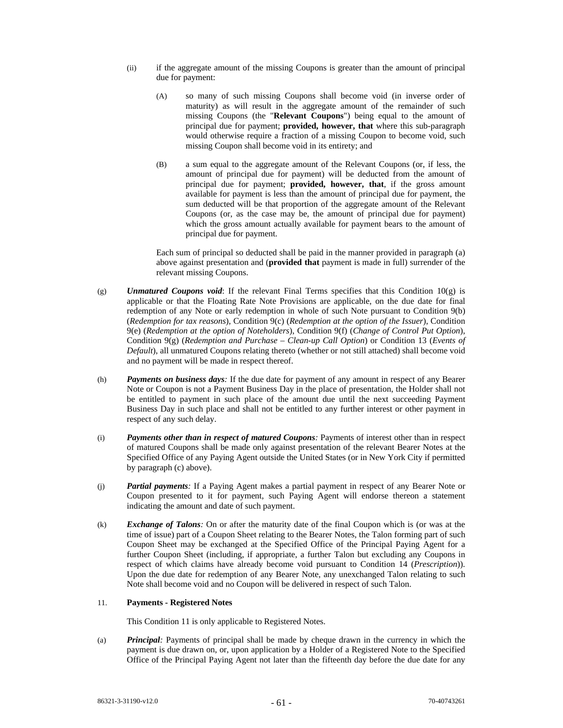(ii) if the aggregate amount of the missing Coupons is greater than the amount of principal due for payment:

(A) so many of such missing Coupons shall become void (in inverse order of maturity) as will result in the aggregate amount of the remainder of such missing Coupons (the "**Relevant Coupons**") being equal to the amount of principal due for payment; **provided, however, that** where this sub-paragraph would otherwise require a fraction of a missing Coupon to become void, such missing Coupon shall become void in its entirety; and

(B) a sum equal to the aggregate amount of the Relevant Coupons (or, if less, the amount of principal due for payment) will be deducted from the amount of principal due for payment; **provided, however, that**, if the gross amount available for payment is less than the amount of principal due for payment, the sum deducted will be that proportion of the aggregate amount of the Relevant Coupons (or, as the case may be, the amount of principal due for payment) which the gross amount actually available for payment bears to the amount of principal due for payment.

Each sum of principal so deducted shall be paid in the manner provided in paragraph (a) above against presentation and (**provided that** payment is made in full) surrender of the relevant missing Coupons.

(g) ***Unmatured Coupons void***: If the relevant Final Terms specifies that this Condition 10(g) is applicable or that the Floating Rate Note Provisions are applicable, on the due date for final redemption of any Note or early redemption in whole of such Note pursuant to Condition 9(b) (*Redemption for tax reasons*), Condition 9(c) (*Redemption at the option of the Issuer*), Condition 9(e) (*Redemption at the option of Noteholders*), Condition 9(f) (*Change of Control Put Option*), Condition 9(g) (*Redemption and Purchase – Clean-up Call Option*) or Condition 13 (*Events of Default*), all unmatured Coupons relating thereto (whether or not still attached) shall become void and no payment will be made in respect thereof.

(h) ***Payments on business days:*** If the due date for payment of any amount in respect of any Bearer Note or Coupon is not a Payment Business Day in the place of presentation, the Holder shall not be entitled to payment in such place of the amount due until the next succeeding Payment Business Day in such place and shall not be entitled to any further interest or other payment in respect of any such delay.

(i) ***Payments other than in respect of matured Coupons:*** Payments of interest other than in respect of matured Coupons shall be made only against presentation of the relevant Bearer Notes at the Specified Office of any Paying Agent outside the United States (or in New York City if permitted by paragraph (c) above).

(j) ***Partial payments:*** If a Paying Agent makes a partial payment in respect of any Bearer Note or Coupon presented to it for payment, such Paying Agent will endorse thereon a statement indicating the amount and date of such payment.

(k) ***Exchange of Talons:*** On or after the maturity date of the final Coupon which is (or was at the time of issue) part of a Coupon Sheet relating to the Bearer Notes, the Talon forming part of such Coupon Sheet may be exchanged at the Specified Office of the Principal Paying Agent for a further Coupon Sheet (including, if appropriate, a further Talon but excluding any Coupons in respect of which claims have already become void pursuant to Condition 14 (*Prescription*)). Upon the due date for redemption of any Bearer Note, any unexchanged Talon relating to such Note shall become void and no Coupon will be delivered in respect of such Talon.

## 11. Payments - Registered Notes

This Condition 11 is only applicable to Registered Notes.

(a) ***Principal:*** Payments of principal shall be made by cheque drawn in the currency in which the payment is due drawn on, or, upon application by a Holder of a Registered Note to the Specified Office of the Principal Paying Agent not later than the fifteenth day before the due date for any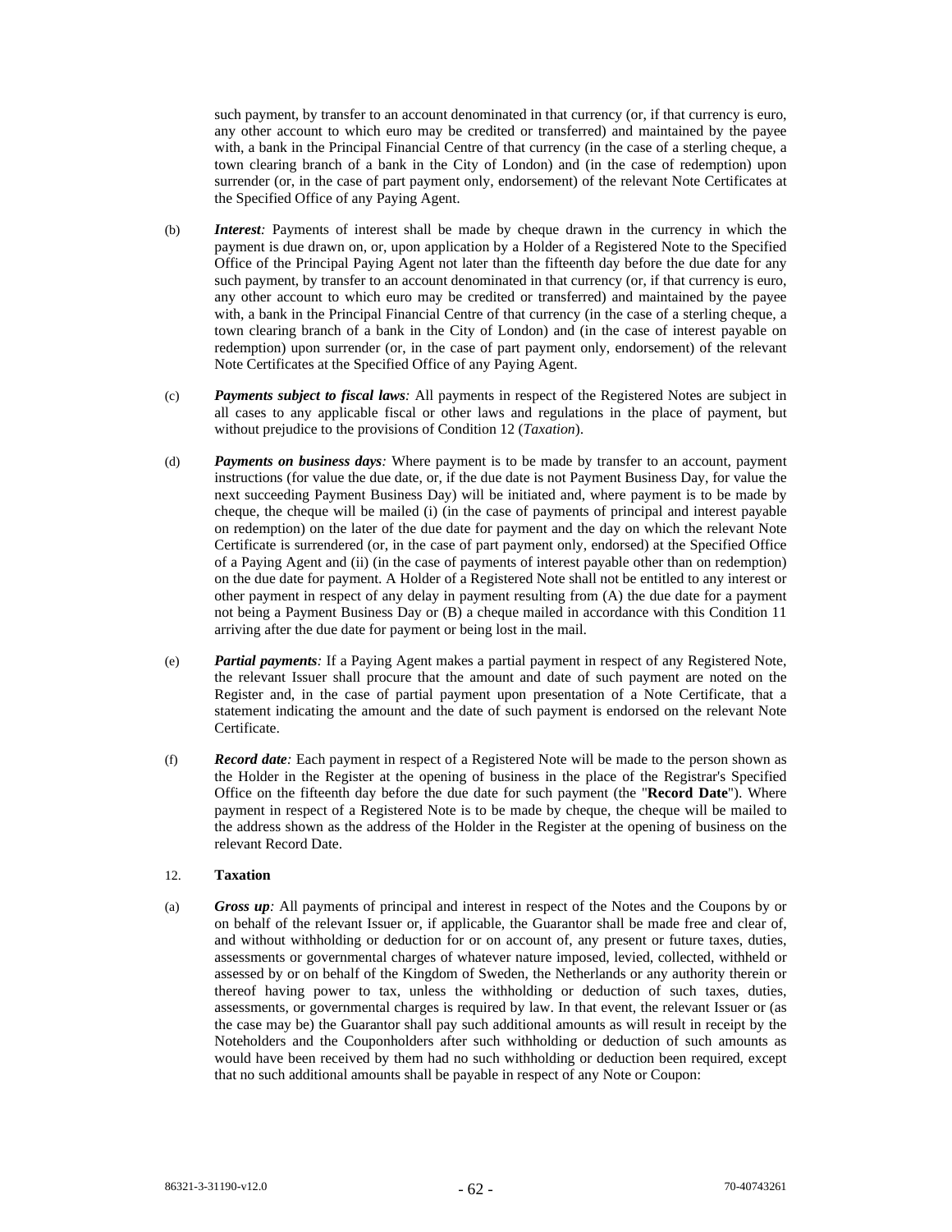such payment, by transfer to an account denominated in that currency (or, if that currency is euro, any other account to which euro may be credited or transferred) and maintained by the payee with, a bank in the Principal Financial Centre of that currency (in the case of a sterling cheque, a town clearing branch of a bank in the City of London) and (in the case of redemption) upon surrender (or, in the case of part payment only, endorsement) of the relevant Note Certificates at the Specified Office of any Paying Agent.

(b) ***Interest:*** Payments of interest shall be made by cheque drawn in the currency in which the payment is due drawn on, or, upon application by a Holder of a Registered Note to the Specified Office of the Principal Paying Agent not later than the fifteenth day before the due date for any such payment, by transfer to an account denominated in that currency (or, if that currency is euro, any other account to which euro may be credited or transferred) and maintained by the payee with, a bank in the Principal Financial Centre of that currency (in the case of a sterling cheque, a town clearing branch of a bank in the City of London) and (in the case of interest payable on redemption) upon surrender (or, in the case of part payment only, endorsement) of the relevant Note Certificates at the Specified Office of any Paying Agent.

(c) ***Payments subject to fiscal laws:*** All payments in respect of the Registered Notes are subject in all cases to any applicable fiscal or other laws and regulations in the place of payment, but without prejudice to the provisions of Condition 12 (*Taxation*).

(d) ***Payments on business days:*** Where payment is to be made by transfer to an account, payment instructions (for value the due date, or, if the due date is not Payment Business Day, for value the next succeeding Payment Business Day) will be initiated and, where payment is to be made by cheque, the cheque will be mailed (i) (in the case of payments of principal and interest payable on redemption) on the later of the due date for payment and the day on which the relevant Note Certificate is surrendered (or, in the case of part payment only, endorsed) at the Specified Office of a Paying Agent and (ii) (in the case of payments of interest payable other than on redemption) on the due date for payment. A Holder of a Registered Note shall not be entitled to any interest or other payment in respect of any delay in payment resulting from (A) the due date for a payment not being a Payment Business Day or (B) a cheque mailed in accordance with this Condition 11 arriving after the due date for payment or being lost in the mail.

(e) ***Partial payments:*** If a Paying Agent makes a partial payment in respect of any Registered Note, the relevant Issuer shall procure that the amount and date of such payment are noted on the Register and, in the case of partial payment upon presentation of a Note Certificate, that a statement indicating the amount and the date of such payment is endorsed on the relevant Note Certificate.

(f) ***Record date:*** Each payment in respect of a Registered Note will be made to the person shown as the Holder in the Register at the opening of business in the place of the Registrar's Specified Office on the fifteenth day before the due date for such payment (the "**Record Date**"). Where payment in respect of a Registered Note is to be made by cheque, the cheque will be mailed to the address shown as the address of the Holder in the Register at the opening of business on the relevant Record Date.

## 12. Taxation

(a) ***Gross up:*** All payments of principal and interest in respect of the Notes and the Coupons by or on behalf of the relevant Issuer or, if applicable, the Guarantor shall be made free and clear of, and without withholding or deduction for or on account of, any present or future taxes, duties, assessments or governmental charges of whatever nature imposed, levied, collected, withheld or assessed by or on behalf of the Kingdom of Sweden, the Netherlands or any authority therein or thereof having power to tax, unless the withholding or deduction of such taxes, duties, assessments, or governmental charges is required by law. In that event, the relevant Issuer or (as the case may be) the Guarantor shall pay such additional amounts as will result in receipt by the Noteholders and the Couponholders after such withholding or deduction of such amounts as would have been received by them had no such withholding or deduction been required, except that no such additional amounts shall be payable in respect of any Note or Coupon: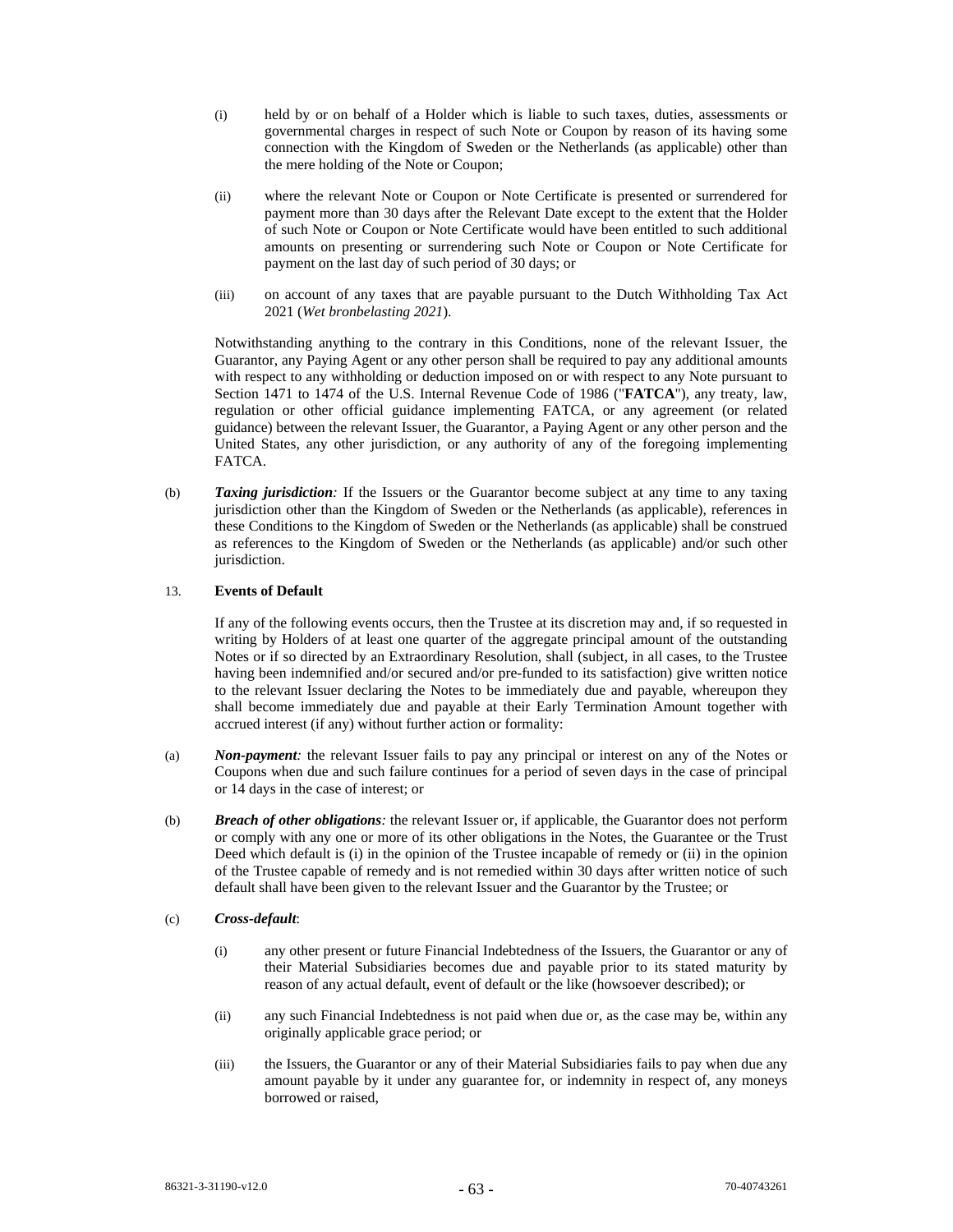(i) held by or on behalf of a Holder which is liable to such taxes, duties, assessments or governmental charges in respect of such Note or Coupon by reason of its having some connection with the Kingdom of Sweden or the Netherlands (as applicable) other than the mere holding of the Note or Coupon;

(ii) where the relevant Note or Coupon or Note Certificate is presented or surrendered for payment more than 30 days after the Relevant Date except to the extent that the Holder of such Note or Coupon or Note Certificate would have been entitled to such additional amounts on presenting or surrendering such Note or Coupon or Note Certificate for payment on the last day of such period of 30 days; or

(iii) on account of any taxes that are payable pursuant to the Dutch Withholding Tax Act 2021 (*Wet bronbelasting 2021*).

Notwithstanding anything to the contrary in this Conditions, none of the relevant Issuer, the Guarantor, any Paying Agent or any other person shall be required to pay any additional amounts with respect to any withholding or deduction imposed on or with respect to any Note pursuant to Section 1471 to 1474 of the U.S. Internal Revenue Code of 1986 ("**FATCA**"), any treaty, law, regulation or other official guidance implementing FATCA, or any agreement (or related guidance) between the relevant Issuer, the Guarantor, a Paying Agent or any other person and the United States, any other jurisdiction, or any authority of any of the foregoing implementing FATCA.

(b) ***Taxing jurisdiction:*** If the Issuers or the Guarantor become subject at any time to any taxing jurisdiction other than the Kingdom of Sweden or the Netherlands (as applicable), references in these Conditions to the Kingdom of Sweden or the Netherlands (as applicable) shall be construed as references to the Kingdom of Sweden or the Netherlands (as applicable) and/or such other jurisdiction.

13. **Events of Default**

If any of the following events occurs, then the Trustee at its discretion may and, if so requested in writing by Holders of at least one quarter of the aggregate principal amount of the outstanding Notes or if so directed by an Extraordinary Resolution, shall (subject, in all cases, to the Trustee having been indemnified and/or secured and/or pre-funded to its satisfaction) give written notice to the relevant Issuer declaring the Notes to be immediately due and payable, whereupon they shall become immediately due and payable at their Early Termination Amount together with accrued interest (if any) without further action or formality:

(a) ***Non-payment:*** the relevant Issuer fails to pay any principal or interest on any of the Notes or Coupons when due and such failure continues for a period of seven days in the case of principal or 14 days in the case of interest; or

(b) ***Breach of other obligations:*** the relevant Issuer or, if applicable, the Guarantor does not perform or comply with any one or more of its other obligations in the Notes, the Guarantee or the Trust Deed which default is (i) in the opinion of the Trustee incapable of remedy or (ii) in the opinion of the Trustee capable of remedy and is not remedied within 30 days after written notice of such default shall have been given to the relevant Issuer and the Guarantor by the Trustee; or

(c) ***Cross-default***:

(i) any other present or future Financial Indebtedness of the Issuers, the Guarantor or any of their Material Subsidiaries becomes due and payable prior to its stated maturity by reason of any actual default, event of default or the like (howsoever described); or

(ii) any such Financial Indebtedness is not paid when due or, as the case may be, within any originally applicable grace period; or

(iii) the Issuers, the Guarantor or any of their Material Subsidiaries fails to pay when due any amount payable by it under any guarantee for, or indemnity in respect of, any moneys borrowed or raised,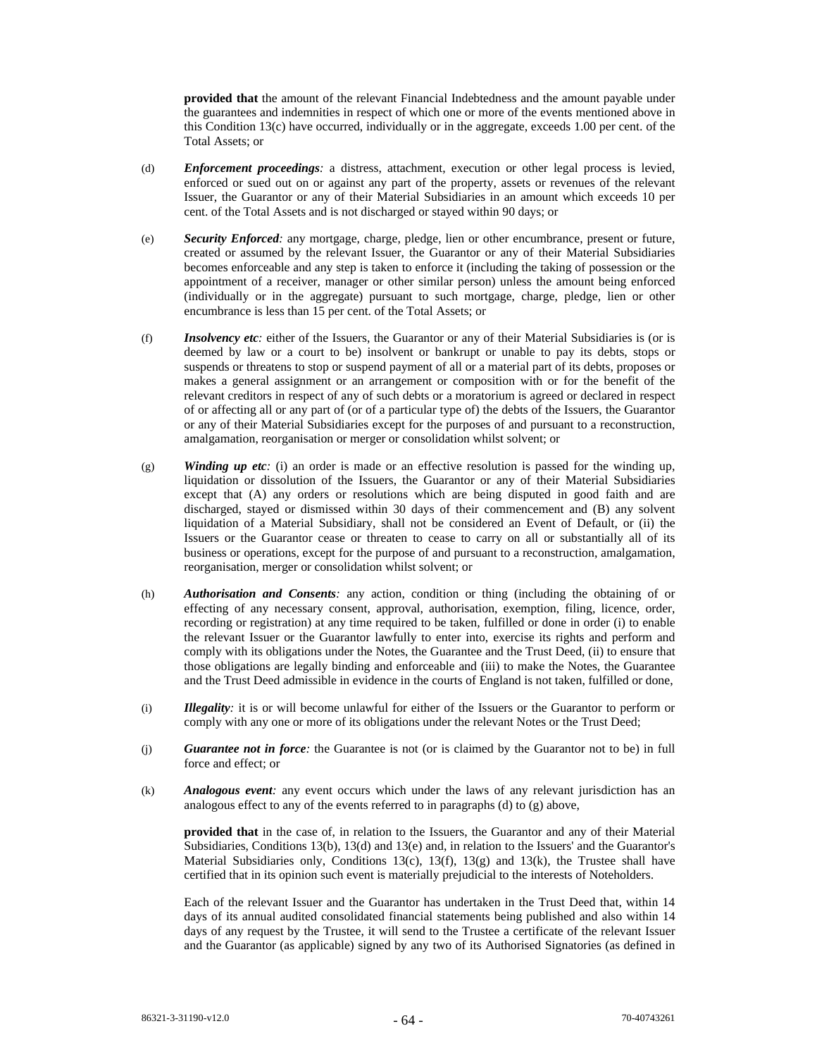**provided that** the amount of the relevant Financial Indebtedness and the amount payable under the guarantees and indemnities in respect of which one or more of the events mentioned above in this Condition 13(c) have occurred, individually or in the aggregate, exceeds 1.00 per cent. of the Total Assets; or

(d) ***Enforcement proceedings:*** a distress, attachment, execution or other legal process is levied, enforced or sued out on or against any part of the property, assets or revenues of the relevant Issuer, the Guarantor or any of their Material Subsidiaries in an amount which exceeds 10 per cent. of the Total Assets and is not discharged or stayed within 90 days; or

(e) ***Security Enforced:*** any mortgage, charge, pledge, lien or other encumbrance, present or future, created or assumed by the relevant Issuer, the Guarantor or any of their Material Subsidiaries becomes enforceable and any step is taken to enforce it (including the taking of possession or the appointment of a receiver, manager or other similar person) unless the amount being enforced (individually or in the aggregate) pursuant to such mortgage, charge, pledge, lien or other encumbrance is less than 15 per cent. of the Total Assets; or

(f) ***Insolvency etc:*** either of the Issuers, the Guarantor or any of their Material Subsidiaries is (or is deemed by law or a court to be) insolvent or bankrupt or unable to pay its debts, stops or suspends or threatens to stop or suspend payment of all or a material part of its debts, proposes or makes a general assignment or an arrangement or composition with or for the benefit of the relevant creditors in respect of any of such debts or a moratorium is agreed or declared in respect of or affecting all or any part of (or of a particular type of) the debts of the Issuers, the Guarantor or any of their Material Subsidiaries except for the purposes of and pursuant to a reconstruction, amalgamation, reorganisation or merger or consolidation whilst solvent; or

(g) ***Winding up etc:*** (i) an order is made or an effective resolution is passed for the winding up, liquidation or dissolution of the Issuers, the Guarantor or any of their Material Subsidiaries except that (A) any orders or resolutions which are being disputed in good faith and are discharged, stayed or dismissed within 30 days of their commencement and (B) any solvent liquidation of a Material Subsidiary, shall not be considered an Event of Default, or (ii) the Issuers or the Guarantor cease or threaten to cease to carry on all or substantially all of its business or operations, except for the purpose of and pursuant to a reconstruction, amalgamation, reorganisation, merger or consolidation whilst solvent; or

(h) ***Authorisation and Consents:*** any action, condition or thing (including the obtaining of or effecting of any necessary consent, approval, authorisation, exemption, filing, licence, order, recording or registration) at any time required to be taken, fulfilled or done in order (i) to enable the relevant Issuer or the Guarantor lawfully to enter into, exercise its rights and perform and comply with its obligations under the Notes, the Guarantee and the Trust Deed, (ii) to ensure that those obligations are legally binding and enforceable and (iii) to make the Notes, the Guarantee and the Trust Deed admissible in evidence in the courts of England is not taken, fulfilled or done,

(i) ***Illegality:*** it is or will become unlawful for either of the Issuers or the Guarantor to perform or comply with any one or more of its obligations under the relevant Notes or the Trust Deed;

(j) ***Guarantee not in force:*** the Guarantee is not (or is claimed by the Guarantor not to be) in full force and effect; or

(k) ***Analogous event:*** any event occurs which under the laws of any relevant jurisdiction has an analogous effect to any of the events referred to in paragraphs (d) to (g) above,

**provided that** in the case of, in relation to the Issuers, the Guarantor and any of their Material Subsidiaries, Conditions 13(b), 13(d) and 13(e) and, in relation to the Issuers' and the Guarantor's Material Subsidiaries only, Conditions 13(c), 13(f), 13(g) and 13(k), the Trustee shall have certified that in its opinion such event is materially prejudicial to the interests of Noteholders.

Each of the relevant Issuer and the Guarantor has undertaken in the Trust Deed that, within 14 days of its annual audited consolidated financial statements being published and also within 14 days of any request by the Trustee, it will send to the Trustee a certificate of the relevant Issuer and the Guarantor (as applicable) signed by any two of its Authorised Signatories (as defined in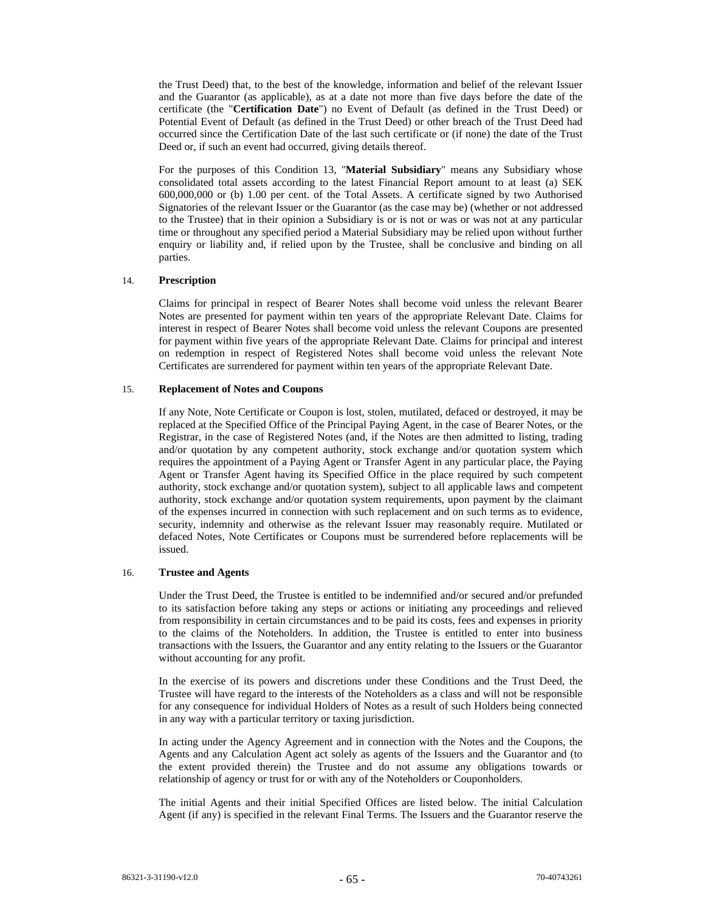the Trust Deed) that, to the best of the knowledge, information and belief of the relevant Issuer and the Guarantor (as applicable), as at a date not more than five days before the date of the certificate (the "**Certification Date**") no Event of Default (as defined in the Trust Deed) or Potential Event of Default (as defined in the Trust Deed) or other breach of the Trust Deed had occurred since the Certification Date of the last such certificate or (if none) the date of the Trust Deed or, if such an event had occurred, giving details thereof.

For the purposes of this Condition 13, "**Material Subsidiary**" means any Subsidiary whose consolidated total assets according to the latest Financial Report amount to at least (a) SEK 600,000,000 or (b) 1.00 per cent. of the Total Assets. A certificate signed by two Authorised Signatories of the relevant Issuer or the Guarantor (as the case may be) (whether or not addressed to the Trustee) that in their opinion a Subsidiary is or is not or was or was not at any particular time or throughout any specified period a Material Subsidiary may be relied upon without further enquiry or liability and, if relied upon by the Trustee, shall be conclusive and binding on all parties.

14. **Prescription**

Claims for principal in respect of Bearer Notes shall become void unless the relevant Bearer Notes are presented for payment within ten years of the appropriate Relevant Date. Claims for interest in respect of Bearer Notes shall become void unless the relevant Coupons are presented for payment within five years of the appropriate Relevant Date. Claims for principal and interest on redemption in respect of Registered Notes shall become void unless the relevant Note Certificates are surrendered for payment within ten years of the appropriate Relevant Date.

15. **Replacement of Notes and Coupons**

If any Note, Note Certificate or Coupon is lost, stolen, mutilated, defaced or destroyed, it may be replaced at the Specified Office of the Principal Paying Agent, in the case of Bearer Notes, or the Registrar, in the case of Registered Notes (and, if the Notes are then admitted to listing, trading and/or quotation by any competent authority, stock exchange and/or quotation system which requires the appointment of a Paying Agent or Transfer Agent in any particular place, the Paying Agent or Transfer Agent having its Specified Office in the place required by such competent authority, stock exchange and/or quotation system), subject to all applicable laws and competent authority, stock exchange and/or quotation system requirements, upon payment by the claimant of the expenses incurred in connection with such replacement and on such terms as to evidence, security, indemnity and otherwise as the relevant Issuer may reasonably require. Mutilated or defaced Notes, Note Certificates or Coupons must be surrendered before replacements will be issued.

16. **Trustee and Agents**

Under the Trust Deed, the Trustee is entitled to be indemnified and/or secured and/or prefunded to its satisfaction before taking any steps or actions or initiating any proceedings and relieved from responsibility in certain circumstances and to be paid its costs, fees and expenses in priority to the claims of the Noteholders. In addition, the Trustee is entitled to enter into business transactions with the Issuers, the Guarantor and any entity relating to the Issuers or the Guarantor without accounting for any profit.

In the exercise of its powers and discretions under these Conditions and the Trust Deed, the Trustee will have regard to the interests of the Noteholders as a class and will not be responsible for any consequence for individual Holders of Notes as a result of such Holders being connected in any way with a particular territory or taxing jurisdiction.

In acting under the Agency Agreement and in connection with the Notes and the Coupons, the Agents and any Calculation Agent act solely as agents of the Issuers and the Guarantor and (to the extent provided therein) the Trustee and do not assume any obligations towards or relationship of agency or trust for or with any of the Noteholders or Couponholders.

The initial Agents and their initial Specified Offices are listed below. The initial Calculation Agent (if any) is specified in the relevant Final Terms. The Issuers and the Guarantor reserve the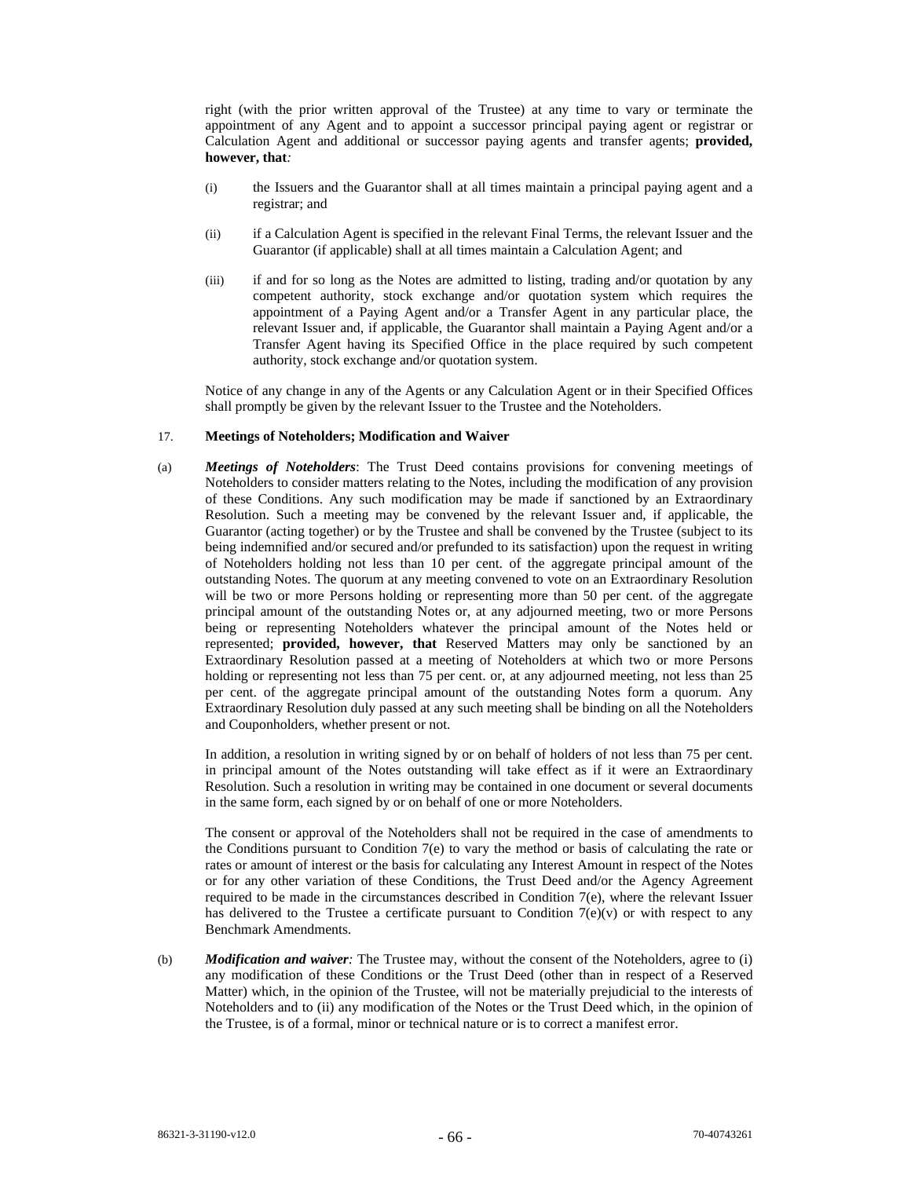right (with the prior written approval of the Trustee) at any time to vary or terminate the appointment of any Agent and to appoint a successor principal paying agent or registrar or Calculation Agent and additional or successor paying agents and transfer agents; **provided, however, that***:*

(i) the Issuers and the Guarantor shall at all times maintain a principal paying agent and a registrar; and

(ii) if a Calculation Agent is specified in the relevant Final Terms, the relevant Issuer and the Guarantor (if applicable) shall at all times maintain a Calculation Agent; and

(iii) if and for so long as the Notes are admitted to listing, trading and/or quotation by any competent authority, stock exchange and/or quotation system which requires the appointment of a Paying Agent and/or a Transfer Agent in any particular place, the relevant Issuer and, if applicable, the Guarantor shall maintain a Paying Agent and/or a Transfer Agent having its Specified Office in the place required by such competent authority, stock exchange and/or quotation system.

Notice of any change in any of the Agents or any Calculation Agent or in their Specified Offices shall promptly be given by the relevant Issuer to the Trustee and the Noteholders.

17. **Meetings of Noteholders; Modification and Waiver**

(a) ***Meetings of Noteholders***: The Trust Deed contains provisions for convening meetings of Noteholders to consider matters relating to the Notes, including the modification of any provision of these Conditions. Any such modification may be made if sanctioned by an Extraordinary Resolution. Such a meeting may be convened by the relevant Issuer and, if applicable, the Guarantor (acting together) or by the Trustee and shall be convened by the Trustee (subject to its being indemnified and/or secured and/or prefunded to its satisfaction) upon the request in writing of Noteholders holding not less than 10 per cent. of the aggregate principal amount of the outstanding Notes. The quorum at any meeting convened to vote on an Extraordinary Resolution will be two or more Persons holding or representing more than 50 per cent. of the aggregate principal amount of the outstanding Notes or, at any adjourned meeting, two or more Persons being or representing Noteholders whatever the principal amount of the Notes held or represented; **provided, however, that** Reserved Matters may only be sanctioned by an Extraordinary Resolution passed at a meeting of Noteholders at which two or more Persons holding or representing not less than 75 per cent. or, at any adjourned meeting, not less than 25 per cent. of the aggregate principal amount of the outstanding Notes form a quorum. Any Extraordinary Resolution duly passed at any such meeting shall be binding on all the Noteholders and Couponholders, whether present or not.

In addition, a resolution in writing signed by or on behalf of holders of not less than 75 per cent. in principal amount of the Notes outstanding will take effect as if it were an Extraordinary Resolution. Such a resolution in writing may be contained in one document or several documents in the same form, each signed by or on behalf of one or more Noteholders.

The consent or approval of the Noteholders shall not be required in the case of amendments to the Conditions pursuant to Condition 7(e) to vary the method or basis of calculating the rate or rates or amount of interest or the basis for calculating any Interest Amount in respect of the Notes or for any other variation of these Conditions, the Trust Deed and/or the Agency Agreement required to be made in the circumstances described in Condition 7(e), where the relevant Issuer has delivered to the Trustee a certificate pursuant to Condition 7(e)(v) or with respect to any Benchmark Amendments.

(b) ***Modification and waiver:*** The Trustee may, without the consent of the Noteholders, agree to (i) any modification of these Conditions or the Trust Deed (other than in respect of a Reserved Matter) which, in the opinion of the Trustee, will not be materially prejudicial to the interests of Noteholders and to (ii) any modification of the Notes or the Trust Deed which, in the opinion of the Trustee, is of a formal, minor or technical nature or is to correct a manifest error.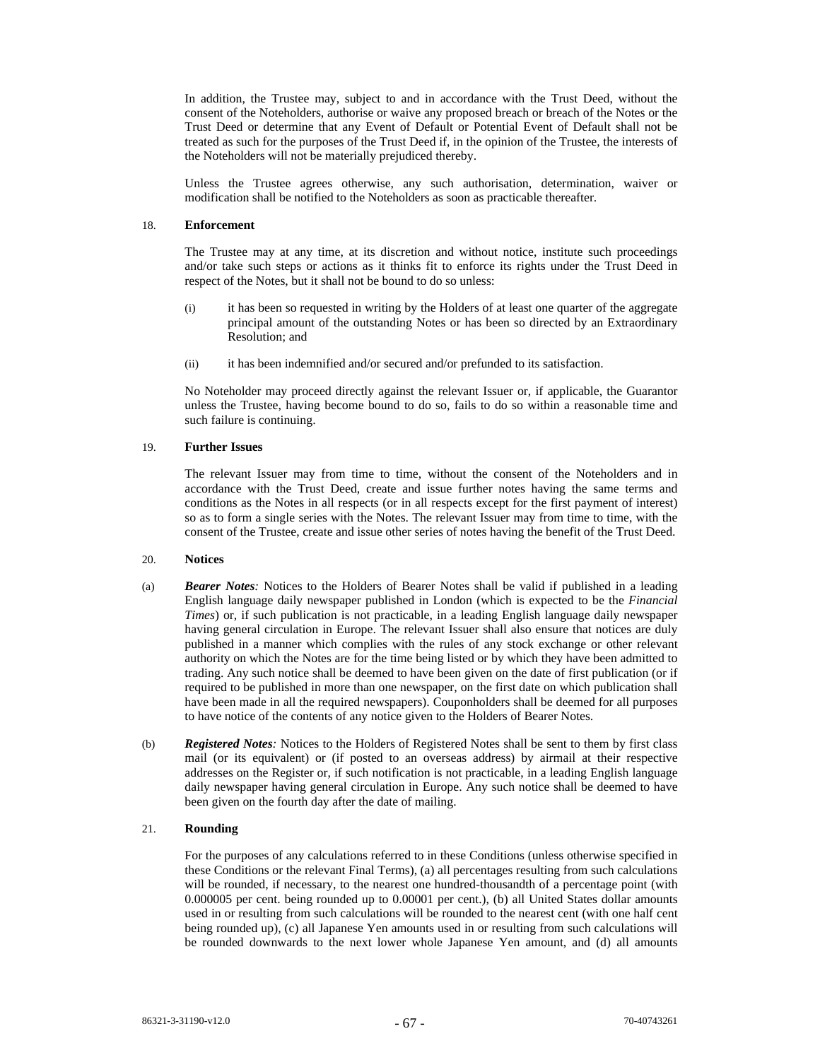In addition, the Trustee may, subject to and in accordance with the Trust Deed, without the consent of the Noteholders, authorise or waive any proposed breach or breach of the Notes or the Trust Deed or determine that any Event of Default or Potential Event of Default shall not be treated as such for the purposes of the Trust Deed if, in the opinion of the Trustee, the interests of the Noteholders will not be materially prejudiced thereby.

Unless the Trustee agrees otherwise, any such authorisation, determination, waiver or modification shall be notified to the Noteholders as soon as practicable thereafter.

## 18. Enforcement

The Trustee may at any time, at its discretion and without notice, institute such proceedings and/or take such steps or actions as it thinks fit to enforce its rights under the Trust Deed in respect of the Notes, but it shall not be bound to do so unless:

(i) it has been so requested in writing by the Holders of at least one quarter of the aggregate principal amount of the outstanding Notes or has been so directed by an Extraordinary Resolution; and

(ii) it has been indemnified and/or secured and/or prefunded to its satisfaction.

No Noteholder may proceed directly against the relevant Issuer or, if applicable, the Guarantor unless the Trustee, having become bound to do so, fails to do so within a reasonable time and such failure is continuing.

## 19. Further Issues

The relevant Issuer may from time to time, without the consent of the Noteholders and in accordance with the Trust Deed, create and issue further notes having the same terms and conditions as the Notes in all respects (or in all respects except for the first payment of interest) so as to form a single series with the Notes. The relevant Issuer may from time to time, with the consent of the Trustee, create and issue other series of notes having the benefit of the Trust Deed.

## 20. Notices

(a) ***Bearer Notes**:* Notices to the Holders of Bearer Notes shall be valid if published in a leading English language daily newspaper published in London (which is expected to be the *Financial Times*) or, if such publication is not practicable, in a leading English language daily newspaper having general circulation in Europe. The relevant Issuer shall also ensure that notices are duly published in a manner which complies with the rules of any stock exchange or other relevant authority on which the Notes are for the time being listed or by which they have been admitted to trading. Any such notice shall be deemed to have been given on the date of first publication (or if required to be published in more than one newspaper, on the first date on which publication shall have been made in all the required newspapers). Couponholders shall be deemed for all purposes to have notice of the contents of any notice given to the Holders of Bearer Notes.

(b) ***Registered Notes**:* Notices to the Holders of Registered Notes shall be sent to them by first class mail (or its equivalent) or (if posted to an overseas address) by airmail at their respective addresses on the Register or, if such notification is not practicable, in a leading English language daily newspaper having general circulation in Europe. Any such notice shall be deemed to have been given on the fourth day after the date of mailing.

## 21. Rounding

For the purposes of any calculations referred to in these Conditions (unless otherwise specified in these Conditions or the relevant Final Terms), (a) all percentages resulting from such calculations will be rounded, if necessary, to the nearest one hundred-thousandth of a percentage point (with 0.000005 per cent. being rounded up to 0.00001 per cent.), (b) all United States dollar amounts used in or resulting from such calculations will be rounded to the nearest cent (with one half cent being rounded up), (c) all Japanese Yen amounts used in or resulting from such calculations will be rounded downwards to the next lower whole Japanese Yen amount, and (d) all amounts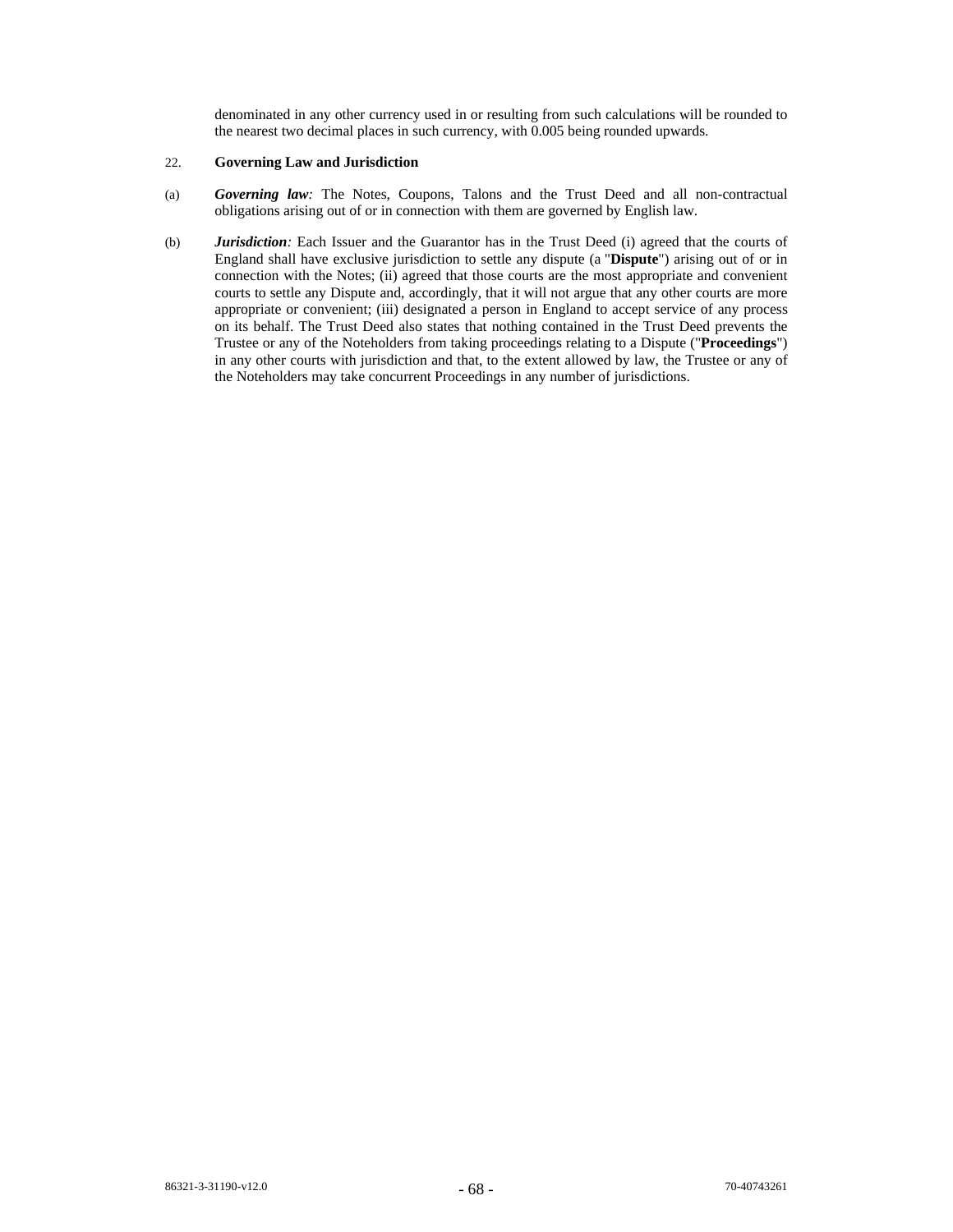denominated in any other currency used in or resulting from such calculations will be rounded to the nearest two decimal places in such currency, with 0.005 being rounded upwards.

## 22. Governing Law and Jurisdiction

(a) ***Governing law:*** The Notes, Coupons, Talons and the Trust Deed and all non-contractual obligations arising out of or in connection with them are governed by English law.

(b) ***Jurisdiction:*** Each Issuer and the Guarantor has in the Trust Deed (i) agreed that the courts of England shall have exclusive jurisdiction to settle any dispute (a "**Dispute**") arising out of or in connection with the Notes; (ii) agreed that those courts are the most appropriate and convenient courts to settle any Dispute and, accordingly, that it will not argue that any other courts are more appropriate or convenient; (iii) designated a person in England to accept service of any process on its behalf. The Trust Deed also states that nothing contained in the Trust Deed prevents the Trustee or any of the Noteholders from taking proceedings relating to a Dispute ("**Proceedings**") in any other courts with jurisdiction and that, to the extent allowed by law, the Trustee or any of the Noteholders may take concurrent Proceedings in any number of jurisdictions.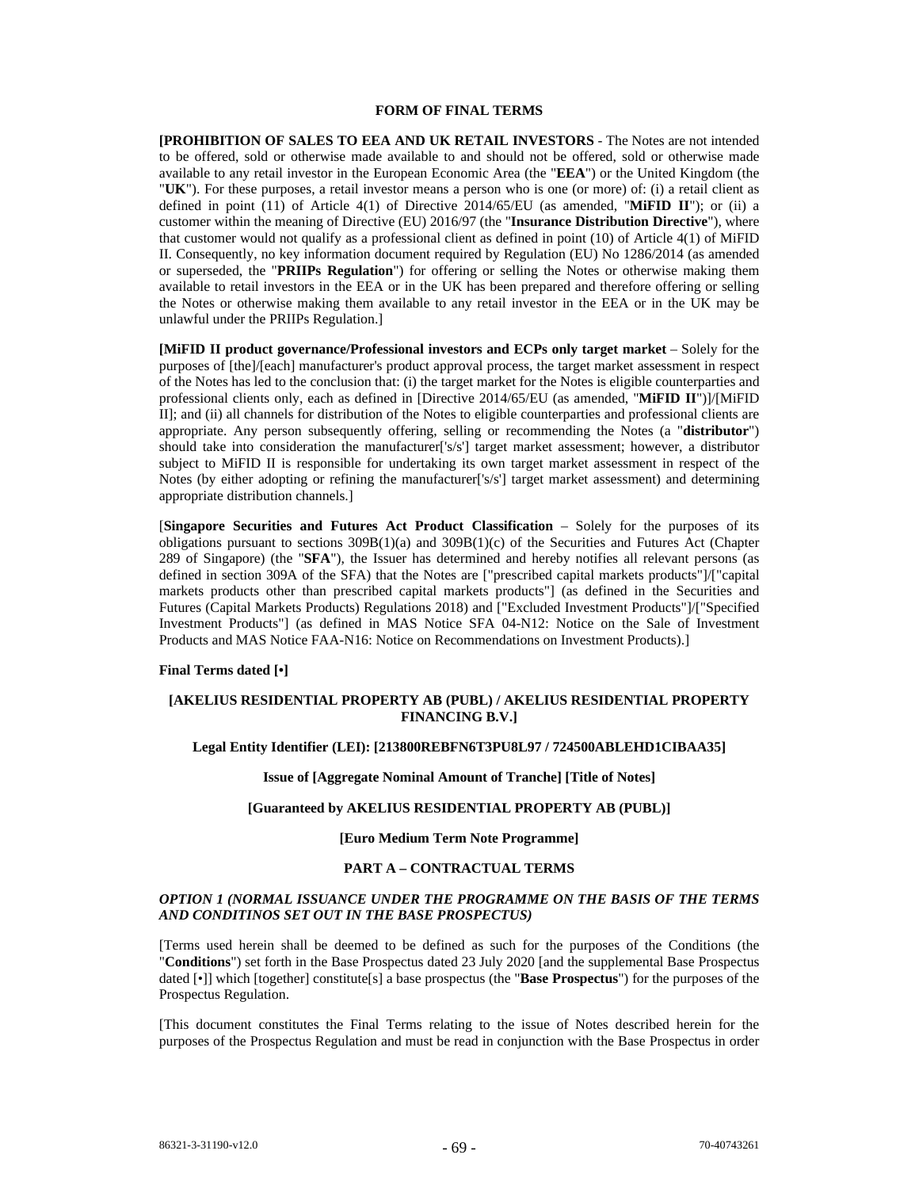## FORM OF FINAL TERMS

**[PROHIBITION OF SALES TO EEA AND UK RETAIL INVESTORS** - The Notes are not intended to be offered, sold or otherwise made available to and should not be offered, sold or otherwise made available to any retail investor in the European Economic Area (the "**EEA**") or the United Kingdom (the "**UK**"). For these purposes, a retail investor means a person who is one (or more) of: (i) a retail client as defined in point (11) of Article 4(1) of Directive 2014/65/EU (as amended, "**MiFID II**"); or (ii) a customer within the meaning of Directive (EU) 2016/97 (the "**Insurance Distribution Directive**"), where that customer would not qualify as a professional client as defined in point (10) of Article 4(1) of MiFID II. Consequently, no key information document required by Regulation (EU) No 1286/2014 (as amended or superseded, the "**PRIIPs Regulation**") for offering or selling the Notes or otherwise making them available to retail investors in the EEA or in the UK has been prepared and therefore offering or selling the Notes or otherwise making them available to any retail investor in the EEA or in the UK may be unlawful under the PRIIPs Regulation.]

**[MiFID II product governance/Professional investors and ECPs only target market** – Solely for the purposes of [the]/[each] manufacturer's product approval process, the target market assessment in respect of the Notes has led to the conclusion that: (i) the target market for the Notes is eligible counterparties and professional clients only, each as defined in [Directive 2014/65/EU (as amended, "**MiFID II**")]/[MiFID II]; and (ii) all channels for distribution of the Notes to eligible counterparties and professional clients are appropriate. Any person subsequently offering, selling or recommending the Notes (a "**distributor**") should take into consideration the manufacturer['s/s'] target market assessment; however, a distributor subject to MiFID II is responsible for undertaking its own target market assessment in respect of the Notes (by either adopting or refining the manufacturer['s/s'] target market assessment) and determining appropriate distribution channels.]

[**Singapore Securities and Futures Act Product Classification** – Solely for the purposes of its obligations pursuant to sections 309B(1)(a) and 309B(1)(c) of the Securities and Futures Act (Chapter 289 of Singapore) (the "**SFA**"), the Issuer has determined and hereby notifies all relevant persons (as defined in section 309A of the SFA) that the Notes are ["prescribed capital markets products"]/["capital markets products other than prescribed capital markets products"] (as defined in the Securities and Futures (Capital Markets Products) Regulations 2018) and ["Excluded Investment Products"]/["Specified Investment Products"] (as defined in MAS Notice SFA 04-N12: Notice on the Sale of Investment Products and MAS Notice FAA-N16: Notice on Recommendations on Investment Products).]

**Final Terms dated [•]**

**[AKELIUS RESIDENTIAL PROPERTY AB (PUBL) / AKELIUS RESIDENTIAL PROPERTY FINANCING B.V.]**

**Legal Entity Identifier (LEI): [213800REBFN6T3PU8L97 / 724500ABLEHD1CIBAA35]**

**Issue of [Aggregate Nominal Amount of Tranche] [Title of Notes]**

**[Guaranteed by AKELIUS RESIDENTIAL PROPERTY AB (PUBL)]**

**[Euro Medium Term Note Programme]**

**PART A – CONTRACTUAL TERMS**

***OPTION 1 (NORMAL ISSUANCE UNDER THE PROGRAMME ON THE BASIS OF THE TERMS AND CONDITINOS SET OUT IN THE BASE PROSPECTUS)***

[Terms used herein shall be deemed to be defined as such for the purposes of the Conditions (the "**Conditions**") set forth in the Base Prospectus dated 23 July 2020 [and the supplemental Base Prospectus dated [•]] which [together] constitute[s] a base prospectus (the "**Base Prospectus**") for the purposes of the Prospectus Regulation.

[This document constitutes the Final Terms relating to the issue of Notes described herein for the purposes of the Prospectus Regulation and must be read in conjunction with the Base Prospectus in order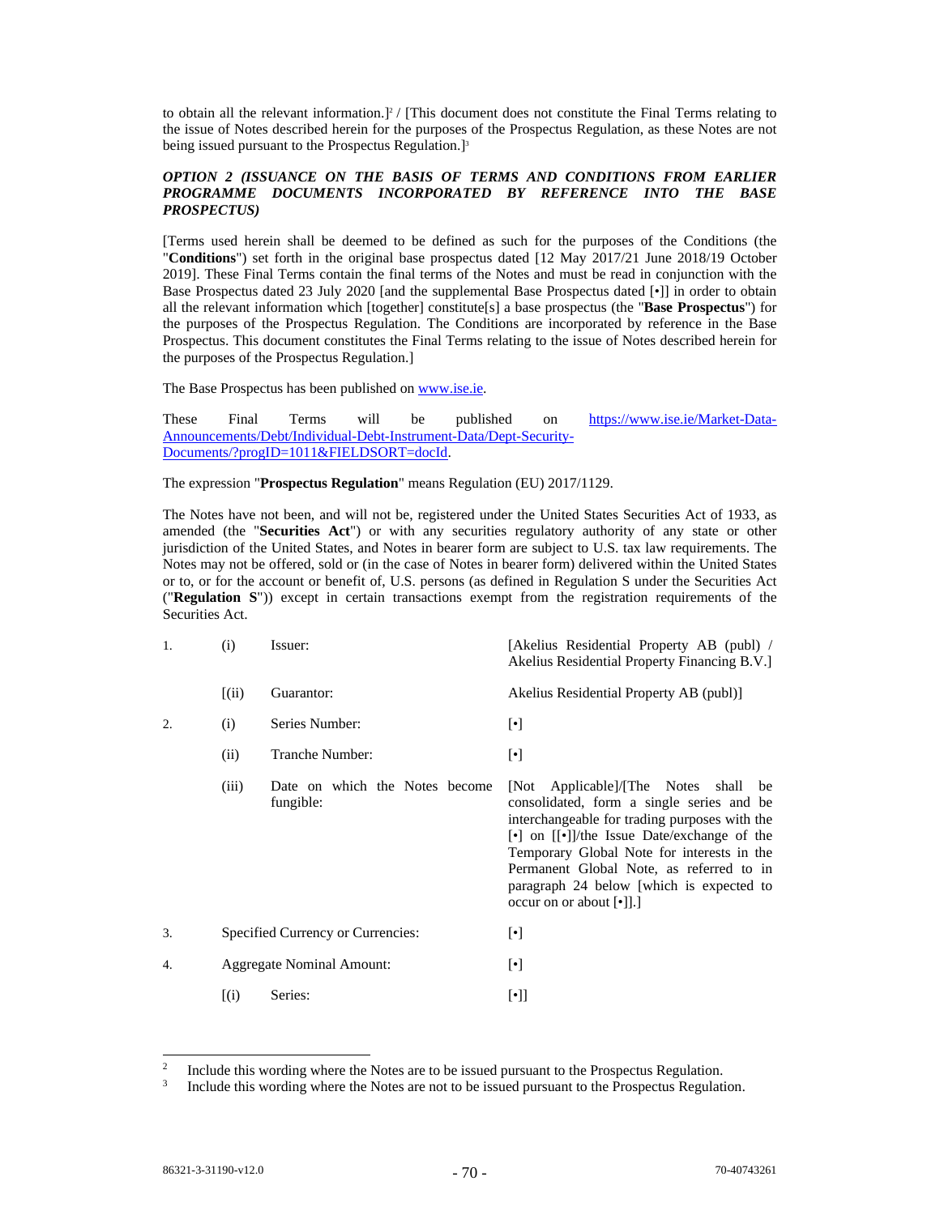to obtain all the relevant information.][2] / [This document does not constitute the Final Terms relating to the issue of Notes described herein for the purposes of the Prospectus Regulation, as these Notes are not being issued pursuant to the Prospectus Regulation.][3]

***OPTION 2 (ISSUANCE ON THE BASIS OF TERMS AND CONDITIONS FROM EARLIER PROGRAMME DOCUMENTS INCORPORATED BY REFERENCE INTO THE BASE PROSPECTUS)***

[Terms used herein shall be deemed to be defined as such for the purposes of the Conditions (the "**Conditions**") set forth in the original base prospectus dated [12 May 2017/21 June 2018/19 October 2019]. These Final Terms contain the final terms of the Notes and must be read in conjunction with the Base Prospectus dated 23 July 2020 [and the supplemental Base Prospectus dated [•]] in order to obtain all the relevant information which [together] constitute[s] a base prospectus (the "**Base Prospectus**") for the purposes of the Prospectus Regulation. The Conditions are incorporated by reference in the Base Prospectus. This document constitutes the Final Terms relating to the issue of Notes described herein for the purposes of the Prospectus Regulation.]

The Base Prospectus has been published on www.ise.ie.

These Final Terms will be published on https://www.ise.ie/Market-Data-Announcements/Debt/Individual-Debt-Instrument-Data/Dept-Security-Documents/?progID=1011&FIELDSORT=docId.

The expression "**Prospectus Regulation**" means Regulation (EU) 2017/1129.

The Notes have not been, and will not be, registered under the United States Securities Act of 1933, as amended (the "**Securities Act**") or with any securities regulatory authority of any state or other jurisdiction of the United States, and Notes in bearer form are subject to U.S. tax law requirements. The Notes may not be offered, sold or (in the case of Notes in bearer form) delivered within the United States or to, or for the account or benefit of, U.S. persons (as defined in Regulation S under the Securities Act ("**Regulation S**")) except in certain transactions exempt from the registration requirements of the Securities Act.

| | | | |
|---|---|---|---|
| 1. | (i) | Issuer: | [Akelius Residential Property AB (publ) / Akelius Residential Property Financing B.V.] |
| | [(ii) | Guarantor: | Akelius Residential Property AB (publ)] |
| 2. | (i) | Series Number: | [•] |
| | (ii) | Tranche Number: | [•] |
| | (iii) | Date on which the Notes become fungible: | [Not Applicable]/[The Notes shall be consolidated, form a single series and be interchangeable for trading purposes with the [•] on [[•]]/the Issue Date/exchange of the Temporary Global Note for interests in the Permanent Global Note, as referred to in paragraph 24 below [which is expected to occur on or about [•]].] |
| 3. | | Specified Currency or Currencies: | [•] |
| 4. | | Aggregate Nominal Amount: | [•] |
| | [(i) | Series: | [•]] |

[2] Include this wording where the Notes are to be issued pursuant to the Prospectus Regulation.

[3] Include this wording where the Notes are not to be issued pursuant to the Prospectus Regulation.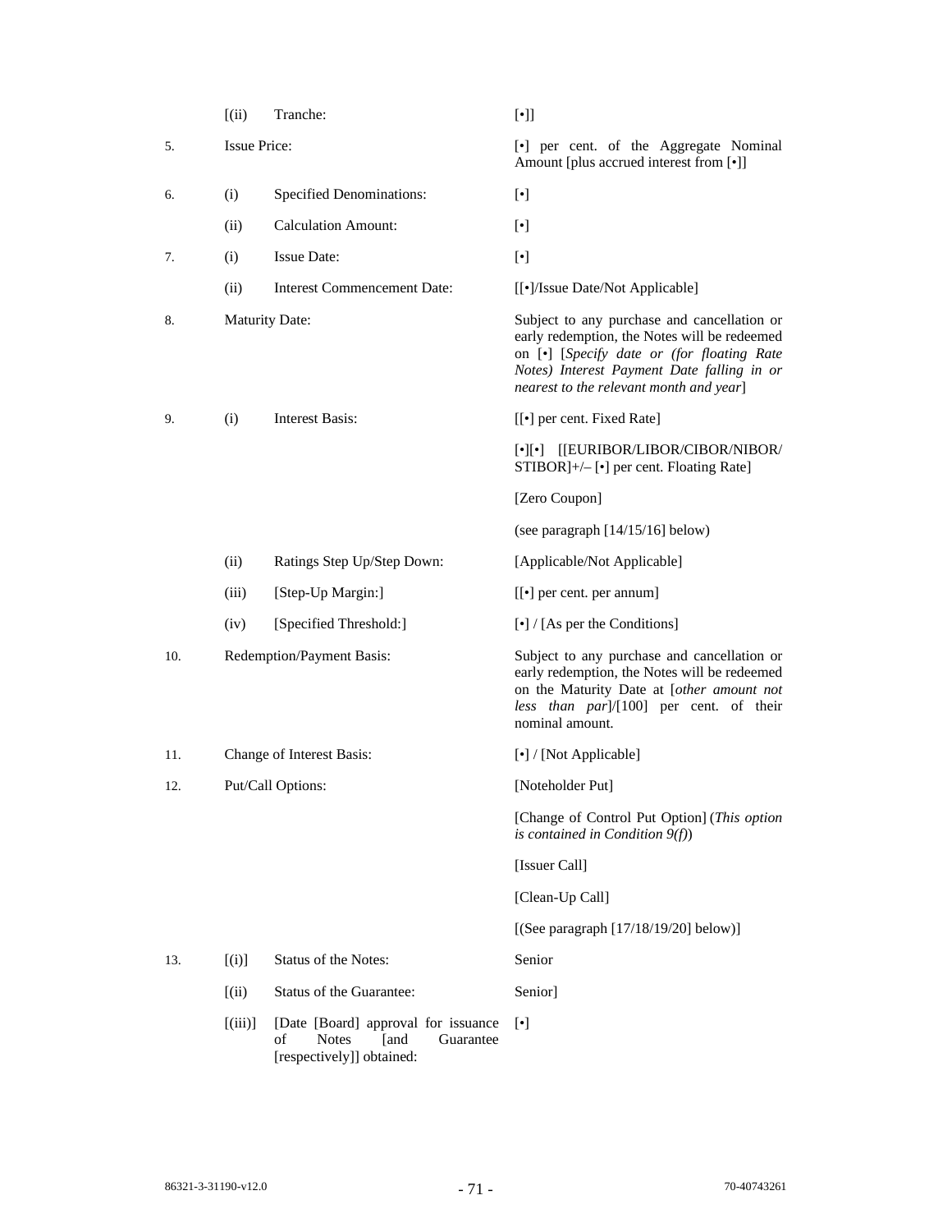| | | | |
|---|---|---|---|
| | [(ii) | Tranche: | [•]] |
| 5. | Issue Price: | | [•] per cent. of the Aggregate Nominal Amount [plus accrued interest from [•]] |
| 6. | (i) | Specified Denominations: | [•] |
| | (ii) | Calculation Amount: | [•] |
| 7. | (i) | Issue Date: | [•] |
| | (ii) | Interest Commencement Date: | [[•]/Issue Date/Not Applicable] |
| 8. | Maturity Date: | | Subject to any purchase and cancellation or early redemption, the Notes will be redeemed on [•] [*Specify date or (for floating Rate Notes) Interest Payment Date falling in or nearest to the relevant month and year*] |
| 9. | (i) | Interest Basis: | [[•] per cent. Fixed Rate] |
| | | | [•][•] [[EURIBOR/LIBOR/CIBOR/NIBOR/ STIBOR]+/– [•] per cent. Floating Rate] |
| | | | [Zero Coupon] |
| | | | (see paragraph [14/15/16] below) |
| | (ii) | Ratings Step Up/Step Down: | [Applicable/Not Applicable] |
| | (iii) | [Step-Up Margin:] | [[•] per cent. per annum] |
| | (iv) | [Specified Threshold:] | [•] / [As per the Conditions] |
| 10. | Redemption/Payment Basis: | | Subject to any purchase and cancellation or early redemption, the Notes will be redeemed on the Maturity Date at [*other amount not less than par*]/[100] per cent. of their nominal amount. |
| 11. | Change of Interest Basis: | | [•] / [Not Applicable] |
| 12. | Put/Call Options: | | [Noteholder Put] |
| | | | [Change of Control Put Option] (*This option is contained in Condition 9(f)*) |
| | | | [Issuer Call] |
| | | | [Clean-Up Call] |
| | | | [(See paragraph [17/18/19/20] below)] |
| 13. | [(i)] | Status of the Notes: | Senior |
| | [(ii) | Status of the Guarantee: | Senior] |
| | [(iii)] | [Date [Board] approval for issuance of Notes [and Guarantee [respectively]] obtained: | [•] |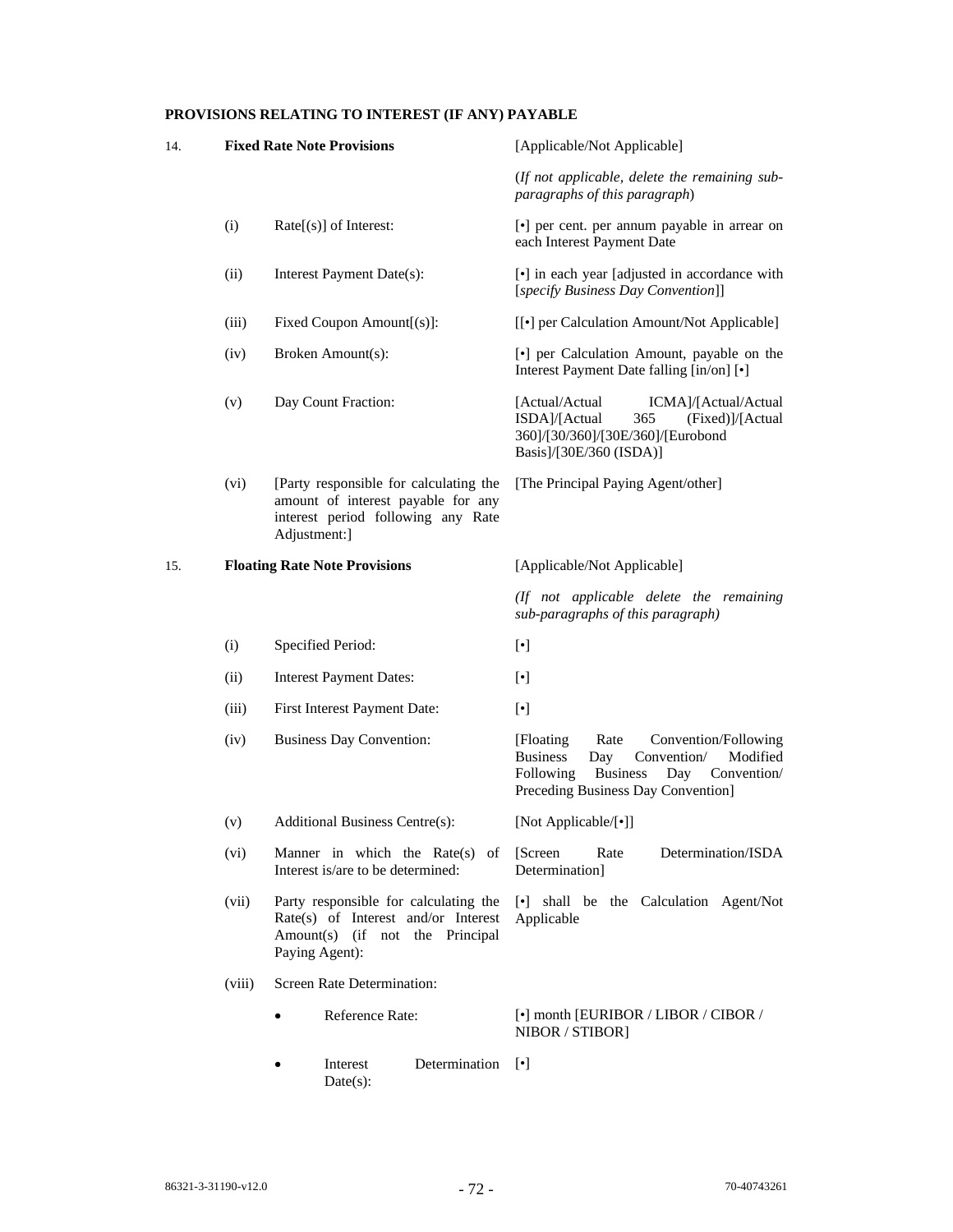**PROVISIONS RELATING TO INTEREST (IF ANY) PAYABLE**

| | | | |
|---|---|---|---|
| 14. | **Fixed Rate Note Provisions** | | [Applicable/Not Applicable] |
| | | | (*If not applicable, delete the remaining sub-paragraphs of this paragraph*) |
| | (i) | Rate[(s)] of Interest: | [•] per cent. per annum payable in arrear on each Interest Payment Date |
| | (ii) | Interest Payment Date(s): | [•] in each year [adjusted in accordance with [*specify Business Day Convention*]] |
| | (iii) | Fixed Coupon Amount[(s)]: | [[•] per Calculation Amount/Not Applicable] |
| | (iv) | Broken Amount(s): | [•] per Calculation Amount, payable on the Interest Payment Date falling [in/on] [•] |
| | (v) | Day Count Fraction: | [Actual/Actual ICMA]/[Actual/Actual ISDA]/[Actual 365 (Fixed)]/[Actual 360]/[30/360]/[30E/360]/[Eurobond Basis]/[30E/360 (ISDA)] |
| | (vi) | [Party responsible for calculating the amount of interest payable for any interest period following any Rate Adjustment:] | [The Principal Paying Agent/other] |
| 15. | **Floating Rate Note Provisions** | | [Applicable/Not Applicable] |
| | | | *(If not applicable delete the remaining sub-paragraphs of this paragraph)* |
| | (i) | Specified Period: | [•] |
| | (ii) | Interest Payment Dates: | [•] |
| | (iii) | First Interest Payment Date: | [•] |
| | (iv) | Business Day Convention: | [Floating Rate Convention/Following Business Day Convention/ Modified Following Business Day Convention/ Preceding Business Day Convention] |
| | (v) | Additional Business Centre(s): | [Not Applicable/[•]] |
| | (vi) | Manner in which the Rate(s) of Interest is/are to be determined: | [Screen Rate Determination/ISDA Determination] |
| | (vii) | Party responsible for calculating the Rate(s) of Interest and/or Interest Amount(s) (if not the Principal Paying Agent): | [•] shall be the Calculation Agent/Not Applicable |
| | (viii) | Screen Rate Determination: | |
| | | • Reference Rate: | [•] month [EURIBOR / LIBOR / CIBOR / NIBOR / STIBOR] |
| | | • Interest Determination Date(s): | [•] |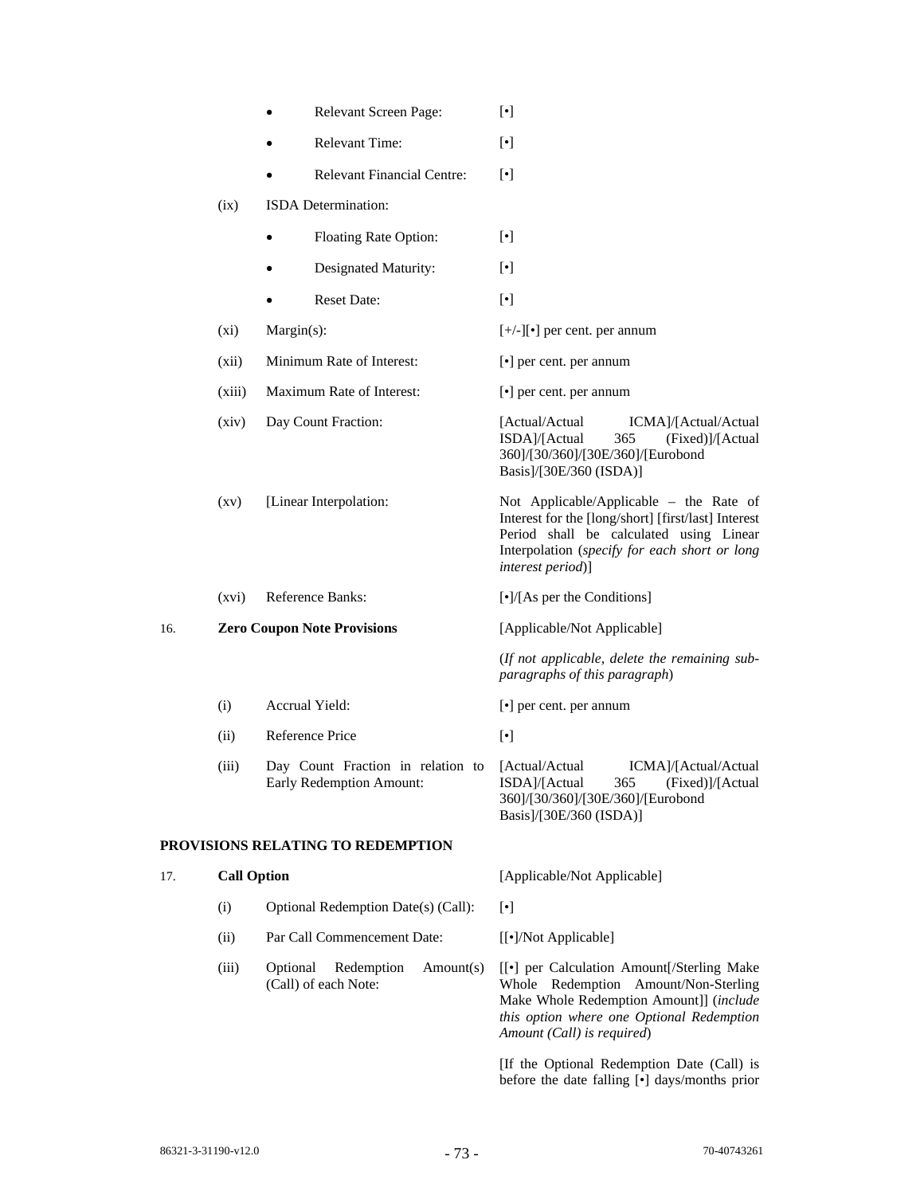| | | | |
|---|---|---|---|
| | | • Relevant Screen Page: | [•] |
| | | • Relevant Time: | [•] |
| | | • Relevant Financial Centre: | [•] |
| | (ix) | ISDA Determination: | |
| | | • Floating Rate Option: | [•] |
| | | • Designated Maturity: | [•] |
| | | • Reset Date: | [•] |
| | (xi) | Margin(s): | [+/-][•] per cent. per annum |
| | (xii) | Minimum Rate of Interest: | [•] per cent. per annum |
| | (xiii) | Maximum Rate of Interest: | [•] per cent. per annum |
| | (xiv) | Day Count Fraction: | [Actual/Actual ICMA]/[Actual/Actual ISDA]/[Actual 365 (Fixed)]/[Actual 360]/[30/360]/[30E/360]/[Eurobond Basis]/[30E/360 (ISDA)] |
| | (xv) | [Linear Interpolation: | Not Applicable/Applicable – the Rate of Interest for the [long/short] [first/last] Interest Period shall be calculated using Linear Interpolation (*specify for each short or long interest period*)] |
| | (xvi) | Reference Banks: | [•]/[As per the Conditions] |
| 16. | **Zero Coupon Note Provisions** | | [Applicable/Not Applicable] |
| | | | (*If not applicable, delete the remaining sub-paragraphs of this paragraph*) |
| | (i) | Accrual Yield: | [•] per cent. per annum |
| | (ii) | Reference Price | [•] |
| | (iii) | Day Count Fraction in relation to Early Redemption Amount: | [Actual/Actual ICMA]/[Actual/Actual ISDA]/[Actual 365 (Fixed)]/[Actual 360]/[30/360]/[30E/360]/[Eurobond Basis]/[30E/360 (ISDA)] |

**PROVISIONS RELATING TO REDEMPTION**

| | | | |
|---|---|---|---|
| 17. | **Call Option** | | [Applicable/Not Applicable] |
| | (i) | Optional Redemption Date(s) (Call): | [•] |
| | (ii) | Par Call Commencement Date: | [[•]/Not Applicable] |
| | (iii) | Optional Redemption Amount(s) (Call) of each Note: | [[•] per Calculation Amount[/Sterling Make Whole Redemption Amount/Non-Sterling Make Whole Redemption Amount]] (*include this option where one Optional Redemption Amount (Call) is required*) |
| | | | [If the Optional Redemption Date (Call) is before the date falling [•] days/months prior |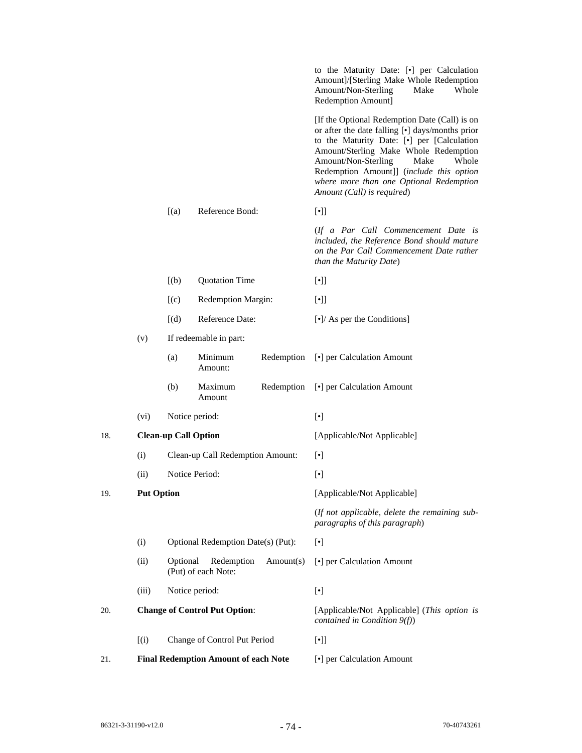| | | | |
|---|---|---|---|
| | | | to the Maturity Date: [•] per Calculation Amount]/[Sterling Make Whole Redemption Amount/Non-Sterling Make Whole Redemption Amount] |
| | | | [If the Optional Redemption Date (Call) is on or after the date falling [•] days/months prior to the Maturity Date: [•] per [Calculation Amount/Sterling Make Whole Redemption Amount/Non-Sterling Make Whole Redemption Amount]] (*include this option where more than one Optional Redemption Amount (Call) is required*) |
| | | [(a) Reference Bond: | [•]] |
| | | | (*If a Par Call Commencement Date is included, the Reference Bond should mature on the Par Call Commencement Date rather than the Maturity Date*) |
| | | [(b) Quotation Time | [•]] |
| | | [(c) Redemption Margin: | [•]] |
| | | [(d) Reference Date: | [•]/ As per the Conditions] |
| | (v) | If redeemable in part: | |
| | | (a) Minimum Redemption Amount: | [•] per Calculation Amount |
| | | (b) Maximum Redemption Amount | [•] per Calculation Amount |
| | (vi) | Notice period: | [•] |
| 18. | **Clean-up Call Option** | | [Applicable/Not Applicable] |
| | (i) | Clean-up Call Redemption Amount: | [•] |
| | (ii) | Notice Period: | [•] |
| 19. | **Put Option** | | [Applicable/Not Applicable] |
| | | | (*If not applicable, delete the remaining sub-paragraphs of this paragraph*) |
| | (i) | Optional Redemption Date(s) (Put): | [•] |
| | (ii) | Optional Redemption Amount(s) (Put) of each Note: | [•] per Calculation Amount |
| | (iii) | Notice period: | [•] |
| 20. | **Change of Control Put Option**: | | [Applicable/Not Applicable] (*This option is contained in Condition 9(f)*) |
| | [(i) | Change of Control Put Period | [•]] |
| 21. | **Final Redemption Amount of each Note** | | [•] per Calculation Amount |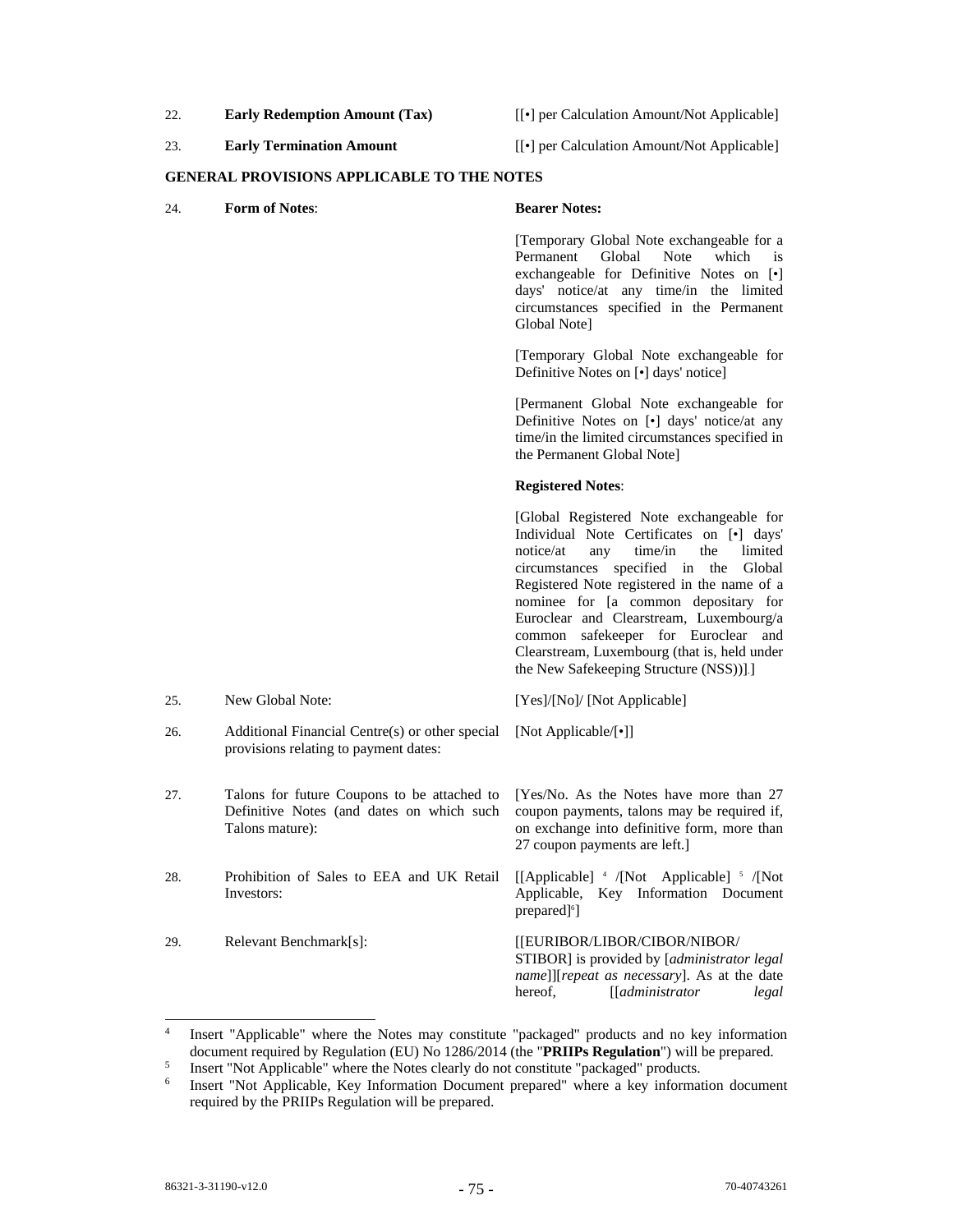| | | |
|---|---|---|
| 22. | **Early Redemption Amount (Tax)** | [[•] per Calculation Amount/Not Applicable] |
| 23. | **Early Termination Amount** | [[•] per Calculation Amount/Not Applicable] |

**GENERAL PROVISIONS APPLICABLE TO THE NOTES**

| | | |
|---|---|---|
| 24. | **Form of Notes**: | **Bearer Notes:**<br><br>[Temporary Global Note exchangeable for a Permanent Global Note which is exchangeable for Definitive Notes on [•] days' notice/at any time/in the limited circumstances specified in the Permanent Global Note]<br><br>[Temporary Global Note exchangeable for Definitive Notes on [•] days' notice]<br><br>[Permanent Global Note exchangeable for Definitive Notes on [•] days' notice/at any time/in the limited circumstances specified in the Permanent Global Note]<br><br>**Registered Notes**:<br><br>[Global Registered Note exchangeable for Individual Note Certificates on [•] days' notice/at any time/in the limited circumstances specified in the Global Registered Note registered in the name of a nominee for [a common depositary for Euroclear and Clearstream, Luxembourg/a common safekeeper for Euroclear and Clearstream, Luxembourg (that is, held under the New Safekeeping Structure (NSS))].] |
| 25. | New Global Note: | [Yes]/[No]/ [Not Applicable] |
| 26. | Additional Financial Centre(s) or other special provisions relating to payment dates: | [Not Applicable/[•]] |
| 27. | Talons for future Coupons to be attached to Definitive Notes (and dates on which such Talons mature): | [Yes/No. As the Notes have more than 27 coupon payments, talons may be required if, on exchange into definitive form, more than 27 coupon payments are left.] |
| 28. | Prohibition of Sales to EEA and UK Retail Investors: | [[Applicable] [4] /[Not Applicable] [5] /[Not Applicable, Key Information Document prepared][6]] |
| 29. | Relevant Benchmark[s]: | [[EURIBOR/LIBOR/CIBOR/NIBOR/ STIBOR] is provided by [*administrator legal name*]][*repeat as necessary*]. As at the date hereof, [[*administrator legal* |

---

[4] Insert "Applicable" where the Notes may constitute "packaged" products and no key information document required by Regulation (EU) No 1286/2014 (the "**PRIIPs Regulation**") will be prepared.

[5] Insert "Not Applicable" where the Notes clearly do not constitute "packaged" products.

[6] Insert "Not Applicable, Key Information Document prepared" where a key information document required by the PRIIPs Regulation will be prepared.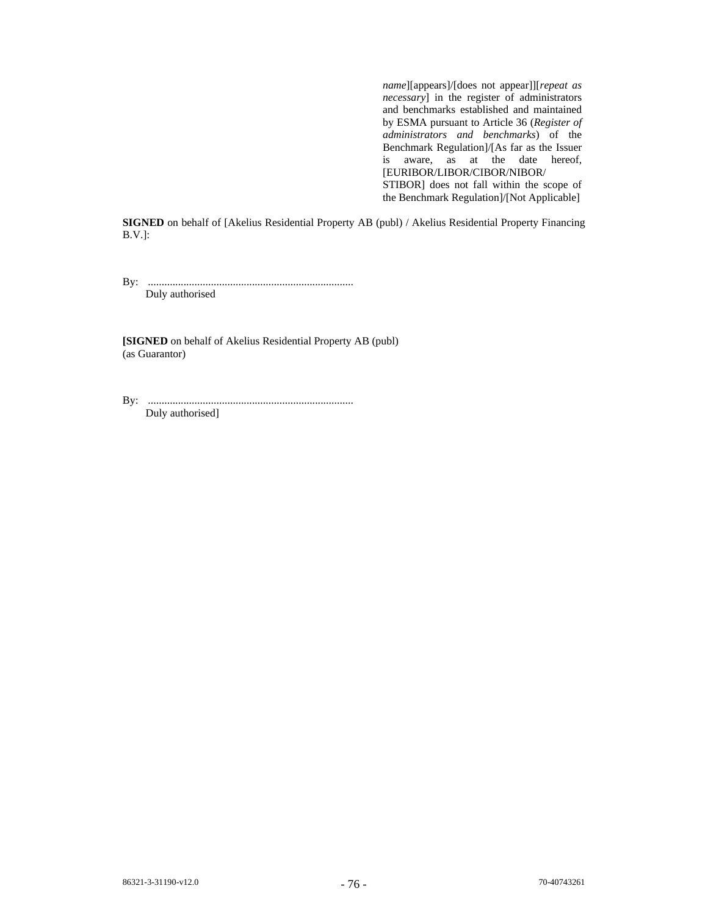*name*][appears]/[does not appear]][*repeat as necessary*] in the register of administrators and benchmarks established and maintained by ESMA pursuant to Article 36 (*Register of administrators and benchmarks*) of the Benchmark Regulation]/[As far as the Issuer is aware, as at the date hereof, [EURIBOR/LIBOR/CIBOR/NIBOR/STIBOR] does not fall within the scope of the Benchmark Regulation]/[Not Applicable]

**SIGNED** on behalf of [Akelius Residential Property AB (publ) / Akelius Residential Property Financing B.V.]:

By: ..........................................................................
Duly authorised

[**SIGNED** on behalf of Akelius Residential Property AB (publ)
(as Guarantor)

By: ..........................................................................
Duly authorised]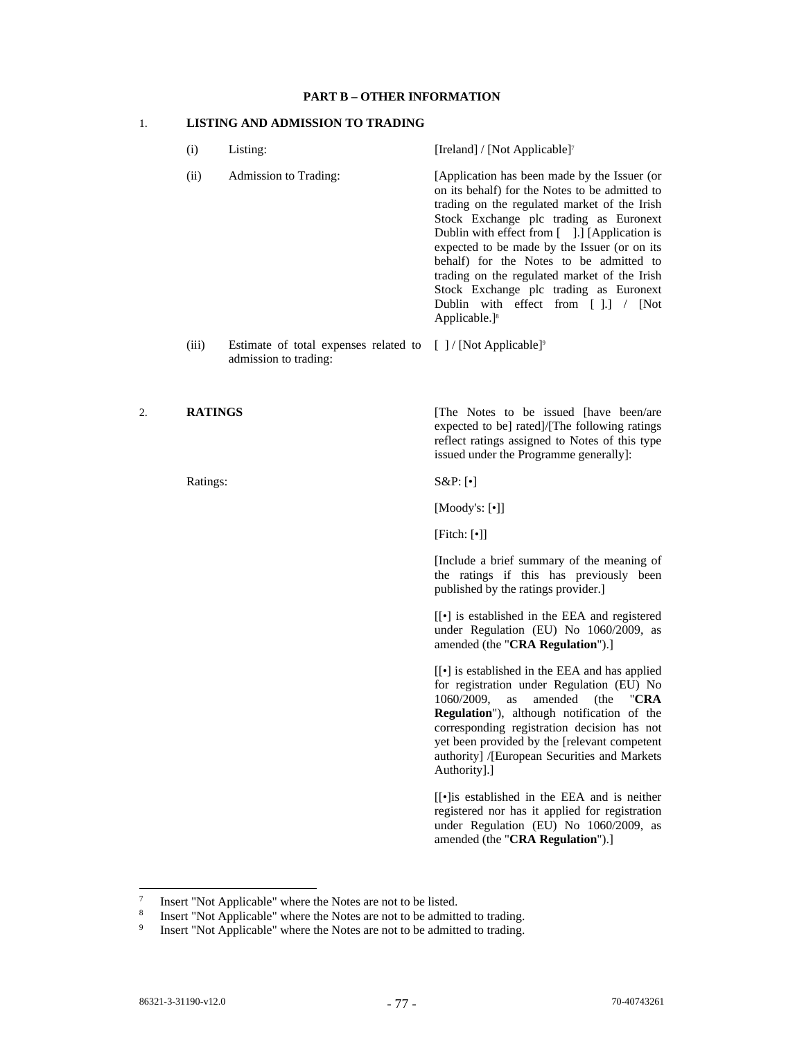## PART B – OTHER INFORMATION

### 1. LISTING AND ADMISSION TO TRADING

| | | |
|---|---|---|
| (i) | Listing: | [Ireland] / [Not Applicable][7] |
| (ii) | Admission to Trading: | [Application has been made by the Issuer (or on its behalf) for the Notes to be admitted to trading on the regulated market of the Irish Stock Exchange plc trading as Euronext Dublin with effect from [ ].] [Application is expected to be made by the Issuer (or on its behalf) for the Notes to be admitted to trading on the regulated market of the Irish Stock Exchange plc trading as Euronext Dublin with effect from [ ].] / [Not Applicable.][8] |
| (iii) | Estimate of total expenses related to admission to trading: | [ ] / [Not Applicable][9] |

### 2. RATINGS

[The Notes to be issued [have been/are expected to be] rated]/[The following ratings reflect ratings assigned to Notes of this type issued under the Programme generally]:

Ratings:

S&P: [•]

[Moody's: [•]]

[Fitch: [•]]

[Include a brief summary of the meaning of the ratings if this has previously been published by the ratings provider.]

[[•] is established in the EEA and registered under Regulation (EU) No 1060/2009, as amended (the "**CRA Regulation**").]

[[•] is established in the EEA and has applied for registration under Regulation (EU) No 1060/2009, as amended (the "**CRA Regulation**"), although notification of the corresponding registration decision has not yet been provided by the [relevant competent authority] /[European Securities and Markets Authority].]

[[•]is established in the EEA and is neither registered nor has it applied for registration under Regulation (EU) No 1060/2009, as amended (the "**CRA Regulation**").]

---

[7] Insert "Not Applicable" where the Notes are not to be listed.

[8] Insert "Not Applicable" where the Notes are not to be admitted to trading.

[9] Insert "Not Applicable" where the Notes are not to be admitted to trading.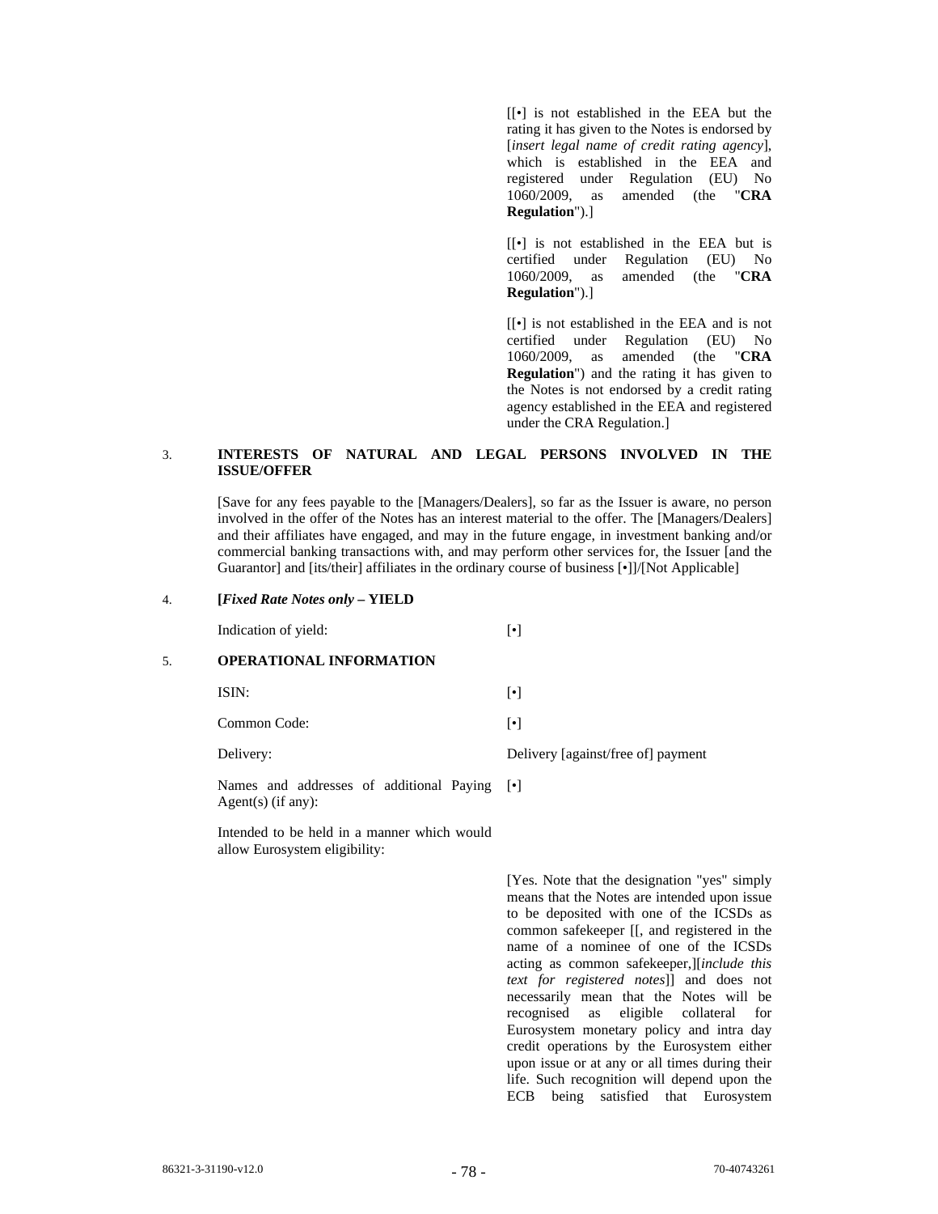[[•] is not established in the EEA but the rating it has given to the Notes is endorsed by [*insert legal name of credit rating agency*], which is established in the EEA and registered under Regulation (EU) No 1060/2009, as amended (the "**CRA Regulation**").]

[[•] is not established in the EEA but is certified under Regulation (EU) No 1060/2009, as amended (the "**CRA Regulation**").]

[[•] is not established in the EEA and is not certified under Regulation (EU) No 1060/2009, as amended (the "**CRA Regulation**") and the rating it has given to the Notes is not endorsed by a credit rating agency established in the EEA and registered under the CRA Regulation.]

## 3. INTERESTS OF NATURAL AND LEGAL PERSONS INVOLVED IN THE ISSUE/OFFER

[Save for any fees payable to the [Managers/Dealers], so far as the Issuer is aware, no person involved in the offer of the Notes has an interest material to the offer. The [Managers/Dealers] and their affiliates have engaged, and may in the future engage, in investment banking and/or commercial banking transactions with, and may perform other services for, the Issuer [and the Guarantor] and [its/their] affiliates in the ordinary course of business [•]]/[Not Applicable]

## 4. [*Fixed Rate Notes only* – YIELD

| | |
|---|---|
| Indication of yield: | [•] |

## 5. OPERATIONAL INFORMATION

| | |
|---|---|
| ISIN: | [•] |
| Common Code: | [•] |
| Delivery: | Delivery [against/free of] payment |
| Names and addresses of additional Paying Agent(s) (if any): | [•] |
| Intended to be held in a manner which would allow Eurosystem eligibility: | [Yes. Note that the designation "yes" simply means that the Notes are intended upon issue to be deposited with one of the ICSDs as common safekeeper [[, and registered in the name of a nominee of one of the ICSDs acting as common safekeeper,][*include this text for registered notes*]] and does not necessarily mean that the Notes will be recognised as eligible collateral for Eurosystem monetary policy and intra day credit operations by the Eurosystem either upon issue or at any or all times during their life. Such recognition will depend upon the ECB being satisfied that Eurosystem |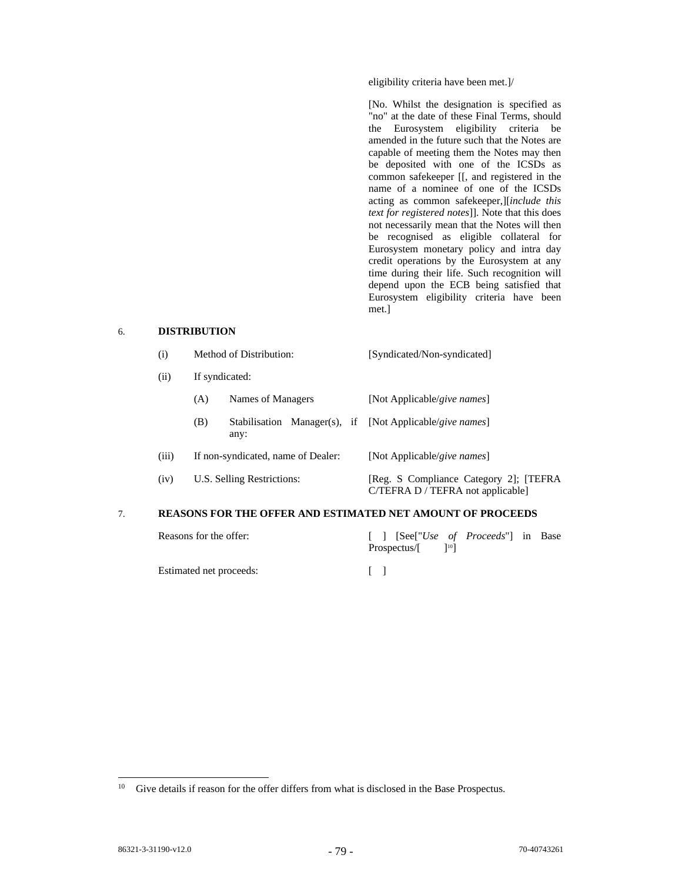eligibility criteria have been met.]/

[No. Whilst the designation is specified as "no" at the date of these Final Terms, should the Eurosystem eligibility criteria be amended in the future such that the Notes are capable of meeting them the Notes may then be deposited with one of the ICSDs as common safekeeper [[, and registered in the name of a nominee of one of the ICSDs acting as common safekeeper,][*include this text for registered notes*]]. Note that this does not necessarily mean that the Notes will then be recognised as eligible collateral for Eurosystem monetary policy and intra day credit operations by the Eurosystem at any time during their life. Such recognition will depend upon the ECB being satisfied that Eurosystem eligibility criteria have been met.]

6. **DISTRIBUTION**

| | | |
|---|---|---|
| (i) | Method of Distribution: | [Syndicated/Non-syndicated] |
| (ii) | If syndicated: | |
| | (A) Names of Managers | [Not Applicable/*give names*] |
| | (B) Stabilisation Manager(s), if any: | [Not Applicable/*give names*] |
| (iii) | If non-syndicated, name of Dealer: | [Not Applicable/*give names*] |
| (iv) | U.S. Selling Restrictions: | [Reg. S Compliance Category 2]; [TEFRA C/TEFRA D / TEFRA not applicable] |

7. **REASONS FOR THE OFFER AND ESTIMATED NET AMOUNT OF PROCEEDS**

| | |
|---|---|
| Reasons for the offer: | [ ] [See["*Use of Proceeds*"] in Base Prospectus/[ ][10]] |
| Estimated net proceeds: | [ ] |

[10] Give details if reason for the offer differs from what is disclosed in the Base Prospectus.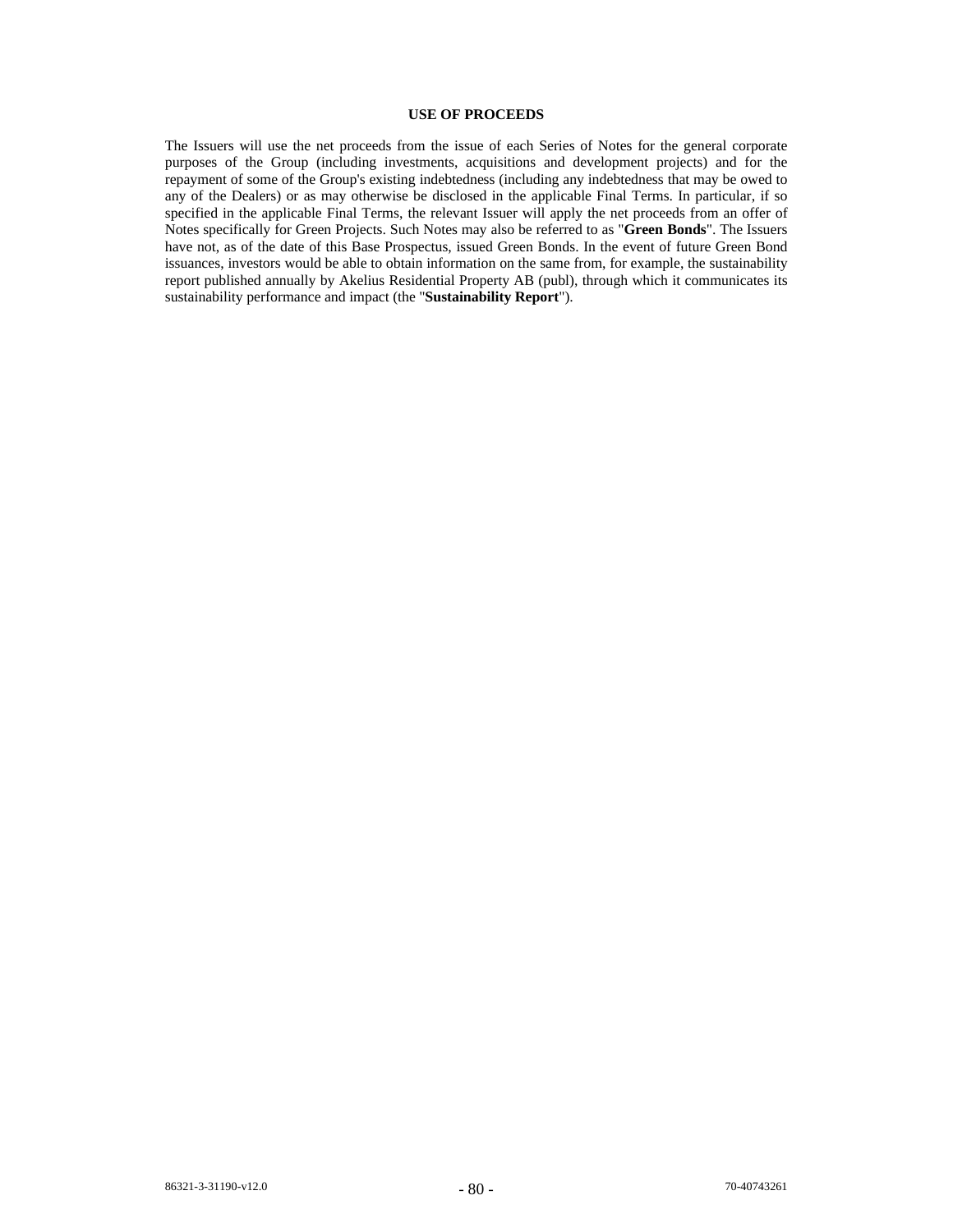## USE OF PROCEEDS

The Issuers will use the net proceeds from the issue of each Series of Notes for the general corporate purposes of the Group (including investments, acquisitions and development projects) and for the repayment of some of the Group's existing indebtedness (including any indebtedness that may be owed to any of the Dealers) or as may otherwise be disclosed in the applicable Final Terms. In particular, if so specified in the applicable Final Terms, the relevant Issuer will apply the net proceeds from an offer of Notes specifically for Green Projects. Such Notes may also be referred to as "**Green Bonds**". The Issuers have not, as of the date of this Base Prospectus, issued Green Bonds. In the event of future Green Bond issuances, investors would be able to obtain information on the same from, for example, the sustainability report published annually by Akelius Residential Property AB (publ), through which it communicates its sustainability performance and impact (the "**Sustainability Report**").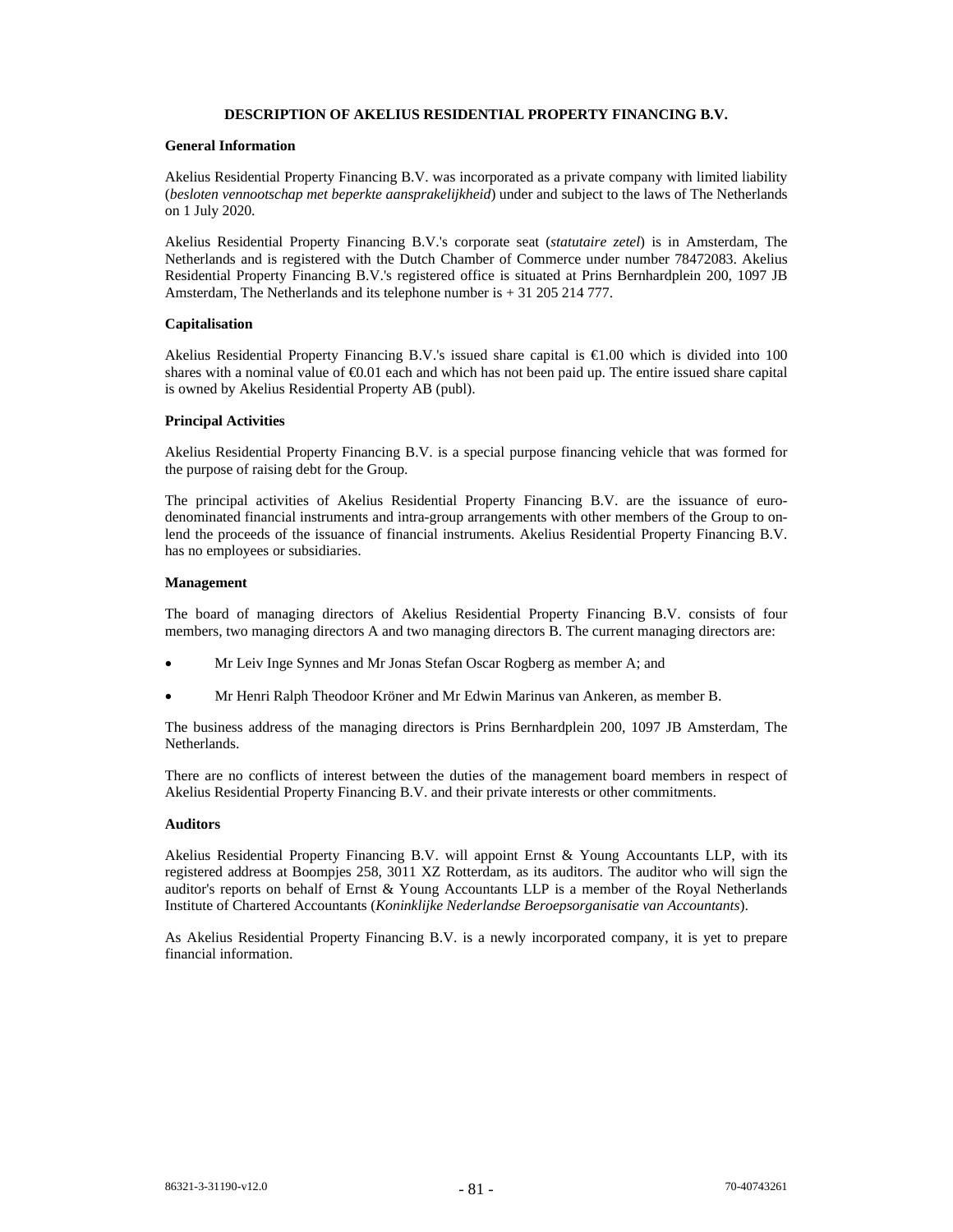## DESCRIPTION OF AKELIUS RESIDENTIAL PROPERTY FINANCING B.V.

### General Information

Akelius Residential Property Financing B.V. was incorporated as a private company with limited liability (*besloten vennootschap met beperkte aansprakelijkheid*) under and subject to the laws of The Netherlands on 1 July 2020.

Akelius Residential Property Financing B.V.'s corporate seat (*statutaire zetel*) is in Amsterdam, The Netherlands and is registered with the Dutch Chamber of Commerce under number 78472083. Akelius Residential Property Financing B.V.'s registered office is situated at Prins Bernhardplein 200, 1097 JB Amsterdam, The Netherlands and its telephone number is + 31 205 214 777.

### Capitalisation

Akelius Residential Property Financing B.V.'s issued share capital is €1.00 which is divided into 100 shares with a nominal value of €0.01 each and which has not been paid up. The entire issued share capital is owned by Akelius Residential Property AB (publ).

### Principal Activities

Akelius Residential Property Financing B.V. is a special purpose financing vehicle that was formed for the purpose of raising debt for the Group.

The principal activities of Akelius Residential Property Financing B.V. are the issuance of euro-denominated financial instruments and intra-group arrangements with other members of the Group to on-lend the proceeds of the issuance of financial instruments. Akelius Residential Property Financing B.V. has no employees or subsidiaries.

### Management

The board of managing directors of Akelius Residential Property Financing B.V. consists of four members, two managing directors A and two managing directors B. The current managing directors are:

- Mr Leiv Inge Synnes and Mr Jonas Stefan Oscar Rogberg as member A; and
- Mr Henri Ralph Theodoor Kröner and Mr Edwin Marinus van Ankeren, as member B.

The business address of the managing directors is Prins Bernhardplein 200, 1097 JB Amsterdam, The Netherlands.

There are no conflicts of interest between the duties of the management board members in respect of Akelius Residential Property Financing B.V. and their private interests or other commitments.

### Auditors

Akelius Residential Property Financing B.V. will appoint Ernst & Young Accountants LLP, with its registered address at Boompjes 258, 3011 XZ Rotterdam, as its auditors. The auditor who will sign the auditor's reports on behalf of Ernst & Young Accountants LLP is a member of the Royal Netherlands Institute of Chartered Accountants (*Koninklijke Nederlandse Beroepsorganisatie van Accountants*).

As Akelius Residential Property Financing B.V. is a newly incorporated company, it is yet to prepare financial information.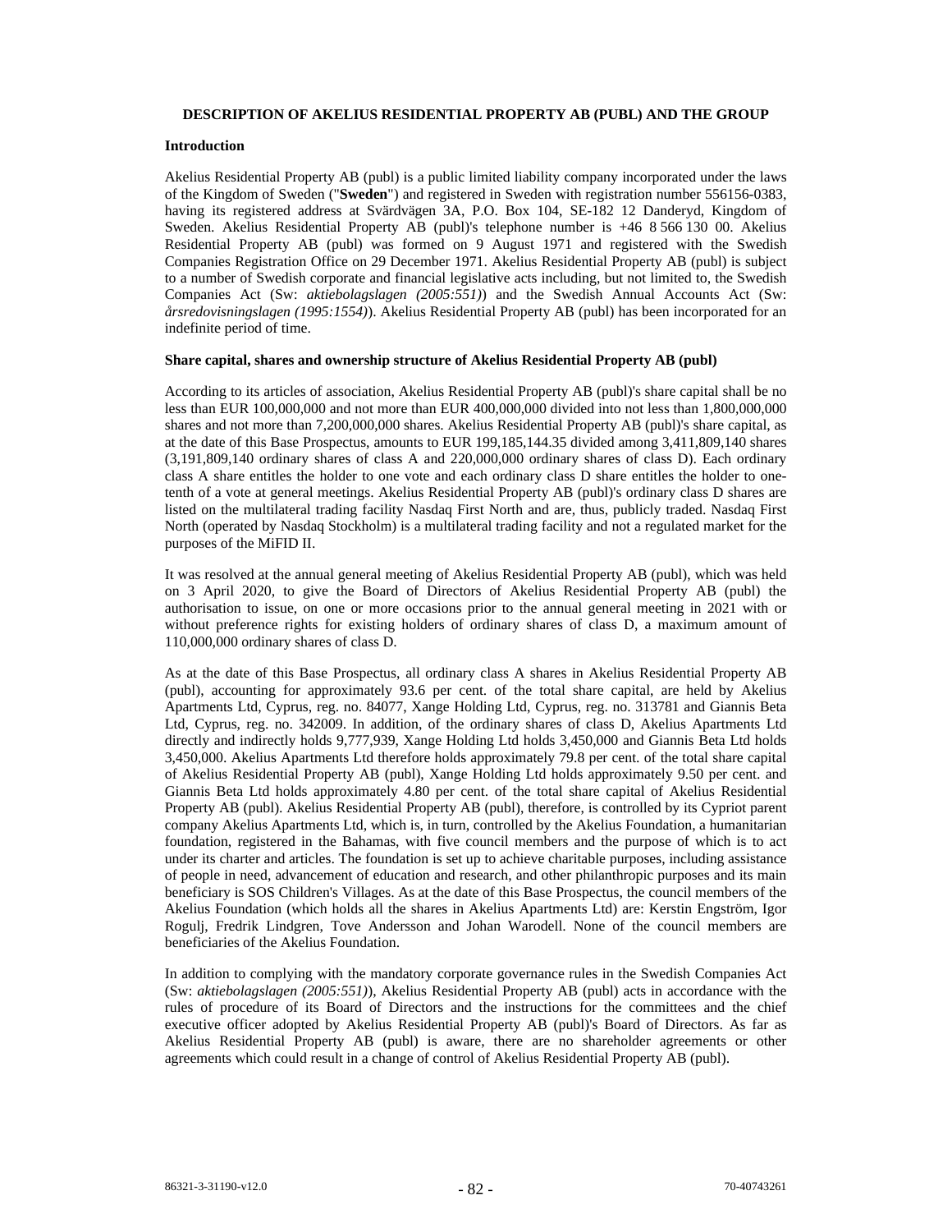## DESCRIPTION OF AKELIUS RESIDENTIAL PROPERTY AB (PUBL) AND THE GROUP

### Introduction

Akelius Residential Property AB (publ) is a public limited liability company incorporated under the laws of the Kingdom of Sweden ("**Sweden**") and registered in Sweden with registration number 556156-0383, having its registered address at Svärdvägen 3A, P.O. Box 104, SE-182 12 Danderyd, Kingdom of Sweden. Akelius Residential Property AB (publ)'s telephone number is +46 8 566 130 00. Akelius Residential Property AB (publ) was formed on 9 August 1971 and registered with the Swedish Companies Registration Office on 29 December 1971. Akelius Residential Property AB (publ) is subject to a number of Swedish corporate and financial legislative acts including, but not limited to, the Swedish Companies Act (Sw: *aktiebolagslagen (2005:551)*) and the Swedish Annual Accounts Act (Sw: *årsredovisningslagen (1995:1554)*). Akelius Residential Property AB (publ) has been incorporated for an indefinite period of time.

### Share capital, shares and ownership structure of Akelius Residential Property AB (publ)

According to its articles of association, Akelius Residential Property AB (publ)'s share capital shall be no less than EUR 100,000,000 and not more than EUR 400,000,000 divided into not less than 1,800,000,000 shares and not more than 7,200,000,000 shares. Akelius Residential Property AB (publ)'s share capital, as at the date of this Base Prospectus, amounts to EUR 199,185,144.35 divided among 3,411,809,140 shares (3,191,809,140 ordinary shares of class A and 220,000,000 ordinary shares of class D). Each ordinary class A share entitles the holder to one vote and each ordinary class D share entitles the holder to one-tenth of a vote at general meetings. Akelius Residential Property AB (publ)'s ordinary class D shares are listed on the multilateral trading facility Nasdaq First North and are, thus, publicly traded. Nasdaq First North (operated by Nasdaq Stockholm) is a multilateral trading facility and not a regulated market for the purposes of the MiFID II.

It was resolved at the annual general meeting of Akelius Residential Property AB (publ), which was held on 3 April 2020, to give the Board of Directors of Akelius Residential Property AB (publ) the authorisation to issue, on one or more occasions prior to the annual general meeting in 2021 with or without preference rights for existing holders of ordinary shares of class D, a maximum amount of 110,000,000 ordinary shares of class D.

As at the date of this Base Prospectus, all ordinary class A shares in Akelius Residential Property AB (publ), accounting for approximately 93.6 per cent. of the total share capital, are held by Akelius Apartments Ltd, Cyprus, reg. no. 84077, Xange Holding Ltd, Cyprus, reg. no. 313781 and Giannis Beta Ltd, Cyprus, reg. no. 342009. In addition, of the ordinary shares of class D, Akelius Apartments Ltd directly and indirectly holds 9,777,939, Xange Holding Ltd holds 3,450,000 and Giannis Beta Ltd holds 3,450,000. Akelius Apartments Ltd therefore holds approximately 79.8 per cent. of the total share capital of Akelius Residential Property AB (publ), Xange Holding Ltd holds approximately 9.50 per cent. and Giannis Beta Ltd holds approximately 4.80 per cent. of the total share capital of Akelius Residential Property AB (publ). Akelius Residential Property AB (publ), therefore, is controlled by its Cypriot parent company Akelius Apartments Ltd, which is, in turn, controlled by the Akelius Foundation, a humanitarian foundation, registered in the Bahamas, with five council members and the purpose of which is to act under its charter and articles. The foundation is set up to achieve charitable purposes, including assistance of people in need, advancement of education and research, and other philanthropic purposes and its main beneficiary is SOS Children's Villages. As at the date of this Base Prospectus, the council members of the Akelius Foundation (which holds all the shares in Akelius Apartments Ltd) are: Kerstin Engström, Igor Rogulj, Fredrik Lindgren, Tove Andersson and Johan Warodell. None of the council members are beneficiaries of the Akelius Foundation.

In addition to complying with the mandatory corporate governance rules in the Swedish Companies Act (Sw: *aktiebolagslagen (2005:551)*), Akelius Residential Property AB (publ) acts in accordance with the rules of procedure of its Board of Directors and the instructions for the committees and the chief executive officer adopted by Akelius Residential Property AB (publ)'s Board of Directors. As far as Akelius Residential Property AB (publ) is aware, there are no shareholder agreements or other agreements which could result in a change of control of Akelius Residential Property AB (publ).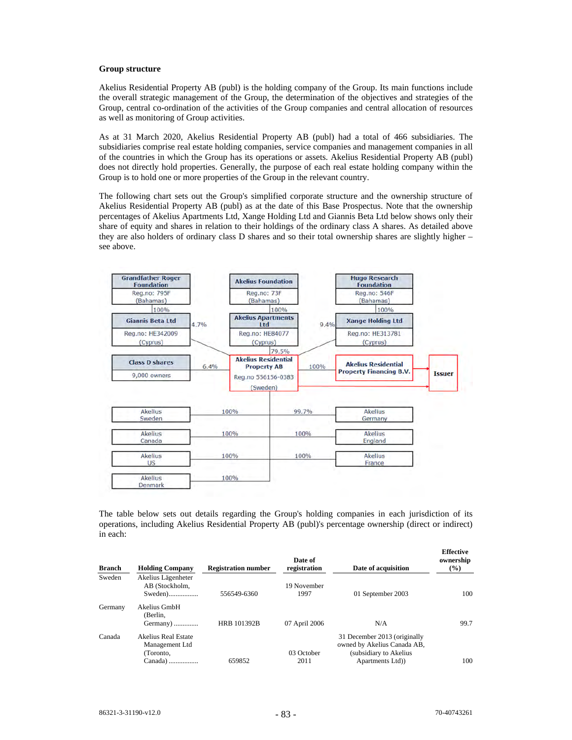**Group structure**

Akelius Residential Property AB (publ) is the holding company of the Group. Its main functions include the overall strategic management of the Group, the determination of the objectives and strategies of the Group, central co-ordination of the activities of the Group companies and central allocation of resources as well as monitoring of Group activities.

As at 31 March 2020, Akelius Residential Property AB (publ) had a total of 466 subsidiaries. The subsidiaries comprise real estate holding companies, service companies and management companies in all of the countries in which the Group has its operations or assets. Akelius Residential Property AB (publ) does not directly hold properties. Generally, the purpose of each real estate holding company within the Group is to hold one or more properties of the Group in the relevant country.

The following chart sets out the Group's simplified corporate structure and the ownership structure of Akelius Residential Property AB (publ) as at the date of this Base Prospectus. Note that the ownership percentages of Akelius Apartments Ltd, Xange Holding Ltd and Giannis Beta Ltd below shows only their share of equity and shares in relation to their holdings of the ordinary class A shares. As detailed above they are also holders of ordinary class D shares and so their total ownership shares are slightly higher – see above.

Grandfather Roger Foundation, Reg.no: 795F (Bahamas) — 100% → Giannis Beta Ltd, Reg.no: HE342009 (Cyprus) — 4.7% → Akelius Residential Property AB

Akelius Foundation, Reg.no: 73F (Bahamas) — 100% → Akelius Apartments Ltd, Reg.no: HE84077 (Cyprus) — 79.5% → Akelius Residential Property AB

Hugo Research Foundation, Reg.no: 546F (Bahamas) — 100% → Xange Holding Ltd, Reg.no: HE313781 (Cyprus) — 9.4% → Akelius Residential Property AB

Class D shares, 9,000 owners — 6.4% → Akelius Residential Property AB

Akelius Residential Property AB, Reg.no 556156-0383 (Sweden) — 100% → Akelius Residential Property Financing B.V. → Issuer; Akelius Residential Property AB → Issuer

Akelius Residential Property AB subsidiaries:

- Akelius Sweden — 100%
- Akelius Canada — 100%
- Akelius US — 100%
- Akelius Denmark — 100%
- Akelius Germany — 99.7%
- Akelius England — 100%
- Akelius France — 100%

The table below sets out details regarding the Group's holding companies in each jurisdiction of its operations, including Akelius Residential Property AB (publ)'s percentage ownership (direct or indirect) in each:

| Branch | Holding Company | Registration number | Date of registration | Date of acquisition | Effective ownership (%) |
|---|---|---|---|---|---|
| Sweden | Akelius Lägenheter AB (Stockholm, Sweden)................ | 556549-6360 | 19 November 1997 | 01 September 2003 | 100 |
| Germany | Akelius GmbH (Berlin, Germany) ............. | HRB 101392B | 07 April 2006 | N/A | 99.7 |
| Canada | Akelius Real Estate Management Ltd (Toronto, Canada) ................ | 659852 | 03 October 2011 | 31 December 2013 (originally owned by Akelius Canada AB, (subsidiary to Akelius Apartments Ltd)) | 100 |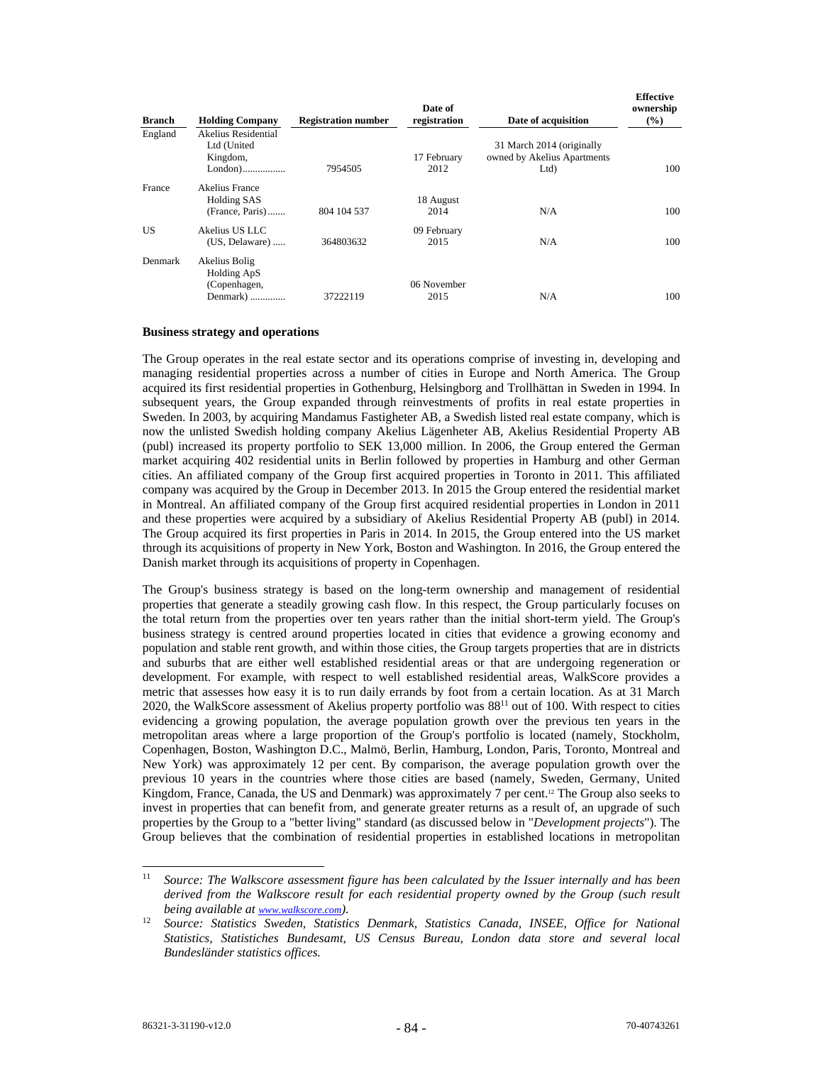| Branch | Holding Company | Registration number | Date of registration | Date of acquisition | Effective ownership (%) |
|---|---|---|---|---|---|
| England | Akelius Residential Ltd (United Kingdom, London)................ | 7954505 | 17 February 2012 | 31 March 2014 (originally owned by Akelius Apartments Ltd) | 100 |
| France | Akelius France Holding SAS (France, Paris)....... | 804 104 537 | 18 August 2014 | N/A | 100 |
| US | Akelius US LLC (US, Delaware)..... | 364803632 | 09 February 2015 | N/A | 100 |
| Denmark | Akelius Bolig Holding ApS (Copenhagen, Denmark)............. | 37222119 | 06 November 2015 | N/A | 100 |

**Business strategy and operations**

The Group operates in the real estate sector and its operations comprise of investing in, developing and managing residential properties across a number of cities in Europe and North America. The Group acquired its first residential properties in Gothenburg, Helsingborg and Trollhättan in Sweden in 1994. In subsequent years, the Group expanded through reinvestments of profits in real estate properties in Sweden. In 2003, by acquiring Mandamus Fastigheter AB, a Swedish listed real estate company, which is now the unlisted Swedish holding company Akelius Lägenheter AB, Akelius Residential Property AB (publ) increased its property portfolio to SEK 13,000 million. In 2006, the Group entered the German market acquiring 402 residential units in Berlin followed by properties in Hamburg and other German cities. An affiliated company of the Group first acquired properties in Toronto in 2011. This affiliated company was acquired by the Group in December 2013. In 2015 the Group entered the residential market in Montreal. An affiliated company of the Group first acquired residential properties in London in 2011 and these properties were acquired by a subsidiary of Akelius Residential Property AB (publ) in 2014. The Group acquired its first properties in Paris in 2014. In 2015, the Group entered into the US market through its acquisitions of property in New York, Boston and Washington. In 2016, the Group entered the Danish market through its acquisitions of property in Copenhagen.

The Group's business strategy is based on the long-term ownership and management of residential properties that generate a steadily growing cash flow. In this respect, the Group particularly focuses on the total return from the properties over ten years rather than the initial short-term yield. The Group's business strategy is centred around properties located in cities that evidence a growing economy and population and stable rent growth, and within those cities, the Group targets properties that are in districts and suburbs that are either well established residential areas or that are undergoing regeneration or development. For example, with respect to well established residential areas, WalkScore provides a metric that assesses how easy it is to run daily errands by foot from a certain location. As at 31 March 2020, the WalkScore assessment of Akelius property portfolio was 88[11] out of 100. With respect to cities evidencing a growing population, the average population growth over the previous ten years in the metropolitan areas where a large proportion of the Group's portfolio is located (namely, Stockholm, Copenhagen, Boston, Washington D.C., Malmö, Berlin, Hamburg, London, Paris, Toronto, Montreal and New York) was approximately 12 per cent. By comparison, the average population growth over the previous 10 years in the countries where those cities are based (namely, Sweden, Germany, United Kingdom, France, Canada, the US and Denmark) was approximately 7 per cent.[12] The Group also seeks to invest in properties that can benefit from, and generate greater returns as a result of, an upgrade of such properties by the Group to a "better living" standard (as discussed below in "*Development projects*"). The Group believes that the combination of residential properties in established locations in metropolitan

[11] *Source: The Walkscore assessment figure has been calculated by the Issuer internally and has been derived from the Walkscore result for each residential property owned by the Group (such result being available at www.walkscore.com).*

[12] *Source: Statistics Sweden, Statistics Denmark, Statistics Canada, INSEE, Office for National Statistics, Statistiches Bundesamt, US Census Bureau, London data store and several local Bundesländer statistics offices.*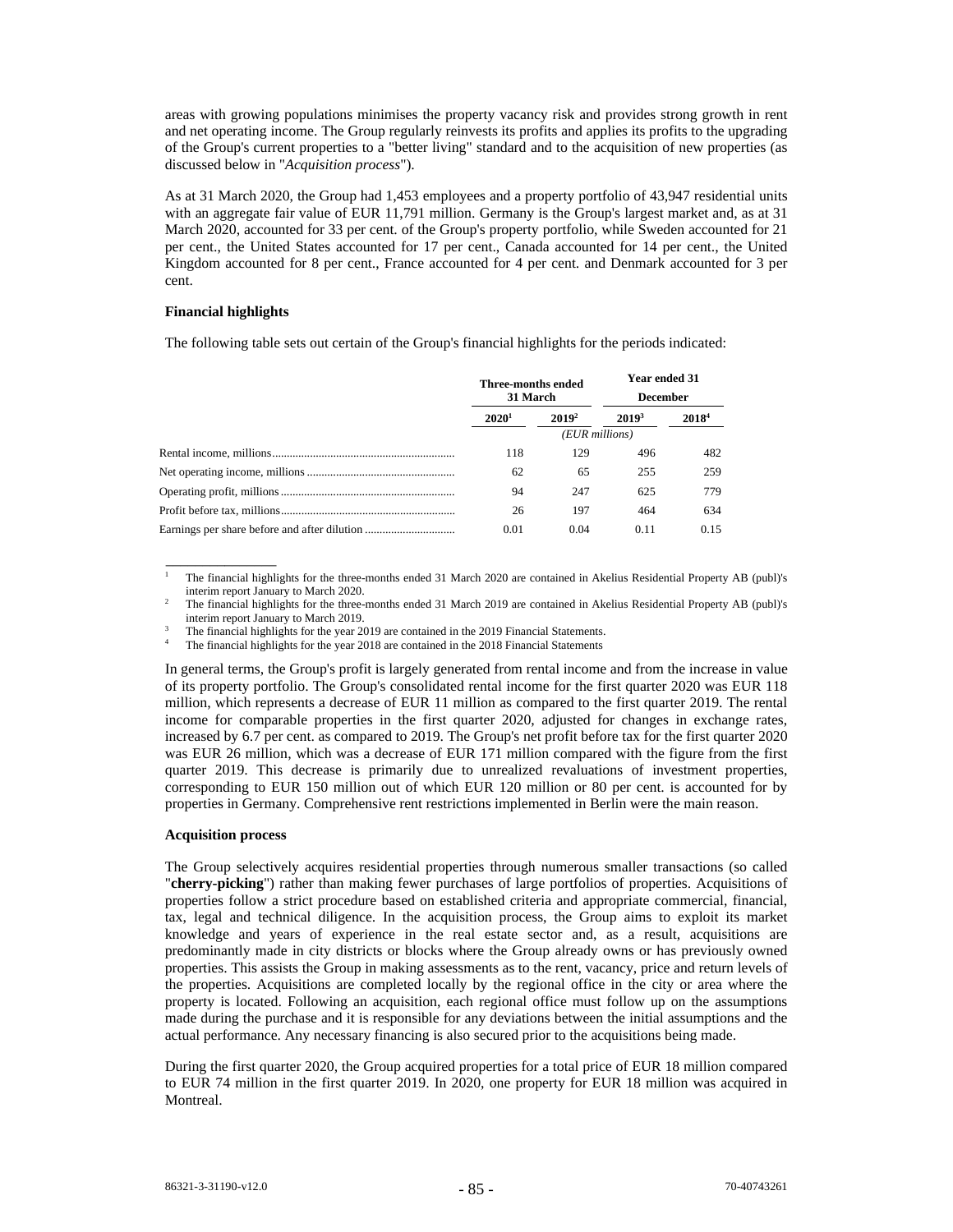areas with growing populations minimises the property vacancy risk and provides strong growth in rent and net operating income. The Group regularly reinvests its profits and applies its profits to the upgrading of the Group's current properties to a "better living" standard and to the acquisition of new properties (as discussed below in "*Acquisition process*").

As at 31 March 2020, the Group had 1,453 employees and a property portfolio of 43,947 residential units with an aggregate fair value of EUR 11,791 million. Germany is the Group's largest market and, as at 31 March 2020, accounted for 33 per cent. of the Group's property portfolio, while Sweden accounted for 21 per cent., the United States accounted for 17 per cent., Canada accounted for 14 per cent., the United Kingdom accounted for 8 per cent., France accounted for 4 per cent. and Denmark accounted for 3 per cent.

**Financial highlights**

The following table sets out certain of the Group's financial highlights for the periods indicated:

| | Three-months ended 31 March | | Year ended 31 December | |
|---|---|---|---|---|
| | **2020**[1] | **2019**[2] | **2019**[3] | **2018**[4] |
| | *(EUR millions)* | | | |
| Rental income, millions | 118 | 129 | 496 | 482 |
| Net operating income, millions | 62 | 65 | 255 | 259 |
| Operating profit, millions | 94 | 247 | 625 | 779 |
| Profit before tax, millions | 26 | 197 | 464 | 634 |
| Earnings per share before and after dilution | 0.01 | 0.04 | 0.11 | 0.15 |

[1] The financial highlights for the three-months ended 31 March 2020 are contained in Akelius Residential Property AB (publ)'s interim report January to March 2020.

[2] The financial highlights for the three-months ended 31 March 2019 are contained in Akelius Residential Property AB (publ)'s interim report January to March 2019.

[3] The financial highlights for the year 2019 are contained in the 2019 Financial Statements.

[4] The financial highlights for the year 2018 are contained in the 2018 Financial Statements

In general terms, the Group's profit is largely generated from rental income and from the increase in value of its property portfolio. The Group's consolidated rental income for the first quarter 2020 was EUR 118 million, which represents a decrease of EUR 11 million as compared to the first quarter 2019. The rental income for comparable properties in the first quarter 2020, adjusted for changes in exchange rates, increased by 6.7 per cent. as compared to 2019. The Group's net profit before tax for the first quarter 2020 was EUR 26 million, which was a decrease of EUR 171 million compared with the figure from the first quarter 2019. This decrease is primarily due to unrealized revaluations of investment properties, corresponding to EUR 150 million out of which EUR 120 million or 80 per cent. is accounted for by properties in Germany. Comprehensive rent restrictions implemented in Berlin were the main reason.

**Acquisition process**

The Group selectively acquires residential properties through numerous smaller transactions (so called "**cherry-picking**") rather than making fewer purchases of large portfolios of properties. Acquisitions of properties follow a strict procedure based on established criteria and appropriate commercial, financial, tax, legal and technical diligence. In the acquisition process, the Group aims to exploit its market knowledge and years of experience in the real estate sector and, as a result, acquisitions are predominantly made in city districts or blocks where the Group already owns or has previously owned properties. This assists the Group in making assessments as to the rent, vacancy, price and return levels of the properties. Acquisitions are completed locally by the regional office in the city or area where the property is located. Following an acquisition, each regional office must follow up on the assumptions made during the purchase and it is responsible for any deviations between the initial assumptions and the actual performance. Any necessary financing is also secured prior to the acquisitions being made.

During the first quarter 2020, the Group acquired properties for a total price of EUR 18 million compared to EUR 74 million in the first quarter 2019. In 2020, one property for EUR 18 million was acquired in Montreal.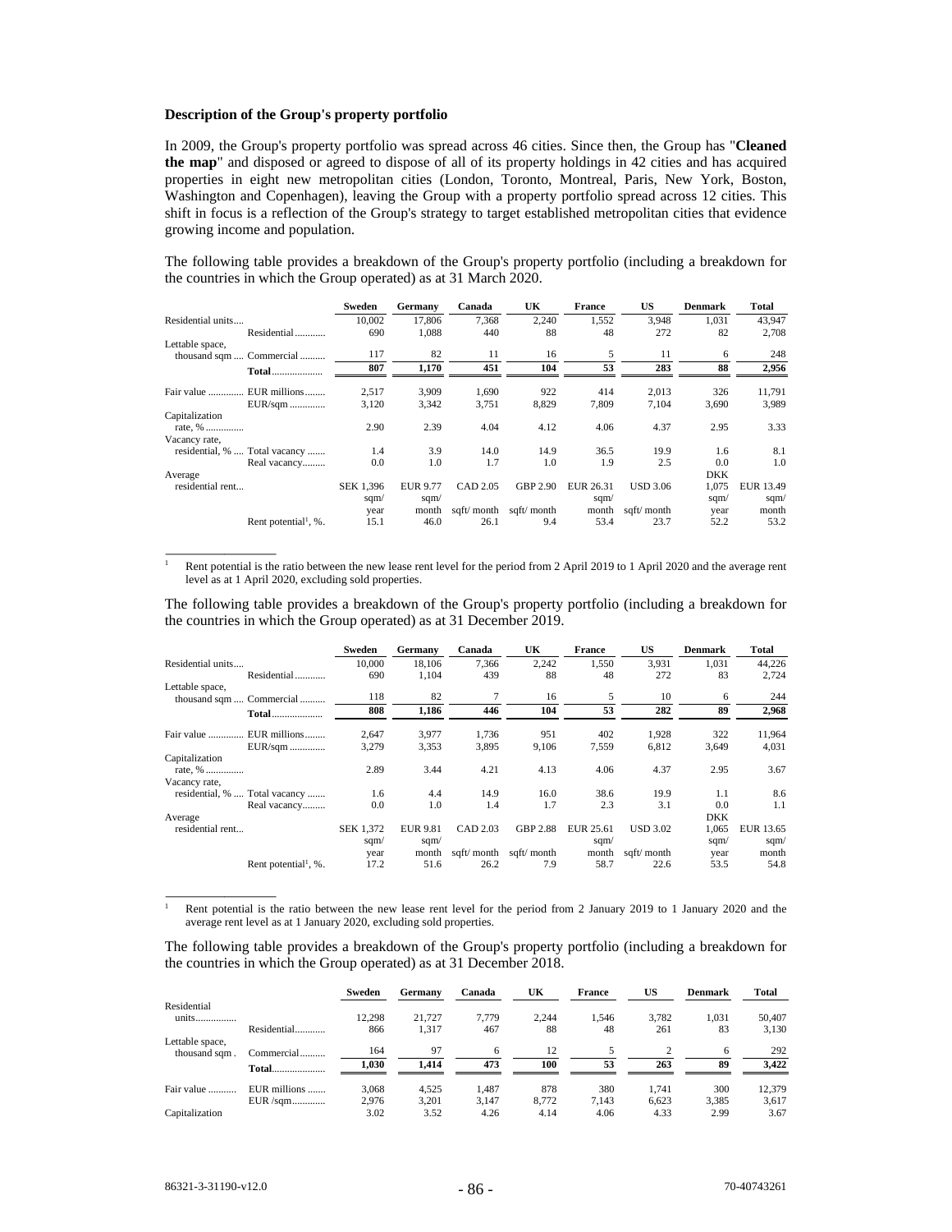**Description of the Group's property portfolio**

In 2009, the Group's property portfolio was spread across 46 cities. Since then, the Group has "**Cleaned the map**" and disposed or agreed to dispose of all of its property holdings in 42 cities and has acquired properties in eight new metropolitan cities (London, Toronto, Montreal, Paris, New York, Boston, Washington and Copenhagen), leaving the Group with a property portfolio spread across 12 cities. This shift in focus is a reflection of the Group's strategy to target established metropolitan cities that evidence growing income and population.

The following table provides a breakdown of the Group's property portfolio (including a breakdown for the countries in which the Group operated) as at 31 March 2020.

| | | Sweden | Germany | Canada | UK | France | US | Denmark | Total |
|---|---|---|---|---|---|---|---|---|---|
| Residential units | | 10,002 | 17,806 | 7,368 | 2,240 | 1,552 | 3,948 | 1,031 | 43,947 |
| Lettable space, thousand sqm | Residential | 690 | 1,088 | 440 | 88 | 48 | 272 | 82 | 2,708 |
| | Commercial | 117 | 82 | 11 | 16 | 5 | 11 | 6 | 248 |
| | **Total** | **807** | **1,170** | **451** | **104** | **53** | **283** | **88** | **2,956** |
| Fair value | EUR millions | 2,517 | 3,909 | 1,690 | 922 | 414 | 2,013 | 326 | 11,791 |
| | EUR/sqm | 3,120 | 3,342 | 3,751 | 8,829 | 7,809 | 7,104 | 3,690 | 3,989 |
| Capitalization rate, % | | 2.90 | 2.39 | 4.04 | 4.12 | 4.06 | 4.37 | 2.95 | 3.33 |
| Vacancy rate, residential, % | Total vacancy | 1.4 | 3.9 | 14.0 | 14.9 | 36.5 | 19.9 | 1.6 | 8.1 |
| | Real vacancy | 0.0 | 1.0 | 1.7 | 1.0 | 1.9 | 2.5 | 0.0 | 1.0 |
| Average residential rent | | SEK 1,396 sqm/ year | EUR 9.77 sqm/ month | CAD 2.05 sqft/ month | GBP 2.90 sqft/ month | EUR 26.31 sqm/ month | USD 3.06 sqft/ month | DKK 1,075 sqm/ year | EUR 13.49 sqm/ month |
| | Rent potential[1], %. | 15.1 | 46.0 | 26.1 | 9.4 | 53.4 | 23.7 | 52.2 | 53.2 |

[1] Rent potential is the ratio between the new lease rent level for the period from 2 April 2019 to 1 April 2020 and the average rent level as at 1 April 2020, excluding sold properties.

The following table provides a breakdown of the Group's property portfolio (including a breakdown for the countries in which the Group operated) as at 31 December 2019.

| | | Sweden | Germany | Canada | UK | France | US | Denmark | Total |
|---|---|---|---|---|---|---|---|---|---|
| Residential units | | 10,000 | 18,106 | 7,366 | 2,242 | 1,550 | 3,931 | 1,031 | 44,226 |
| Lettable space, thousand sqm | Residential | 690 | 1,104 | 439 | 88 | 48 | 272 | 83 | 2,724 |
| | Commercial | 118 | 82 | 7 | 16 | 5 | 10 | 6 | 244 |
| | **Total** | **808** | **1,186** | **446** | **104** | **53** | **282** | **89** | **2,968** |
| Fair value | EUR millions | 2,647 | 3,977 | 1,736 | 951 | 402 | 1,928 | 322 | 11,964 |
| | EUR/sqm | 3,279 | 3,353 | 3,895 | 9,106 | 7,559 | 6,812 | 3,649 | 4,031 |
| Capitalization rate, % | | 2.89 | 3.44 | 4.21 | 4.13 | 4.06 | 4.37 | 2.95 | 3.67 |
| Vacancy rate, residential, % | Total vacancy | 1.6 | 4.4 | 14.9 | 16.0 | 38.6 | 19.9 | 1.1 | 8.6 |
| | Real vacancy | 0.0 | 1.0 | 1.4 | 1.7 | 2.3 | 3.1 | 0.0 | 1.1 |
| Average residential rent | | SEK 1,372 sqm/ year | EUR 9.81 sqm/ month | CAD 2.03 sqft/ month | GBP 2.88 sqft/ month | EUR 25.61 sqm/ month | USD 3.02 sqft/ month | DKK 1,065 sqm/ year | EUR 13.65 sqm/ month |
| | Rent potential[1], %. | 17.2 | 51.6 | 26.2 | 7.9 | 58.7 | 22.6 | 53.5 | 54.8 |

[1] Rent potential is the ratio between the new lease rent level for the period from 2 January 2019 to 1 January 2020 and the average rent level as at 1 January 2020, excluding sold properties.

The following table provides a breakdown of the Group's property portfolio (including a breakdown for the countries in which the Group operated) as at 31 December 2018.

| | | Sweden | Germany | Canada | UK | France | US | Denmark | Total |
|---|---|---|---|---|---|---|---|---|---|
| Residential units | | 12,298 | 21,727 | 7,779 | 2,244 | 1,546 | 3,782 | 1,031 | 50,407 |
| Lettable space, thousand sqm . | Residential | 866 | 1,317 | 467 | 88 | 48 | 261 | 83 | 3,130 |
| | Commercial | 164 | 97 | 6 | 12 | 5 | 2 | 6 | 292 |
| | **Total** | **1,030** | **1,414** | **473** | **100** | **53** | **263** | **89** | **3,422** |
| Fair value | EUR millions | 3,068 | 4,525 | 1,487 | 878 | 380 | 1,741 | 300 | 12,379 |
| | EUR /sqm | 2,976 | 3,201 | 3,147 | 8,772 | 7,143 | 6,623 | 3,385 | 3,617 |
| Capitalization | | 3.02 | 3.52 | 4.26 | 4.14 | 4.06 | 4.33 | 2.99 | 3.67 |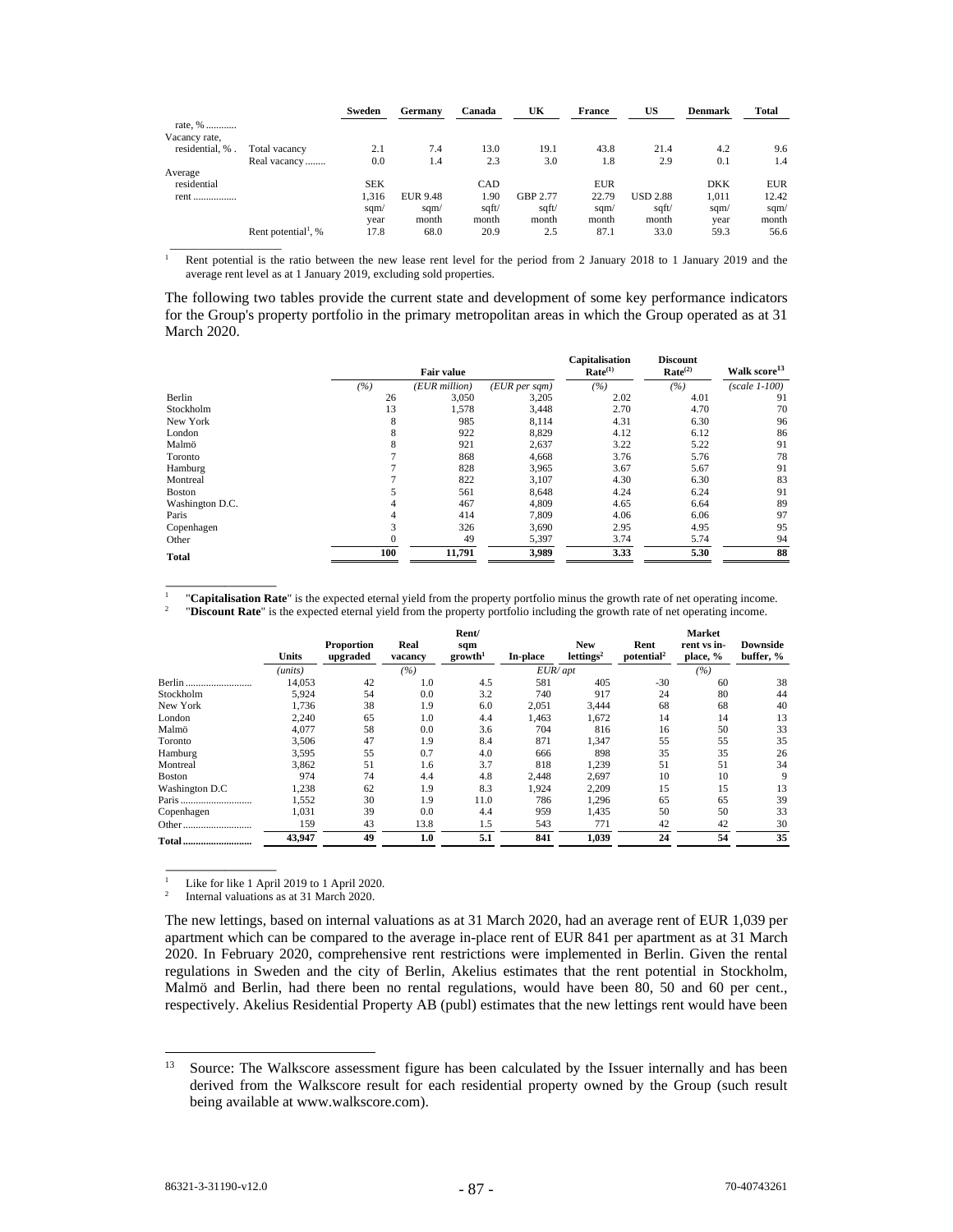| | | Sweden | Germany | Canada | UK | France | US | Denmark | Total |
|---|---|---|---|---|---|---|---|---|---|
| rate, % ........... | | | | | | | | | |
| Vacancy rate, residential, % . | Total vacancy | 2.1 | 7.4 | 13.0 | 19.1 | 43.8 | 21.4 | 4.2 | 9.6 |
| | Real vacancy ........ | 0.0 | 1.4 | 2.3 | 3.0 | 1.8 | 2.9 | 0.1 | 1.4 |
| Average residential rent ................ | | SEK 1,316 sqm/ year | EUR 9.48 sqm/ month | CAD 1.90 sqft/ month | GBP 2.77 sqft/ month | EUR 22.79 sqm/ month | USD 2.88 sqft/ month | DKK 1,011 sqm/ year | EUR 12.42 sqm/ month |
| | Rent potential[1], % | 17.8 | 68.0 | 20.9 | 2.5 | 87.1 | 33.0 | 59.3 | 56.6 |

[1] Rent potential is the ratio between the new lease rent level for the period from 2 January 2018 to 1 January 2019 and the average rent level as at 1 January 2019, excluding sold properties.

The following two tables provide the current state and development of some key performance indicators for the Group's property portfolio in the primary metropolitan areas in which the Group operated as at 31 March 2020.

| | | Fair value | | Capitalisation Rate[(1)] | Discount Rate[(2)] | Walk score[13] |
|---|---|---|---|---|---|---|
| | *(%)* | *(EUR million)* | *(EUR per sqm)* | *(%)* | *(%)* | *(scale 1-100)* |
| Berlin | 26 | 3,050 | 3,205 | 2.02 | 4.01 | 91 |
| Stockholm | 13 | 1,578 | 3,448 | 2.70 | 4.70 | 70 |
| New York | 8 | 985 | 8,114 | 4.31 | 6.30 | 96 |
| London | 8 | 922 | 8,829 | 4.12 | 6.12 | 86 |
| Malmö | 8 | 921 | 2,637 | 3.22 | 5.22 | 91 |
| Toronto | 7 | 868 | 4,668 | 3.76 | 5.76 | 78 |
| Hamburg | 7 | 828 | 3,965 | 3.67 | 5.67 | 91 |
| Montreal | 7 | 822 | 3,107 | 4.30 | 6.30 | 83 |
| Boston | 5 | 561 | 8,648 | 4.24 | 6.24 | 91 |
| Washington D.C. | 4 | 467 | 4,809 | 4.65 | 6.64 | 89 |
| Paris | 4 | 414 | 7,809 | 4.06 | 6.06 | 97 |
| Copenhagen | 3 | 326 | 3,690 | 2.95 | 4.95 | 95 |
| Other | 0 | 49 | 5,397 | 3.74 | 5.74 | 94 |
| **Total** | **100** | **11,791** | **3,989** | **3.33** | **5.30** | **88** |

[1] "**Capitalisation Rate**" is the expected eternal yield from the property portfolio minus the growth rate of net operating income.
[2] "**Discount Rate**" is the expected eternal yield from the property portfolio including the growth rate of net operating income.

| | Units | Proportion upgraded | Real vacancy | Rent/ sqm growth[1] | In-place | New lettings[2] | Rent potential[2] | Market rent vs in-place, % | Downside buffer, % |
|---|---|---|---|---|---|---|---|---|---|
| | *(units)* | | *(%)* | | *EUR/ apt* | | | *(%)* | |
| Berlin .......................... | 14,053 | 42 | 1.0 | 4.5 | 581 | 405 | -30 | 60 | 38 |
| Stockholm | 5,924 | 54 | 0.0 | 3.2 | 740 | 917 | 24 | 80 | 44 |
| New York | 1,736 | 38 | 1.9 | 6.0 | 2,051 | 3,444 | 68 | 68 | 40 |
| London | 2,240 | 65 | 1.0 | 4.4 | 1,463 | 1,672 | 14 | 14 | 13 |
| Malmö | 4,077 | 58 | 0.0 | 3.6 | 704 | 816 | 16 | 50 | 33 |
| Toronto | 3,506 | 47 | 1.9 | 8.4 | 871 | 1,347 | 55 | 55 | 35 |
| Hamburg | 3,595 | 55 | 0.7 | 4.0 | 666 | 898 | 35 | 35 | 26 |
| Montreal | 3,862 | 51 | 1.6 | 3.7 | 818 | 1,239 | 51 | 51 | 34 |
| Boston | 974 | 74 | 4.4 | 4.8 | 2,448 | 2,697 | 10 | 10 | 9 |
| Washington D.C | 1,238 | 62 | 1.9 | 8.3 | 1,924 | 2,209 | 15 | 15 | 13 |
| Paris ............................ | 1,552 | 30 | 1.9 | 11.0 | 786 | 1,296 | 65 | 65 | 39 |
| Copenhagen | 1,031 | 39 | 0.0 | 4.4 | 959 | 1,435 | 50 | 50 | 33 |
| Other ........................... | 159 | 43 | 13.8 | 1.5 | 543 | 771 | 42 | 42 | 30 |
| **Total ........................** | **43,947** | **49** | **1.0** | **5.1** | **841** | **1,039** | **24** | **54** | **35** |

[1] Like for like 1 April 2019 to 1 April 2020.
[2] Internal valuations as at 31 March 2020.

The new lettings, based on internal valuations as at 31 March 2020, had an average rent of EUR 1,039 per apartment which can be compared to the average in-place rent of EUR 841 per apartment as at 31 March 2020. In February 2020, comprehensive rent restrictions were implemented in Berlin. Given the rental regulations in Sweden and the city of Berlin, Akelius estimates that the rent potential in Stockholm, Malmö and Berlin, had there been no rental regulations, would have been 80, 50 and 60 per cent., respectively. Akelius Residential Property AB (publ) estimates that the new lettings rent would have been

[13] Source: The Walkscore assessment figure has been calculated by the Issuer internally and has been derived from the Walkscore result for each residential property owned by the Group (such result being available at www.walkscore.com).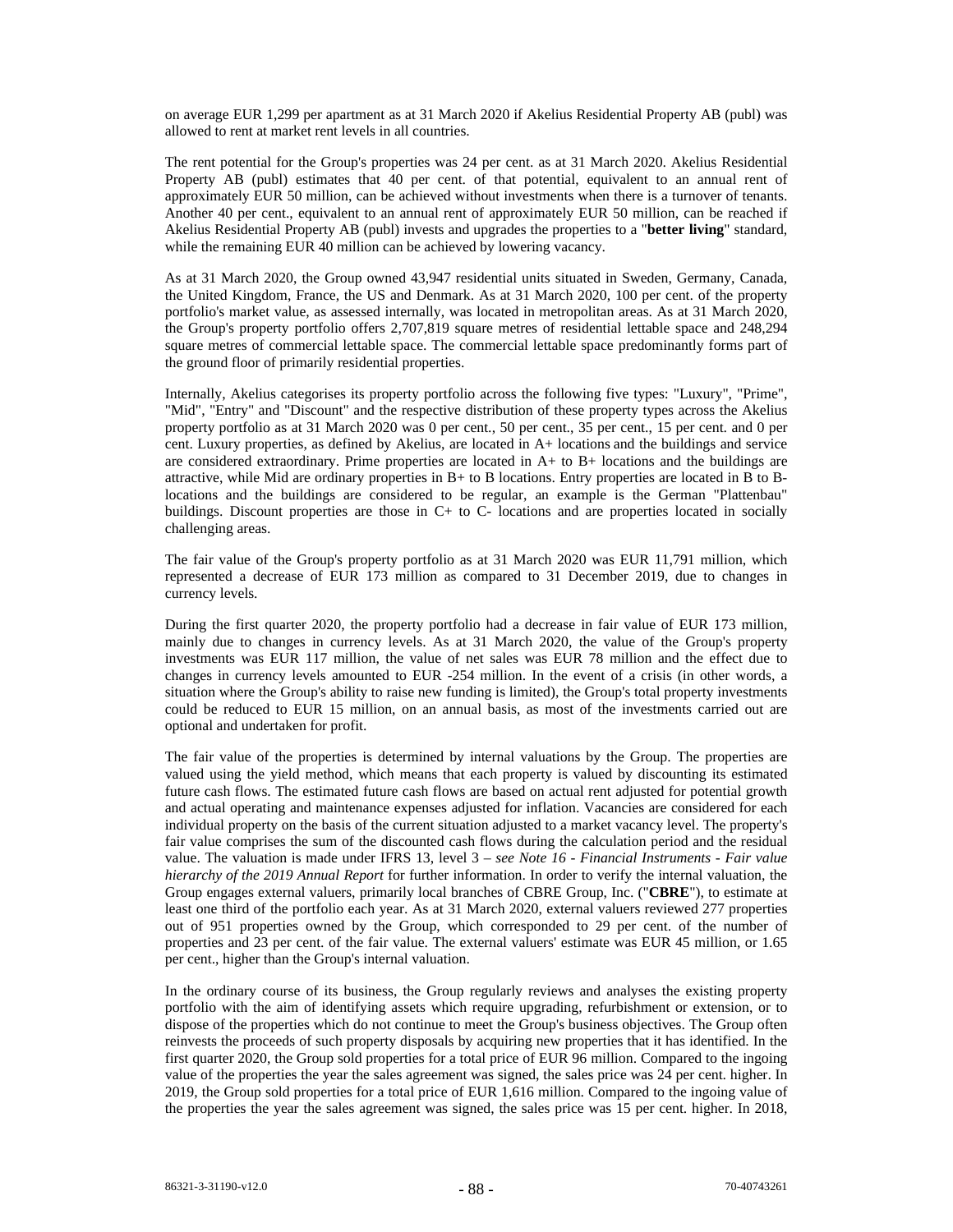on average EUR 1,299 per apartment as at 31 March 2020 if Akelius Residential Property AB (publ) was allowed to rent at market rent levels in all countries.

The rent potential for the Group's properties was 24 per cent. as at 31 March 2020. Akelius Residential Property AB (publ) estimates that 40 per cent. of that potential, equivalent to an annual rent of approximately EUR 50 million, can be achieved without investments when there is a turnover of tenants. Another 40 per cent., equivalent to an annual rent of approximately EUR 50 million, can be reached if Akelius Residential Property AB (publ) invests and upgrades the properties to a "**better living**" standard, while the remaining EUR 40 million can be achieved by lowering vacancy.

As at 31 March 2020, the Group owned 43,947 residential units situated in Sweden, Germany, Canada, the United Kingdom, France, the US and Denmark. As at 31 March 2020, 100 per cent. of the property portfolio's market value, as assessed internally, was located in metropolitan areas. As at 31 March 2020, the Group's property portfolio offers 2,707,819 square metres of residential lettable space and 248,294 square metres of commercial lettable space. The commercial lettable space predominantly forms part of the ground floor of primarily residential properties.

Internally, Akelius categorises its property portfolio across the following five types: "Luxury", "Prime", "Mid", "Entry" and "Discount" and the respective distribution of these property types across the Akelius property portfolio as at 31 March 2020 was 0 per cent., 50 per cent., 35 per cent., 15 per cent. and 0 per cent. Luxury properties, as defined by Akelius, are located in A+ locations and the buildings and service are considered extraordinary. Prime properties are located in A+ to B+ locations and the buildings are attractive, while Mid are ordinary properties in B+ to B locations. Entry properties are located in B to B- locations and the buildings are considered to be regular, an example is the German "Plattenbau" buildings. Discount properties are those in C+ to C- locations and are properties located in socially challenging areas.

The fair value of the Group's property portfolio as at 31 March 2020 was EUR 11,791 million, which represented a decrease of EUR 173 million as compared to 31 December 2019, due to changes in currency levels.

During the first quarter 2020, the property portfolio had a decrease in fair value of EUR 173 million, mainly due to changes in currency levels. As at 31 March 2020, the value of the Group's property investments was EUR 117 million, the value of net sales was EUR 78 million and the effect due to changes in currency levels amounted to EUR -254 million. In the event of a crisis (in other words, a situation where the Group's ability to raise new funding is limited), the Group's total property investments could be reduced to EUR 15 million, on an annual basis, as most of the investments carried out are optional and undertaken for profit.

The fair value of the properties is determined by internal valuations by the Group. The properties are valued using the yield method, which means that each property is valued by discounting its estimated future cash flows. The estimated future cash flows are based on actual rent adjusted for potential growth and actual operating and maintenance expenses adjusted for inflation. Vacancies are considered for each individual property on the basis of the current situation adjusted to a market vacancy level. The property's fair value comprises the sum of the discounted cash flows during the calculation period and the residual value. The valuation is made under IFRS 13, level 3 – *see Note 16 - Financial Instruments - Fair value hierarchy of the 2019 Annual Report* for further information. In order to verify the internal valuation, the Group engages external valuers, primarily local branches of CBRE Group, Inc. ("**CBRE**"), to estimate at least one third of the portfolio each year. As at 31 March 2020, external valuers reviewed 277 properties out of 951 properties owned by the Group, which corresponded to 29 per cent. of the number of properties and 23 per cent. of the fair value. The external valuers' estimate was EUR 45 million, or 1.65 per cent., higher than the Group's internal valuation.

In the ordinary course of its business, the Group regularly reviews and analyses the existing property portfolio with the aim of identifying assets which require upgrading, refurbishment or extension, or to dispose of the properties which do not continue to meet the Group's business objectives. The Group often reinvests the proceeds of such property disposals by acquiring new properties that it has identified. In the first quarter 2020, the Group sold properties for a total price of EUR 96 million. Compared to the ingoing value of the properties the year the sales agreement was signed, the sales price was 24 per cent. higher. In 2019, the Group sold properties for a total price of EUR 1,616 million. Compared to the ingoing value of the properties the year the sales agreement was signed, the sales price was 15 per cent. higher. In 2018,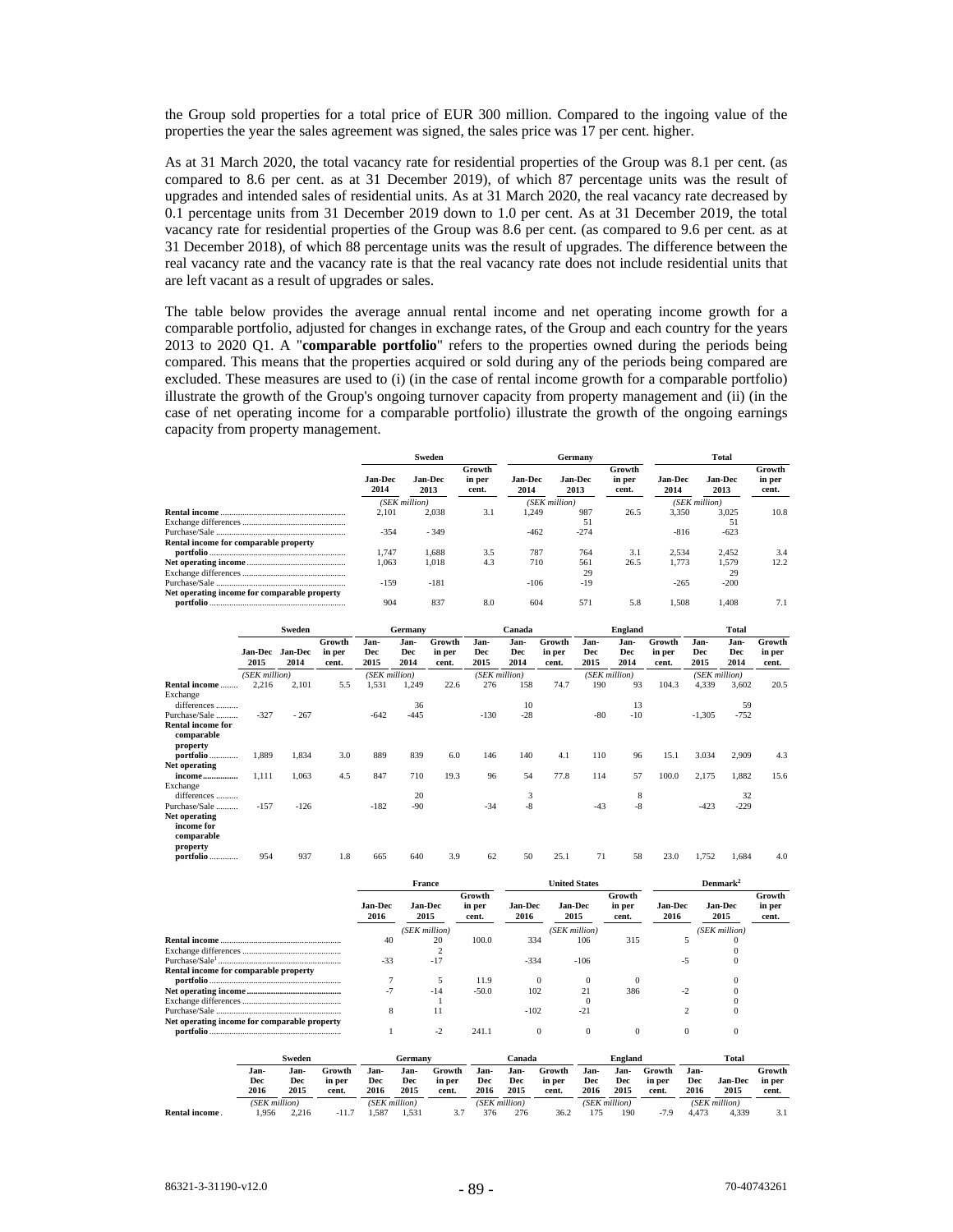the Group sold properties for a total price of EUR 300 million. Compared to the ingoing value of the properties the year the sales agreement was signed, the sales price was 17 per cent. higher.

As at 31 March 2020, the total vacancy rate for residential properties of the Group was 8.1 per cent. (as compared to 8.6 per cent. as at 31 December 2019), of which 87 percentage units was the result of upgrades and intended sales of residential units. As at 31 March 2020, the real vacancy rate decreased by 0.1 percentage units from 31 December 2019 down to 1.0 per cent. As at 31 December 2019, the total vacancy rate for residential properties of the Group was 8.6 per cent. (as compared to 9.6 per cent. as at 31 December 2018), of which 88 percentage units was the result of upgrades. The difference between the real vacancy rate and the vacancy rate is that the real vacancy rate does not include residential units that are left vacant as a result of upgrades or sales.

The table below provides the average annual rental income and net operating income growth for a comparable portfolio, adjusted for changes in exchange rates, of the Group and each country for the years 2013 to 2020 Q1. A "**comparable portfolio**" refers to the properties owned during the periods being compared. This means that the properties acquired or sold during any of the periods being compared are excluded. These measures are used to (i) (in the case of rental income growth for a comparable portfolio) illustrate the growth of the Group's ongoing turnover capacity from property management and (ii) (in the case of net operating income for a comparable portfolio) illustrate the growth of the ongoing earnings capacity from property management.

| | Sweden | | | Germany | | | Total | | |
|---|---|---|---|---|---|---|---|---|---|
| | Jan-Dec 2014 | Jan-Dec 2013 | Growth in per cent. | Jan-Dec 2014 | Jan-Dec 2013 | Growth in per cent. | Jan-Dec 2014 | Jan-Dec 2013 | Growth in per cent. |
| | (SEK million) | | | (SEK million) | | | (SEK million) | | |
| **Rental income** | 2,101 | 2,038 | 3.1 | 1,249 | 987 | 26.5 | 3,350 | 3,025 | 10.8 |
| Exchange differences | | | | | 51 | | | 51 | |
| Purchase/Sale | -354 | - 349 | | -462 | -274 | | -816 | -623 | |
| **Rental income for comparable property portfolio** | 1,747 | 1,688 | 3.5 | 787 | 764 | 3.1 | 2,534 | 2,452 | 3.4 |
| **Net operating income** | 1,063 | 1,018 | 4.3 | 710 | 561 | 26.5 | 1,773 | 1,579 | 12.2 |
| Exchange differences | | | | | 29 | | | 29 | |
| Purchase/Sale | -159 | -181 | | -106 | -19 | | -265 | -200 | |
| **Net operating income for comparable property portfolio** | 904 | 837 | 8.0 | 604 | 571 | 5.8 | 1,508 | 1,408 | 7.1 |

| | Sweden | | | Germany | | | Canada | | | England | | | Total | | |
|---|---|---|---|---|---|---|---|---|---|---|---|---|---|---|---|
| | Jan-Dec 2015 | Jan-Dec 2014 | Growth in per cent. | Jan-Dec 2015 | Jan-Dec 2014 | Growth in per cent. | Jan-Dec 2015 | Jan-Dec 2014 | Growth in per cent. | Jan-Dec 2015 | Jan-Dec 2014 | Growth in per cent. | Jan-Dec 2015 | Jan-Dec 2014 | Growth in per cent. |
| | (SEK million) | | | (SEK million) | | | (SEK million) | | | (SEK million) | | | (SEK million) | | |
| **Rental income** | 2,216 | 2,101 | 5.5 | 1,531 | 1,249 | 22.6 | 276 | 158 | 74.7 | 190 | 93 | 104.3 | 4,339 | 3,602 | 20.5 |
| Exchange differences | | | | | 36 | | | 10 | | | 13 | | | 59 | |
| Purchase/Sale | -327 | - 267 | | -642 | -445 | | -130 | -28 | | -80 | -10 | | -1,305 | -752 | |
| **Rental income for comparable property portfolio** | 1,889 | 1,834 | 3.0 | 889 | 839 | 6.0 | 146 | 140 | 4.1 | 110 | 96 | 15.1 | 3.034 | 2,909 | 4.3 |
| **Net operating income** | 1,111 | 1,063 | 4.5 | 847 | 710 | 19.3 | 96 | 54 | 77.8 | 114 | 57 | 100.0 | 2,175 | 1,882 | 15.6 |
| Exchange differences | | | | | 20 | | | 3 | | | 8 | | | 32 | |
| Purchase/Sale | -157 | -126 | | -182 | -90 | | -34 | -8 | | -43 | -8 | | -423 | -229 | |
| **Net operating income for comparable property portfolio** | 954 | 937 | 1.8 | 665 | 640 | 3.9 | 62 | 50 | 25.1 | 71 | 58 | 23.0 | 1,752 | 1,684 | 4.0 |

| | France | | | United States | | | Denmark[2] | | |
|---|---|---|---|---|---|---|---|---|---|
| | Jan-Dec 2016 | Jan-Dec 2015 | Growth in per cent. | Jan-Dec 2016 | Jan-Dec 2015 | Growth in per cent. | Jan-Dec 2016 | Jan-Dec 2015 | Growth in per cent. |
| | | (SEK million) | | | (SEK million) | | | (SEK million) | |
| **Rental income** | 40 | 20 | 100.0 | 334 | 106 | 315 | 5 | 0 | |
| Exchange differences | | 2 | | | | | | 0 | |
| Purchase/Sale[1] | -33 | -17 | | -334 | -106 | | -5 | 0 | |
| **Rental income for comparable property portfolio** | 7 | 5 | 11.9 | 0 | 0 | 0 | | 0 | |
| **Net operating income** | -7 | -14 | -50.0 | 102 | 21 | 386 | -2 | 0 | |
| Exchange differences | | 1 | | | 0 | | | 0 | |
| Purchase/Sale | 8 | 11 | | -102 | -21 | | 2 | 0 | |
| **Net operating income for comparable property portfolio** | 1 | -2 | 241.1 | 0 | 0 | 0 | 0 | 0 | |

| | Sweden | | | Germany | | | Canada | | | England | | | Total | | |
|---|---|---|---|---|---|---|---|---|---|---|---|---|---|---|---|
| | Jan-Dec 2016 | Jan-Dec 2015 | Growth in per cent. | Jan-Dec 2016 | Jan-Dec 2015 | Growth in per cent. | Jan-Dec 2016 | Jan-Dec 2015 | Growth in per cent. | Jan-Dec 2016 | Jan-Dec 2015 | Growth in per cent. | Jan-Dec 2016 | Jan-Dec 2015 | Growth in per cent. |
| | (SEK million) | | | (SEK million) | | | (SEK million) | | | (SEK million) | | | (SEK million) | | |
| **Rental income** | 1,956 | 2,216 | -11.7 | 1,587 | 1,531 | 3.7 | 376 | 276 | 36.2 | 175 | 190 | -7.9 | 4,473 | 4,339 | 3.1 |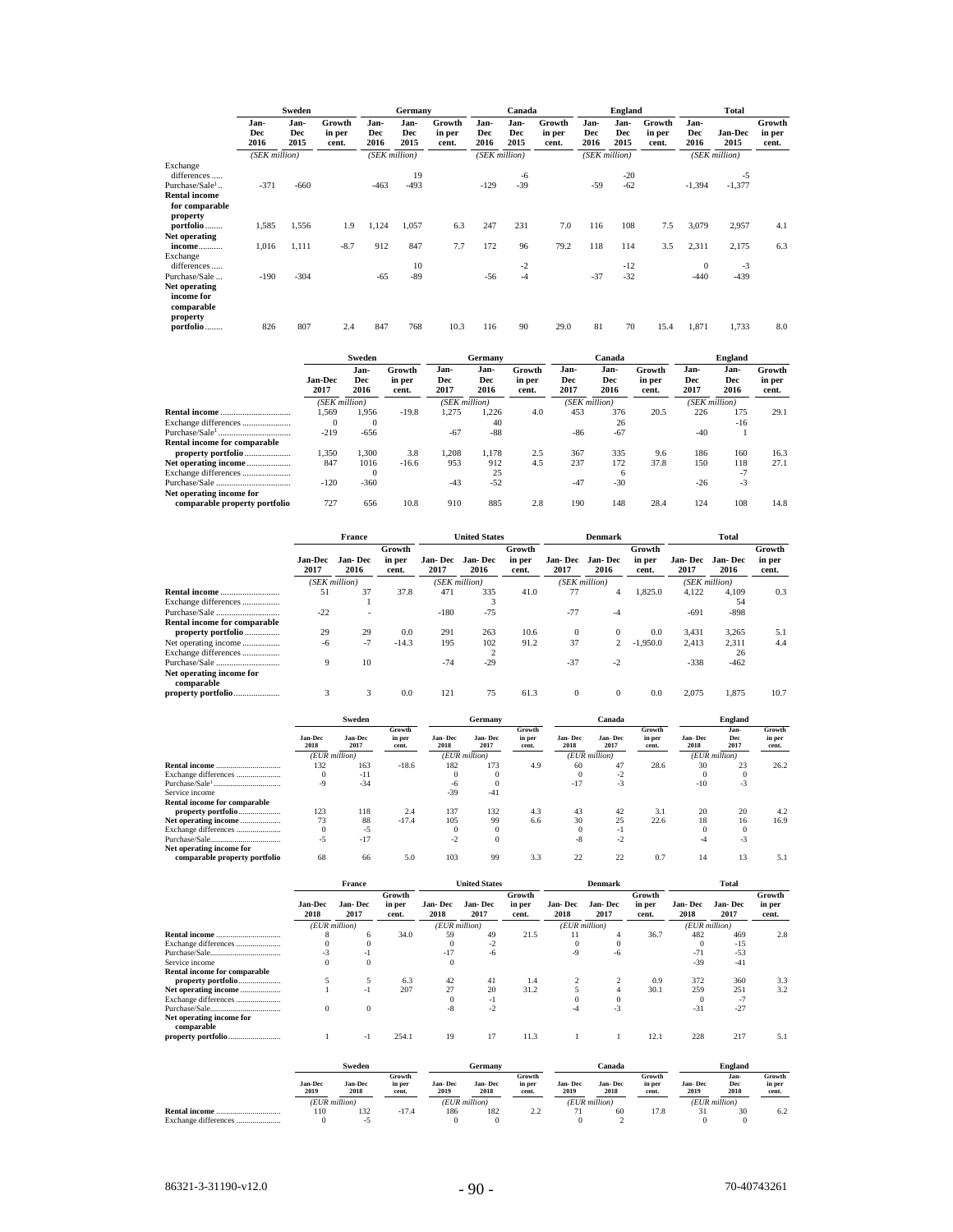| | Sweden | | | Germany | | | Canada | | | England | | | Total | | |
|---|---|---|---|---|---|---|---|---|---|---|---|---|---|---|---|
| | Jan-Dec 2016 | Jan-Dec 2015 | Growth in per cent. | Jan-Dec 2016 | Jan-Dec 2015 | Growth in per cent. | Jan-Dec 2016 | Jan-Dec 2015 | Growth in per cent. | Jan-Dec 2016 | Jan-Dec 2015 | Growth in per cent. | Jan-Dec 2016 | Jan-Dec 2015 | Growth in per cent. |
| | (SEK million) | | | (SEK million) | | | (SEK million) | | | (SEK million) | | | (SEK million) | | |
| Exchange differences | | | | | 19 | | | -6 | | | -20 | | | -5 | |
| Purchase/Sale[1] | -371 | -660 | | -463 | -493 | | -129 | -39 | | -59 | -62 | | -1,394 | -1,377 | |
| **Rental income for comparable property portfolio** | 1,585 | 1,556 | 1.9 | 1,124 | 1,057 | 6.3 | 247 | 231 | 7.0 | 116 | 108 | 7.5 | 3,079 | 2,957 | 4.1 |
| **Net operating income** | 1,016 | 1,111 | -8.7 | 912 | 847 | 7.7 | 172 | 96 | 79.2 | 118 | 114 | 3.5 | 2,311 | 2,175 | 6.3 |
| Exchange differences | | | | | 10 | | | -2 | | | -12 | | 0 | -3 | |
| Purchase/Sale | -190 | -304 | | -65 | -89 | | -56 | -4 | | -37 | -32 | | -440 | -439 | |
| **Net operating income for comparable property portfolio** | 826 | 807 | 2.4 | 847 | 768 | 10.3 | 116 | 90 | 29.0 | 81 | 70 | 15.4 | 1,871 | 1,733 | 8.0 |

| | Sweden | | | Germany | | | Canada | | | England | | |
|---|---|---|---|---|---|---|---|---|---|---|---|---|
| | Jan-Dec 2017 | Jan-Dec 2016 | Growth in per cent. | Jan-Dec 2017 | Jan-Dec 2016 | Growth in per cent. | Jan-Dec 2017 | Jan-Dec 2016 | Growth in per cent. | Jan-Dec 2017 | Jan-Dec 2016 | Growth in per cent. |
| | (SEK million) | | | (SEK million) | | | (SEK million) | | | (SEK million) | | |
| **Rental income** | 1,569 | 1,956 | -19.8 | 1,275 | 1,226 | 4.0 | 453 | 376 | 20.5 | 226 | 175 | 29.1 |
| Exchange differences | 0 | 0 | | | 40 | | | 26 | | | -16 | |
| Purchase/Sale[1] | -219 | -656 | | -67 | -88 | | -86 | -67 | | -40 | 1 | |
| **Rental income for comparable property portfolio** | 1,350 | 1,300 | 3.8 | 1,208 | 1,178 | 2.5 | 367 | 335 | 9.6 | 186 | 160 | 16.3 |
| **Net operating income** | 847 | 1016 | -16.6 | 953 | 912 | 4.5 | 237 | 172 | 37.8 | 150 | 118 | 27.1 |
| Exchange differences | | 0 | | | 25 | | | 6 | | | -7 | |
| Purchase/Sale | -120 | -360 | | -43 | -52 | | -47 | -30 | | -26 | -3 | |
| **Net operating income for comparable property portfolio** | 727 | 656 | 10.8 | 910 | 885 | 2.8 | 190 | 148 | 28.4 | 124 | 108 | 14.8 |

| | France | | | United States | | | Denmark | | | Total | | |
|---|---|---|---|---|---|---|---|---|---|---|---|---|
| | Jan-Dec 2017 | Jan-Dec 2016 | Growth in per cent. | Jan-Dec 2017 | Jan-Dec 2016 | Growth in per cent. | Jan-Dec 2017 | Jan-Dec 2016 | Growth in per cent. | Jan-Dec 2017 | Jan-Dec 2016 | Growth in per cent. |
| | (SEK million) | | | (SEK million) | | | (SEK million) | | | (SEK million) | | |
| **Rental income** | 51 | 37 | 37.8 | 471 | 335 | 41.0 | 77 | 4 | 1,825.0 | 4,122 | 4,109 | 0.3 |
| Exchange differences | | 1 | | | 3 | | | | | | 54 | |
| Purchase/Sale | -22 | - | | -180 | -75 | | -77 | -4 | | -691 | -898 | |
| **Rental income for comparable property portfolio** | 29 | 29 | 0.0 | 291 | 263 | 10.6 | 0 | 0 | 0.0 | 3,431 | 3,265 | 5.1 |
| Net operating income | -6 | -7 | -14.3 | 195 | 102 | 91.2 | 37 | 2 | -1,950.0 | 2,413 | 2,311 | 4.4 |
| Exchange differences | | | | | 2 | | | | | | 26 | |
| Purchase/Sale | 9 | 10 | | -74 | -29 | | -37 | -2 | | -338 | -462 | |
| Net operating income for comparable **property portfolio** | 3 | 3 | 0.0 | 121 | 75 | 61.3 | 0 | 0 | 0.0 | 2,075 | 1,875 | 10.7 |

| | Sweden | | | Germany | | | Canada | | | England | | |
|---|---|---|---|---|---|---|---|---|---|---|---|---|
| | Jan-Dec 2018 | Jan-Dec 2017 | Growth in per cent. | Jan-Dec 2018 | Jan-Dec 2017 | Growth in per cent. | Jan-Dec 2018 | Jan-Dec 2017 | Growth in per cent. | Jan-Dec 2018 | Jan-Dec 2017 | Growth in per cent. |
| | (EUR million) | | | (EUR million) | | | (EUR million) | | | (EUR million) | | |
| **Rental income** | 132 | 163 | -18.6 | 182 | 173 | 4.9 | 60 | 47 | 28.6 | 30 | 23 | 26.2 |
| Exchange differences | 0 | -11 | | 0 | 0 | | 0 | -2 | | 0 | 0 | |
| Purchase/Sale[1] | -9 | -34 | | -6 | 0 | | -17 | -3 | | -10 | -3 | |
| Service income | | | | -39 | -41 | | | | | | | |
| **Rental income for comparable property portfolio** | 123 | 118 | 2.4 | 137 | 132 | 4.3 | 43 | 42 | 3.1 | 20 | 20 | 4.2 |
| **Net operating income** | 73 | 88 | -17.4 | 105 | 99 | 6.6 | 30 | 25 | 22.6 | 18 | 16 | 16.9 |
| Exchange differences | 0 | -5 | | 0 | 0 | | 0 | -1 | | 0 | 0 | |
| Purchase/Sale | -5 | -17 | | -2 | 0 | | -8 | -2 | | -4 | -3 | |
| **Net operating income for comparable property portfolio** | 68 | 66 | 5.0 | 103 | 99 | 3.3 | 22 | 22 | 0.7 | 14 | 13 | 5.1 |

| | France | | | United States | | | Denmark | | | Total | | |
|---|---|---|---|---|---|---|---|---|---|---|---|---|
| | Jan-Dec 2018 | Jan-Dec 2017 | Growth in per cent. | Jan-Dec 2018 | Jan-Dec 2017 | Growth in per cent. | Jan-Dec 2018 | Jan-Dec 2017 | Growth in per cent. | Jan-Dec 2018 | Jan-Dec 2017 | Growth in per cent. |
| | (EUR million) | | | (EUR million) | | | (EUR million) | | | (EUR million) | | |
| **Rental income** | 8 | 6 | 34.0 | 59 | 49 | 21.5 | 11 | 4 | 36.7 | 482 | 469 | 2.8 |
| Exchange differences | 0 | 0 | | 0 | -2 | | 0 | 0 | | 0 | -15 | |
| Purchase/Sale | -3 | -1 | | -17 | -6 | | -9 | -6 | | -71 | -53 | |
| Service income | 0 | 0 | | 0 | | | | | | -39 | -41 | |
| **Rental income for comparable property portfolio** | 5 | 5 | 6.3 | 42 | 41 | 1.4 | 2 | 2 | 0.9 | 372 | 360 | 3.3 |
| **Net operating income** | 1 | -1 | 207 | 27 | 20 | 31.2 | 5 | 4 | 30.1 | 259 | 251 | 3.2 |
| Exchange differences | | | | 0 | -1 | | 0 | 0 | | 0 | -7 | |
| Purchase/Sale | 0 | 0 | | -8 | -2 | | -4 | -3 | | -31 | -27 | |
| **Net operating income for comparable property portfolio** | 1 | -1 | 254.1 | 19 | 17 | 11.3 | 1 | 1 | 12.1 | 228 | 217 | 5.1 |

| | Sweden | | | Germany | | | Canada | | | England | | |
|---|---|---|---|---|---|---|---|---|---|---|---|---|
| | Jan-Dec 2019 | Jan-Dec 2018 | Growth in per cent. | Jan-Dec 2019 | Jan-Dec 2018 | Growth in per cent. | Jan-Dec 2019 | Jan-Dec 2018 | Growth in per cent. | Jan-Dec 2019 | Jan-Dec 2018 | Growth in per cent. |
| | (EUR million) | | | (EUR million) | | | (EUR million) | | | (EUR million) | | |
| **Rental income** | 110 | 132 | -17.4 | 186 | 182 | 2.2 | 71 | 60 | 17.8 | 31 | 30 | 6.2 |
| Exchange differences | 0 | -5 | | 0 | 0 | | 0 | 2 | | 0 | 0 | |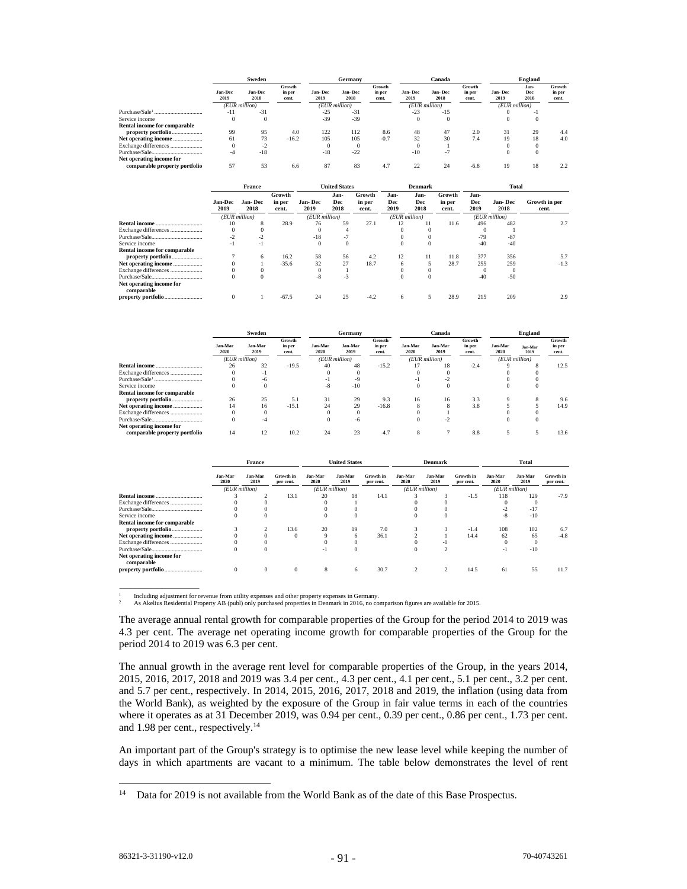| | Sweden | | | Germany | | | Canada | | | England | | |
|---|---|---|---|---|---|---|---|---|---|---|---|---|
| | Jan-Dec 2019 | Jan-Dec 2018 | Growth in per cent. | Jan- Dec 2019 | Jan- Dec 2018 | Growth in per cent. | Jan- Dec 2019 | Jan- Dec 2018 | Growth in per cent. | Jan- Dec 2019 | Jan- Dec 2018 | Growth in per cent. |
| | *(EUR million)* | | | *(EUR million)* | | | *(EUR million)* | | | *(EUR million)* | | |
| Purchase/Sale[1] | -11 | -31 | | -25 | -31 | | -23 | -15 | | 0 | -1 | |
| Service income | 0 | 0 | | -39 | -39 | | 0 | 0 | | 0 | 0 | |
| **Rental income for comparable property portfolio** | 99 | 95 | 4.0 | 122 | 112 | 8.6 | 48 | 47 | 2.0 | 31 | 29 | 4.4 |
| **Net operating income** | 61 | 73 | -16.2 | 105 | 105 | -0.7 | 32 | 30 | 7.4 | 19 | 18 | 4.0 |
| Exchange differences | 0 | -2 | | 0 | 0 | | 0 | 1 | | 0 | 0 | |
| Purchase/Sale | -4 | -18 | | -18 | -22 | | -10 | -7 | | 0 | 0 | |
| **Net operating income for comparable property portfolio** | 57 | 53 | 6.6 | 87 | 83 | 4.7 | 22 | 24 | -6.8 | 19 | 18 | 2.2 |

| | France | | | United States | | | Denmark | | | Total | | |
|---|---|---|---|---|---|---|---|---|---|---|---|---|
| | Jan-Dec 2019 | Jan- Dec 2018 | Growth in per cent. | Jan- Dec 2019 | Jan- Dec 2018 | Growth in per cent. | Jan- Dec 2019 | Jan- Dec 2018 | Growth in per cent. | Jan- Dec 2019 | Jan- Dec 2018 | Growth in per cent. |
| | *(EUR million)* | | | *(EUR million)* | | | *(EUR million)* | | | *(EUR million)* | | |
| **Rental income** | 10 | 8 | 28.9 | 76 | 59 | 27.1 | 12 | 11 | 11.6 | 496 | 482 | 2.7 |
| Exchange differences | 0 | 0 | | 0 | 4 | | 0 | 0 | | 0 | 1 | |
| Purchase/Sale | -2 | -2 | | -18 | -7 | | 0 | 0 | | -79 | -87 | |
| Service income | -1 | -1 | | 0 | 0 | | 0 | 0 | | -40 | -40 | |
| **Rental income for comparable property portfolio** | 7 | 6 | 16.2 | 58 | 56 | 4.2 | 12 | 11 | 11.8 | 377 | 356 | 5.7 |
| **Net operating income** | 0 | 1 | -35.6 | 32 | 27 | 18.7 | 6 | 5 | 28.7 | 255 | 259 | -1.3 |
| Exchange differences | 0 | 0 | | 0 | 1 | | 0 | 0 | | 0 | 0 | |
| Purchase/Sale | 0 | 0 | | -8 | -3 | | 0 | 0 | | -40 | -50 | |
| **Net operating income for comparable property portfolio** | 0 | 1 | -67.5 | 24 | 25 | -4.2 | 6 | 5 | 28.9 | 215 | 209 | 2.9 |

| | Sweden | | | Germany | | | Canada | | | England | | |
|---|---|---|---|---|---|---|---|---|---|---|---|---|
| | Jan-Mar 2020 | Jan-Mar 2019 | Growth in per cent. | Jan-Mar 2020 | Jan-Mar 2019 | Growth in per cent. | Jan-Mar 2020 | Jan-Mar 2019 | Growth in per cent. | Jan-Mar 2020 | Jan-Mar 2019 | Growth in per cent. |
| | *(EUR million)* | | | *(EUR million)* | | | *(EUR million)* | | | *(EUR million)* | | |
| **Rental income** | 26 | 32 | -19.5 | 40 | 48 | -15.2 | 17 | 18 | -2.4 | 9 | 8 | 12.5 |
| Exchange differences | 0 | -1 | | 0 | 0 | | 0 | 0 | | 0 | 0 | |
| Purchase/Sale[1] | 0 | -6 | | -1 | -9 | | -1 | -2 | | 0 | 0 | |
| Service income | 0 | 0 | | -8 | -10 | | 0 | 0 | | 0 | 0 | |
| **Rental income for comparable property portfolio** | 26 | 25 | 5.1 | 31 | 29 | 9.3 | 16 | 16 | 3.3 | 9 | 8 | 9.6 |
| **Net operating income** | 14 | 16 | -15.1 | 24 | 29 | -16.8 | 8 | 8 | 3.8 | 5 | 5 | 14.9 |
| Exchange differences | 0 | 0 | | 0 | 0 | | 0 | 1 | | 0 | 0 | |
| Purchase/Sale | 0 | -4 | | 0 | -6 | | 0 | -2 | | 0 | 0 | |
| **Net operating income for comparable property portfolio** | 14 | 12 | 10.2 | 24 | 23 | 4.7 | 8 | 7 | 8.8 | 5 | 5 | 13.6 |

| | France | | | United States | | | Denmark | | | Total | | |
|---|---|---|---|---|---|---|---|---|---|---|---|---|
| | Jan-Mar 2020 | Jan-Mar 2019 | Growth in per cent. | Jan-Mar 2020 | Jan-Mar 2019 | Growth in per cent. | Jan-Mar 2020 | Jan-Mar 2019 | Growth in per cent. | Jan-Mar 2020 | Jan-Mar 2019 | Growth in per cent. |
| | *(EUR million)* | | | *(EUR million)* | | | *(EUR million)* | | | *(EUR million)* | | |
| **Rental income** | 3 | 2 | 13.1 | 20 | 18 | 14.1 | 3 | 3 | -1.5 | 118 | 129 | -7.9 |
| Exchange differences | 0 | 0 | | 0 | 1 | | 0 | 0 | | 0 | 0 | |
| Purchase/Sale | 0 | 0 | | 0 | 0 | | 0 | 0 | | -2 | -17 | |
| Service income | 0 | 0 | | 0 | 0 | | 0 | 0 | | -8 | -10 | |
| **Rental income for comparable property portfolio** | 3 | 2 | 13.6 | 20 | 19 | 7.0 | 3 | 3 | -1.4 | 108 | 102 | 6.7 |
| **Net operating income** | 0 | 0 | 0 | 9 | 6 | 36.1 | 2 | 1 | 14.4 | 62 | 65 | -4.8 |
| Exchange differences | 0 | 0 | | 0 | 0 | | 0 | -1 | | 0 | 0 | |
| Purchase/Sale | 0 | 0 | | -1 | 0 | | 0 | 2 | | -1 | -10 | |
| **Net operating income for comparable property portfolio** | 0 | 0 | 0 | 8 | 6 | 30.7 | 2 | 2 | 14.5 | 61 | 55 | 11.7 |

[1] Including adjustment for revenue from utility expenses and other property expenses in Germany.

[2] As Akelius Residential Property AB (publ) only purchased properties in Denmark in 2016, no comparison figures are available for 2015.

The average annual rental growth for comparable properties of the Group for the period 2014 to 2019 was 4.3 per cent. The average net operating income growth for comparable properties of the Group for the period 2014 to 2019 was 6.3 per cent.

The annual growth in the average rent level for comparable properties of the Group, in the years 2014, 2015, 2016, 2017, 2018 and 2019 was 3.4 per cent., 4.3 per cent., 4.1 per cent., 5.1 per cent., 3.2 per cent. and 5.7 per cent., respectively. In 2014, 2015, 2016, 2017, 2018 and 2019, the inflation (using data from the World Bank), as weighted by the exposure of the Group in fair value terms in each of the countries where it operates as at 31 December 2019, was 0.94 per cent., 0.39 per cent., 0.86 per cent., 1.73 per cent. and 1.98 per cent., respectively.[14]

An important part of the Group's strategy is to optimise the new lease level while keeping the number of days in which apartments are vacant to a minimum. The table below demonstrates the level of rent

[14] Data for 2019 is not available from the World Bank as of the date of this Base Prospectus.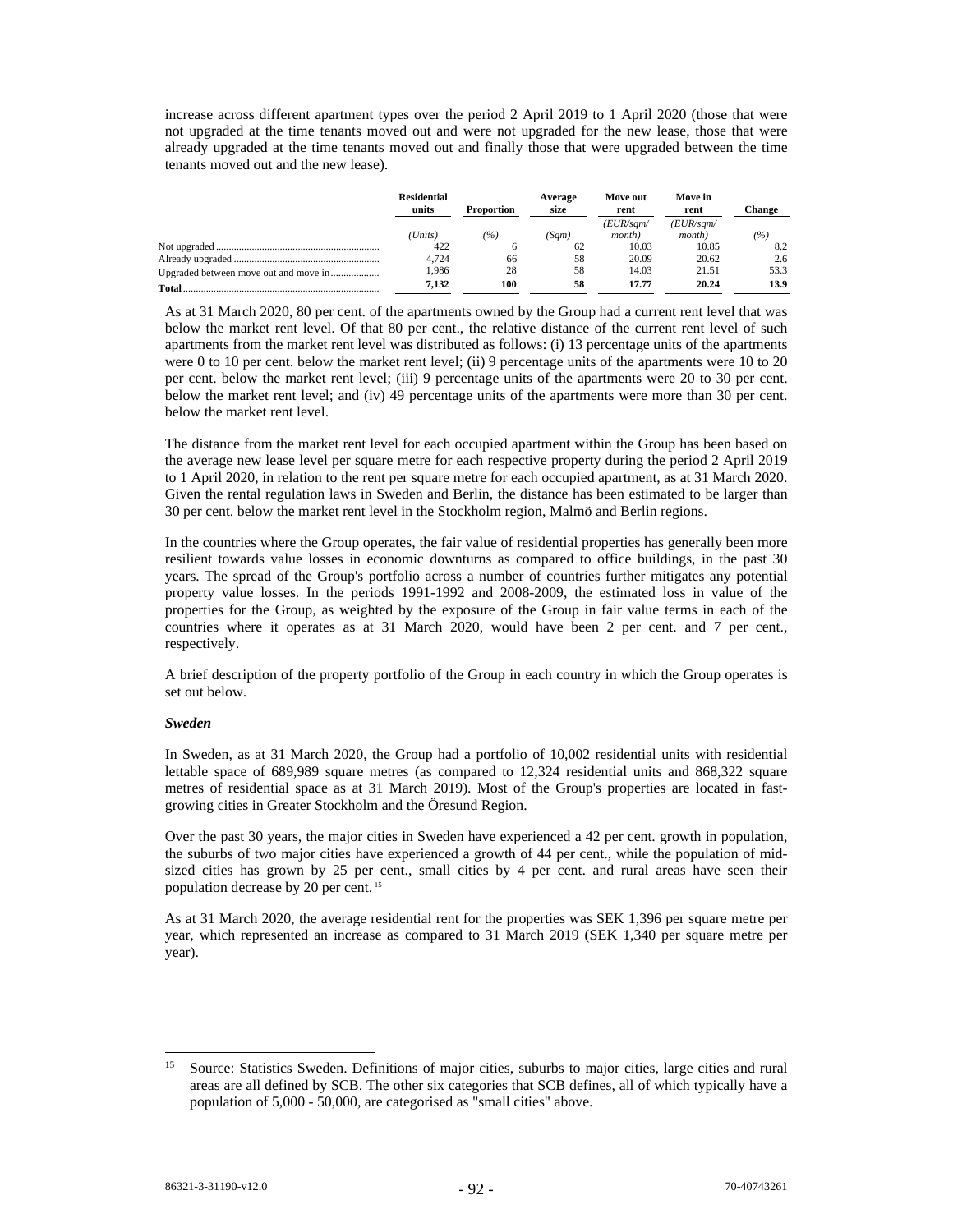increase across different apartment types over the period 2 April 2019 to 1 April 2020 (those that were not upgraded at the time tenants moved out and were not upgraded for the new lease, those that were already upgraded at the time tenants moved out and finally those that were upgraded between the time tenants moved out and the new lease).

| | Residential units | Proportion | Average size | Move out rent | Move in rent | Change |
|---|---|---|---|---|---|---|
| | *(Units)* | *(%)* | *(Sqm)* | *(EUR/sqm/ month)* | *(EUR/sqm/ month)* | *(%)* |
| Not upgraded | 422 | 6 | 62 | 10.03 | 10.85 | 8.2 |
| Already upgraded | 4,724 | 66 | 58 | 20.09 | 20.62 | 2.6 |
| Upgraded between move out and move in | 1,986 | 28 | 58 | 14.03 | 21.51 | 53.3 |
| **Total** | **7,132** | **100** | **58** | **17.77** | **20.24** | **13.9** |

As at 31 March 2020, 80 per cent. of the apartments owned by the Group had a current rent level that was below the market rent level. Of that 80 per cent., the relative distance of the current rent level of such apartments from the market rent level was distributed as follows: (i) 13 percentage units of the apartments were 0 to 10 per cent. below the market rent level; (ii) 9 percentage units of the apartments were 10 to 20 per cent. below the market rent level; (iii) 9 percentage units of the apartments were 20 to 30 per cent. below the market rent level; and (iv) 49 percentage units of the apartments were more than 30 per cent. below the market rent level.

The distance from the market rent level for each occupied apartment within the Group has been based on the average new lease level per square metre for each respective property during the period 2 April 2019 to 1 April 2020, in relation to the rent per square metre for each occupied apartment, as at 31 March 2020. Given the rental regulation laws in Sweden and Berlin, the distance has been estimated to be larger than 30 per cent. below the market rent level in the Stockholm region, Malmö and Berlin regions.

In the countries where the Group operates, the fair value of residential properties has generally been more resilient towards value losses in economic downturns as compared to office buildings, in the past 30 years. The spread of the Group's portfolio across a number of countries further mitigates any potential property value losses. In the periods 1991-1992 and 2008-2009, the estimated loss in value of the properties for the Group, as weighted by the exposure of the Group in fair value terms in each of the countries where it operates as at 31 March 2020, would have been 2 per cent. and 7 per cent., respectively.

A brief description of the property portfolio of the Group in each country in which the Group operates is set out below.

***Sweden***

In Sweden, as at 31 March 2020, the Group had a portfolio of 10,002 residential units with residential lettable space of 689,989 square metres (as compared to 12,324 residential units and 868,322 square metres of residential space as at 31 March 2019). Most of the Group's properties are located in fast-growing cities in Greater Stockholm and the Öresund Region.

Over the past 30 years, the major cities in Sweden have experienced a 42 per cent. growth in population, the suburbs of two major cities have experienced a growth of 44 per cent., while the population of mid-sized cities has grown by 25 per cent., small cities by 4 per cent. and rural areas have seen their population decrease by 20 per cent.[15]

As at 31 March 2020, the average residential rent for the properties was SEK 1,396 per square metre per year, which represented an increase as compared to 31 March 2019 (SEK 1,340 per square metre per year).

[15] Source: Statistics Sweden. Definitions of major cities, suburbs to major cities, large cities and rural areas are all defined by SCB. The other six categories that SCB defines, all of which typically have a population of 5,000 - 50,000, are categorised as "small cities" above.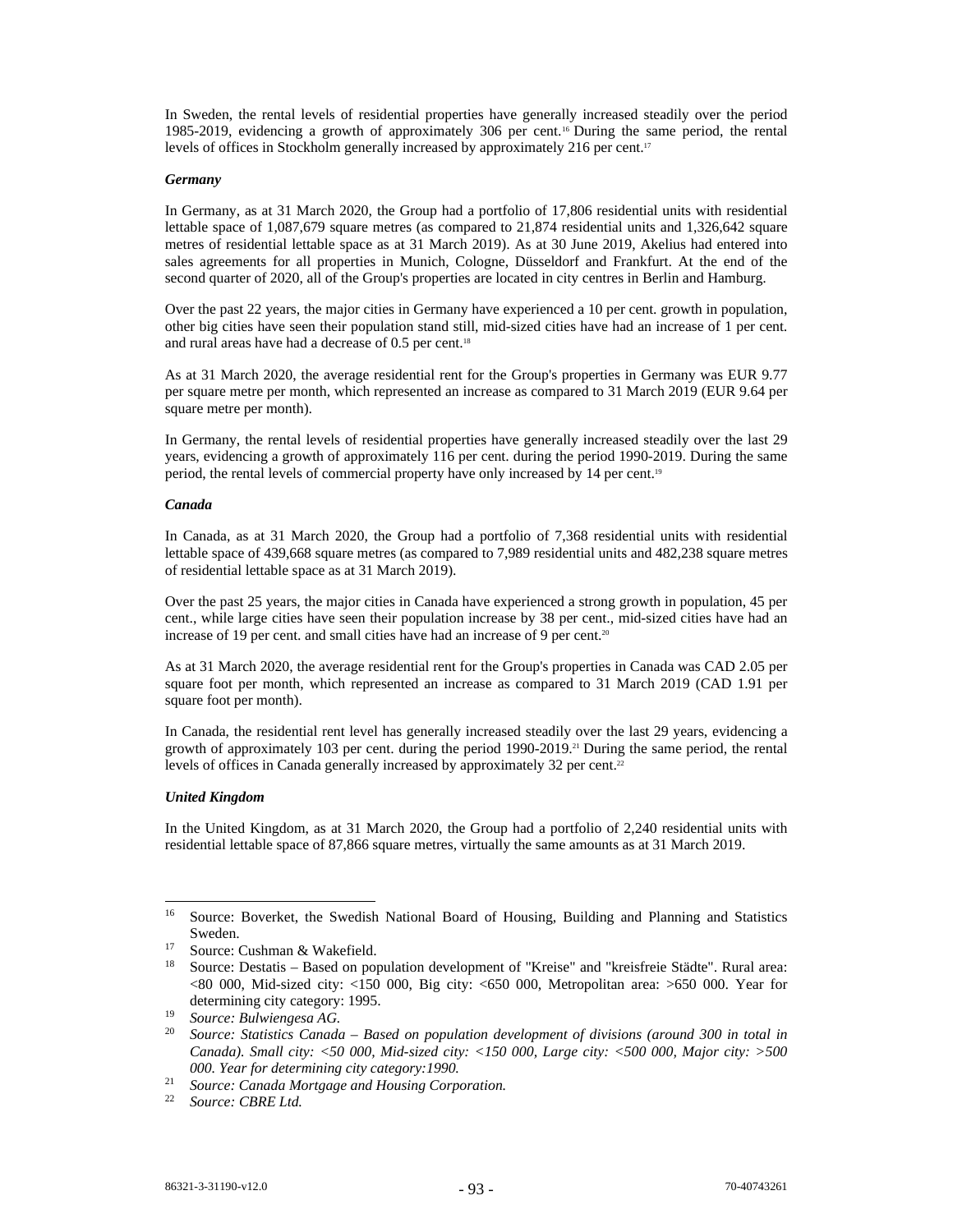In Sweden, the rental levels of residential properties have generally increased steadily over the period 1985-2019, evidencing a growth of approximately 306 per cent.[16] During the same period, the rental levels of offices in Stockholm generally increased by approximately 216 per cent.[17]

***Germany***

In Germany, as at 31 March 2020, the Group had a portfolio of 17,806 residential units with residential lettable space of 1,087,679 square metres (as compared to 21,874 residential units and 1,326,642 square metres of residential lettable space as at 31 March 2019). As at 30 June 2019, Akelius had entered into sales agreements for all properties in Munich, Cologne, Düsseldorf and Frankfurt. At the end of the second quarter of 2020, all of the Group's properties are located in city centres in Berlin and Hamburg.

Over the past 22 years, the major cities in Germany have experienced a 10 per cent. growth in population, other big cities have seen their population stand still, mid-sized cities have had an increase of 1 per cent. and rural areas have had a decrease of 0.5 per cent.[18]

As at 31 March 2020, the average residential rent for the Group's properties in Germany was EUR 9.77 per square metre per month, which represented an increase as compared to 31 March 2019 (EUR 9.64 per square metre per month).

In Germany, the rental levels of residential properties have generally increased steadily over the last 29 years, evidencing a growth of approximately 116 per cent. during the period 1990-2019. During the same period, the rental levels of commercial property have only increased by 14 per cent.[19]

***Canada***

In Canada, as at 31 March 2020, the Group had a portfolio of 7,368 residential units with residential lettable space of 439,668 square metres (as compared to 7,989 residential units and 482,238 square metres of residential lettable space as at 31 March 2019).

Over the past 25 years, the major cities in Canada have experienced a strong growth in population, 45 per cent., while large cities have seen their population increase by 38 per cent., mid-sized cities have had an increase of 19 per cent. and small cities have had an increase of 9 per cent.[20]

As at 31 March 2020, the average residential rent for the Group's properties in Canada was CAD 2.05 per square foot per month, which represented an increase as compared to 31 March 2019 (CAD 1.91 per square foot per month).

In Canada, the residential rent level has generally increased steadily over the last 29 years, evidencing a growth of approximately 103 per cent. during the period 1990-2019.[21] During the same period, the rental levels of offices in Canada generally increased by approximately 32 per cent.[22]

***United Kingdom***

In the United Kingdom, as at 31 March 2020, the Group had a portfolio of 2,240 residential units with residential lettable space of 87,866 square metres, virtually the same amounts as at 31 March 2019.

---

[16] Source: Boverket, the Swedish National Board of Housing, Building and Planning and Statistics Sweden.

[17] Source: Cushman & Wakefield.

[18] Source: Destatis – Based on population development of "Kreise" and "kreisfreie Städte". Rural area: <80 000, Mid-sized city: <150 000, Big city: <650 000, Metropolitan area: >650 000. Year for determining city category: 1995.

[19] *Source: Bulwiengesa AG.*

[20] *Source: Statistics Canada – Based on population development of divisions (around 300 in total in Canada). Small city: <50 000, Mid-sized city: <150 000, Large city: <500 000, Major city: >500 000. Year for determining city category:1990.*

[21] *Source: Canada Mortgage and Housing Corporation.*

[22] *Source: CBRE Ltd.*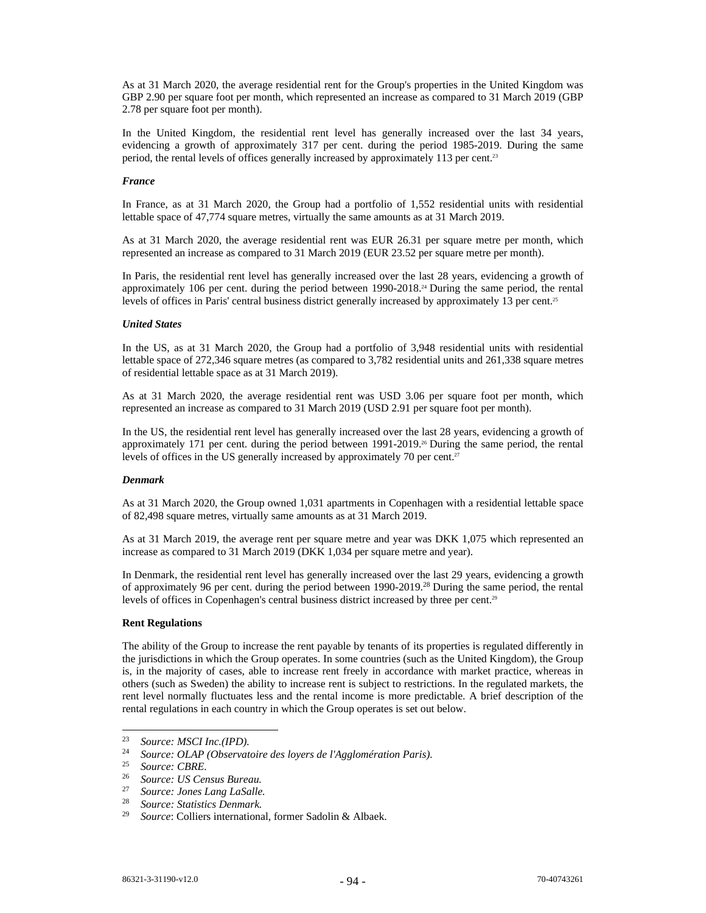As at 31 March 2020, the average residential rent for the Group's properties in the United Kingdom was GBP 2.90 per square foot per month, which represented an increase as compared to 31 March 2019 (GBP 2.78 per square foot per month).

In the United Kingdom, the residential rent level has generally increased over the last 34 years, evidencing a growth of approximately 317 per cent. during the period 1985-2019. During the same period, the rental levels of offices generally increased by approximately 113 per cent.[23]

***France***

In France, as at 31 March 2020, the Group had a portfolio of 1,552 residential units with residential lettable space of 47,774 square metres, virtually the same amounts as at 31 March 2019.

As at 31 March 2020, the average residential rent was EUR 26.31 per square metre per month, which represented an increase as compared to 31 March 2019 (EUR 23.52 per square metre per month).

In Paris, the residential rent level has generally increased over the last 28 years, evidencing a growth of approximately 106 per cent. during the period between 1990-2018.[24] During the same period, the rental levels of offices in Paris' central business district generally increased by approximately 13 per cent.[25]

***United States***

In the US, as at 31 March 2020, the Group had a portfolio of 3,948 residential units with residential lettable space of 272,346 square metres (as compared to 3,782 residential units and 261,338 square metres of residential lettable space as at 31 March 2019).

As at 31 March 2020, the average residential rent was USD 3.06 per square foot per month, which represented an increase as compared to 31 March 2019 (USD 2.91 per square foot per month).

In the US, the residential rent level has generally increased over the last 28 years, evidencing a growth of approximately 171 per cent. during the period between 1991-2019.[26] During the same period, the rental levels of offices in the US generally increased by approximately 70 per cent.[27]

***Denmark***

As at 31 March 2020, the Group owned 1,031 apartments in Copenhagen with a residential lettable space of 82,498 square metres, virtually same amounts as at 31 March 2019.

As at 31 March 2019, the average rent per square metre and year was DKK 1,075 which represented an increase as compared to 31 March 2019 (DKK 1,034 per square metre and year).

In Denmark, the residential rent level has generally increased over the last 29 years, evidencing a growth of approximately 96 per cent. during the period between 1990-2019.[28] During the same period, the rental levels of offices in Copenhagen's central business district increased by three per cent.[29]

**Rent Regulations**

The ability of the Group to increase the rent payable by tenants of its properties is regulated differently in the jurisdictions in which the Group operates. In some countries (such as the United Kingdom), the Group is, in the majority of cases, able to increase rent freely in accordance with market practice, whereas in others (such as Sweden) the ability to increase rent is subject to restrictions. In the regulated markets, the rent level normally fluctuates less and the rental income is more predictable. A brief description of the rental regulations in each country in which the Group operates is set out below.

---

[23] *Source: MSCI Inc.(IPD).*
[24] *Source: OLAP (Observatoire des loyers de l'Agglomération Paris).*
[25] *Source: CBRE.*
[26] *Source: US Census Bureau.*
[27] *Source: Jones Lang LaSalle.*
[28] *Source: Statistics Denmark.*
[29] *Source*: Colliers international, former Sadolin & Albaek.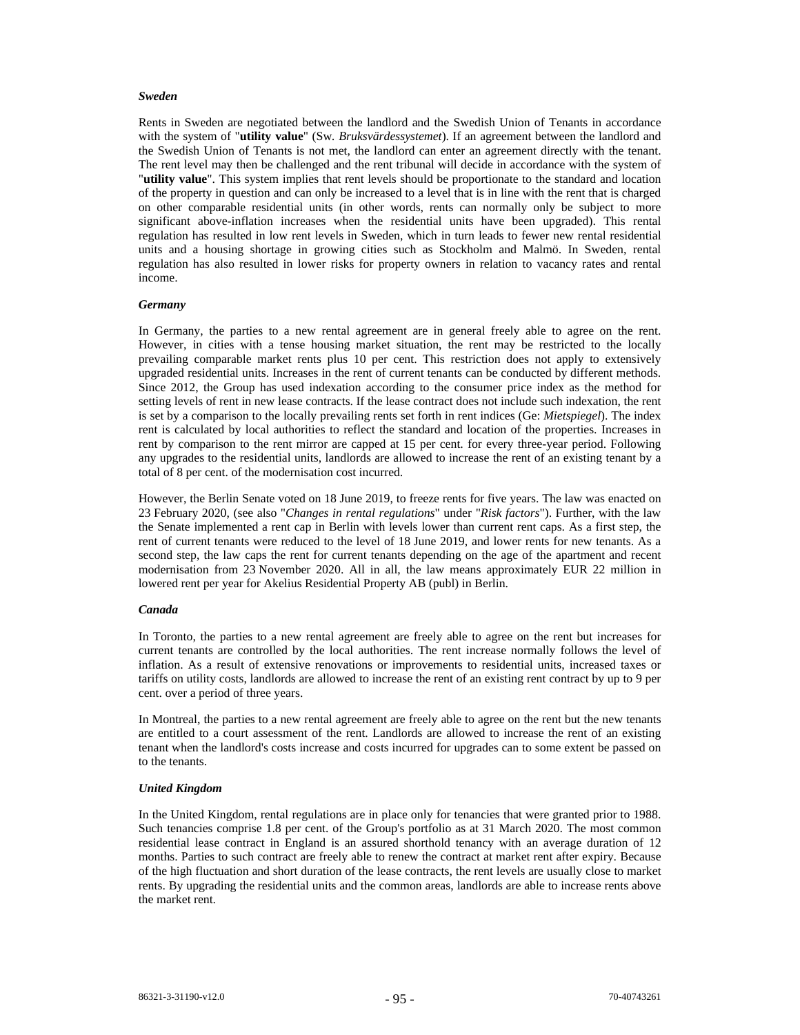***Sweden***

Rents in Sweden are negotiated between the landlord and the Swedish Union of Tenants in accordance with the system of "**utility value**" (Sw. *Bruksvärdessystemet*). If an agreement between the landlord and the Swedish Union of Tenants is not met, the landlord can enter an agreement directly with the tenant. The rent level may then be challenged and the rent tribunal will decide in accordance with the system of "**utility value**". This system implies that rent levels should be proportionate to the standard and location of the property in question and can only be increased to a level that is in line with the rent that is charged on other comparable residential units (in other words, rents can normally only be subject to more significant above-inflation increases when the residential units have been upgraded). This rental regulation has resulted in low rent levels in Sweden, which in turn leads to fewer new rental residential units and a housing shortage in growing cities such as Stockholm and Malmö. In Sweden, rental regulation has also resulted in lower risks for property owners in relation to vacancy rates and rental income.

***Germany***

In Germany, the parties to a new rental agreement are in general freely able to agree on the rent. However, in cities with a tense housing market situation, the rent may be restricted to the locally prevailing comparable market rents plus 10 per cent. This restriction does not apply to extensively upgraded residential units. Increases in the rent of current tenants can be conducted by different methods. Since 2012, the Group has used indexation according to the consumer price index as the method for setting levels of rent in new lease contracts. If the lease contract does not include such indexation, the rent is set by a comparison to the locally prevailing rents set forth in rent indices (Ge: *Mietspiegel*). The index rent is calculated by local authorities to reflect the standard and location of the properties. Increases in rent by comparison to the rent mirror are capped at 15 per cent. for every three-year period. Following any upgrades to the residential units, landlords are allowed to increase the rent of an existing tenant by a total of 8 per cent. of the modernisation cost incurred.

However, the Berlin Senate voted on 18 June 2019, to freeze rents for five years. The law was enacted on 23 February 2020, (see also "*Changes in rental regulations*" under "*Risk factors*"). Further, with the law the Senate implemented a rent cap in Berlin with levels lower than current rent caps. As a first step, the rent of current tenants were reduced to the level of 18 June 2019, and lower rents for new tenants. As a second step, the law caps the rent for current tenants depending on the age of the apartment and recent modernisation from 23 November 2020. All in all, the law means approximately EUR 22 million in lowered rent per year for Akelius Residential Property AB (publ) in Berlin.

***Canada***

In Toronto, the parties to a new rental agreement are freely able to agree on the rent but increases for current tenants are controlled by the local authorities. The rent increase normally follows the level of inflation. As a result of extensive renovations or improvements to residential units, increased taxes or tariffs on utility costs, landlords are allowed to increase the rent of an existing rent contract by up to 9 per cent. over a period of three years.

In Montreal, the parties to a new rental agreement are freely able to agree on the rent but the new tenants are entitled to a court assessment of the rent. Landlords are allowed to increase the rent of an existing tenant when the landlord's costs increase and costs incurred for upgrades can to some extent be passed on to the tenants.

***United Kingdom***

In the United Kingdom, rental regulations are in place only for tenancies that were granted prior to 1988. Such tenancies comprise 1.8 per cent. of the Group's portfolio as at 31 March 2020. The most common residential lease contract in England is an assured shorthold tenancy with an average duration of 12 months. Parties to such contract are freely able to renew the contract at market rent after expiry. Because of the high fluctuation and short duration of the lease contracts, the rent levels are usually close to market rents. By upgrading the residential units and the common areas, landlords are able to increase rents above the market rent.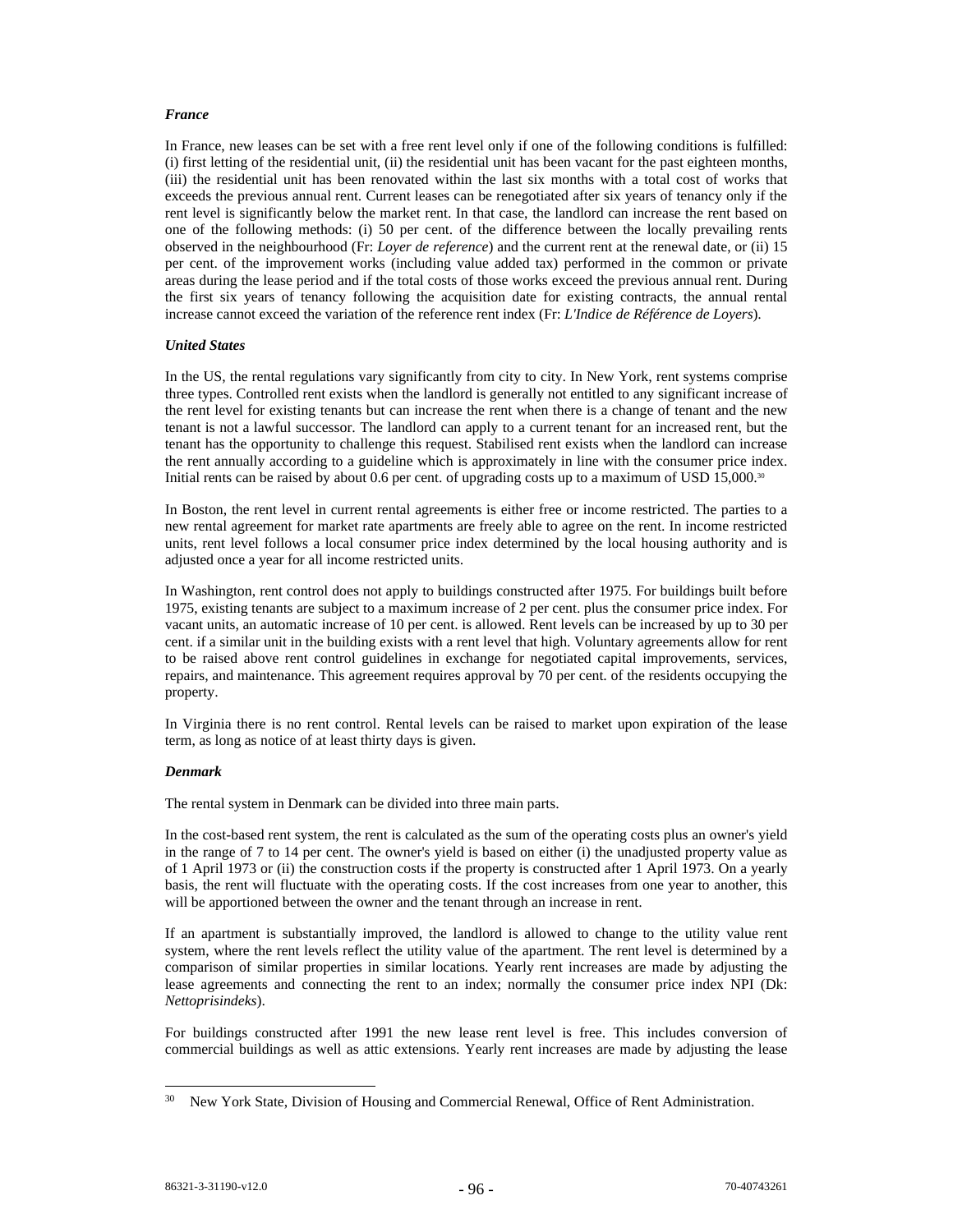### *France*

In France, new leases can be set with a free rent level only if one of the following conditions is fulfilled: (i) first letting of the residential unit, (ii) the residential unit has been vacant for the past eighteen months, (iii) the residential unit has been renovated within the last six months with a total cost of works that exceeds the previous annual rent. Current leases can be renegotiated after six years of tenancy only if the rent level is significantly below the market rent. In that case, the landlord can increase the rent based on one of the following methods: (i) 50 per cent. of the difference between the locally prevailing rents observed in the neighbourhood (Fr: *Loyer de reference*) and the current rent at the renewal date, or (ii) 15 per cent. of the improvement works (including value added tax) performed in the common or private areas during the lease period and if the total costs of those works exceed the previous annual rent. During the first six years of tenancy following the acquisition date for existing contracts, the annual rental increase cannot exceed the variation of the reference rent index (Fr: *L'Indice de Référence de Loyers*).

### *United States*

In the US, the rental regulations vary significantly from city to city. In New York, rent systems comprise three types. Controlled rent exists when the landlord is generally not entitled to any significant increase of the rent level for existing tenants but can increase the rent when there is a change of tenant and the new tenant is not a lawful successor. The landlord can apply to a current tenant for an increased rent, but the tenant has the opportunity to challenge this request. Stabilised rent exists when the landlord can increase the rent annually according to a guideline which is approximately in line with the consumer price index. Initial rents can be raised by about 0.6 per cent. of upgrading costs up to a maximum of USD 15,000.[30]

In Boston, the rent level in current rental agreements is either free or income restricted. The parties to a new rental agreement for market rate apartments are freely able to agree on the rent. In income restricted units, rent level follows a local consumer price index determined by the local housing authority and is adjusted once a year for all income restricted units.

In Washington, rent control does not apply to buildings constructed after 1975. For buildings built before 1975, existing tenants are subject to a maximum increase of 2 per cent. plus the consumer price index. For vacant units, an automatic increase of 10 per cent. is allowed. Rent levels can be increased by up to 30 per cent. if a similar unit in the building exists with a rent level that high. Voluntary agreements allow for rent to be raised above rent control guidelines in exchange for negotiated capital improvements, services, repairs, and maintenance. This agreement requires approval by 70 per cent. of the residents occupying the property.

In Virginia there is no rent control. Rental levels can be raised to market upon expiration of the lease term, as long as notice of at least thirty days is given.

### *Denmark*

The rental system in Denmark can be divided into three main parts.

In the cost-based rent system, the rent is calculated as the sum of the operating costs plus an owner's yield in the range of 7 to 14 per cent. The owner's yield is based on either (i) the unadjusted property value as of 1 April 1973 or (ii) the construction costs if the property is constructed after 1 April 1973. On a yearly basis, the rent will fluctuate with the operating costs. If the cost increases from one year to another, this will be apportioned between the owner and the tenant through an increase in rent.

If an apartment is substantially improved, the landlord is allowed to change to the utility value rent system, where the rent levels reflect the utility value of the apartment. The rent level is determined by a comparison of similar properties in similar locations. Yearly rent increases are made by adjusting the lease agreements and connecting the rent to an index; normally the consumer price index NPI (Dk: *Nettoprisindeks*).

For buildings constructed after 1991 the new lease rent level is free. This includes conversion of commercial buildings as well as attic extensions. Yearly rent increases are made by adjusting the lease

---

[30] New York State, Division of Housing and Commercial Renewal, Office of Rent Administration.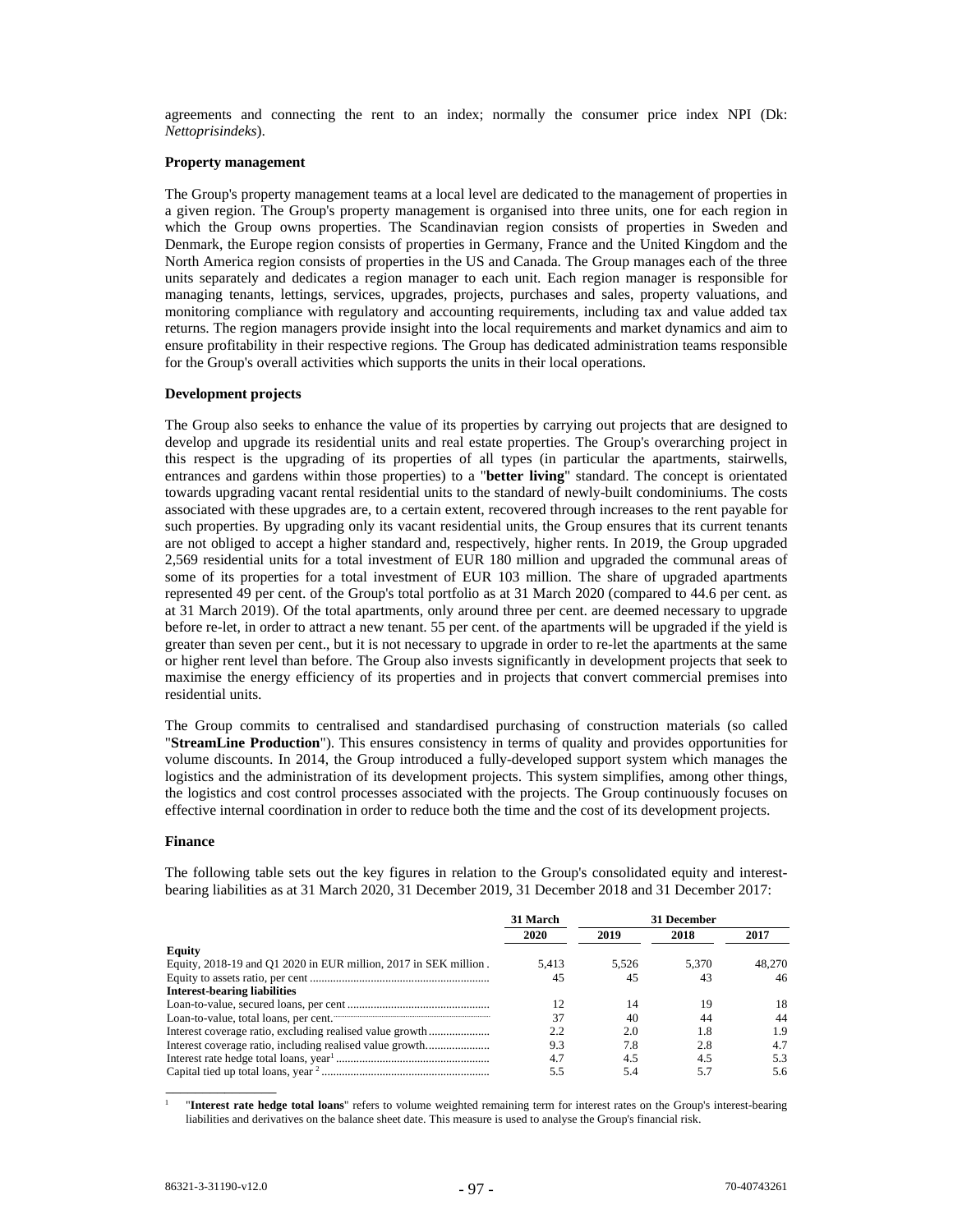agreements and connecting the rent to an index; normally the consumer price index NPI (Dk: *Nettoprisindeks*).

**Property management**

The Group's property management teams at a local level are dedicated to the management of properties in a given region. The Group's property management is organised into three units, one for each region in which the Group owns properties. The Scandinavian region consists of properties in Sweden and Denmark, the Europe region consists of properties in Germany, France and the United Kingdom and the North America region consists of properties in the US and Canada. The Group manages each of the three units separately and dedicates a region manager to each unit. Each region manager is responsible for managing tenants, lettings, services, upgrades, projects, purchases and sales, property valuations, and monitoring compliance with regulatory and accounting requirements, including tax and value added tax returns. The region managers provide insight into the local requirements and market dynamics and aim to ensure profitability in their respective regions. The Group has dedicated administration teams responsible for the Group's overall activities which supports the units in their local operations.

**Development projects**

The Group also seeks to enhance the value of its properties by carrying out projects that are designed to develop and upgrade its residential units and real estate properties. The Group's overarching project in this respect is the upgrading of its properties of all types (in particular the apartments, stairwells, entrances and gardens within those properties) to a "**better living**" standard. The concept is orientated towards upgrading vacant rental residential units to the standard of newly-built condominiums. The costs associated with these upgrades are, to a certain extent, recovered through increases to the rent payable for such properties. By upgrading only its vacant residential units, the Group ensures that its current tenants are not obliged to accept a higher standard and, respectively, higher rents. In 2019, the Group upgraded 2,569 residential units for a total investment of EUR 180 million and upgraded the communal areas of some of its properties for a total investment of EUR 103 million. The share of upgraded apartments represented 49 per cent. of the Group's total portfolio as at 31 March 2020 (compared to 44.6 per cent. as at 31 March 2019). Of the total apartments, only around three per cent. are deemed necessary to upgrade before re-let, in order to attract a new tenant. 55 per cent. of the apartments will be upgraded if the yield is greater than seven per cent., but it is not necessary to upgrade in order to re-let the apartments at the same or higher rent level than before. The Group also invests significantly in development projects that seek to maximise the energy efficiency of its properties and in projects that convert commercial premises into residential units.

The Group commits to centralised and standardised purchasing of construction materials (so called "**StreamLine Production**"). This ensures consistency in terms of quality and provides opportunities for volume discounts. In 2014, the Group introduced a fully-developed support system which manages the logistics and the administration of its development projects. This system simplifies, among other things, the logistics and cost control processes associated with the projects. The Group continuously focuses on effective internal coordination in order to reduce both the time and the cost of its development projects.

**Finance**

The following table sets out the key figures in relation to the Group's consolidated equity and interest-bearing liabilities as at 31 March 2020, 31 December 2019, 31 December 2018 and 31 December 2017:

| | 31 March | 31 December | | |
|---|---|---|---|---|
| | 2020 | 2019 | 2018 | 2017 |
| **Equity** | | | | |
| Equity, 2018-19 and Q1 2020 in EUR million, 2017 in SEK million | 5,413 | 5,526 | 5,370 | 48,270 |
| Equity to assets ratio, per cent | 45 | 45 | 43 | 46 |
| **Interest-bearing liabilities** | | | | |
| Loan-to-value, secured loans, per cent | 12 | 14 | 19 | 18 |
| Loan-to-value, total loans, per cent. | 37 | 40 | 44 | 44 |
| Interest coverage ratio, excluding realised value growth | 2.2 | 2.0 | 1.8 | 1.9 |
| Interest coverage ratio, including realised value growth | 9.3 | 7.8 | 2.8 | 4.7 |
| Interest rate hedge total loans, year[1] | 4.7 | 4.5 | 4.5 | 5.3 |
| Capital tied up total loans, year[2] | 5.5 | 5.4 | 5.7 | 5.6 |

[1] "**Interest rate hedge total loans**" refers to volume weighted remaining term for interest rates on the Group's interest-bearing liabilities and derivatives on the balance sheet date. This measure is used to analyse the Group's financial risk.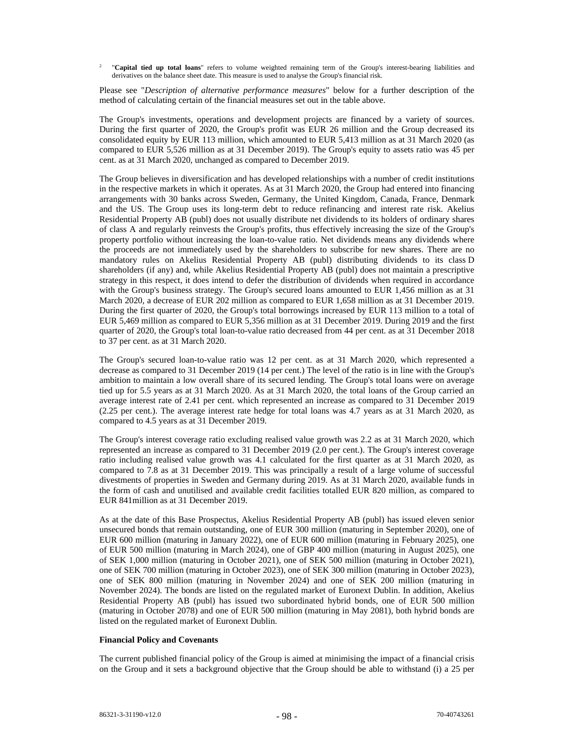[2] "**Capital tied up total loans**" refers to volume weighted remaining term of the Group's interest-bearing liabilities and derivatives on the balance sheet date. This measure is used to analyse the Group's financial risk.

Please see "*Description of alternative performance measures*" below for a further description of the method of calculating certain of the financial measures set out in the table above.

The Group's investments, operations and development projects are financed by a variety of sources. During the first quarter of 2020, the Group's profit was EUR 26 million and the Group decreased its consolidated equity by EUR 113 million, which amounted to EUR 5,413 million as at 31 March 2020 (as compared to EUR 5,526 million as at 31 December 2019). The Group's equity to assets ratio was 45 per cent. as at 31 March 2020, unchanged as compared to December 2019.

The Group believes in diversification and has developed relationships with a number of credit institutions in the respective markets in which it operates. As at 31 March 2020, the Group had entered into financing arrangements with 30 banks across Sweden, Germany, the United Kingdom, Canada, France, Denmark and the US. The Group uses its long-term debt to reduce refinancing and interest rate risk. Akelius Residential Property AB (publ) does not usually distribute net dividends to its holders of ordinary shares of class A and regularly reinvests the Group's profits, thus effectively increasing the size of the Group's property portfolio without increasing the loan-to-value ratio. Net dividends means any dividends where the proceeds are not immediately used by the shareholders to subscribe for new shares. There are no mandatory rules on Akelius Residential Property AB (publ) distributing dividends to its class D shareholders (if any) and, while Akelius Residential Property AB (publ) does not maintain a prescriptive strategy in this respect, it does intend to defer the distribution of dividends when required in accordance with the Group's business strategy. The Group's secured loans amounted to EUR 1,456 million as at 31 March 2020, a decrease of EUR 202 million as compared to EUR 1,658 million as at 31 December 2019. During the first quarter of 2020, the Group's total borrowings increased by EUR 113 million to a total of EUR 5,469 million as compared to EUR 5,356 million as at 31 December 2019. During 2019 and the first quarter of 2020, the Group's total loan-to-value ratio decreased from 44 per cent. as at 31 December 2018 to 37 per cent. as at 31 March 2020.

The Group's secured loan-to-value ratio was 12 per cent. as at 31 March 2020, which represented a decrease as compared to 31 December 2019 (14 per cent.) The level of the ratio is in line with the Group's ambition to maintain a low overall share of its secured lending. The Group's total loans were on average tied up for 5.5 years as at 31 March 2020. As at 31 March 2020, the total loans of the Group carried an average interest rate of 2.41 per cent. which represented an increase as compared to 31 December 2019 (2.25 per cent.). The average interest rate hedge for total loans was 4.7 years as at 31 March 2020, as compared to 4.5 years as at 31 December 2019.

The Group's interest coverage ratio excluding realised value growth was 2.2 as at 31 March 2020, which represented an increase as compared to 31 December 2019 (2.0 per cent.). The Group's interest coverage ratio including realised value growth was 4.1 calculated for the first quarter as at 31 March 2020, as compared to 7.8 as at 31 December 2019. This was principally a result of a large volume of successful divestments of properties in Sweden and Germany during 2019. As at 31 March 2020, available funds in the form of cash and unutilised and available credit facilities totalled EUR 820 million, as compared to EUR 841million as at 31 December 2019.

As at the date of this Base Prospectus, Akelius Residential Property AB (publ) has issued eleven senior unsecured bonds that remain outstanding, one of EUR 300 million (maturing in September 2020), one of EUR 600 million (maturing in January 2022), one of EUR 600 million (maturing in February 2025), one of EUR 500 million (maturing in March 2024), one of GBP 400 million (maturing in August 2025), one of SEK 1,000 million (maturing in October 2021), one of SEK 500 million (maturing in October 2021), one of SEK 700 million (maturing in October 2023), one of SEK 300 million (maturing in October 2023), one of SEK 800 million (maturing in November 2024) and one of SEK 200 million (maturing in November 2024). The bonds are listed on the regulated market of Euronext Dublin. In addition, Akelius Residential Property AB (publ) has issued two subordinated hybrid bonds, one of EUR 500 million (maturing in October 2078) and one of EUR 500 million (maturing in May 2081), both hybrid bonds are listed on the regulated market of Euronext Dublin.

**Financial Policy and Covenants**

The current published financial policy of the Group is aimed at minimising the impact of a financial crisis on the Group and it sets a background objective that the Group should be able to withstand (i) a 25 per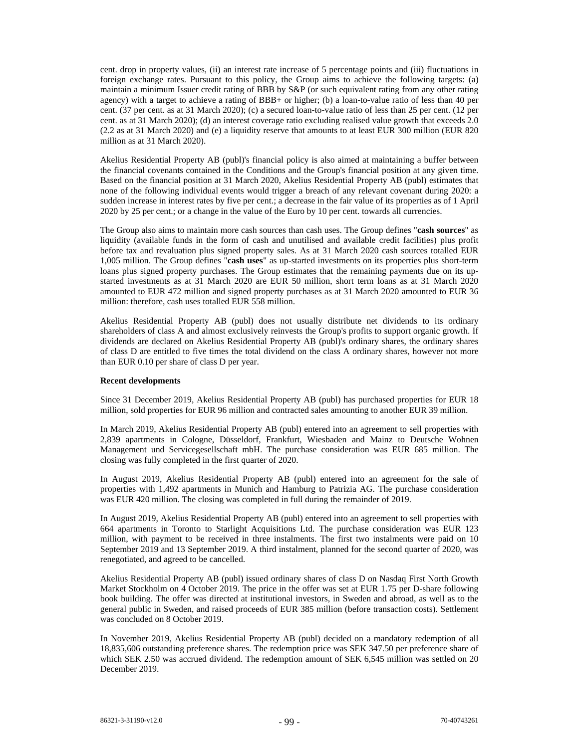cent. drop in property values, (ii) an interest rate increase of 5 percentage points and (iii) fluctuations in foreign exchange rates. Pursuant to this policy, the Group aims to achieve the following targets: (a) maintain a minimum Issuer credit rating of BBB by S&P (or such equivalent rating from any other rating agency) with a target to achieve a rating of BBB+ or higher; (b) a loan-to-value ratio of less than 40 per cent. (37 per cent. as at 31 March 2020); (c) a secured loan-to-value ratio of less than 25 per cent. (12 per cent. as at 31 March 2020); (d) an interest coverage ratio excluding realised value growth that exceeds 2.0 (2.2 as at 31 March 2020) and (e) a liquidity reserve that amounts to at least EUR 300 million (EUR 820 million as at 31 March 2020).

Akelius Residential Property AB (publ)'s financial policy is also aimed at maintaining a buffer between the financial covenants contained in the Conditions and the Group's financial position at any given time. Based on the financial position at 31 March 2020, Akelius Residential Property AB (publ) estimates that none of the following individual events would trigger a breach of any relevant covenant during 2020: a sudden increase in interest rates by five per cent.; a decrease in the fair value of its properties as of 1 April 2020 by 25 per cent.; or a change in the value of the Euro by 10 per cent. towards all currencies.

The Group also aims to maintain more cash sources than cash uses. The Group defines "**cash sources**" as liquidity (available funds in the form of cash and unutilised and available credit facilities) plus profit before tax and revaluation plus signed property sales. As at 31 March 2020 cash sources totalled EUR 1,005 million. The Group defines "**cash uses**" as up-started investments on its properties plus short-term loans plus signed property purchases. The Group estimates that the remaining payments due on its up-started investments as at 31 March 2020 are EUR 50 million, short term loans as at 31 March 2020 amounted to EUR 472 million and signed property purchases as at 31 March 2020 amounted to EUR 36 million: therefore, cash uses totalled EUR 558 million.

Akelius Residential Property AB (publ) does not usually distribute net dividends to its ordinary shareholders of class A and almost exclusively reinvests the Group's profits to support organic growth. If dividends are declared on Akelius Residential Property AB (publ)'s ordinary shares, the ordinary shares of class D are entitled to five times the total dividend on the class A ordinary shares, however not more than EUR 0.10 per share of class D per year.

**Recent developments**

Since 31 December 2019, Akelius Residential Property AB (publ) has purchased properties for EUR 18 million, sold properties for EUR 96 million and contracted sales amounting to another EUR 39 million.

In March 2019, Akelius Residential Property AB (publ) entered into an agreement to sell properties with 2,839 apartments in Cologne, Düsseldorf, Frankfurt, Wiesbaden and Mainz to Deutsche Wohnen Management und Servicegesellschaft mbH. The purchase consideration was EUR 685 million. The closing was fully completed in the first quarter of 2020.

In August 2019, Akelius Residential Property AB (publ) entered into an agreement for the sale of properties with 1,492 apartments in Munich and Hamburg to Patrizia AG. The purchase consideration was EUR 420 million. The closing was completed in full during the remainder of 2019.

In August 2019, Akelius Residential Property AB (publ) entered into an agreement to sell properties with 664 apartments in Toronto to Starlight Acquisitions Ltd. The purchase consideration was EUR 123 million, with payment to be received in three instalments. The first two instalments were paid on 10 September 2019 and 13 September 2019. A third instalment, planned for the second quarter of 2020, was renegotiated, and agreed to be cancelled.

Akelius Residential Property AB (publ) issued ordinary shares of class D on Nasdaq First North Growth Market Stockholm on 4 October 2019. The price in the offer was set at EUR 1.75 per D-share following book building. The offer was directed at institutional investors, in Sweden and abroad, as well as to the general public in Sweden, and raised proceeds of EUR 385 million (before transaction costs). Settlement was concluded on 8 October 2019.

In November 2019, Akelius Residential Property AB (publ) decided on a mandatory redemption of all 18,835,606 outstanding preference shares. The redemption price was SEK 347.50 per preference share of which SEK 2.50 was accrued dividend. The redemption amount of SEK 6,545 million was settled on 20 December 2019.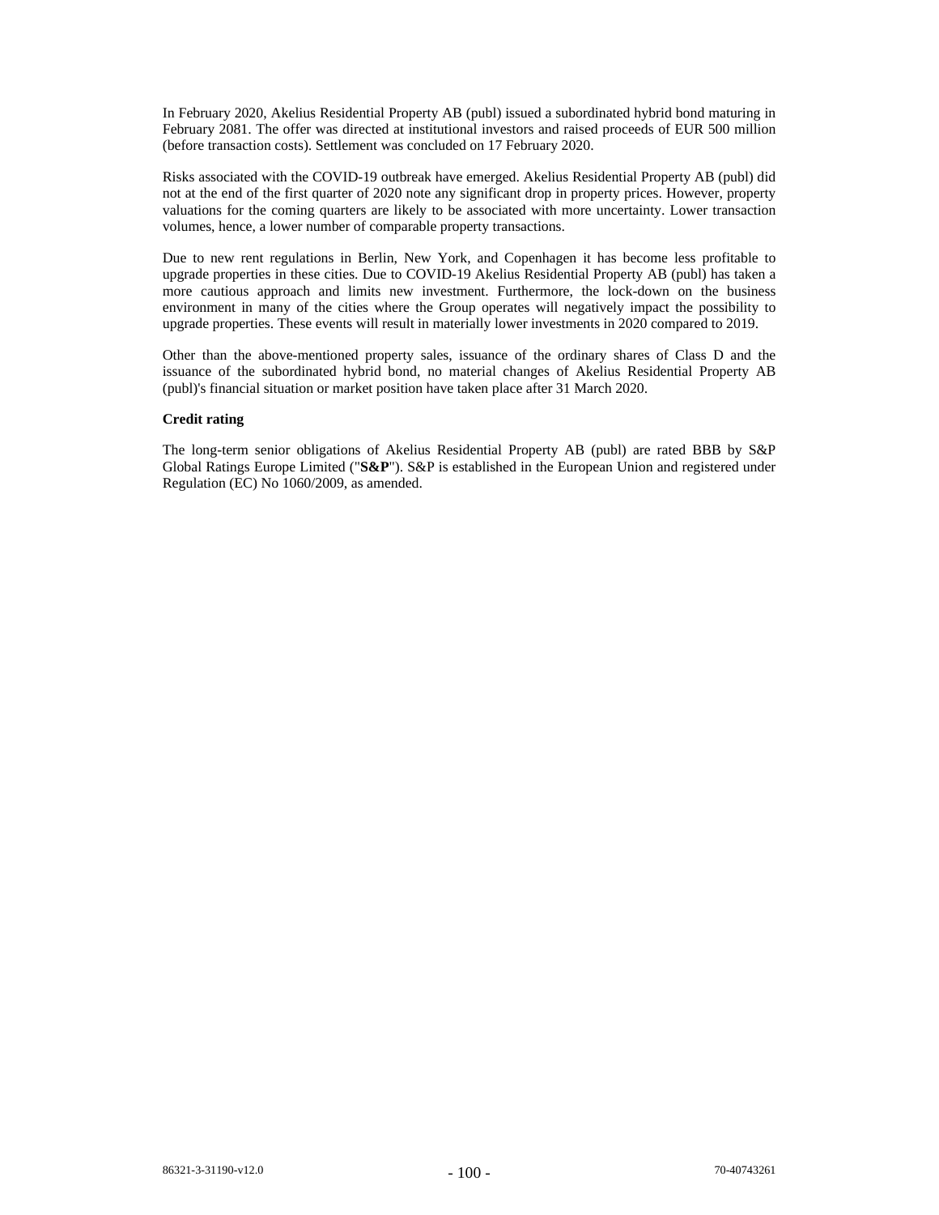In February 2020, Akelius Residential Property AB (publ) issued a subordinated hybrid bond maturing in February 2081. The offer was directed at institutional investors and raised proceeds of EUR 500 million (before transaction costs). Settlement was concluded on 17 February 2020.

Risks associated with the COVID-19 outbreak have emerged. Akelius Residential Property AB (publ) did not at the end of the first quarter of 2020 note any significant drop in property prices. However, property valuations for the coming quarters are likely to be associated with more uncertainty. Lower transaction volumes, hence, a lower number of comparable property transactions.

Due to new rent regulations in Berlin, New York, and Copenhagen it has become less profitable to upgrade properties in these cities. Due to COVID-19 Akelius Residential Property AB (publ) has taken a more cautious approach and limits new investment. Furthermore, the lock-down on the business environment in many of the cities where the Group operates will negatively impact the possibility to upgrade properties. These events will result in materially lower investments in 2020 compared to 2019.

Other than the above-mentioned property sales, issuance of the ordinary shares of Class D and the issuance of the subordinated hybrid bond, no material changes of Akelius Residential Property AB (publ)'s financial situation or market position have taken place after 31 March 2020.

**Credit rating**

The long-term senior obligations of Akelius Residential Property AB (publ) are rated BBB by S&P Global Ratings Europe Limited ("**S&P**"). S&P is established in the European Union and registered under Regulation (EC) No 1060/2009, as amended.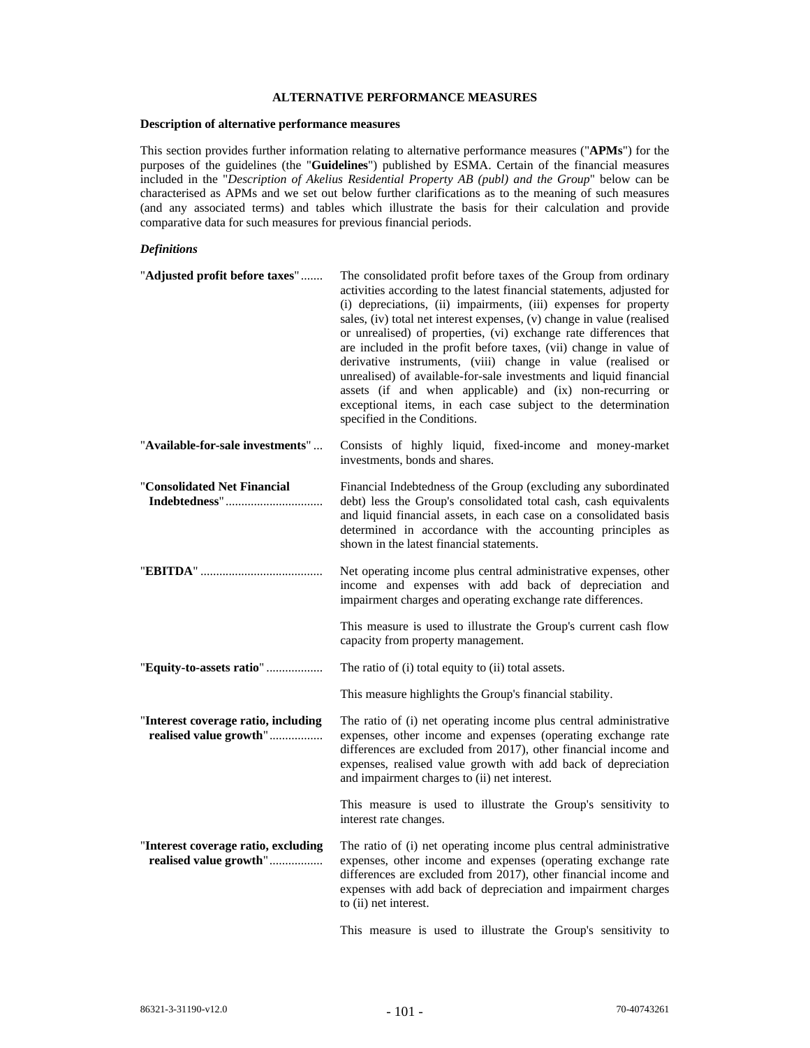## ALTERNATIVE PERFORMANCE MEASURES

### Description of alternative performance measures

This section provides further information relating to alternative performance measures ("**APMs**") for the purposes of the guidelines (the "**Guidelines**") published by ESMA. Certain of the financial measures included in the "*Description of Akelius Residential Property AB (publ) and the Group*" below can be characterised as APMs and we set out below further clarifications as to the meaning of such measures (and any associated terms) and tables which illustrate the basis for their calculation and provide comparative data for such measures for previous financial periods.

***Definitions***

"**Adjusted profit before taxes**" ....... The consolidated profit before taxes of the Group from ordinary activities according to the latest financial statements, adjusted for (i) depreciations, (ii) impairments, (iii) expenses for property sales, (iv) total net interest expenses, (v) change in value (realised or unrealised) of properties, (vi) exchange rate differences that are included in the profit before taxes, (vii) change in value of derivative instruments, (viii) change in value (realised or unrealised) of available-for-sale investments and liquid financial assets (if and when applicable) and (ix) non-recurring or exceptional items, in each case subject to the determination specified in the Conditions.

"**Available-for-sale investments**" ... Consists of highly liquid, fixed-income and money-market investments, bonds and shares.

"**Consolidated Net Financial Indebtedness**" ............................... Financial Indebtedness of the Group (excluding any subordinated debt) less the Group's consolidated total cash, cash equivalents and liquid financial assets, in each case on a consolidated basis determined in accordance with the accounting principles as shown in the latest financial statements.

"**EBITDA**" ....................................... Net operating income plus central administrative expenses, other income and expenses with add back of depreciation and impairment charges and operating exchange rate differences.

This measure is used to illustrate the Group's current cash flow capacity from property management.

"**Equity-to-assets ratio**" .................. The ratio of (i) total equity to (ii) total assets.

This measure highlights the Group's financial stability.

"**Interest coverage ratio, including realised value growth**" ................. The ratio of (i) net operating income plus central administrative expenses, other income and expenses (operating exchange rate differences are excluded from 2017), other financial income and expenses, realised value growth with add back of depreciation and impairment charges to (ii) net interest.

This measure is used to illustrate the Group's sensitivity to interest rate changes.

"**Interest coverage ratio, excluding realised value growth**" ................. The ratio of (i) net operating income plus central administrative expenses, other income and expenses (operating exchange rate differences are excluded from 2017), other financial income and expenses with add back of depreciation and impairment charges to (ii) net interest.

This measure is used to illustrate the Group's sensitivity to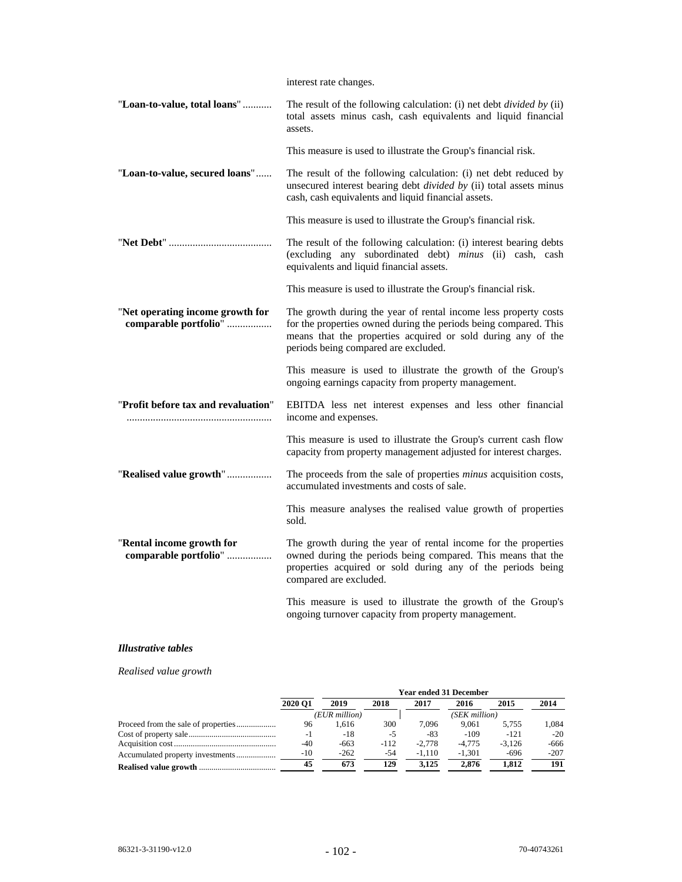interest rate changes.

| | |
|---|---|
| "**Loan-to-value, total loans**" | The result of the following calculation: (i) net debt *divided by* (ii) total assets minus cash, cash equivalents and liquid financial assets.<br><br>This measure is used to illustrate the Group's financial risk. |
| "**Loan-to-value, secured loans**" | The result of the following calculation: (i) net debt reduced by unsecured interest bearing debt *divided by* (ii) total assets minus cash, cash equivalents and liquid financial assets.<br><br>This measure is used to illustrate the Group's financial risk. |
| "**Net Debt**" | The result of the following calculation: (i) interest bearing debts (excluding any subordinated debt) *minus* (ii) cash, cash equivalents and liquid financial assets.<br><br>This measure is used to illustrate the Group's financial risk. |
| "**Net operating income growth for comparable portfolio**" | The growth during the year of rental income less property costs for the properties owned during the periods being compared. This means that the properties acquired or sold during any of the periods being compared are excluded.<br><br>This measure is used to illustrate the growth of the Group's ongoing earnings capacity from property management. |
| "**Profit before tax and revaluation**" | EBITDA less net interest expenses and less other financial income and expenses.<br><br>This measure is used to illustrate the Group's current cash flow capacity from property management adjusted for interest charges. |
| "**Realised value growth**" | The proceeds from the sale of properties *minus* acquisition costs, accumulated investments and costs of sale.<br><br>This measure analyses the realised value growth of properties sold. |
| "**Rental income growth for comparable portfolio**" | The growth during the year of rental income for the properties owned during the periods being compared. This means that the properties acquired or sold during any of the periods being compared are excluded.<br><br>This measure is used to illustrate the growth of the Group's ongoing turnover capacity from property management. |

***Illustrative tables***

*Realised value growth*

| | | Year ended 31 December | | | | | |
|---|---|---|---|---|---|---|---|
| | **2020 Q1** | **2019** | **2018** | **2017** | **2016** | **2015** | **2014** |
| | *(EUR million)* | | | *(SEK million)* | | | |
| Proceed from the sale of properties | 96 | 1,616 | 300 | 7,096 | 9,061 | 5,755 | 1,084 |
| Cost of property sale | -1 | -18 | -5 | -83 | -109 | -121 | -20 |
| Acquisition cost | -40 | -663 | -112 | -2,778 | -4,775 | -3,126 | -666 |
| Accumulated property investments | -10 | -262 | -54 | -1,110 | -1,301 | -696 | -207 |
| **Realised value growth** | **45** | **673** | **129** | **3,125** | **2,876** | **1,812** | **191** |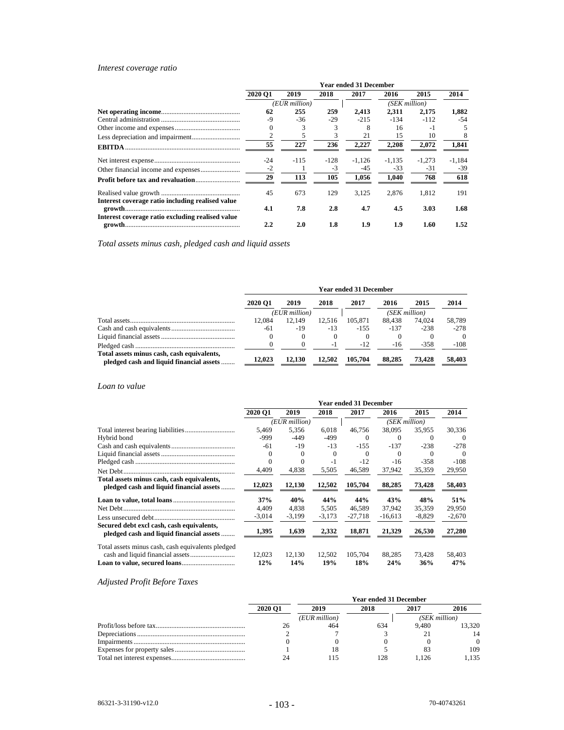*Interest coverage ratio*

| | 2020 Q1 | 2019 | 2018 | 2017 | 2016 | 2015 | 2014 |
|---|---|---|---|---|---|---|---|
| | | Year ended 31 December | | | | | |
| | (EUR million) | | | (SEK million) | | | |
| **Net operating income** | **62** | **255** | **259** | **2,413** | **2,311** | **2,175** | **1,882** |
| Central administration | -9 | -36 | -29 | -215 | -134 | -112 | -54 |
| Other income and expenses | 0 | 3 | 3 | 8 | 16 | -1 | 5 |
| Less depreciation and impairment | 2 | 5 | 3 | 21 | 15 | 10 | 8 |
| **EBITDA** | **55** | **227** | **236** | **2,227** | **2,208** | **2,072** | **1,841** |
| Net interest expense | -24 | -115 | -128 | -1,126 | -1,135 | -1,273 | -1,184 |
| Other financial income and expenses | -2 | 1 | -3 | -45 | -33 | -31 | -39 |
| **Profit before tax and revaluation** | **29** | **113** | **105** | **1,056** | **1,040** | **768** | **618** |
| Realised value growth | 45 | 673 | 129 | 3,125 | 2,876 | 1,812 | 191 |
| **Interest coverage ratio including realised value growth** | **4.1** | **7.8** | **2.8** | **4.7** | **4.5** | **3.03** | **1.68** |
| **Interest coverage ratio excluding realised value growth** | **2.2** | **2.0** | **1.8** | **1.9** | **1.9** | **1.60** | **1.52** |

*Total assets minus cash, pledged cash and liquid assets*

| | 2020 Q1 | 2019 | 2018 | 2017 | 2016 | 2015 | 2014 |
|---|---|---|---|---|---|---|---|
| | | Year ended 31 December | | | | | |
| | (EUR million) | | | (SEK million) | | | |
| Total assets | 12,084 | 12,149 | 12,516 | 105,871 | 88,438 | 74,024 | 58,789 |
| Cash and cash equivalents | -61 | -19 | -13 | -155 | -137 | -238 | -278 |
| Liquid financial assets | 0 | 0 | 0 | 0 | 0 | 0 | 0 |
| Pledged cash | 0 | 0 | -1 | -12 | -16 | -358 | -108 |
| **Total assets minus cash, cash equivalents, pledged cash and liquid financial assets** | **12,023** | **12,130** | **12,502** | **105,704** | **88,285** | **73,428** | **58,403** |

*Loan to value*

| | 2020 Q1 | 2019 | 2018 | 2017 | 2016 | 2015 | 2014 |
|---|---|---|---|---|---|---|---|
| | | Year ended 31 December | | | | | |
| | (EUR million) | | | (SEK million) | | | |
| Total interest bearing liabilities | 5,469 | 5,356 | 6,018 | 46,756 | 38,095 | 35,955 | 30,336 |
| Hybrid bond | -999 | -449 | -499 | 0 | 0 | 0 | 0 |
| Cash and cash equivalents | -61 | -19 | -13 | -155 | -137 | -238 | -278 |
| Liquid financial assets | 0 | 0 | 0 | 0 | 0 | 0 | 0 |
| Pledged cash | 0 | 0 | -1 | -12 | -16 | -358 | -108 |
| Net Debt | 4,409 | 4,838 | 5,505 | 46,589 | 37,942 | 35,359 | 29,950 |
| **Total assets minus cash, cash equivalents, pledged cash and liquid financial assets** | **12,023** | **12,130** | **12,502** | **105,704** | **88,285** | **73,428** | **58,403** |
| **Loan to value, total loans** | **37%** | **40%** | **44%** | **44%** | **43%** | **48%** | **51%** |
| Net Debt | 4,409 | 4,838 | 5,505 | 46,589 | 37,942 | 35,359 | 29,950 |
| Less unsecured debt | -3,014 | -3,199 | -3,173 | -27,718 | -16,613 | -8,829 | -2,670 |
| **Secured debt excl cash, cash equivalents, pledged cash and liquid financial assets** | **1,395** | **1,639** | **2,332** | **18,871** | **21,329** | **26,530** | **27,280** |
| Total assets minus cash, cash equivalents pledged cash and liquid financial assets | 12,023 | 12,130 | 12,502 | 105,704 | 88,285 | 73,428 | 58,403 |
| **Loan to value, secured loans** | **12%** | **14%** | **19%** | **18%** | **24%** | **36%** | **47%** |

*Adjusted Profit Before Taxes*

| | 2020 Q1 | 2019 | 2018 | 2017 | 2016 |
|---|---|---|---|---|---|
| | | Year ended 31 December | | | |
| | (EUR million) | | | (SEK million) | |
| Profit/loss before tax | 26 | 464 | 634 | 9,480 | 13,320 |
| Depreciations | 2 | 7 | 3 | 21 | 14 |
| Impairments | 0 | 0 | 0 | 0 | 0 |
| Expenses for property sales | 1 | 18 | 5 | 83 | 109 |
| Total net interest expenses | 24 | 115 | 128 | 1,126 | 1,135 |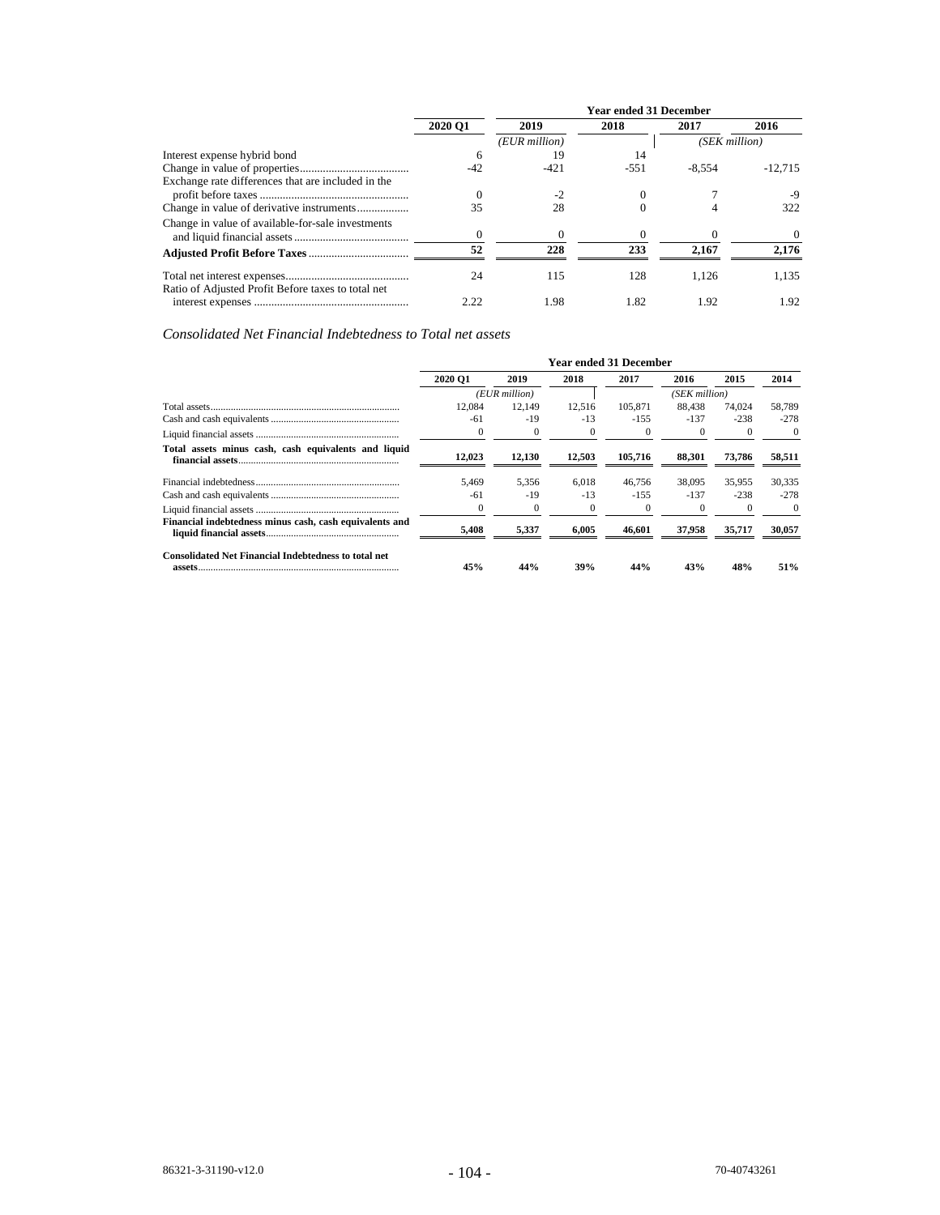| | | Year ended 31 December | | | |
|---|---|---|---|---|---|
| | 2020 Q1 | 2019 | 2018 | 2017 | 2016 |
| | | (EUR million) | | (SEK million) | |
| Interest expense hybrid bond | 6 | 19 | 14 | | |
| Change in value of properties | -42 | -421 | -551 | -8,554 | -12,715 |
| Exchange rate differences that are included in the profit before taxes | 0 | -2 | 0 | 7 | -9 |
| Change in value of derivative instruments | 35 | 28 | 0 | 4 | 322 |
| Change in value of available-for-sale investments and liquid financial assets | 0 | 0 | 0 | 0 | 0 |
| **Adjusted Profit Before Taxes** | **52** | **228** | **233** | **2,167** | **2,176** |
| Total net interest expenses | 24 | 115 | 128 | 1,126 | 1,135 |
| Ratio of Adjusted Profit Before taxes to total net interest expenses | 2.22 | 1.98 | 1.82 | 1.92 | 1.92 |

*Consolidated Net Financial Indebtedness to Total net assets*

| | | Year ended 31 December | | | | | |
|---|---|---|---|---|---|---|---|
| | 2020 Q1 | 2019 | 2018 | 2017 | 2016 | 2015 | 2014 |
| | | (EUR million) | | | (SEK million) | | |
| Total assets | 12,084 | 12,149 | 12,516 | 105,871 | 88,438 | 74,024 | 58,789 |
| Cash and cash equivalents | -61 | -19 | -13 | -155 | -137 | -238 | -278 |
| Liquid financial assets | 0 | 0 | 0 | 0 | 0 | 0 | 0 |
| **Total assets minus cash, cash equivalents and liquid financial assets** | **12,023** | **12,130** | **12,503** | **105,716** | **88,301** | **73,786** | **58,511** |
| Financial indebtedness | 5,469 | 5,356 | 6,018 | 46,756 | 38,095 | 35,955 | 30,335 |
| Cash and cash equivalents | -61 | -19 | -13 | -155 | -137 | -238 | -278 |
| Liquid financial assets | 0 | 0 | 0 | 0 | 0 | 0 | 0 |
| **Financial indebtedness minus cash, cash equivalents and liquid financial assets** | **5,408** | **5,337** | **6,005** | **46,601** | **37,958** | **35,717** | **30,057** |
| **Consolidated Net Financial Indebtedness to total net assets** | **45%** | **44%** | **39%** | **44%** | **43%** | **48%** | **51%** |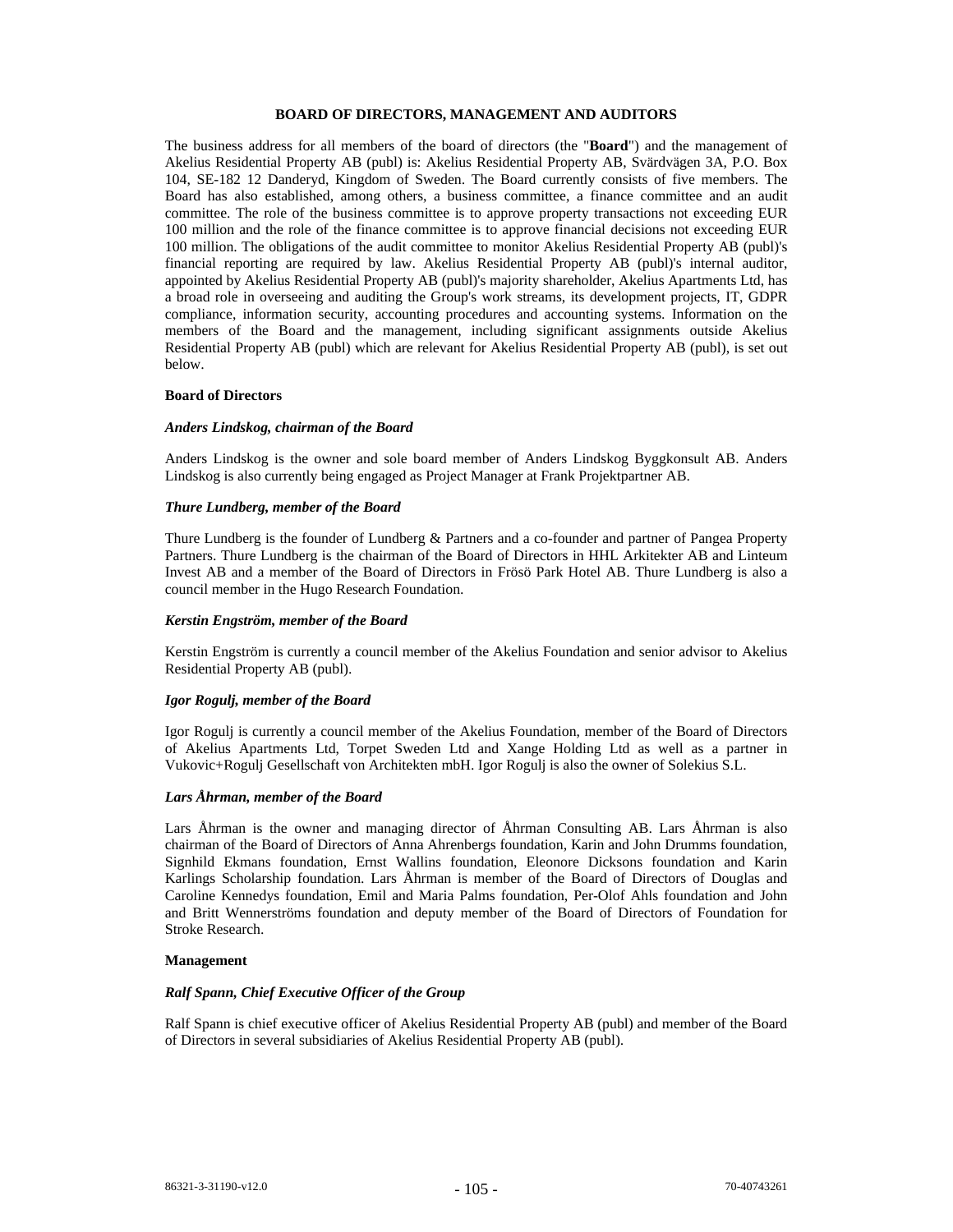# BOARD OF DIRECTORS, MANAGEMENT AND AUDITORS

The business address for all members of the board of directors (the "**Board**") and the management of Akelius Residential Property AB (publ) is: Akelius Residential Property AB, Svärdvägen 3A, P.O. Box 104, SE-182 12 Danderyd, Kingdom of Sweden. The Board currently consists of five members. The Board has also established, among others, a business committee, a finance committee and an audit committee. The role of the business committee is to approve property transactions not exceeding EUR 100 million and the role of the finance committee is to approve financial decisions not exceeding EUR 100 million. The obligations of the audit committee to monitor Akelius Residential Property AB (publ)'s financial reporting are required by law. Akelius Residential Property AB (publ)'s internal auditor, appointed by Akelius Residential Property AB (publ)'s majority shareholder, Akelius Apartments Ltd, has a broad role in overseeing and auditing the Group's work streams, its development projects, IT, GDPR compliance, information security, accounting procedures and accounting systems. Information on the members of the Board and the management, including significant assignments outside Akelius Residential Property AB (publ) which are relevant for Akelius Residential Property AB (publ), is set out below.

## Board of Directors

### *Anders Lindskog, chairman of the Board*

Anders Lindskog is the owner and sole board member of Anders Lindskog Byggkonsult AB. Anders Lindskog is also currently being engaged as Project Manager at Frank Projektpartner AB.

### *Thure Lundberg, member of the Board*

Thure Lundberg is the founder of Lundberg & Partners and a co-founder and partner of Pangea Property Partners. Thure Lundberg is the chairman of the Board of Directors in HHL Arkitekter AB and Linteum Invest AB and a member of the Board of Directors in Frösö Park Hotel AB. Thure Lundberg is also a council member in the Hugo Research Foundation.

### *Kerstin Engström, member of the Board*

Kerstin Engström is currently a council member of the Akelius Foundation and senior advisor to Akelius Residential Property AB (publ).

### *Igor Rogulj, member of the Board*

Igor Rogulj is currently a council member of the Akelius Foundation, member of the Board of Directors of Akelius Apartments Ltd, Torpet Sweden Ltd and Xange Holding Ltd as well as a partner in Vukovic+Rogulj Gesellschaft von Architekten mbH. Igor Rogulj is also the owner of Solekius S.L.

### *Lars Åhrman, member of the Board*

Lars Åhrman is the owner and managing director of Åhrman Consulting AB. Lars Åhrman is also chairman of the Board of Directors of Anna Ahrenbergs foundation, Karin and John Drumms foundation, Signhild Ekmans foundation, Ernst Wallins foundation, Eleonore Dicksons foundation and Karin Karlings Scholarship foundation. Lars Åhrman is member of the Board of Directors of Douglas and Caroline Kennedys foundation, Emil and Maria Palms foundation, Per-Olof Ahls foundation and John and Britt Wennerströms foundation and deputy member of the Board of Directors of Foundation for Stroke Research.

## Management

### *Ralf Spann, Chief Executive Officer of the Group*

Ralf Spann is chief executive officer of Akelius Residential Property AB (publ) and member of the Board of Directors in several subsidiaries of Akelius Residential Property AB (publ).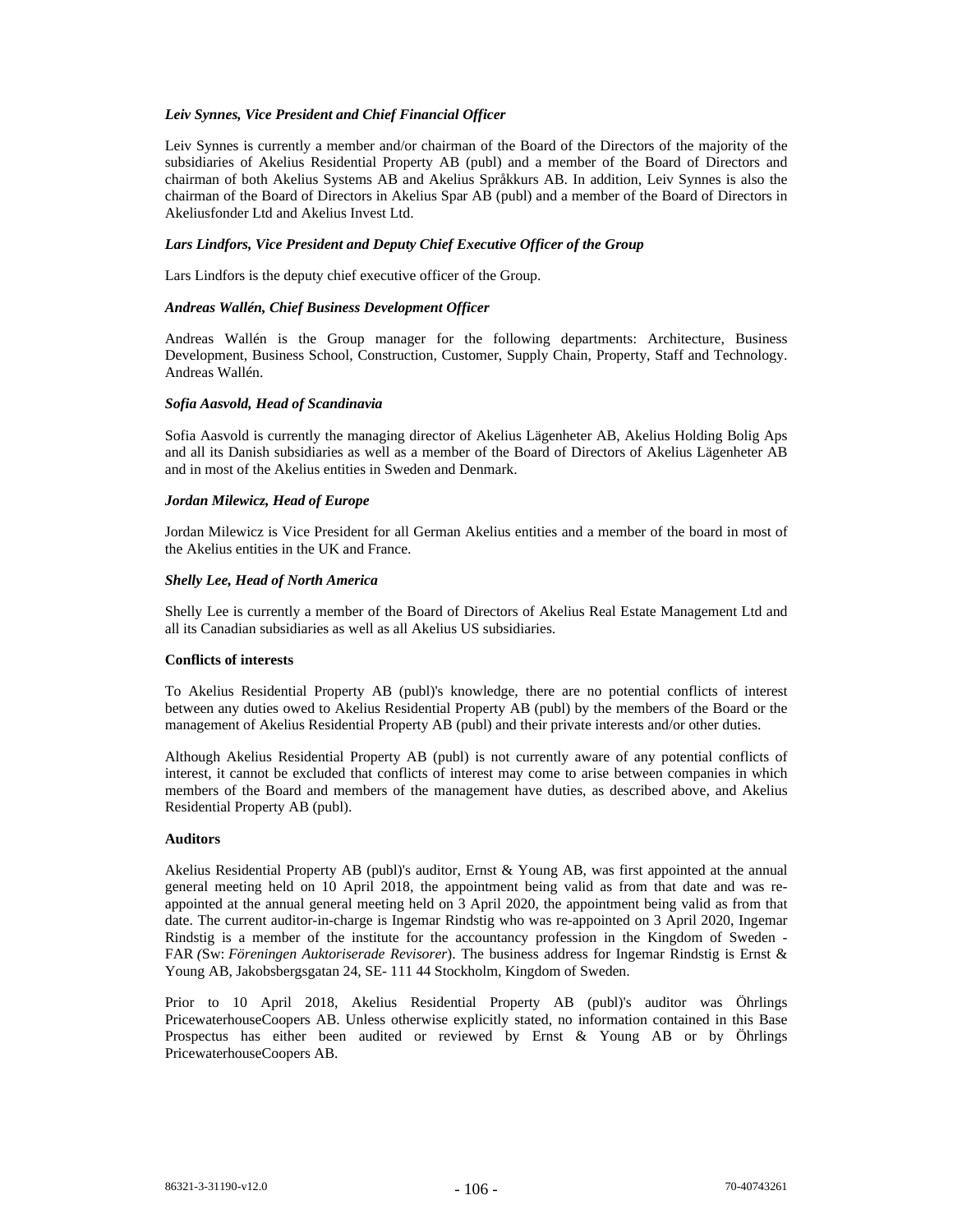***Leiv Synnes, Vice President and Chief Financial Officer***

Leiv Synnes is currently a member and/or chairman of the Board of the Directors of the majority of the subsidiaries of Akelius Residential Property AB (publ) and a member of the Board of Directors and chairman of both Akelius Systems AB and Akelius Språkkurs AB. In addition, Leiv Synnes is also the chairman of the Board of Directors in Akelius Spar AB (publ) and a member of the Board of Directors in Akeliusfonder Ltd and Akelius Invest Ltd.

***Lars Lindfors, Vice President and Deputy Chief Executive Officer of the Group***

Lars Lindfors is the deputy chief executive officer of the Group.

***Andreas Wallén, Chief Business Development Officer***

Andreas Wallén is the Group manager for the following departments: Architecture, Business Development, Business School, Construction, Customer, Supply Chain, Property, Staff and Technology. Andreas Wallén.

***Sofia Aasvold, Head of Scandinavia***

Sofia Aasvold is currently the managing director of Akelius Lägenheter AB, Akelius Holding Bolig Aps and all its Danish subsidiaries as well as a member of the Board of Directors of Akelius Lägenheter AB and in most of the Akelius entities in Sweden and Denmark.

***Jordan Milewicz, Head of Europe***

Jordan Milewicz is Vice President for all German Akelius entities and a member of the board in most of the Akelius entities in the UK and France.

***Shelly Lee, Head of North America***

Shelly Lee is currently a member of the Board of Directors of Akelius Real Estate Management Ltd and all its Canadian subsidiaries as well as all Akelius US subsidiaries.

**Conflicts of interests**

To Akelius Residential Property AB (publ)'s knowledge, there are no potential conflicts of interest between any duties owed to Akelius Residential Property AB (publ) by the members of the Board or the management of Akelius Residential Property AB (publ) and their private interests and/or other duties.

Although Akelius Residential Property AB (publ) is not currently aware of any potential conflicts of interest, it cannot be excluded that conflicts of interest may come to arise between companies in which members of the Board and members of the management have duties, as described above, and Akelius Residential Property AB (publ).

**Auditors**

Akelius Residential Property AB (publ)'s auditor, Ernst & Young AB, was first appointed at the annual general meeting held on 10 April 2018, the appointment being valid as from that date and was re-appointed at the annual general meeting held on 3 April 2020, the appointment being valid as from that date. The current auditor-in-charge is Ingemar Rindstig who was re-appointed on 3 April 2020, Ingemar Rindstig is a member of the institute for the accountancy profession in the Kingdom of Sweden - FAR *(*Sw: *Föreningen Auktoriserade Revisorer*). The business address for Ingemar Rindstig is Ernst & Young AB, Jakobsbergsgatan 24, SE- 111 44 Stockholm, Kingdom of Sweden.

Prior to 10 April 2018, Akelius Residential Property AB (publ)'s auditor was Öhrlings PricewaterhouseCoopers AB. Unless otherwise explicitly stated, no information contained in this Base Prospectus has either been audited or reviewed by Ernst & Young AB or by Öhrlings PricewaterhouseCoopers AB.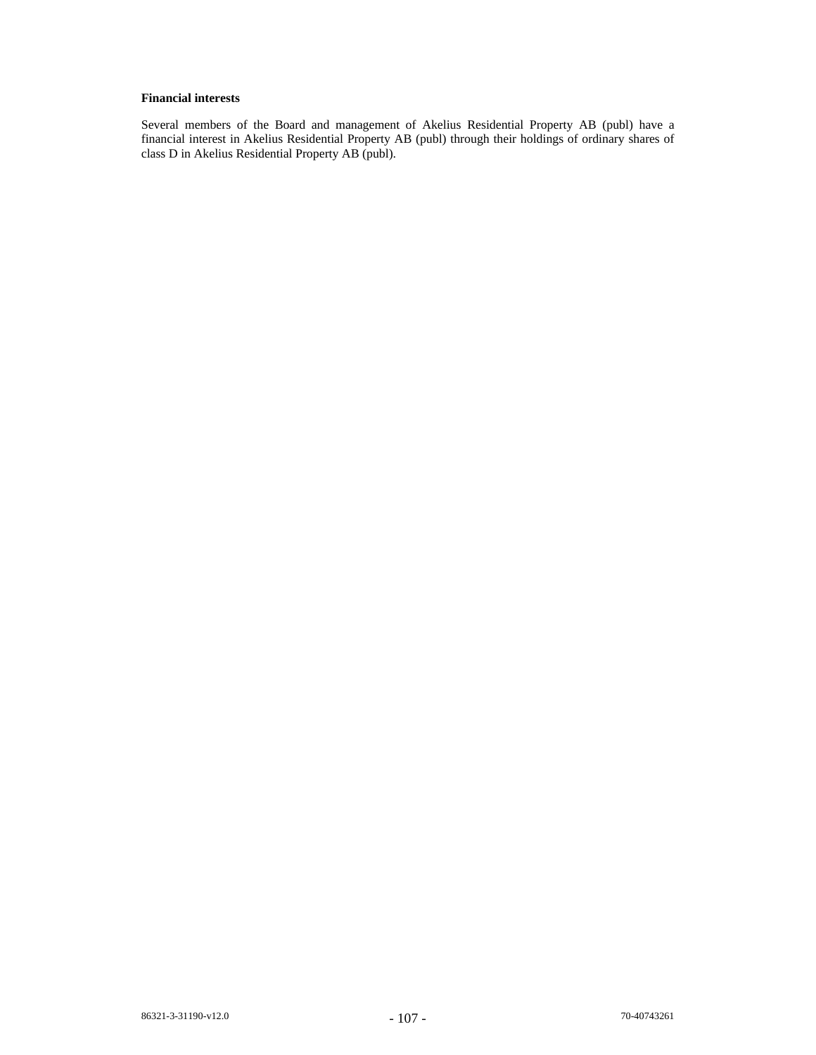**Financial interests**

Several members of the Board and management of Akelius Residential Property AB (publ) have a financial interest in Akelius Residential Property AB (publ) through their holdings of ordinary shares of class D in Akelius Residential Property AB (publ).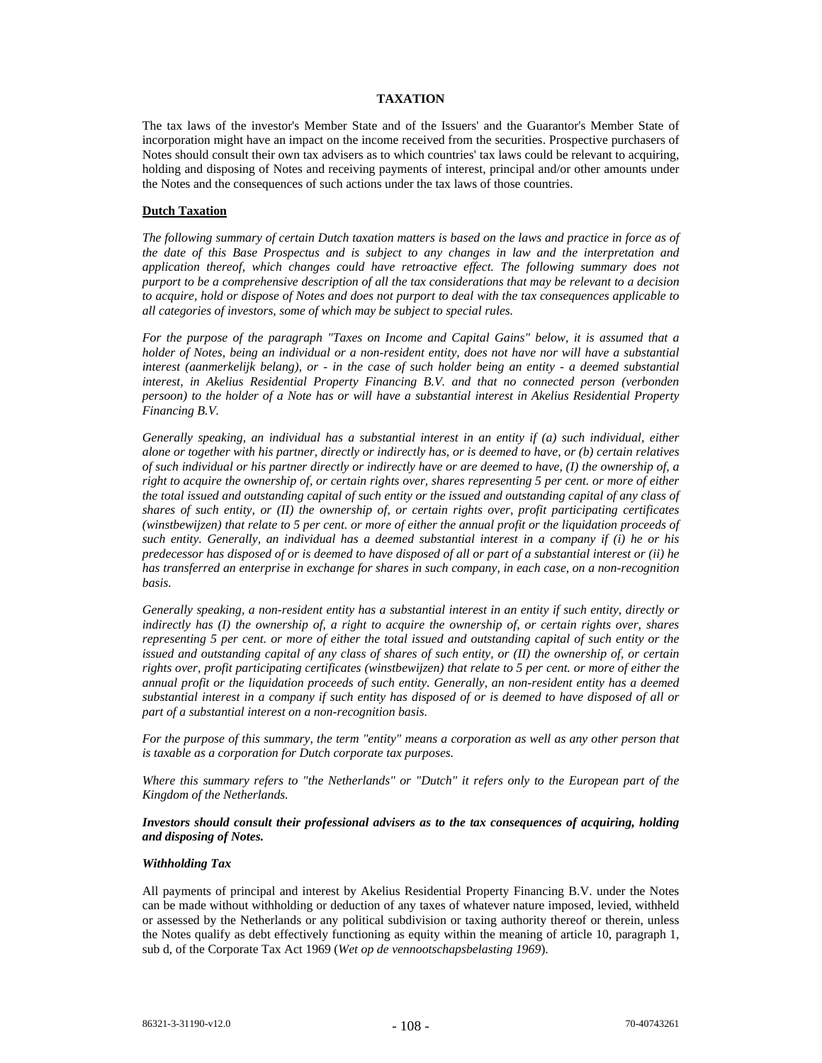# TAXATION

The tax laws of the investor's Member State and of the Issuers' and the Guarantor's Member State of incorporation might have an impact on the income received from the securities. Prospective purchasers of Notes should consult their own tax advisers as to which countries' tax laws could be relevant to acquiring, holding and disposing of Notes and receiving payments of interest, principal and/or other amounts under the Notes and the consequences of such actions under the tax laws of those countries.

## Dutch Taxation

*The following summary of certain Dutch taxation matters is based on the laws and practice in force as of the date of this Base Prospectus and is subject to any changes in law and the interpretation and application thereof, which changes could have retroactive effect. The following summary does not purport to be a comprehensive description of all the tax considerations that may be relevant to a decision to acquire, hold or dispose of Notes and does not purport to deal with the tax consequences applicable to all categories of investors, some of which may be subject to special rules.*

*For the purpose of the paragraph "Taxes on Income and Capital Gains" below, it is assumed that a holder of Notes, being an individual or a non-resident entity, does not have nor will have a substantial interest (aanmerkelijk belang), or - in the case of such holder being an entity - a deemed substantial interest, in Akelius Residential Property Financing B.V. and that no connected person (verbonden persoon) to the holder of a Note has or will have a substantial interest in Akelius Residential Property Financing B.V.*

*Generally speaking, an individual has a substantial interest in an entity if (a) such individual, either alone or together with his partner, directly or indirectly has, or is deemed to have, or (b) certain relatives of such individual or his partner directly or indirectly have or are deemed to have, (I) the ownership of, a right to acquire the ownership of, or certain rights over, shares representing 5 per cent. or more of either the total issued and outstanding capital of such entity or the issued and outstanding capital of any class of shares of such entity, or (II) the ownership of, or certain rights over, profit participating certificates (winstbewijzen) that relate to 5 per cent. or more of either the annual profit or the liquidation proceeds of such entity. Generally, an individual has a deemed substantial interest in a company if (i) he or his predecessor has disposed of or is deemed to have disposed of all or part of a substantial interest or (ii) he has transferred an enterprise in exchange for shares in such company, in each case, on a non-recognition basis.*

*Generally speaking, a non-resident entity has a substantial interest in an entity if such entity, directly or indirectly has (I) the ownership of, a right to acquire the ownership of, or certain rights over, shares representing 5 per cent. or more of either the total issued and outstanding capital of such entity or the issued and outstanding capital of any class of shares of such entity, or (II) the ownership of, or certain rights over, profit participating certificates (winstbewijzen) that relate to 5 per cent. or more of either the annual profit or the liquidation proceeds of such entity. Generally, an non-resident entity has a deemed substantial interest in a company if such entity has disposed of or is deemed to have disposed of all or part of a substantial interest on a non-recognition basis.*

*For the purpose of this summary, the term "entity" means a corporation as well as any other person that is taxable as a corporation for Dutch corporate tax purposes.*

*Where this summary refers to "the Netherlands" or "Dutch" it refers only to the European part of the Kingdom of the Netherlands.*

***Investors should consult their professional advisers as to the tax consequences of acquiring, holding and disposing of Notes.***

### *Withholding Tax*

All payments of principal and interest by Akelius Residential Property Financing B.V. under the Notes can be made without withholding or deduction of any taxes of whatever nature imposed, levied, withheld or assessed by the Netherlands or any political subdivision or taxing authority thereof or therein, unless the Notes qualify as debt effectively functioning as equity within the meaning of article 10, paragraph 1, sub d, of the Corporate Tax Act 1969 (*Wet op de vennootschapsbelasting 1969*).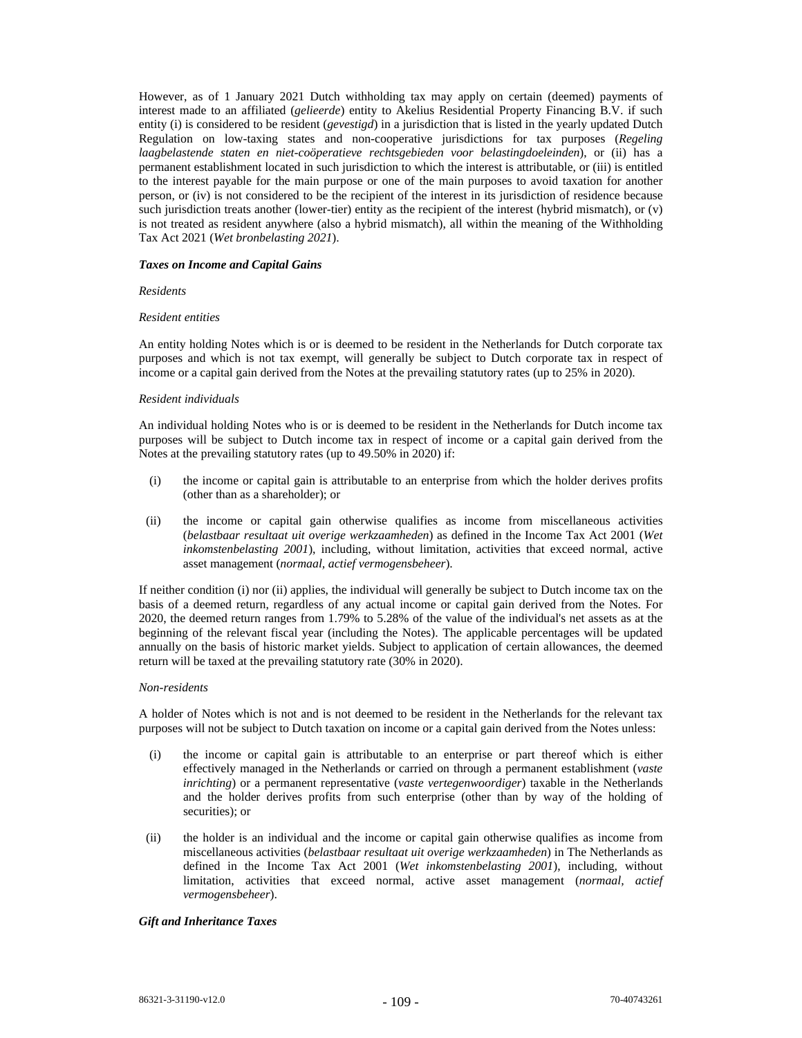However, as of 1 January 2021 Dutch withholding tax may apply on certain (deemed) payments of interest made to an affiliated (*gelieerde*) entity to Akelius Residential Property Financing B.V. if such entity (i) is considered to be resident (*gevestigd*) in a jurisdiction that is listed in the yearly updated Dutch Regulation on low-taxing states and non-cooperative jurisdictions for tax purposes (*Regeling laagbelastende staten en niet-coöperatieve rechtsgebieden voor belastingdoeleinden*), or (ii) has a permanent establishment located in such jurisdiction to which the interest is attributable, or (iii) is entitled to the interest payable for the main purpose or one of the main purposes to avoid taxation for another person, or (iv) is not considered to be the recipient of the interest in its jurisdiction of residence because such jurisdiction treats another (lower-tier) entity as the recipient of the interest (hybrid mismatch), or (v) is not treated as resident anywhere (also a hybrid mismatch), all within the meaning of the Withholding Tax Act 2021 (*Wet bronbelasting 2021*).

***Taxes on Income and Capital Gains***

*Residents*

*Resident entities*

An entity holding Notes which is or is deemed to be resident in the Netherlands for Dutch corporate tax purposes and which is not tax exempt, will generally be subject to Dutch corporate tax in respect of income or a capital gain derived from the Notes at the prevailing statutory rates (up to 25% in 2020).

*Resident individuals*

An individual holding Notes who is or is deemed to be resident in the Netherlands for Dutch income tax purposes will be subject to Dutch income tax in respect of income or a capital gain derived from the Notes at the prevailing statutory rates (up to 49.50% in 2020) if:

(i) the income or capital gain is attributable to an enterprise from which the holder derives profits (other than as a shareholder); or

(ii) the income or capital gain otherwise qualifies as income from miscellaneous activities (*belastbaar resultaat uit overige werkzaamheden*) as defined in the Income Tax Act 2001 (*Wet inkomstenbelasting 2001*), including, without limitation, activities that exceed normal, active asset management (*normaal, actief vermogensbeheer*).

If neither condition (i) nor (ii) applies, the individual will generally be subject to Dutch income tax on the basis of a deemed return, regardless of any actual income or capital gain derived from the Notes. For 2020, the deemed return ranges from 1.79% to 5.28% of the value of the individual's net assets as at the beginning of the relevant fiscal year (including the Notes). The applicable percentages will be updated annually on the basis of historic market yields. Subject to application of certain allowances, the deemed return will be taxed at the prevailing statutory rate (30% in 2020).

*Non-residents*

A holder of Notes which is not and is not deemed to be resident in the Netherlands for the relevant tax purposes will not be subject to Dutch taxation on income or a capital gain derived from the Notes unless:

(i) the income or capital gain is attributable to an enterprise or part thereof which is either effectively managed in the Netherlands or carried on through a permanent establishment (*vaste inrichting*) or a permanent representative (*vaste vertegenwoordiger*) taxable in the Netherlands and the holder derives profits from such enterprise (other than by way of the holding of securities); or

(ii) the holder is an individual and the income or capital gain otherwise qualifies as income from miscellaneous activities (*belastbaar resultaat uit overige werkzaamheden*) in The Netherlands as defined in the Income Tax Act 2001 (*Wet inkomstenbelasting 2001*), including, without limitation, activities that exceed normal, active asset management (*normaal, actief vermogensbeheer*).

***Gift and Inheritance Taxes***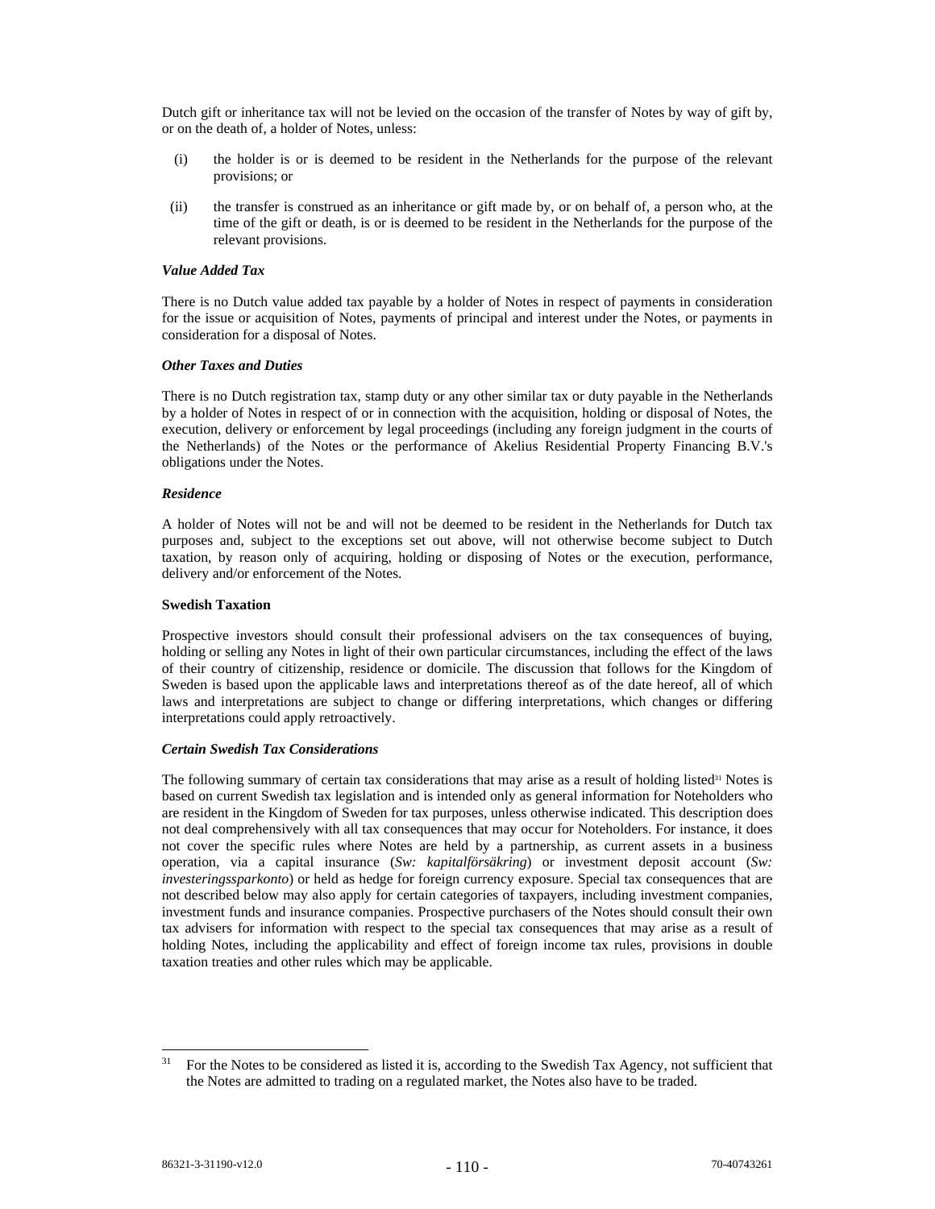Dutch gift or inheritance tax will not be levied on the occasion of the transfer of Notes by way of gift by, or on the death of, a holder of Notes, unless:

(i) the holder is or is deemed to be resident in the Netherlands for the purpose of the relevant provisions; or

(ii) the transfer is construed as an inheritance or gift made by, or on behalf of, a person who, at the time of the gift or death, is or is deemed to be resident in the Netherlands for the purpose of the relevant provisions.

***Value Added Tax***

There is no Dutch value added tax payable by a holder of Notes in respect of payments in consideration for the issue or acquisition of Notes, payments of principal and interest under the Notes, or payments in consideration for a disposal of Notes.

***Other Taxes and Duties***

There is no Dutch registration tax, stamp duty or any other similar tax or duty payable in the Netherlands by a holder of Notes in respect of or in connection with the acquisition, holding or disposal of Notes, the execution, delivery or enforcement by legal proceedings (including any foreign judgment in the courts of the Netherlands) of the Notes or the performance of Akelius Residential Property Financing B.V.'s obligations under the Notes.

***Residence***

A holder of Notes will not be and will not be deemed to be resident in the Netherlands for Dutch tax purposes and, subject to the exceptions set out above, will not otherwise become subject to Dutch taxation, by reason only of acquiring, holding or disposing of Notes or the execution, performance, delivery and/or enforcement of the Notes.

**Swedish Taxation**

Prospective investors should consult their professional advisers on the tax consequences of buying, holding or selling any Notes in light of their own particular circumstances, including the effect of the laws of their country of citizenship, residence or domicile. The discussion that follows for the Kingdom of Sweden is based upon the applicable laws and interpretations thereof as of the date hereof, all of which laws and interpretations are subject to change or differing interpretations, which changes or differing interpretations could apply retroactively.

***Certain Swedish Tax Considerations***

The following summary of certain tax considerations that may arise as a result of holding listed[31] Notes is based on current Swedish tax legislation and is intended only as general information for Noteholders who are resident in the Kingdom of Sweden for tax purposes, unless otherwise indicated. This description does not deal comprehensively with all tax consequences that may occur for Noteholders. For instance, it does not cover the specific rules where Notes are held by a partnership, as current assets in a business operation, via a capital insurance (*Sw: kapitalförsäkring*) or investment deposit account (*Sw: investeringssparkonto*) or held as hedge for foreign currency exposure. Special tax consequences that are not described below may also apply for certain categories of taxpayers, including investment companies, investment funds and insurance companies. Prospective purchasers of the Notes should consult their own tax advisers for information with respect to the special tax consequences that may arise as a result of holding Notes, including the applicability and effect of foreign income tax rules, provisions in double taxation treaties and other rules which may be applicable.

[31] For the Notes to be considered as listed it is, according to the Swedish Tax Agency, not sufficient that the Notes are admitted to trading on a regulated market, the Notes also have to be traded.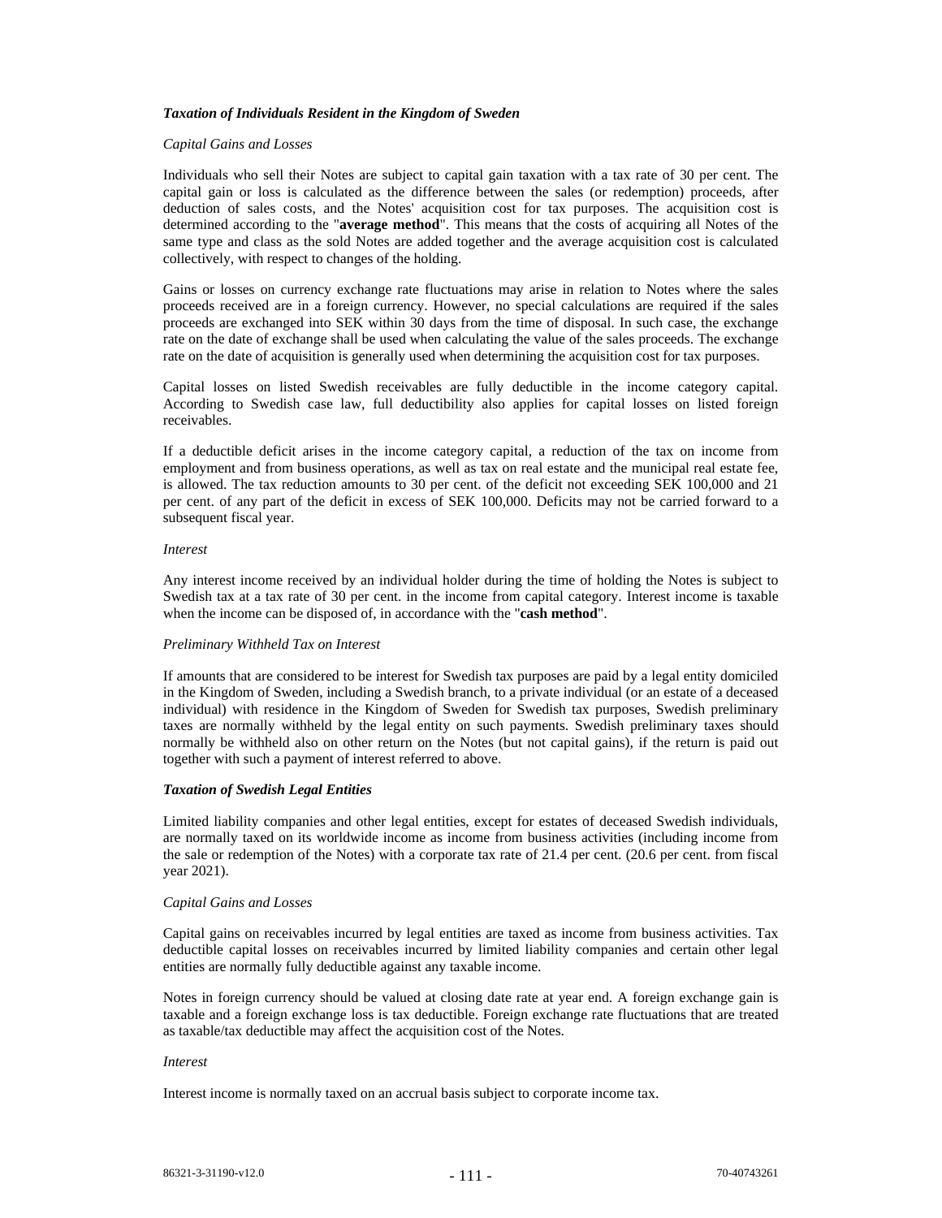***Taxation of Individuals Resident in the Kingdom of Sweden***

*Capital Gains and Losses*

Individuals who sell their Notes are subject to capital gain taxation with a tax rate of 30 per cent. The capital gain or loss is calculated as the difference between the sales (or redemption) proceeds, after deduction of sales costs, and the Notes' acquisition cost for tax purposes. The acquisition cost is determined according to the "**average method**". This means that the costs of acquiring all Notes of the same type and class as the sold Notes are added together and the average acquisition cost is calculated collectively, with respect to changes of the holding.

Gains or losses on currency exchange rate fluctuations may arise in relation to Notes where the sales proceeds received are in a foreign currency. However, no special calculations are required if the sales proceeds are exchanged into SEK within 30 days from the time of disposal. In such case, the exchange rate on the date of exchange shall be used when calculating the value of the sales proceeds. The exchange rate on the date of acquisition is generally used when determining the acquisition cost for tax purposes.

Capital losses on listed Swedish receivables are fully deductible in the income category capital. According to Swedish case law, full deductibility also applies for capital losses on listed foreign receivables.

If a deductible deficit arises in the income category capital, a reduction of the tax on income from employment and from business operations, as well as tax on real estate and the municipal real estate fee, is allowed. The tax reduction amounts to 30 per cent. of the deficit not exceeding SEK 100,000 and 21 per cent. of any part of the deficit in excess of SEK 100,000. Deficits may not be carried forward to a subsequent fiscal year.

*Interest*

Any interest income received by an individual holder during the time of holding the Notes is subject to Swedish tax at a tax rate of 30 per cent. in the income from capital category. Interest income is taxable when the income can be disposed of, in accordance with the "**cash method**".

*Preliminary Withheld Tax on Interest*

If amounts that are considered to be interest for Swedish tax purposes are paid by a legal entity domiciled in the Kingdom of Sweden, including a Swedish branch, to a private individual (or an estate of a deceased individual) with residence in the Kingdom of Sweden for Swedish tax purposes, Swedish preliminary taxes are normally withheld by the legal entity on such payments. Swedish preliminary taxes should normally be withheld also on other return on the Notes (but not capital gains), if the return is paid out together with such a payment of interest referred to above.

***Taxation of Swedish Legal Entities***

Limited liability companies and other legal entities, except for estates of deceased Swedish individuals, are normally taxed on its worldwide income as income from business activities (including income from the sale or redemption of the Notes) with a corporate tax rate of 21.4 per cent. (20.6 per cent. from fiscal year 2021).

*Capital Gains and Losses*

Capital gains on receivables incurred by legal entities are taxed as income from business activities. Tax deductible capital losses on receivables incurred by limited liability companies and certain other legal entities are normally fully deductible against any taxable income.

Notes in foreign currency should be valued at closing date rate at year end. A foreign exchange gain is taxable and a foreign exchange loss is tax deductible. Foreign exchange rate fluctuations that are treated as taxable/tax deductible may affect the acquisition cost of the Notes.

*Interest*

Interest income is normally taxed on an accrual basis subject to corporate income tax.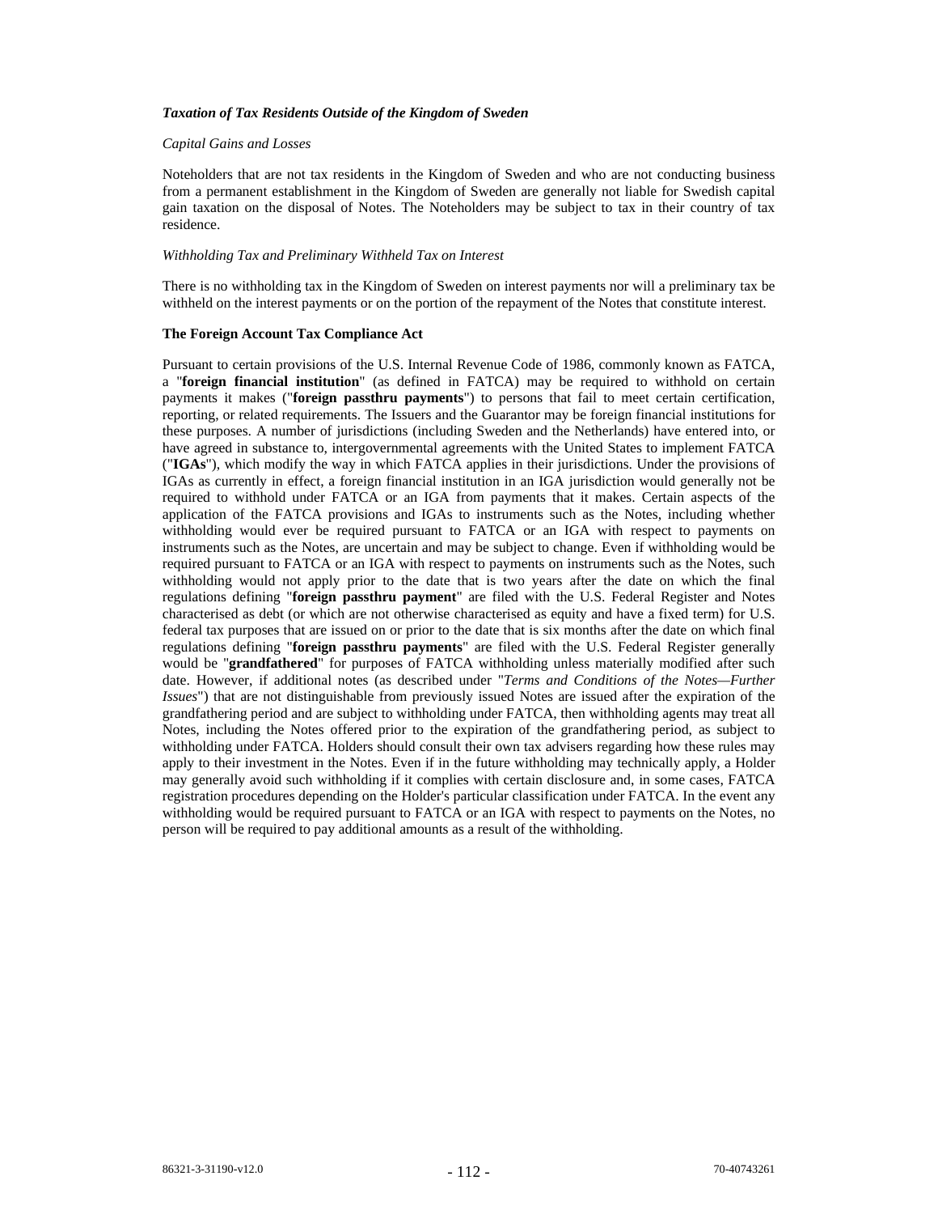### *Taxation of Tax Residents Outside of the Kingdom of Sweden*

*Capital Gains and Losses*

Noteholders that are not tax residents in the Kingdom of Sweden and who are not conducting business from a permanent establishment in the Kingdom of Sweden are generally not liable for Swedish capital gain taxation on the disposal of Notes. The Noteholders may be subject to tax in their country of tax residence.

*Withholding Tax and Preliminary Withheld Tax on Interest*

There is no withholding tax in the Kingdom of Sweden on interest payments nor will a preliminary tax be withheld on the interest payments or on the portion of the repayment of the Notes that constitute interest.

### The Foreign Account Tax Compliance Act

Pursuant to certain provisions of the U.S. Internal Revenue Code of 1986, commonly known as FATCA, a "**foreign financial institution**" (as defined in FATCA) may be required to withhold on certain payments it makes ("**foreign passthru payments**") to persons that fail to meet certain certification, reporting, or related requirements. The Issuers and the Guarantor may be foreign financial institutions for these purposes. A number of jurisdictions (including Sweden and the Netherlands) have entered into, or have agreed in substance to, intergovernmental agreements with the United States to implement FATCA ("**IGAs**"), which modify the way in which FATCA applies in their jurisdictions. Under the provisions of IGAs as currently in effect, a foreign financial institution in an IGA jurisdiction would generally not be required to withhold under FATCA or an IGA from payments that it makes. Certain aspects of the application of the FATCA provisions and IGAs to instruments such as the Notes, including whether withholding would ever be required pursuant to FATCA or an IGA with respect to payments on instruments such as the Notes, are uncertain and may be subject to change. Even if withholding would be required pursuant to FATCA or an IGA with respect to payments on instruments such as the Notes, such withholding would not apply prior to the date that is two years after the date on which the final regulations defining "**foreign passthru payment**" are filed with the U.S. Federal Register and Notes characterised as debt (or which are not otherwise characterised as equity and have a fixed term) for U.S. federal tax purposes that are issued on or prior to the date that is six months after the date on which final regulations defining "**foreign passthru payments**" are filed with the U.S. Federal Register generally would be "**grandfathered**" for purposes of FATCA withholding unless materially modified after such date. However, if additional notes (as described under "*Terms and Conditions of the Notes—Further Issues*") that are not distinguishable from previously issued Notes are issued after the expiration of the grandfathering period and are subject to withholding under FATCA, then withholding agents may treat all Notes, including the Notes offered prior to the expiration of the grandfathering period, as subject to withholding under FATCA. Holders should consult their own tax advisers regarding how these rules may apply to their investment in the Notes. Even if in the future withholding may technically apply, a Holder may generally avoid such withholding if it complies with certain disclosure and, in some cases, FATCA registration procedures depending on the Holder's particular classification under FATCA. In the event any withholding would be required pursuant to FATCA or an IGA with respect to payments on the Notes, no person will be required to pay additional amounts as a result of the withholding.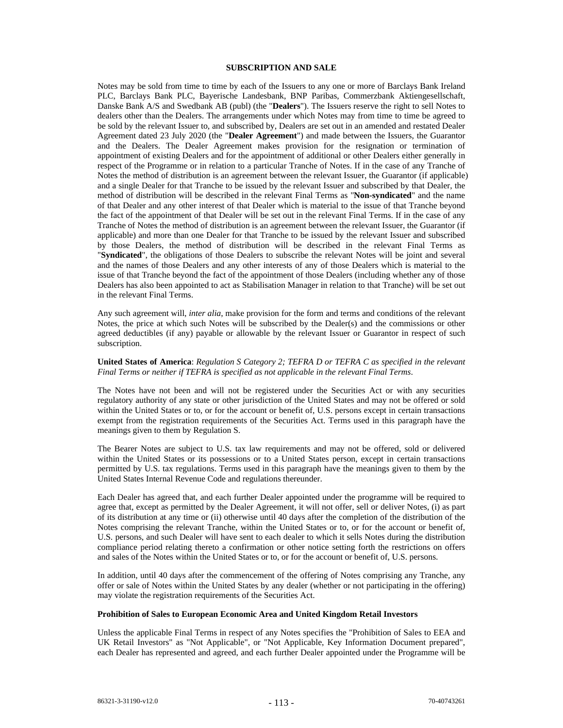## SUBSCRIPTION AND SALE

Notes may be sold from time to time by each of the Issuers to any one or more of Barclays Bank Ireland PLC, Barclays Bank PLC, Bayerische Landesbank, BNP Paribas, Commerzbank Aktiengesellschaft, Danske Bank A/S and Swedbank AB (publ) (the "**Dealers**"). The Issuers reserve the right to sell Notes to dealers other than the Dealers. The arrangements under which Notes may from time to time be agreed to be sold by the relevant Issuer to, and subscribed by, Dealers are set out in an amended and restated Dealer Agreement dated 23 July 2020 (the "**Dealer Agreement**") and made between the Issuers, the Guarantor and the Dealers. The Dealer Agreement makes provision for the resignation or termination of appointment of existing Dealers and for the appointment of additional or other Dealers either generally in respect of the Programme or in relation to a particular Tranche of Notes. If in the case of any Tranche of Notes the method of distribution is an agreement between the relevant Issuer, the Guarantor (if applicable) and a single Dealer for that Tranche to be issued by the relevant Issuer and subscribed by that Dealer, the method of distribution will be described in the relevant Final Terms as "**Non-syndicated**" and the name of that Dealer and any other interest of that Dealer which is material to the issue of that Tranche beyond the fact of the appointment of that Dealer will be set out in the relevant Final Terms. If in the case of any Tranche of Notes the method of distribution is an agreement between the relevant Issuer, the Guarantor (if applicable) and more than one Dealer for that Tranche to be issued by the relevant Issuer and subscribed by those Dealers, the method of distribution will be described in the relevant Final Terms as "**Syndicated**", the obligations of those Dealers to subscribe the relevant Notes will be joint and several and the names of those Dealers and any other interests of any of those Dealers which is material to the issue of that Tranche beyond the fact of the appointment of those Dealers (including whether any of those Dealers has also been appointed to act as Stabilisation Manager in relation to that Tranche) will be set out in the relevant Final Terms.

Any such agreement will, *inter alia*, make provision for the form and terms and conditions of the relevant Notes, the price at which such Notes will be subscribed by the Dealer(s) and the commissions or other agreed deductibles (if any) payable or allowable by the relevant Issuer or Guarantor in respect of such subscription.

**United States of America**: *Regulation S Category 2; TEFRA D or TEFRA C as specified in the relevant Final Terms or neither if TEFRA is specified as not applicable in the relevant Final Terms*.

The Notes have not been and will not be registered under the Securities Act or with any securities regulatory authority of any state or other jurisdiction of the United States and may not be offered or sold within the United States or to, or for the account or benefit of, U.S. persons except in certain transactions exempt from the registration requirements of the Securities Act. Terms used in this paragraph have the meanings given to them by Regulation S.

The Bearer Notes are subject to U.S. tax law requirements and may not be offered, sold or delivered within the United States or its possessions or to a United States person, except in certain transactions permitted by U.S. tax regulations. Terms used in this paragraph have the meanings given to them by the United States Internal Revenue Code and regulations thereunder.

Each Dealer has agreed that, and each further Dealer appointed under the programme will be required to agree that, except as permitted by the Dealer Agreement, it will not offer, sell or deliver Notes, (i) as part of its distribution at any time or (ii) otherwise until 40 days after the completion of the distribution of the Notes comprising the relevant Tranche, within the United States or to, or for the account or benefit of, U.S. persons, and such Dealer will have sent to each dealer to which it sells Notes during the distribution compliance period relating thereto a confirmation or other notice setting forth the restrictions on offers and sales of the Notes within the United States or to, or for the account or benefit of, U.S. persons.

In addition, until 40 days after the commencement of the offering of Notes comprising any Tranche, any offer or sale of Notes within the United States by any dealer (whether or not participating in the offering) may violate the registration requirements of the Securities Act.

**Prohibition of Sales to European Economic Area and United Kingdom Retail Investors**

Unless the applicable Final Terms in respect of any Notes specifies the "Prohibition of Sales to EEA and UK Retail Investors" as "Not Applicable", or "Not Applicable, Key Information Document prepared", each Dealer has represented and agreed, and each further Dealer appointed under the Programme will be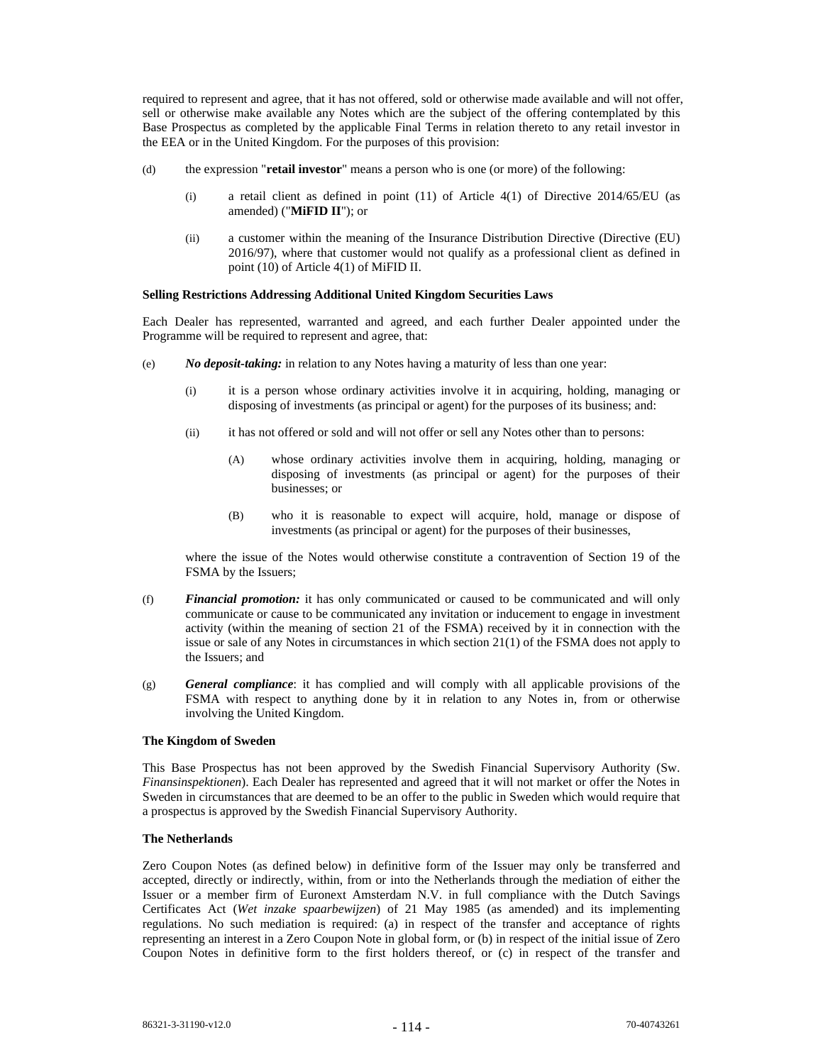required to represent and agree, that it has not offered, sold or otherwise made available and will not offer, sell or otherwise make available any Notes which are the subject of the offering contemplated by this Base Prospectus as completed by the applicable Final Terms in relation thereto to any retail investor in the EEA or in the United Kingdom. For the purposes of this provision:

(d) the expression "**retail investor**" means a person who is one (or more) of the following:

  (i) a retail client as defined in point (11) of Article 4(1) of Directive 2014/65/EU (as amended) ("**MiFID II**"); or

  (ii) a customer within the meaning of the Insurance Distribution Directive (Directive (EU) 2016/97), where that customer would not qualify as a professional client as defined in point (10) of Article 4(1) of MiFID II.

**Selling Restrictions Addressing Additional United Kingdom Securities Laws**

Each Dealer has represented, warranted and agreed, and each further Dealer appointed under the Programme will be required to represent and agree, that:

(e) ***No deposit-taking:*** in relation to any Notes having a maturity of less than one year:

  (i) it is a person whose ordinary activities involve it in acquiring, holding, managing or disposing of investments (as principal or agent) for the purposes of its business; and:

  (ii) it has not offered or sold and will not offer or sell any Notes other than to persons:

    (A) whose ordinary activities involve them in acquiring, holding, managing or disposing of investments (as principal or agent) for the purposes of their businesses; or

    (B) who it is reasonable to expect will acquire, hold, manage or dispose of investments (as principal or agent) for the purposes of their businesses,

  where the issue of the Notes would otherwise constitute a contravention of Section 19 of the FSMA by the Issuers;

(f) ***Financial promotion:*** it has only communicated or caused to be communicated and will only communicate or cause to be communicated any invitation or inducement to engage in investment activity (within the meaning of section 21 of the FSMA) received by it in connection with the issue or sale of any Notes in circumstances in which section 21(1) of the FSMA does not apply to the Issuers; and

(g) ***General compliance***: it has complied and will comply with all applicable provisions of the FSMA with respect to anything done by it in relation to any Notes in, from or otherwise involving the United Kingdom.

**The Kingdom of Sweden**

This Base Prospectus has not been approved by the Swedish Financial Supervisory Authority (Sw. *Finansinspektionen*). Each Dealer has represented and agreed that it will not market or offer the Notes in Sweden in circumstances that are deemed to be an offer to the public in Sweden which would require that a prospectus is approved by the Swedish Financial Supervisory Authority.

**The Netherlands**

Zero Coupon Notes (as defined below) in definitive form of the Issuer may only be transferred and accepted, directly or indirectly, within, from or into the Netherlands through the mediation of either the Issuer or a member firm of Euronext Amsterdam N.V. in full compliance with the Dutch Savings Certificates Act (*Wet inzake spaarbewijzen*) of 21 May 1985 (as amended) and its implementing regulations. No such mediation is required: (a) in respect of the transfer and acceptance of rights representing an interest in a Zero Coupon Note in global form, or (b) in respect of the initial issue of Zero Coupon Notes in definitive form to the first holders thereof, or (c) in respect of the transfer and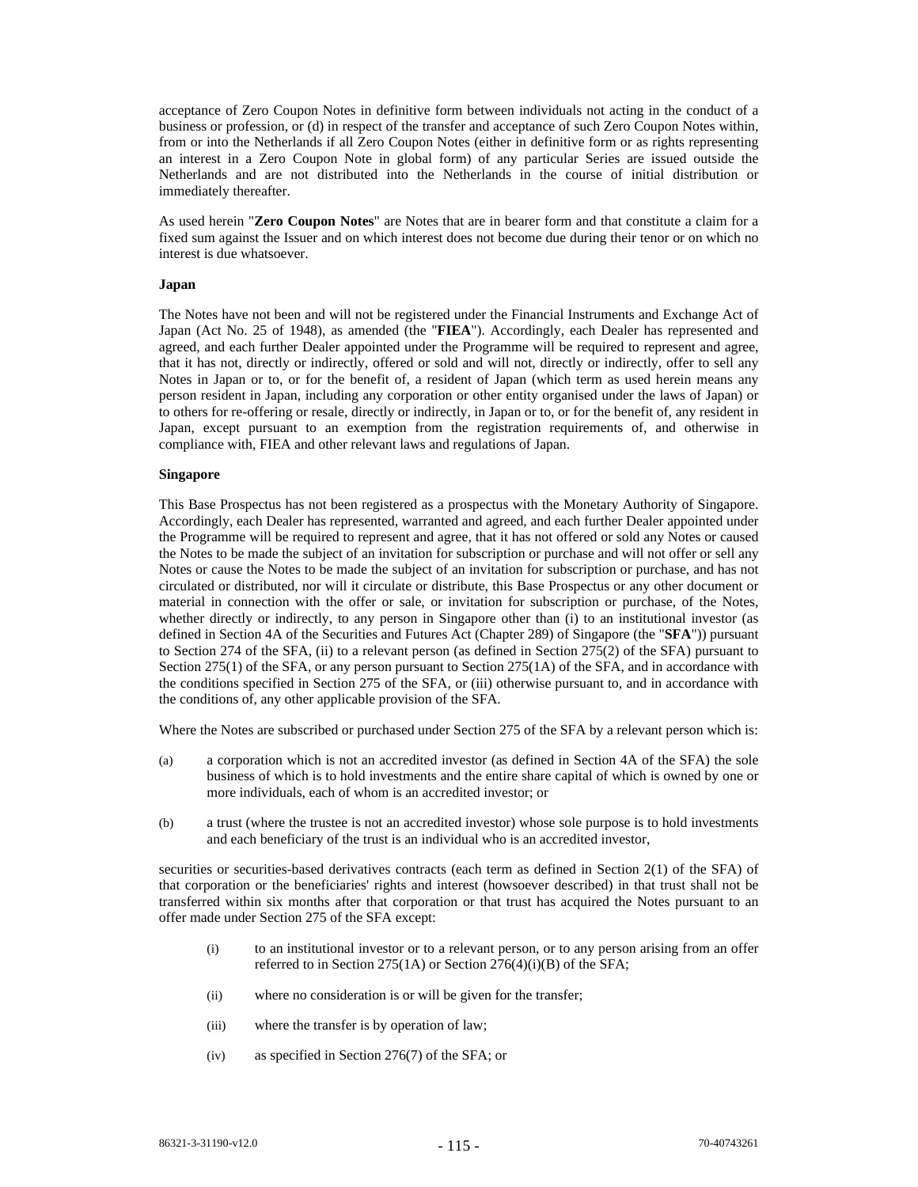acceptance of Zero Coupon Notes in definitive form between individuals not acting in the conduct of a business or profession, or (d) in respect of the transfer and acceptance of such Zero Coupon Notes within, from or into the Netherlands if all Zero Coupon Notes (either in definitive form or as rights representing an interest in a Zero Coupon Note in global form) of any particular Series are issued outside the Netherlands and are not distributed into the Netherlands in the course of initial distribution or immediately thereafter.

As used herein "**Zero Coupon Notes**" are Notes that are in bearer form and that constitute a claim for a fixed sum against the Issuer and on which interest does not become due during their tenor or on which no interest is due whatsoever.

**Japan**

The Notes have not been and will not be registered under the Financial Instruments and Exchange Act of Japan (Act No. 25 of 1948), as amended (the "**FIEA**"). Accordingly, each Dealer has represented and agreed, and each further Dealer appointed under the Programme will be required to represent and agree, that it has not, directly or indirectly, offered or sold and will not, directly or indirectly, offer to sell any Notes in Japan or to, or for the benefit of, a resident of Japan (which term as used herein means any person resident in Japan, including any corporation or other entity organised under the laws of Japan) or to others for re-offering or resale, directly or indirectly, in Japan or to, or for the benefit of, any resident in Japan, except pursuant to an exemption from the registration requirements of, and otherwise in compliance with, FIEA and other relevant laws and regulations of Japan.

**Singapore**

This Base Prospectus has not been registered as a prospectus with the Monetary Authority of Singapore. Accordingly, each Dealer has represented, warranted and agreed, and each further Dealer appointed under the Programme will be required to represent and agree, that it has not offered or sold any Notes or caused the Notes to be made the subject of an invitation for subscription or purchase and will not offer or sell any Notes or cause the Notes to be made the subject of an invitation for subscription or purchase, and has not circulated or distributed, nor will it circulate or distribute, this Base Prospectus or any other document or material in connection with the offer or sale, or invitation for subscription or purchase, of the Notes, whether directly or indirectly, to any person in Singapore other than (i) to an institutional investor (as defined in Section 4A of the Securities and Futures Act (Chapter 289) of Singapore (the "**SFA**")) pursuant to Section 274 of the SFA, (ii) to a relevant person (as defined in Section 275(2) of the SFA) pursuant to Section 275(1) of the SFA, or any person pursuant to Section 275(1A) of the SFA, and in accordance with the conditions specified in Section 275 of the SFA, or (iii) otherwise pursuant to, and in accordance with the conditions of, any other applicable provision of the SFA.

Where the Notes are subscribed or purchased under Section 275 of the SFA by a relevant person which is:

(a) a corporation which is not an accredited investor (as defined in Section 4A of the SFA) the sole business of which is to hold investments and the entire share capital of which is owned by one or more individuals, each of whom is an accredited investor; or

(b) a trust (where the trustee is not an accredited investor) whose sole purpose is to hold investments and each beneficiary of the trust is an individual who is an accredited investor,

securities or securities-based derivatives contracts (each term as defined in Section 2(1) of the SFA) of that corporation or the beneficiaries' rights and interest (howsoever described) in that trust shall not be transferred within six months after that corporation or that trust has acquired the Notes pursuant to an offer made under Section 275 of the SFA except:

(i) to an institutional investor or to a relevant person, or to any person arising from an offer referred to in Section 275(1A) or Section 276(4)(i)(B) of the SFA;

(ii) where no consideration is or will be given for the transfer;

(iii) where the transfer is by operation of law;

(iv) as specified in Section 276(7) of the SFA; or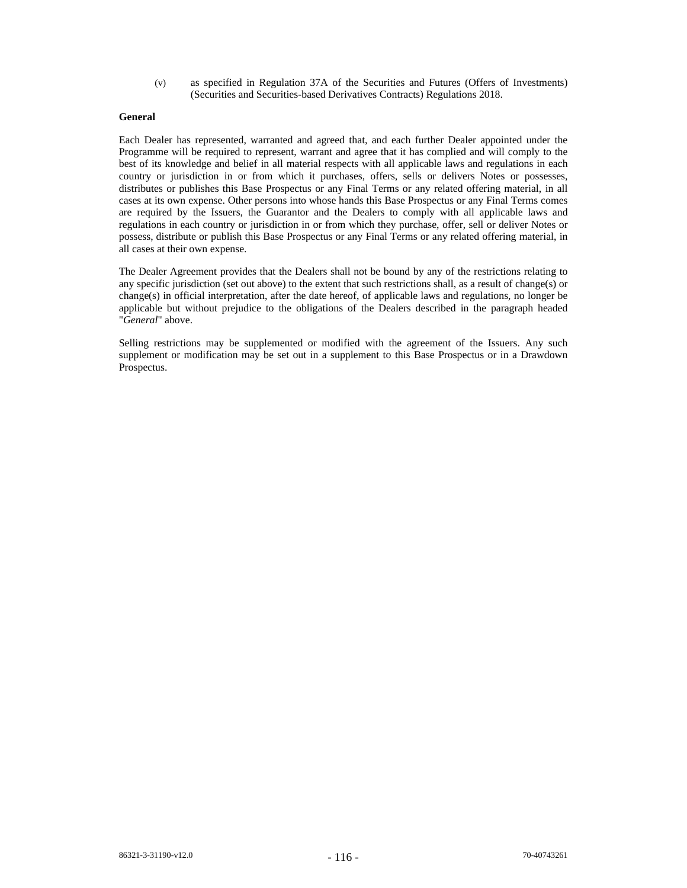(v) as specified in Regulation 37A of the Securities and Futures (Offers of Investments) (Securities and Securities-based Derivatives Contracts) Regulations 2018.

**General**

Each Dealer has represented, warranted and agreed that, and each further Dealer appointed under the Programme will be required to represent, warrant and agree that it has complied and will comply to the best of its knowledge and belief in all material respects with all applicable laws and regulations in each country or jurisdiction in or from which it purchases, offers, sells or delivers Notes or possesses, distributes or publishes this Base Prospectus or any Final Terms or any related offering material, in all cases at its own expense. Other persons into whose hands this Base Prospectus or any Final Terms comes are required by the Issuers, the Guarantor and the Dealers to comply with all applicable laws and regulations in each country or jurisdiction in or from which they purchase, offer, sell or deliver Notes or possess, distribute or publish this Base Prospectus or any Final Terms or any related offering material, in all cases at their own expense.

The Dealer Agreement provides that the Dealers shall not be bound by any of the restrictions relating to any specific jurisdiction (set out above) to the extent that such restrictions shall, as a result of change(s) or change(s) in official interpretation, after the date hereof, of applicable laws and regulations, no longer be applicable but without prejudice to the obligations of the Dealers described in the paragraph headed "*General*" above.

Selling restrictions may be supplemented or modified with the agreement of the Issuers. Any such supplement or modification may be set out in a supplement to this Base Prospectus or in a Drawdown Prospectus.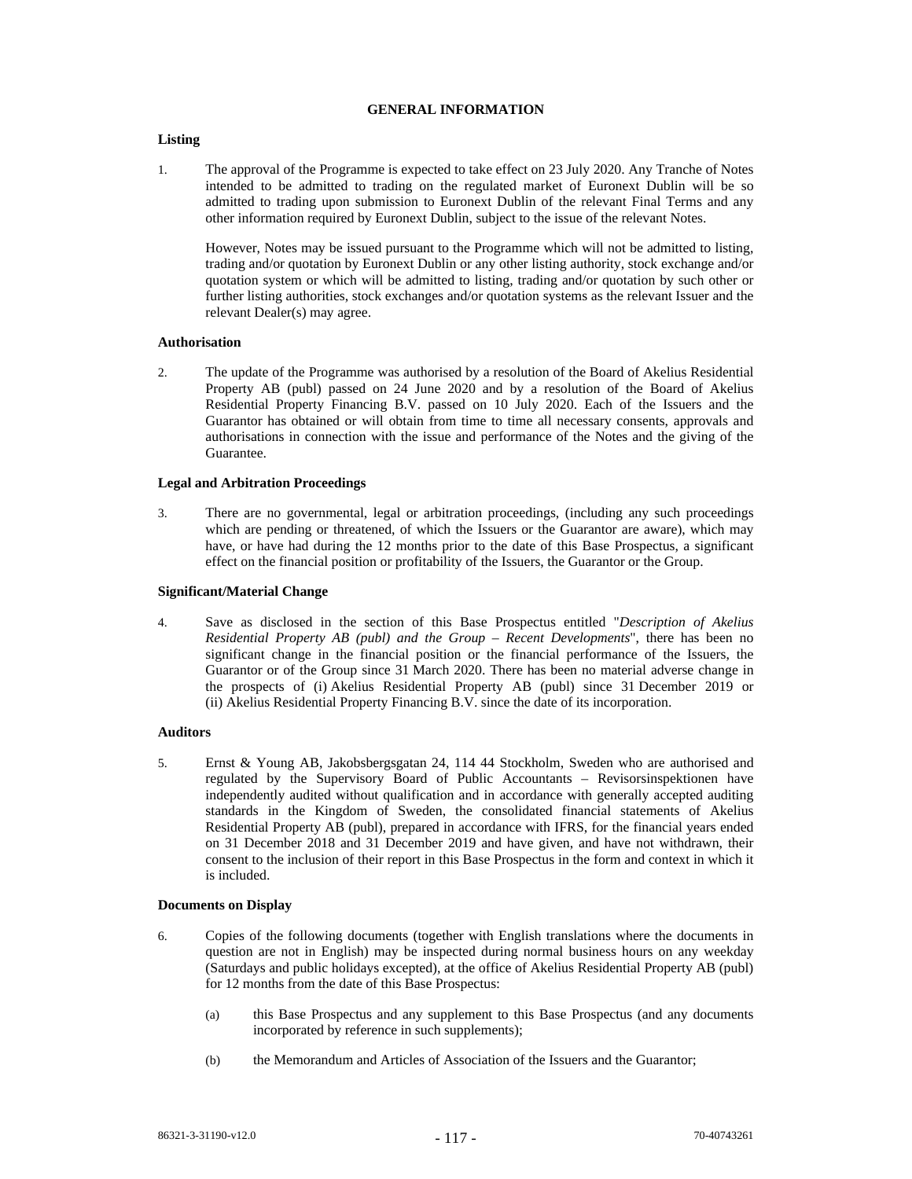# GENERAL INFORMATION

### Listing

1. The approval of the Programme is expected to take effect on 23 July 2020. Any Tranche of Notes intended to be admitted to trading on the regulated market of Euronext Dublin will be so admitted to trading upon submission to Euronext Dublin of the relevant Final Terms and any other information required by Euronext Dublin, subject to the issue of the relevant Notes.

   However, Notes may be issued pursuant to the Programme which will not be admitted to listing, trading and/or quotation by Euronext Dublin or any other listing authority, stock exchange and/or quotation system or which will be admitted to listing, trading and/or quotation by such other or further listing authorities, stock exchanges and/or quotation systems as the relevant Issuer and the relevant Dealer(s) may agree.

### Authorisation

2. The update of the Programme was authorised by a resolution of the Board of Akelius Residential Property AB (publ) passed on 24 June 2020 and by a resolution of the Board of Akelius Residential Property Financing B.V. passed on 10 July 2020. Each of the Issuers and the Guarantor has obtained or will obtain from time to time all necessary consents, approvals and authorisations in connection with the issue and performance of the Notes and the giving of the Guarantee.

### Legal and Arbitration Proceedings

3. There are no governmental, legal or arbitration proceedings, (including any such proceedings which are pending or threatened, of which the Issuers or the Guarantor are aware), which may have, or have had during the 12 months prior to the date of this Base Prospectus, a significant effect on the financial position or profitability of the Issuers, the Guarantor or the Group.

### Significant/Material Change

4. Save as disclosed in the section of this Base Prospectus entitled "*Description of Akelius Residential Property AB (publ) and the Group – Recent Developments*", there has been no significant change in the financial position or the financial performance of the Issuers, the Guarantor or of the Group since 31 March 2020. There has been no material adverse change in the prospects of (i) Akelius Residential Property AB (publ) since 31 December 2019 or (ii) Akelius Residential Property Financing B.V. since the date of its incorporation.

### Auditors

5. Ernst & Young AB, Jakobsbergsgatan 24, 114 44 Stockholm, Sweden who are authorised and regulated by the Supervisory Board of Public Accountants – Revisorsinspektionen have independently audited without qualification and in accordance with generally accepted auditing standards in the Kingdom of Sweden, the consolidated financial statements of Akelius Residential Property AB (publ), prepared in accordance with IFRS, for the financial years ended on 31 December 2018 and 31 December 2019 and have given, and have not withdrawn, their consent to the inclusion of their report in this Base Prospectus in the form and context in which it is included.

### Documents on Display

6. Copies of the following documents (together with English translations where the documents in question are not in English) may be inspected during normal business hours on any weekday (Saturdays and public holidays excepted), at the office of Akelius Residential Property AB (publ) for 12 months from the date of this Base Prospectus:

   (a) this Base Prospectus and any supplement to this Base Prospectus (and any documents incorporated by reference in such supplements);

   (b) the Memorandum and Articles of Association of the Issuers and the Guarantor;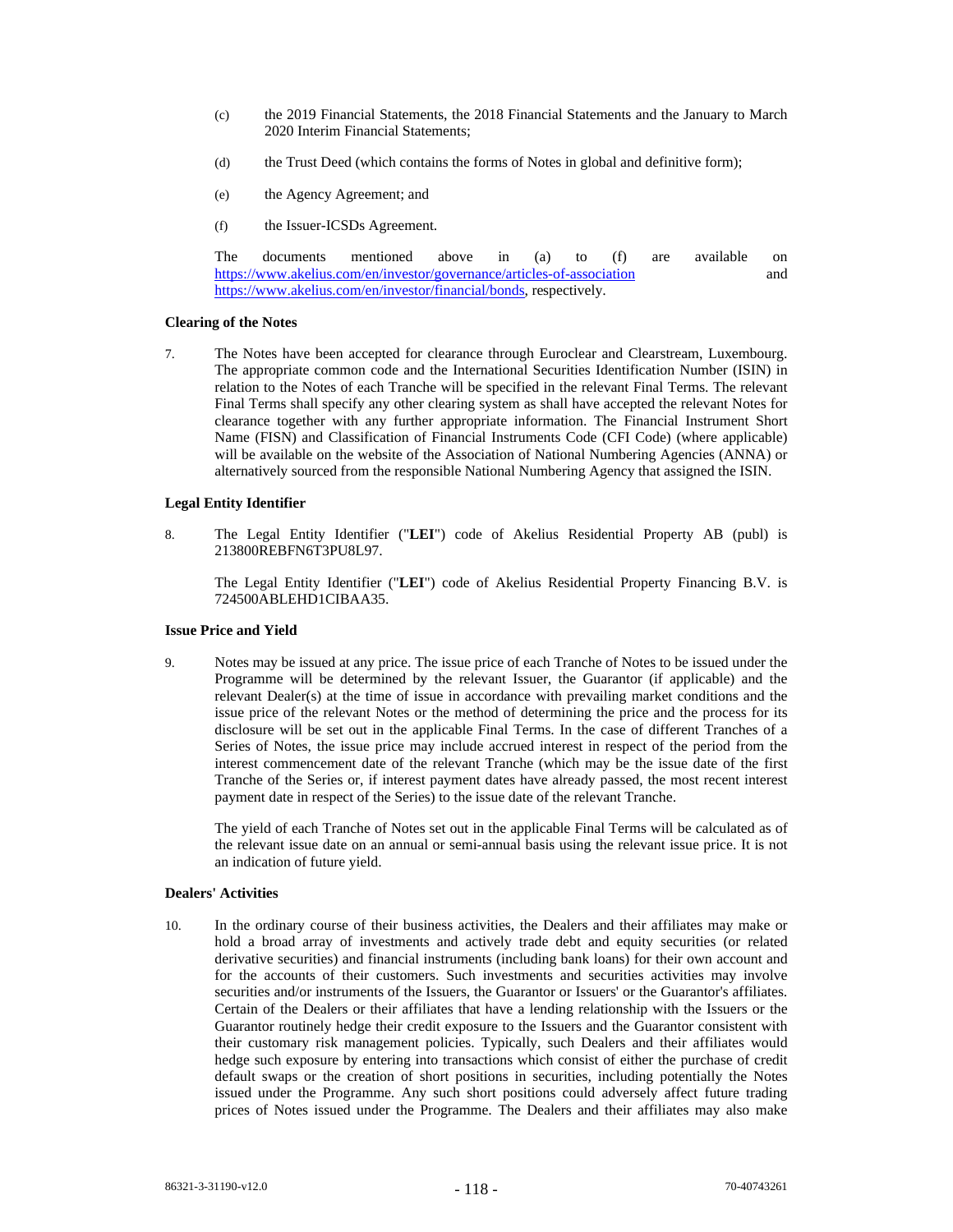(c) the 2019 Financial Statements, the 2018 Financial Statements and the January to March 2020 Interim Financial Statements;

(d) the Trust Deed (which contains the forms of Notes in global and definitive form);

(e) the Agency Agreement; and

(f) the Issuer-ICSDs Agreement.

The documents mentioned above in (a) to (f) are available on https://www.akelius.com/en/investor/governance/articles-of-association and https://www.akelius.com/en/investor/financial/bonds, respectively.

**Clearing of the Notes**

7. The Notes have been accepted for clearance through Euroclear and Clearstream, Luxembourg. The appropriate common code and the International Securities Identification Number (ISIN) in relation to the Notes of each Tranche will be specified in the relevant Final Terms. The relevant Final Terms shall specify any other clearing system as shall have accepted the relevant Notes for clearance together with any further appropriate information. The Financial Instrument Short Name (FISN) and Classification of Financial Instruments Code (CFI Code) (where applicable) will be available on the website of the Association of National Numbering Agencies (ANNA) or alternatively sourced from the responsible National Numbering Agency that assigned the ISIN.

**Legal Entity Identifier**

8. The Legal Entity Identifier ("**LEI**") code of Akelius Residential Property AB (publ) is 213800REBFN6T3PU8L97.

   The Legal Entity Identifier ("**LEI**") code of Akelius Residential Property Financing B.V. is 724500ABLEHD1CIBAA35.

**Issue Price and Yield**

9. Notes may be issued at any price. The issue price of each Tranche of Notes to be issued under the Programme will be determined by the relevant Issuer, the Guarantor (if applicable) and the relevant Dealer(s) at the time of issue in accordance with prevailing market conditions and the issue price of the relevant Notes or the method of determining the price and the process for its disclosure will be set out in the applicable Final Terms. In the case of different Tranches of a Series of Notes, the issue price may include accrued interest in respect of the period from the interest commencement date of the relevant Tranche (which may be the issue date of the first Tranche of the Series or, if interest payment dates have already passed, the most recent interest payment date in respect of the Series) to the issue date of the relevant Tranche.

   The yield of each Tranche of Notes set out in the applicable Final Terms will be calculated as of the relevant issue date on an annual or semi-annual basis using the relevant issue price. It is not an indication of future yield.

**Dealers' Activities**

10. In the ordinary course of their business activities, the Dealers and their affiliates may make or hold a broad array of investments and actively trade debt and equity securities (or related derivative securities) and financial instruments (including bank loans) for their own account and for the accounts of their customers. Such investments and securities activities may involve securities and/or instruments of the Issuers, the Guarantor or Issuers' or the Guarantor's affiliates. Certain of the Dealers or their affiliates that have a lending relationship with the Issuers or the Guarantor routinely hedge their credit exposure to the Issuers and the Guarantor consistent with their customary risk management policies. Typically, such Dealers and their affiliates would hedge such exposure by entering into transactions which consist of either the purchase of credit default swaps or the creation of short positions in securities, including potentially the Notes issued under the Programme. Any such short positions could adversely affect future trading prices of Notes issued under the Programme. The Dealers and their affiliates may also make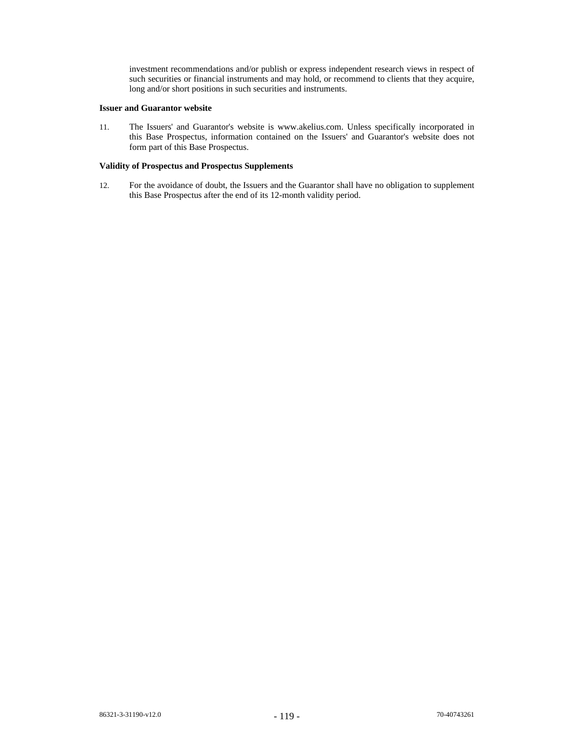investment recommendations and/or publish or express independent research views in respect of such securities or financial instruments and may hold, or recommend to clients that they acquire, long and/or short positions in such securities and instruments.

**Issuer and Guarantor website**

11. The Issuers' and Guarantor's website is www.akelius.com. Unless specifically incorporated in this Base Prospectus, information contained on the Issuers' and Guarantor's website does not form part of this Base Prospectus.

**Validity of Prospectus and Prospectus Supplements**

12. For the avoidance of doubt, the Issuers and the Guarantor shall have no obligation to supplement this Base Prospectus after the end of its 12-month validity period.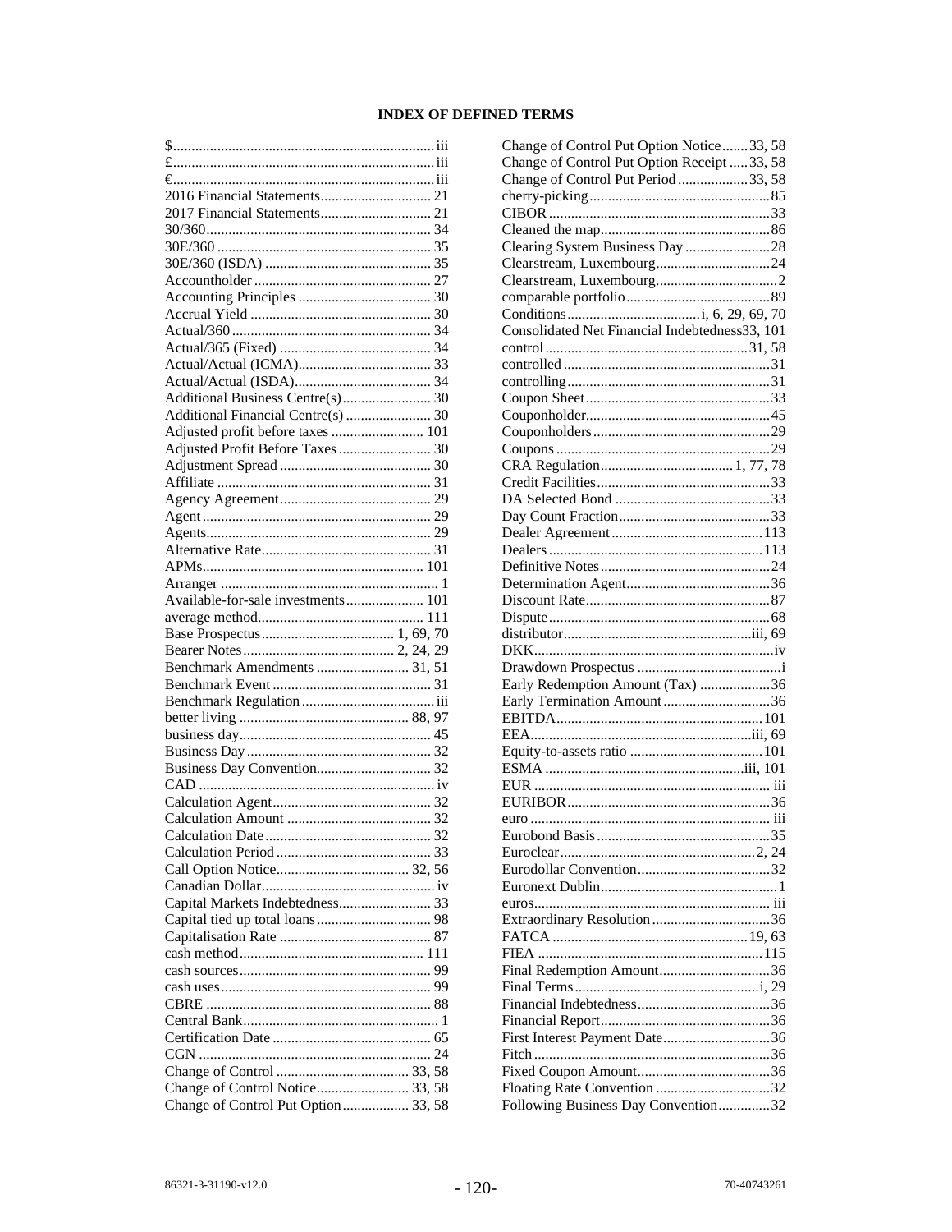# INDEX OF DEFINED TERMS

$ ..... iii
£ ..... iii
€ ..... iii
2016 Financial Statements ..... 21
2017 Financial Statements ..... 21
30/360 ..... 34
30E/360 ..... 35
30E/360 (ISDA) ..... 35
Accountholder ..... 27
Accounting Principles ..... 30
Accrual Yield ..... 30
Actual/360 ..... 34
Actual/365 (Fixed) ..... 34
Actual/Actual (ICMA) ..... 33
Actual/Actual (ISDA) ..... 34
Additional Business Centre(s) ..... 30
Additional Financial Centre(s) ..... 30
Adjusted profit before taxes ..... 101
Adjusted Profit Before Taxes ..... 30
Adjustment Spread ..... 30
Affiliate ..... 31
Agency Agreement ..... 29
Agent ..... 29
Agents ..... 29
Alternative Rate ..... 31
APMs ..... 101
Arranger ..... 1
Available-for-sale investments ..... 101
average method ..... 111
Base Prospectus ..... 1, 69, 70
Bearer Notes ..... 2, 24, 29
Benchmark Amendments ..... 31, 51
Benchmark Event ..... 31
Benchmark Regulation ..... iii
better living ..... 88, 97
business day ..... 45
Business Day ..... 32
Business Day Convention ..... 32
CAD ..... iv
Calculation Agent ..... 32
Calculation Amount ..... 32
Calculation Date ..... 32
Calculation Period ..... 33
Call Option Notice ..... 32, 56
Canadian Dollar ..... iv
Capital Markets Indebtedness ..... 33
Capital tied up total loans ..... 98
Capitalisation Rate ..... 87
cash method ..... 111
cash sources ..... 99
cash uses ..... 99
CBRE ..... 88
Central Bank ..... 1
Certification Date ..... 65
CGN ..... 24
Change of Control ..... 33, 58
Change of Control Notice ..... 33, 58
Change of Control Put Option ..... 33, 58
Change of Control Put Option Notice ..... 33, 58
Change of Control Put Option Receipt ..... 33, 58
Change of Control Put Period ..... 33, 58
cherry-picking ..... 85
CIBOR ..... 33
Cleaned the map ..... 86
Clearing System Business Day ..... 28
Clearstream, Luxembourg ..... 24
Clearstream, Luxembourg ..... 2
comparable portfolio ..... 89
Conditions ..... i, 6, 29, 69, 70
Consolidated Net Financial Indebtedness ..... 33, 101
control ..... 31, 58
controlled ..... 31
controlling ..... 31
Coupon Sheet ..... 33
Couponholder ..... 45
Couponholders ..... 29
Coupons ..... 29
CRA Regulation ..... 1, 77, 78
Credit Facilities ..... 33
DA Selected Bond ..... 33
Day Count Fraction ..... 33
Dealer Agreement ..... 113
Dealers ..... 113
Definitive Notes ..... 24
Determination Agent ..... 36
Discount Rate ..... 87
Dispute ..... 68
distributor ..... iii, 69
DKK ..... iv
Drawdown Prospectus ..... i
Early Redemption Amount (Tax) ..... 36
Early Termination Amount ..... 36
EBITDA ..... 101
EEA ..... iii, 69
Equity-to-assets ratio ..... 101
ESMA ..... iii, 101
EUR ..... iii
EURIBOR ..... 36
euro ..... iii
Eurobond Basis ..... 35
Euroclear ..... 2, 24
Eurodollar Convention ..... 32
Euronext Dublin ..... 1
euros ..... iii
Extraordinary Resolution ..... 36
FATCA ..... 19, 63
FIEA ..... 115
Final Redemption Amount ..... 36
Final Terms ..... i, 29
Financial Indebtedness ..... 36
Financial Report ..... 36
First Interest Payment Date ..... 36
Fitch ..... 36
Fixed Coupon Amount ..... 36
Floating Rate Convention ..... 32
Following Business Day Convention ..... 32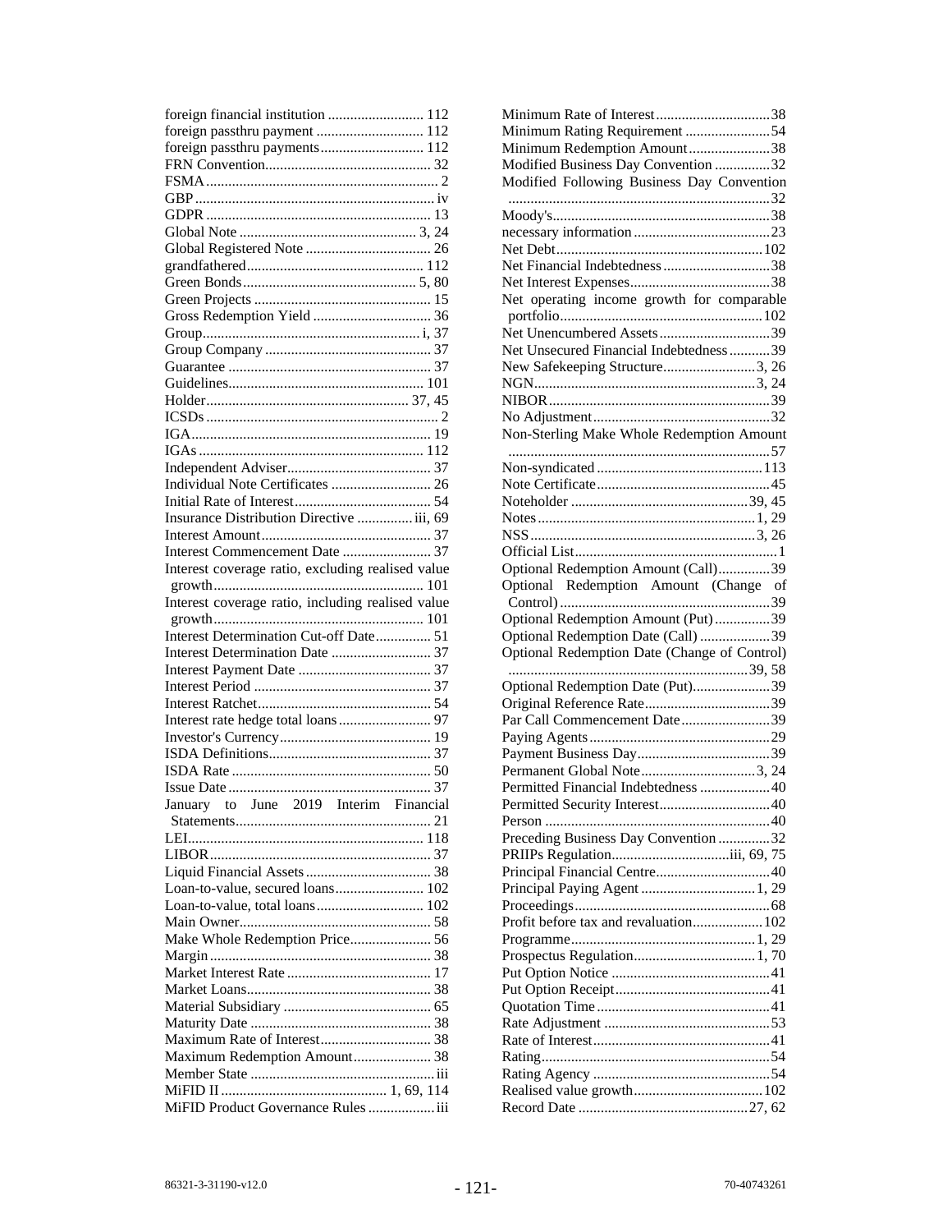foreign financial institution .......................... 112
foreign passthru payment ............................. 112
foreign passthru payments............................ 112
FRN Convention............................................. 32
FSMA............................................................... 2
GBP ................................................................. iv
GDPR ............................................................. 13
Global Note ................................................ 3, 24
Global Registered Note .................................. 26
grandfathered................................................ 112
Green Bonds............................................... 5, 80
Green Projects ................................................ 15
Gross Redemption Yield ................................ 36
Group.......................................................... i, 37
Group Company ............................................. 37
Guarantee ....................................................... 37
Guidelines..................................................... 101
Holder....................................................... 37, 45
ICSDs ............................................................... 2
IGA................................................................. 19
IGAs ............................................................. 112
Independent Adviser....................................... 37
Individual Note Certificates ........................... 26
Initial Rate of Interest..................................... 54
Insurance Distribution Directive ............... iii, 69
Interest Amount.............................................. 37
Interest Commencement Date ........................ 37
Interest coverage ratio, excluding realised value growth......................................................... 101
Interest coverage ratio, including realised value growth......................................................... 101
Interest Determination Cut-off Date............... 51
Interest Determination Date ........................... 37
Interest Payment Date .................................... 37
Interest Period ................................................ 37
Interest Ratchet............................................... 54
Interest rate hedge total loans ......................... 97
Investor's Currency......................................... 19
ISDA Definitions............................................ 37
ISDA Rate ...................................................... 50
Issue Date ....................................................... 37
January to June 2019 Interim Financial Statements..................................................... 21
LEI................................................................ 118
LIBOR............................................................ 37
Liquid Financial Assets .................................. 38
Loan-to-value, secured loans........................ 102
Loan-to-value, total loans............................. 102
Main Owner.................................................... 58
Make Whole Redemption Price...................... 56
Margin ............................................................ 38
Market Interest Rate ....................................... 17
Market Loans.................................................. 38
Material Subsidiary ........................................ 65
Maturity Date ................................................. 38
Maximum Rate of Interest.............................. 38
Maximum Redemption Amount..................... 38
Member State .................................................. iii
MiFID II ............................................ 1, 69, 114
MiFID Product Governance Rules .................. iii
Minimum Rate of Interest...............................38
Minimum Rating Requirement .......................54
Minimum Redemption Amount......................38
Modified Business Day Convention ...............32
Modified Following Business Day Convention .......................................................................32
Moody's...........................................................38
necessary information .....................................23
Net Debt........................................................102
Net Financial Indebtedness .............................38
Net Interest Expenses......................................38
Net operating income growth for comparable portfolio.......................................................102
Net Unencumbered Assets..............................39
Net Unsecured Financial Indebtedness ...........39
New Safekeeping Structure.........................3, 26
NGN............................................................3, 24
NIBOR ............................................................39
No Adjustment................................................32
Non-Sterling Make Whole Redemption Amount .......................................................................57
Non-syndicated .............................................113
Note Certificate...............................................45
Noteholder ................................................39, 45
Notes...........................................................1, 29
NSS............................................................3, 26
Official List.......................................................1
Optional Redemption Amount (Call)..............39
Optional Redemption Amount (Change of Control).........................................................39
Optional Redemption Amount (Put)...............39
Optional Redemption Date (Call) ...................39
Optional Redemption Date (Change of Control) .................................................................39, 58
Optional Redemption Date (Put).....................39
Original Reference Rate..................................39
Par Call Commencement Date........................39
Paying Agents.................................................29
Payment Business Day....................................39
Permanent Global Note...............................3, 24
Permitted Financial Indebtedness ...................40
Permitted Security Interest..............................40
Person .............................................................40
Preceding Business Day Convention ..............32
PRIIPs Regulation................................iii, 69, 75
Principal Financial Centre...............................40
Principal Paying Agent ...............................1, 29
Proceedings.....................................................68
Profit before tax and revaluation...................102
Programme.................................................1, 29
Prospectus Regulation................................1, 70
Put Option Notice ...........................................41
Put Option Receipt..........................................41
Quotation Time ...............................................41
Rate Adjustment .............................................53
Rate of Interest................................................41
Rating..............................................................54
Rating Agency ................................................54
Realised value growth...................................102
Record Date .............................................27, 62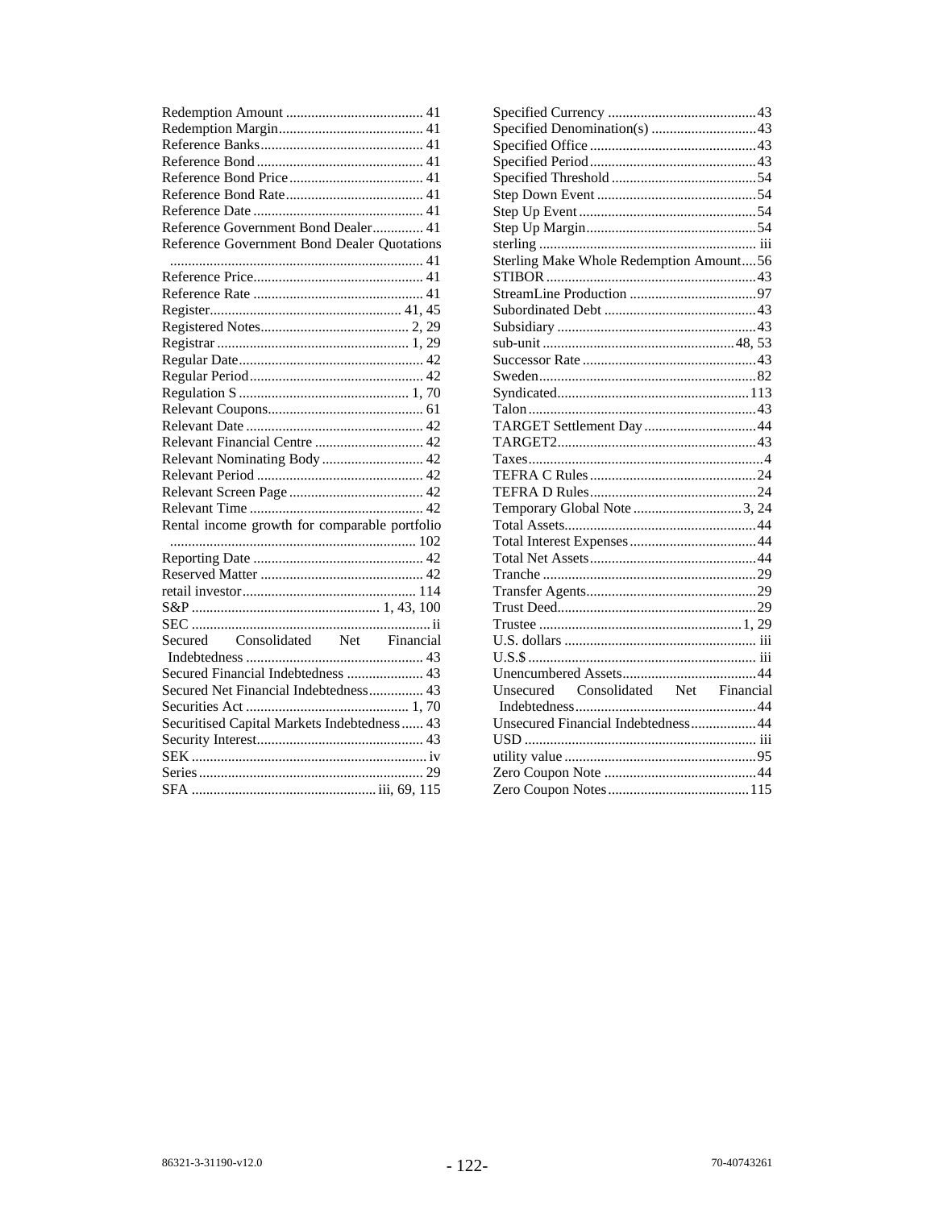Redemption Amount ...................................... 41
Redemption Margin........................................ 41
Reference Banks............................................. 41
Reference Bond .............................................. 41
Reference Bond Price..................................... 41
Reference Bond Rate...................................... 41
Reference Date ............................................... 41
Reference Government Bond Dealer.............. 41
Reference Government Bond Dealer Quotations ..................................................................... 41
Reference Price............................................... 41
Reference Rate ............................................... 41
Register..................................................... 41, 45
Registered Notes......................................... 2, 29
Registrar ..................................................... 1, 29
Regular Date................................................... 42
Regular Period................................................ 42
Regulation S ............................................... 1, 70
Relevant Coupons........................................... 61
Relevant Date ................................................. 42
Relevant Financial Centre .............................. 42
Relevant Nominating Body ............................ 42
Relevant Period .............................................. 42
Relevant Screen Page ..................................... 42
Relevant Time ................................................ 42
Rental income growth for comparable portfolio ................................................................... 102
Reporting Date ............................................... 42
Reserved Matter ............................................. 42
retail investor................................................ 114
S&P ................................................... 1, 43, 100
SEC .................................................................. ii
Secured Consolidated Net Financial Indebtedness ................................................. 43
Secured Financial Indebtedness ..................... 43
Secured Net Financial Indebtedness............... 43
Securities Act ............................................. 1, 70
Securitised Capital Markets Indebtedness...... 43
Security Interest.............................................. 43
SEK ................................................................. iv
Series .............................................................. 29
SFA .................................................. iii, 69, 115
Specified Currency .........................................43
Specified Denomination(s) .............................43
Specified Office ..............................................43
Specified Period..............................................43
Specified Threshold ........................................54
Step Down Event ............................................54
Step Up Event .................................................54
Step Up Margin...............................................54
sterling ............................................................ iii
Sterling Make Whole Redemption Amount....56
STIBOR ..........................................................43
StreamLine Production ...................................97
Subordinated Debt ..........................................43
Subsidiary .......................................................43
sub-unit .....................................................48, 53
Successor Rate ................................................43
Sweden............................................................82
Syndicated.....................................................113
Talon...............................................................43
TARGET Settlement Day...............................44
TARGET2.......................................................43
Taxes.................................................................4
TEFRA C Rules..............................................24
TEFRA D Rules..............................................24
Temporary Global Note ..............................3, 24
Total Assets.....................................................44
Total Interest Expenses...................................44
Total Net Assets..............................................44
Tranche ...........................................................29
Transfer Agents...............................................29
Trust Deed.......................................................29
Trustee ........................................................1, 29
U.S. dollars ..................................................... iii
U.S.$ ............................................................... iii
Unencumbered Assets.....................................44
Unsecured Consolidated Net Financial Indebtedness..................................................44
Unsecured Financial Indebtedness..................44
USD ................................................................ iii
utility value .....................................................95
Zero Coupon Note ..........................................44
Zero Coupon Notes.......................................115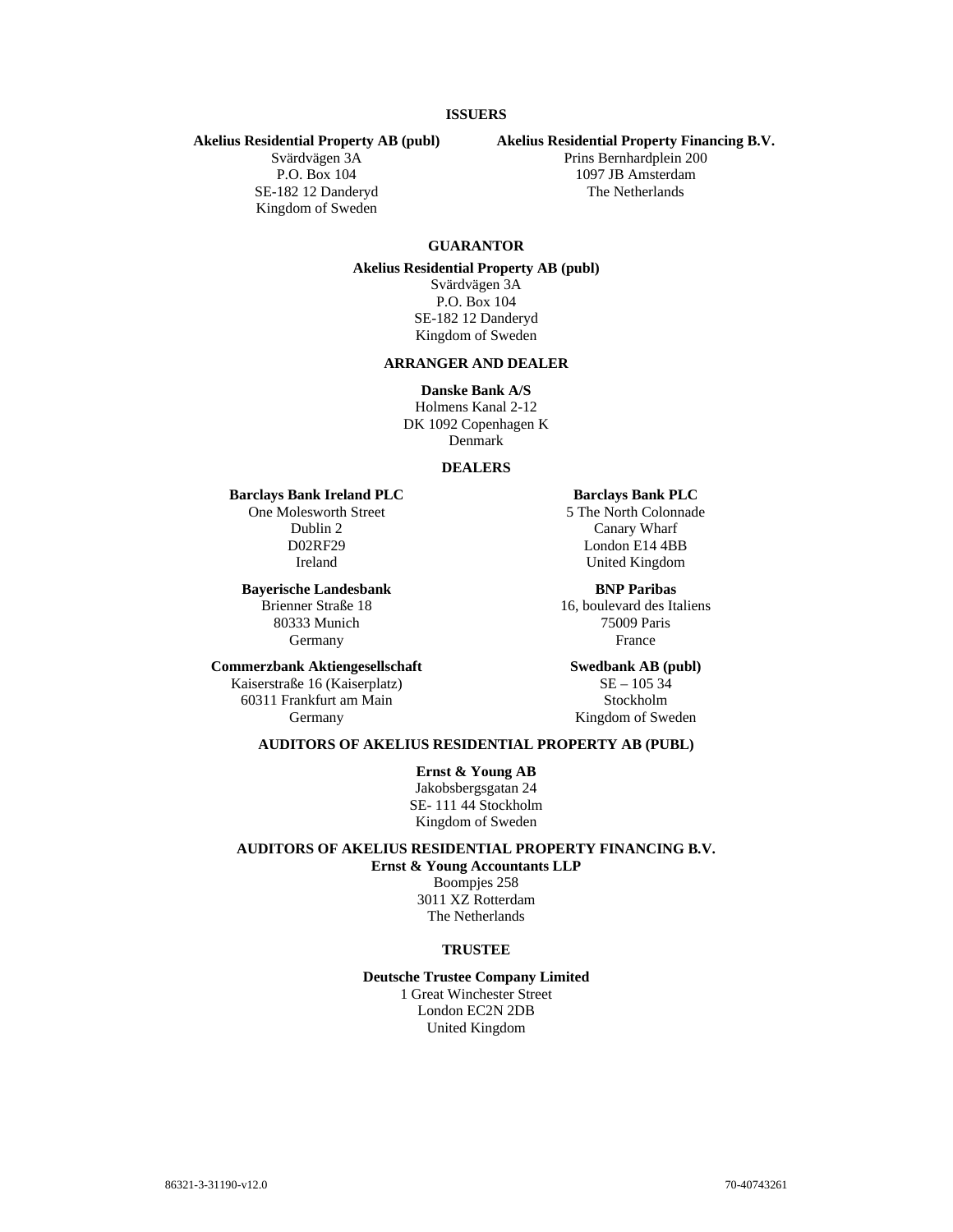## ISSUERS

**Akelius Residential Property AB (publ)**
Svärdvägen 3A
P.O. Box 104
SE-182 12 Danderyd
Kingdom of Sweden

**Akelius Residential Property Financing B.V.**
Prins Bernhardplein 200
1097 JB Amsterdam
The Netherlands

## GUARANTOR

**Akelius Residential Property AB (publ)**
Svärdvägen 3A
P.O. Box 104
SE-182 12 Danderyd
Kingdom of Sweden

## ARRANGER AND DEALER

**Danske Bank A/S**
Holmens Kanal 2-12
DK 1092 Copenhagen K
Denmark

## DEALERS

**Barclays Bank Ireland PLC**
One Molesworth Street
Dublin 2
D02RF29
Ireland

**Barclays Bank PLC**
5 The North Colonnade
Canary Wharf
London E14 4BB
United Kingdom

**Bayerische Landesbank**
Brienner Straße 18
80333 Munich
Germany

**BNP Paribas**
16, boulevard des Italiens
75009 Paris
France

**Commerzbank Aktiengesellschaft**
Kaiserstraße 16 (Kaiserplatz)
60311 Frankfurt am Main
Germany

**Swedbank AB (publ)**
SE – 105 34
Stockholm
Kingdom of Sweden

## AUDITORS OF AKELIUS RESIDENTIAL PROPERTY AB (PUBL)

**Ernst & Young AB**
Jakobsbergsgatan 24
SE- 111 44 Stockholm
Kingdom of Sweden

## AUDITORS OF AKELIUS RESIDENTIAL PROPERTY FINANCING B.V.

**Ernst & Young Accountants LLP**
Boompjes 258
3011 XZ Rotterdam
The Netherlands

## TRUSTEE

**Deutsche Trustee Company Limited**
1 Great Winchester Street
London EC2N 2DB
United Kingdom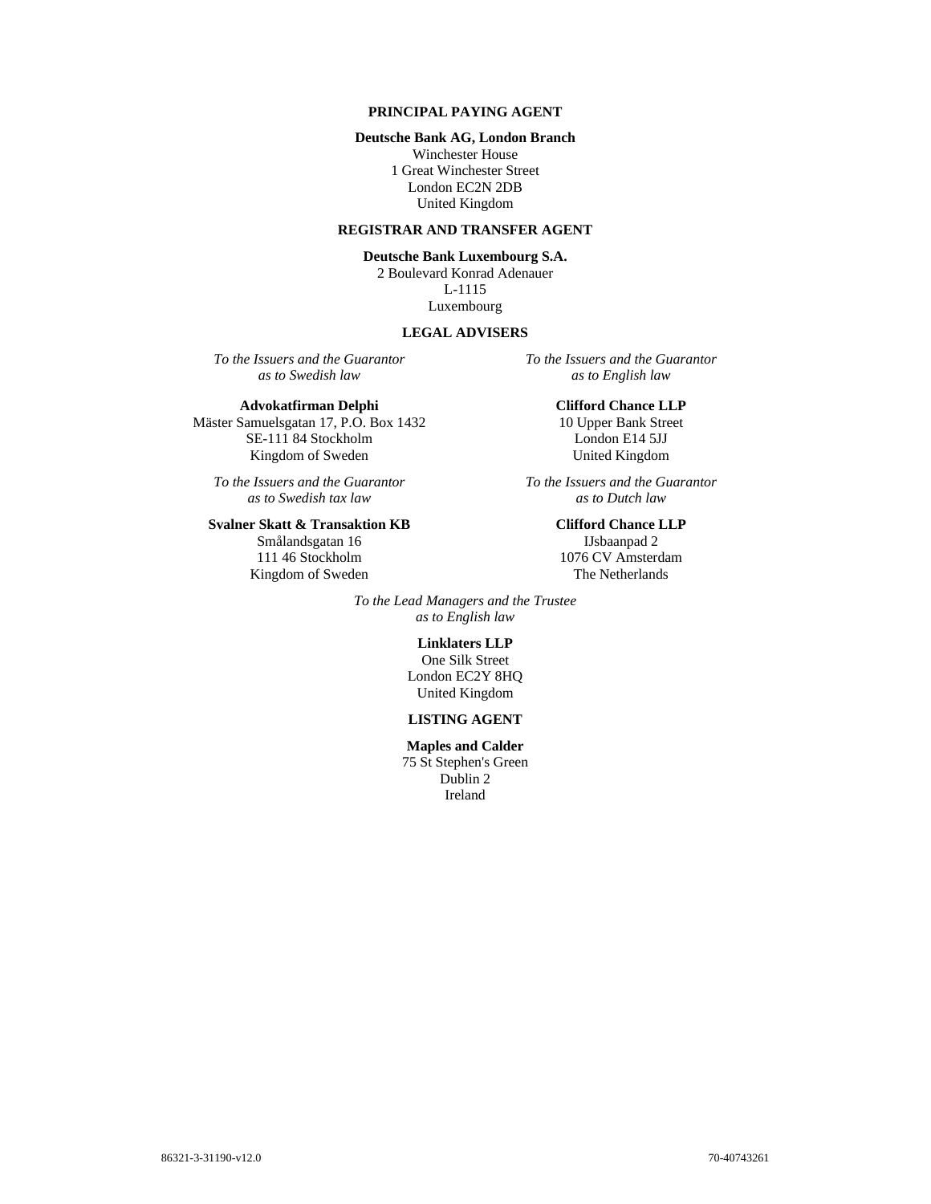**PRINCIPAL PAYING AGENT**

**Deutsche Bank AG, London Branch**
Winchester House
1 Great Winchester Street
London EC2N 2DB
United Kingdom

**REGISTRAR AND TRANSFER AGENT**

**Deutsche Bank Luxembourg S.A.**
2 Boulevard Konrad Adenauer
L-1115
Luxembourg

**LEGAL ADVISERS**

*To the Issuers and the Guarantor*
*as to Swedish law*

**Advokatfirman Delphi**
Mäster Samuelsgatan 17, P.O. Box 1432
SE-111 84 Stockholm
Kingdom of Sweden

*To the Issuers and the Guarantor*
*as to English law*

**Clifford Chance LLP**
10 Upper Bank Street
London E14 5JJ
United Kingdom

*To the Issuers and the Guarantor*
*as to Swedish tax law*

**Svalner Skatt & Transaktion KB**
Smålandsgatan 16
111 46 Stockholm
Kingdom of Sweden

*To the Issuers and the Guarantor*
*as to Dutch law*

**Clifford Chance LLP**
IJsbaanpad 2
1076 CV Amsterdam
The Netherlands

*To the Lead Managers and the Trustee*
*as to English law*

**Linklaters LLP**
One Silk Street
London EC2Y 8HQ
United Kingdom

**LISTING AGENT**

**Maples and Calder**
75 St Stephen's Green
Dublin 2
Ireland